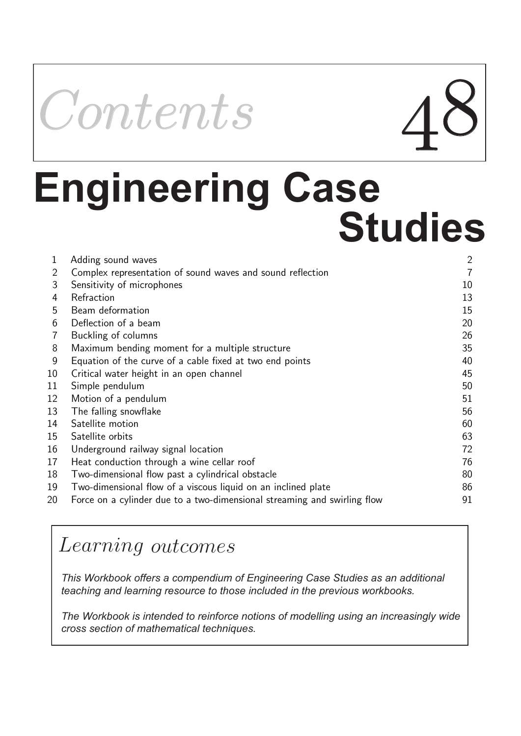# Contents 48

# Engineering Case Studies

| | | |
|---|---|---|
| 1 | Adding sound waves | 2 |
| 2 | Complex representation of sound waves and sound reflection | 7 |
| 3 | Sensitivity of microphones | 10 |
| 4 | Refraction | 13 |
| 5 | Beam deformation | 15 |
| 6 | Deflection of a beam | 20 |
| 7 | Buckling of columns | 26 |
| 8 | Maximum bending moment for a multiple structure | 35 |
| 9 | Equation of the curve of a cable fixed at two end points | 40 |
| 10 | Critical water height in an open channel | 45 |
| 11 | Simple pendulum | 50 |
| 12 | Motion of a pendulum | 51 |
| 13 | The falling snowflake | 56 |
| 14 | Satellite motion | 60 |
| 15 | Satellite orbits | 63 |
| 16 | Underground railway signal location | 72 |
| 17 | Heat conduction through a wine cellar roof | 76 |
| 18 | Two-dimensional flow past a cylindrical obstacle | 80 |
| 19 | Two-dimensional flow of a viscous liquid on an inclined plate | 86 |
| 20 | Force on a cylinder due to a two-dimensional streaming and swirling flow | 91 |

## Learning outcomes

*This Workbook offers a compendium of Engineering Case Studies as an additional teaching and learning resource to those included in the previous workbooks.*

*The Workbook is intended to reinforce notions of modelling using an increasingly wide cross section of mathematical techniques.*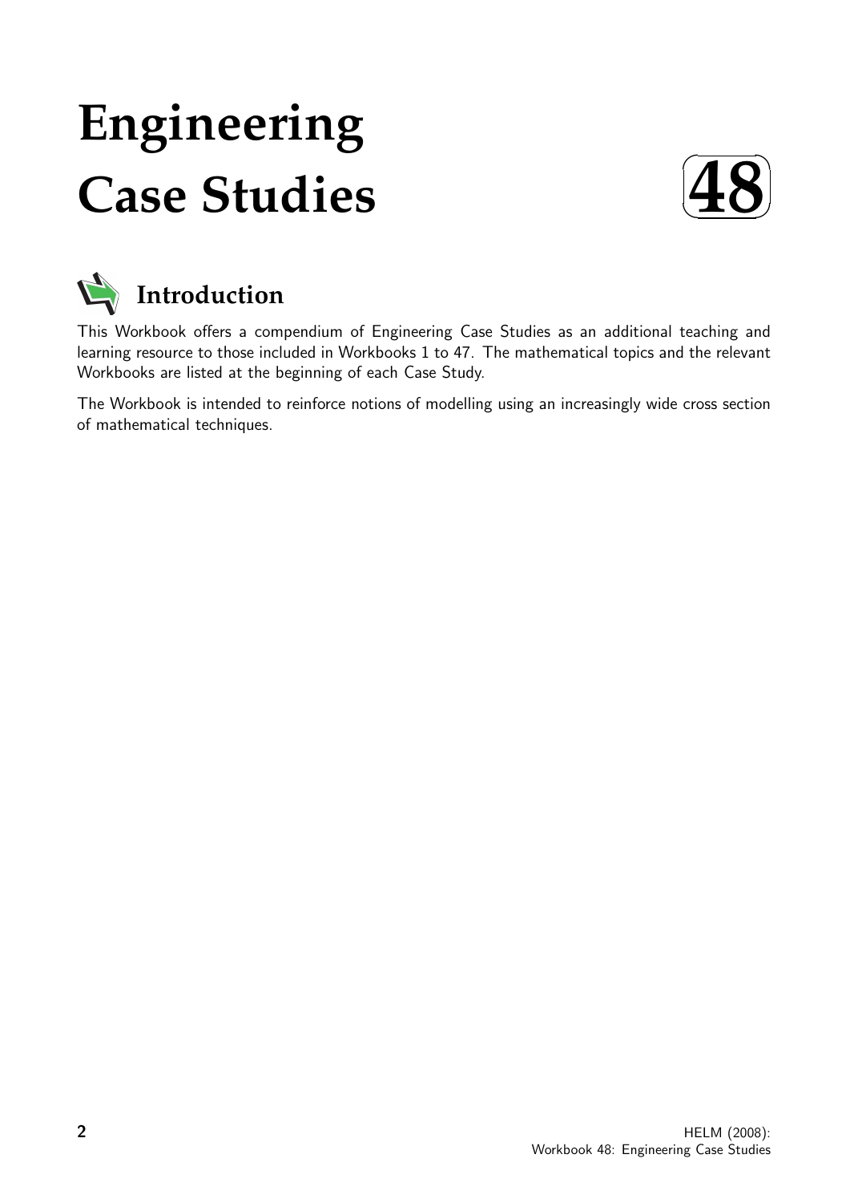# Engineering Case Studies

**48**

## Introduction

This Workbook offers a compendium of Engineering Case Studies as an additional teaching and learning resource to those included in Workbooks 1 to 47. The mathematical topics and the relevant Workbooks are listed at the beginning of each Case Study.

The Workbook is intended to reinforce notions of modelling using an increasingly wide cross section of mathematical techniques.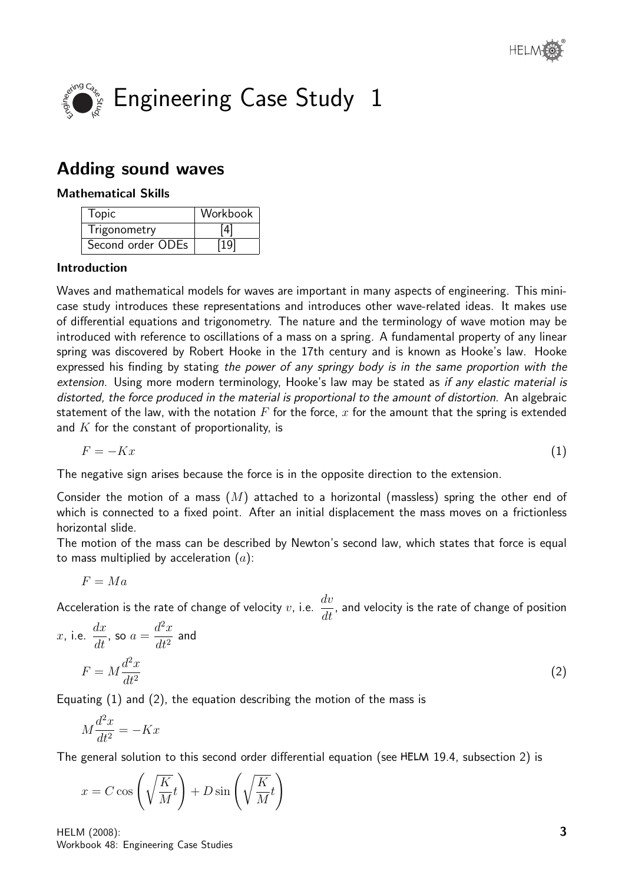# Engineering Case Study 1

## Adding sound waves

### Mathematical Skills

| Topic | Workbook |
|---|---|
| Trigonometry | [4] |
| Second order ODEs | [19] |

### Introduction

Waves and mathematical models for waves are important in many aspects of engineering. This mini-case study introduces these representations and introduces other wave-related ideas. It makes use of differential equations and trigonometry. The nature and the terminology of wave motion may be introduced with reference to oscillations of a mass on a spring. A fundamental property of any linear spring was discovered by Robert Hooke in the 17th century and is known as Hooke's law. Hooke expressed his finding by stating *the power of any springy body is in the same proportion with the extension*. Using more modern terminology, Hooke's law may be stated as *if any elastic material is distorted, the force produced in the material is proportional to the amount of distortion*. An algebraic statement of the law, with the notation $F$ for the force, $x$ for the amount that the spring is extended and $K$ for the constant of proportionality, is

$$F = -Kx \qquad (1)$$

The negative sign arises because the force is in the opposite direction to the extension.

Consider the motion of a mass ($M$) attached to a horizontal (massless) spring the other end of which is connected to a fixed point. After an initial displacement the mass moves on a frictionless horizontal slide.

The motion of the mass can be described by Newton's second law, which states that force is equal to mass multiplied by acceleration ($a$):

$$F = Ma$$

Acceleration is the rate of change of velocity $v$, i.e. $\dfrac{dv}{dt}$, and velocity is the rate of change of position $x$, i.e. $\dfrac{dx}{dt}$, so $a = \dfrac{d^2x}{dt^2}$ and

$$F = M\frac{d^2x}{dt^2} \qquad (2)$$

Equating (1) and (2), the equation describing the motion of the mass is

$$M\frac{d^2x}{dt^2} = -Kx$$

The general solution to this second order differential equation (see HELM 19.4, subsection 2) is

$$x = C\cos\left(\sqrt{\frac{K}{M}}t\right) + D\sin\left(\sqrt{\frac{K}{M}}t\right)$$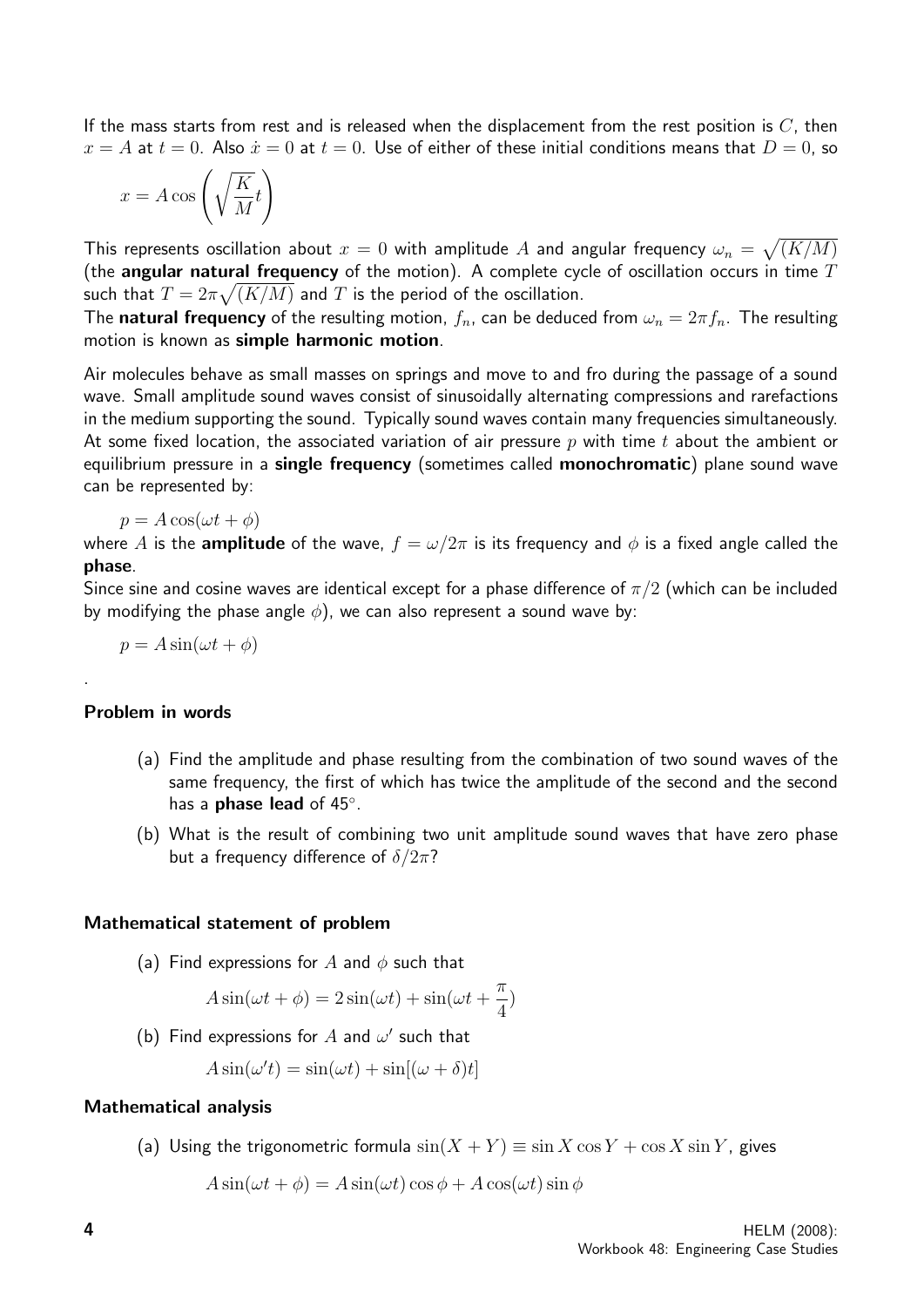If the mass starts from rest and is released when the displacement from the rest position is $C$, then $x = A$ at $t = 0$. Also $\dot{x} = 0$ at $t = 0$. Use of either of these initial conditions means that $D = 0$, so

$$x = A\cos\left(\sqrt{\frac{K}{M}}t\right)$$

This represents oscillation about $x = 0$ with amplitude $A$ and angular frequency $\omega_n = \sqrt{(K/M)}$ (the **angular natural frequency** of the motion). A complete cycle of oscillation occurs in time $T$ such that $T = 2\pi\sqrt{(K/M)}$ and $T$ is the period of the oscillation.

The **natural frequency** of the resulting motion, $f_n$, can be deduced from $\omega_n = 2\pi f_n$. The resulting motion is known as **simple harmonic motion**.

Air molecules behave as small masses on springs and move to and fro during the passage of a sound wave. Small amplitude sound waves consist of sinusoidally alternating compressions and rarefactions in the medium supporting the sound. Typically sound waves contain many frequencies simultaneously. At some fixed location, the associated variation of air pressure $p$ with time $t$ about the ambient or equilibrium pressure in a **single frequency** (sometimes called **monochromatic**) plane sound wave can be represented by:

$$p = A\cos(\omega t + \phi)$$

where $A$ is the **amplitude** of the wave, $f = \omega/2\pi$ is its frequency and $\phi$ is a fixed angle called the **phase**.

Since sine and cosine waves are identical except for a phase difference of $\pi/2$ (which can be included by modifying the phase angle $\phi$), we can also represent a sound wave by:

$$p = A\sin(\omega t + \phi)$$

.

### Problem in words

(a) Find the amplitude and phase resulting from the combination of two sound waves of the same frequency, the first of which has twice the amplitude of the second and the second has a **phase lead** of 45°.

(b) What is the result of combining two unit amplitude sound waves that have zero phase but a frequency difference of $\delta/2\pi$?

### Mathematical statement of problem

(a) Find expressions for $A$ and $\phi$ such that

$$A\sin(\omega t + \phi) = 2\sin(\omega t) + \sin(\omega t + \frac{\pi}{4})$$

(b) Find expressions for $A$ and $\omega'$ such that

$$A\sin(\omega' t) = \sin(\omega t) + \sin[(\omega + \delta)t]$$

### Mathematical analysis

(a) Using the trigonometric formula $\sin(X + Y) \equiv \sin X\cos Y + \cos X\sin Y$, gives

$$A\sin(\omega t + \phi) = A\sin(\omega t)\cos\phi + A\cos(\omega t)\sin\phi$$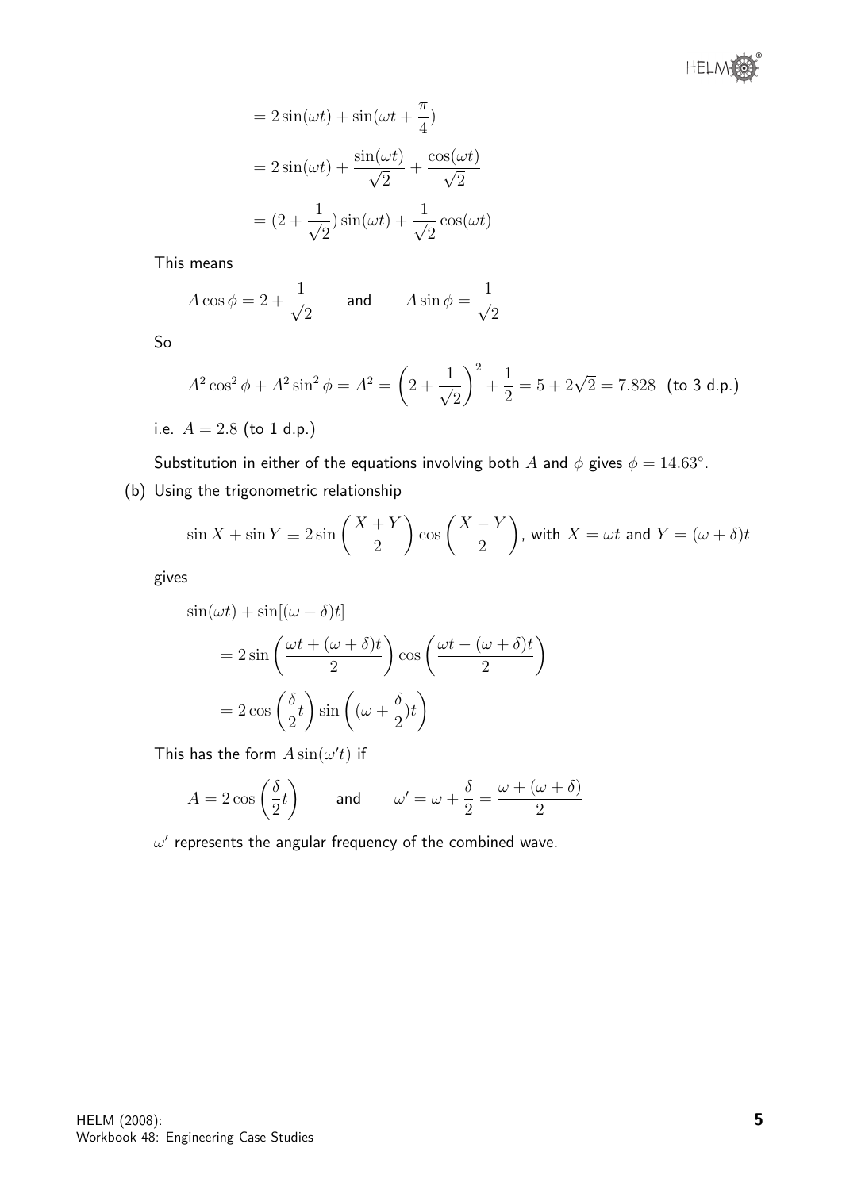$$= 2\sin(\omega t) + \sin(\omega t + \frac{\pi}{4})$$

$$= 2\sin(\omega t) + \frac{\sin(\omega t)}{\sqrt{2}} + \frac{\cos(\omega t)}{\sqrt{2}}$$

$$= (2 + \frac{1}{\sqrt{2}})\sin(\omega t) + \frac{1}{\sqrt{2}}\cos(\omega t)$$

This means

$$A\cos\phi = 2 + \frac{1}{\sqrt{2}} \qquad \text{and} \qquad A\sin\phi = \frac{1}{\sqrt{2}}$$

So

$$A^2\cos^2\phi + A^2\sin^2\phi = A^2 = \left(2 + \frac{1}{\sqrt{2}}\right)^2 + \frac{1}{2} = 5 + 2\sqrt{2} = 7.828 \text{ (to 3 d.p.)}$$

i.e. $A = 2.8$ (to 1 d.p.)

Substitution in either of the equations involving both $A$ and $\phi$ gives $\phi = 14.63^\circ$.

(b) Using the trigonometric relationship

$$\sin X + \sin Y \equiv 2\sin\left(\frac{X+Y}{2}\right)\cos\left(\frac{X-Y}{2}\right), \text{ with } X = \omega t \text{ and } Y = (\omega + \delta)t$$

gives

$$\sin(\omega t) + \sin[(\omega + \delta)t]$$

$$= 2\sin\left(\frac{\omega t + (\omega + \delta)t}{2}\right)\cos\left(\frac{\omega t - (\omega + \delta)t}{2}\right)$$

$$= 2\cos\left(\frac{\delta}{2}t\right)\sin\left((\omega + \frac{\delta}{2})t\right)$$

This has the form $A\sin(\omega' t)$ if

$$A = 2\cos\left(\frac{\delta}{2}t\right) \qquad \text{and} \qquad \omega' = \omega + \frac{\delta}{2} = \frac{\omega + (\omega + \delta)}{2}$$

$\omega'$ represents the angular frequency of the combined wave.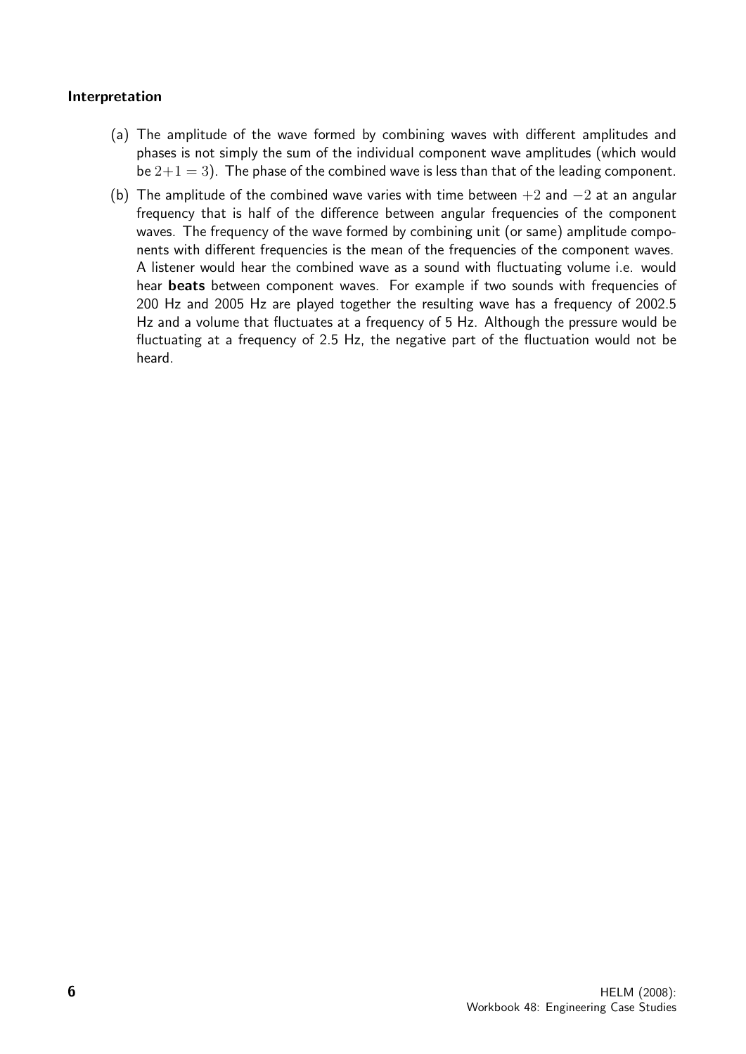**Interpretation**

(a) The amplitude of the wave formed by combining waves with different amplitudes and phases is not simply the sum of the individual component wave amplitudes (which would be $2+1=3$). The phase of the combined wave is less than that of the leading component.

(b) The amplitude of the combined wave varies with time between $+2$ and $-2$ at an angular frequency that is half of the difference between angular frequencies of the component waves. The frequency of the wave formed by combining unit (or same) amplitude components with different frequencies is the mean of the frequencies of the component waves. A listener would hear the combined wave as a sound with fluctuating volume i.e. would hear **beats** between component waves. For example if two sounds with frequencies of 200 Hz and 2005 Hz are played together the resulting wave has a frequency of 2002.5 Hz and a volume that fluctuates at a frequency of 5 Hz. Although the pressure would be fluctuating at a frequency of 2.5 Hz, the negative part of the fluctuation would not be heard.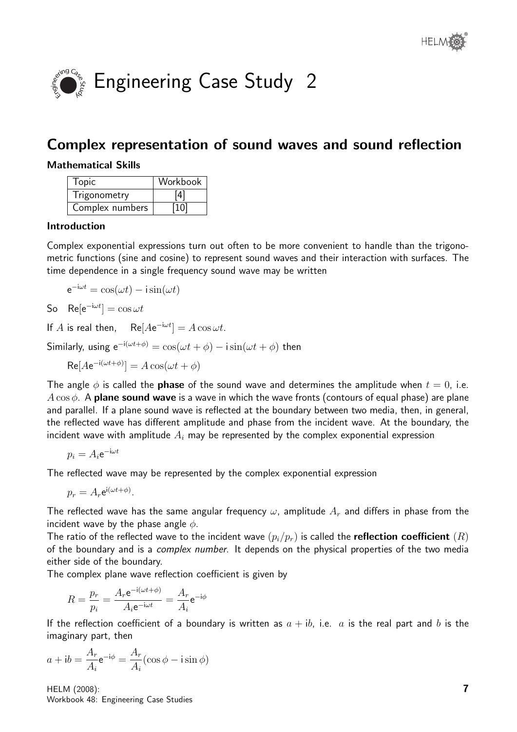# Engineering Case Study 2

## Complex representation of sound waves and sound reflection

### Mathematical Skills

| Topic | Workbook |
| --- | --- |
| Trigonometry | [4] |
| Complex numbers | [10] |

### Introduction

Complex exponential expressions turn out often to be more convenient to handle than the trigonometric functions (sine and cosine) to represent sound waves and their interaction with surfaces. The time dependence in a single frequency sound wave may be written

$$\mathrm{e}^{-\mathrm{i}\omega t} = \cos(\omega t) - \mathrm{i}\sin(\omega t)$$

So $\quad \mathrm{Re}[\mathrm{e}^{-\mathrm{i}\omega t}] = \cos\omega t$

If $A$ is real then, $\quad \mathrm{Re}[A\mathrm{e}^{-\mathrm{i}\omega t}] = A\cos\omega t.$

Similarly, using $\mathrm{e}^{-\mathrm{i}(\omega t+\phi)} = \cos(\omega t+\phi) - \mathrm{i}\sin(\omega t+\phi)$ then

$$\mathrm{Re}[A\mathrm{e}^{-\mathrm{i}(\omega t+\phi)}] = A\cos(\omega t+\phi)$$

The angle $\phi$ is called the **phase** of the sound wave and determines the amplitude when $t = 0$, i.e. $A\cos\phi$. A **plane sound wave** is a wave in which the wave fronts (contours of equal phase) are plane and parallel. If a plane sound wave is reflected at the boundary between two media, then, in general, the reflected wave has different amplitude and phase from the incident wave. At the boundary, the incident wave with amplitude $A_i$ may be represented by the complex exponential expression

$$p_i = A_i\mathrm{e}^{-\mathrm{i}\omega t}$$

The reflected wave may be represented by the complex exponential expression

$$p_r = A_r\mathrm{e}^{\mathrm{i}(\omega t+\phi)}.$$

The reflected wave has the same angular frequency $\omega$, amplitude $A_r$ and differs in phase from the incident wave by the phase angle $\phi$.

The ratio of the reflected wave to the incident wave $(p_i/p_r)$ is called the **reflection coefficient** $(R)$ of the boundary and is a *complex number*. It depends on the physical properties of the two media either side of the boundary.

The complex plane wave reflection coefficient is given by

$$R = \frac{p_r}{p_i} = \frac{A_r\mathrm{e}^{-\mathrm{i}(\omega t+\phi)}}{A_i\mathrm{e}^{-\mathrm{i}\omega t}} = \frac{A_r}{A_i}\mathrm{e}^{-\mathrm{i}\phi}$$

If the reflection coefficient of a boundary is written as $a + \mathrm{i}b$, i.e. $a$ is the real part and $b$ is the imaginary part, then

$$a + \mathrm{i}b = \frac{A_r}{A_i}\mathrm{e}^{-\mathrm{i}\phi} = \frac{A_r}{A_i}(\cos\phi - \mathrm{i}\sin\phi)$$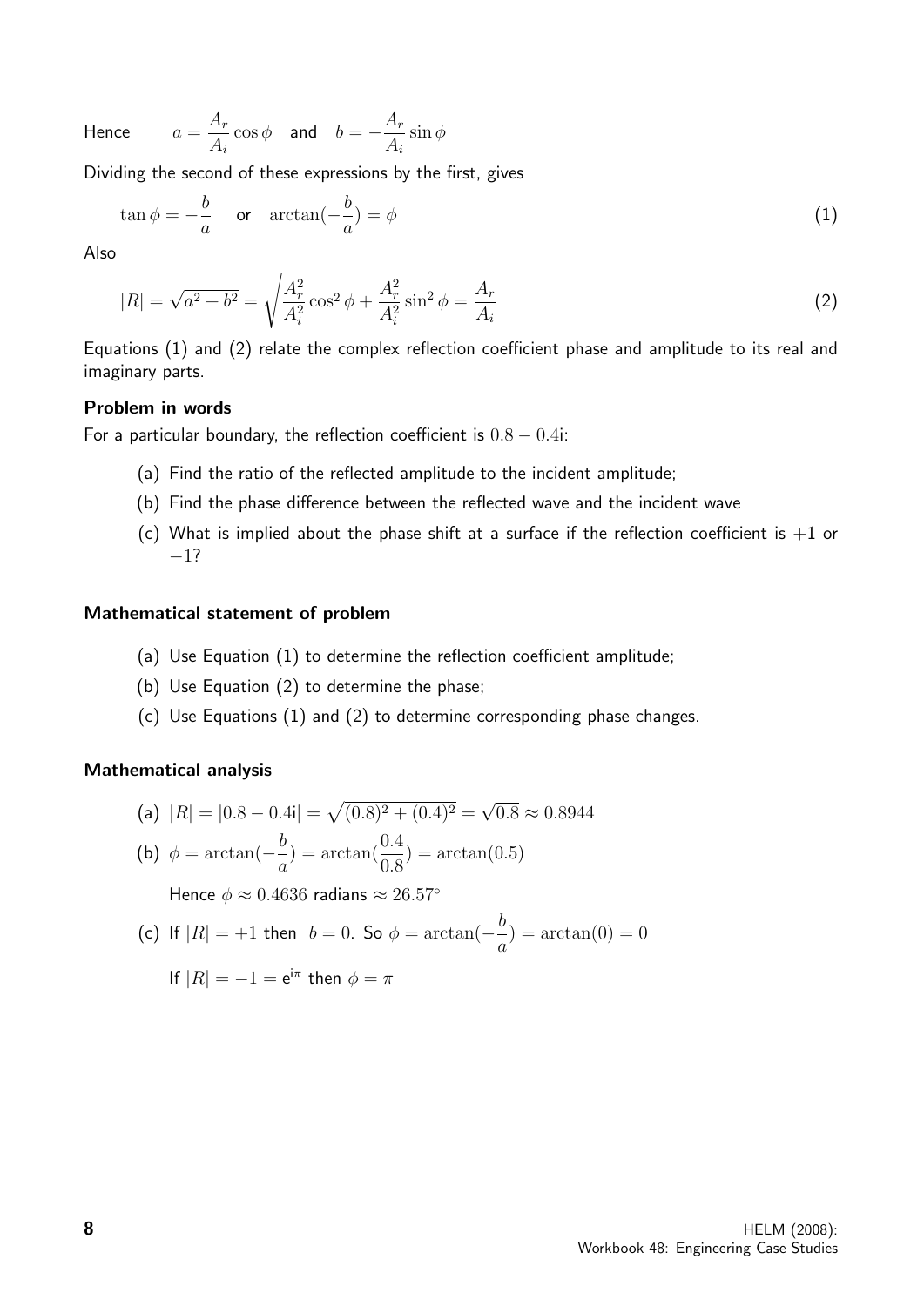Hence $\quad a = \dfrac{A_r}{A_i}\cos\phi \quad$ and $\quad b = -\dfrac{A_r}{A_i}\sin\phi$

Dividing the second of these expressions by the first, gives

$$\tan\phi = -\frac{b}{a} \quad \text{or} \quad \arctan(-\frac{b}{a}) = \phi \tag{1}$$

Also

$$|R| = \sqrt{a^2+b^2} = \sqrt{\frac{A_r^2}{A_i^2}\cos^2\phi + \frac{A_r^2}{A_i^2}\sin^2\phi} = \frac{A_r}{A_i} \tag{2}$$

Equations (1) and (2) relate the complex reflection coefficient phase and amplitude to its real and imaginary parts.

### Problem in words

For a particular boundary, the reflection coefficient is $0.8 - 0.4\mathrm{i}$:

(a) Find the ratio of the reflected amplitude to the incident amplitude;

(b) Find the phase difference between the reflected wave and the incident wave

(c) What is implied about the phase shift at a surface if the reflection coefficient is $+1$ or $-1$?

### Mathematical statement of problem

(a) Use Equation (1) to determine the reflection coefficient amplitude;

(b) Use Equation (2) to determine the phase;

(c) Use Equations (1) and (2) to determine corresponding phase changes.

### Mathematical analysis

(a) $|R| = |0.8 - 0.4\mathrm{i}| = \sqrt{(0.8)^2 + (0.4)^2} = \sqrt{0.8} \approx 0.8944$

(b) $\phi = \arctan(-\dfrac{b}{a}) = \arctan(\dfrac{0.4}{0.8}) = \arctan(0.5)$

Hence $\phi \approx 0.4636$ radians $\approx 26.57^\circ$

(c) If $|R| = +1$ then $b = 0$. So $\phi = \arctan(-\dfrac{b}{a}) = \arctan(0) = 0$

If $|R| = -1 = \mathrm{e}^{\mathrm{i}\pi}$ then $\phi = \pi$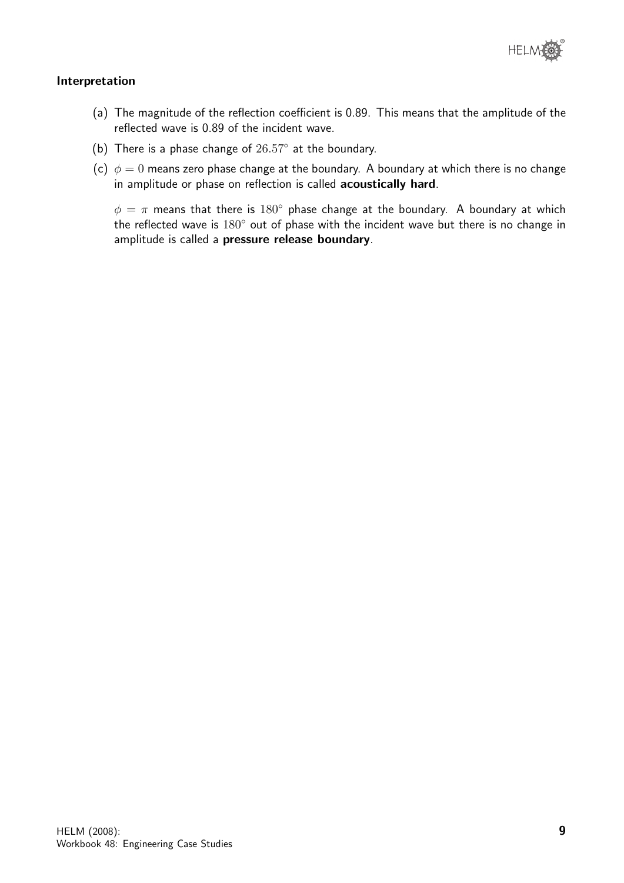**Interpretation**

(a) The magnitude of the reflection coefficient is 0.89. This means that the amplitude of the reflected wave is 0.89 of the incident wave.

(b) There is a phase change of $26.57^\circ$ at the boundary.

(c) $\phi = 0$ means zero phase change at the boundary. A boundary at which there is no change in amplitude or phase on reflection is called **acoustically hard**.

$\phi = \pi$ means that there is $180^\circ$ phase change at the boundary. A boundary at which the reflected wave is $180^\circ$ out of phase with the incident wave but there is no change in amplitude is called a **pressure release boundary**.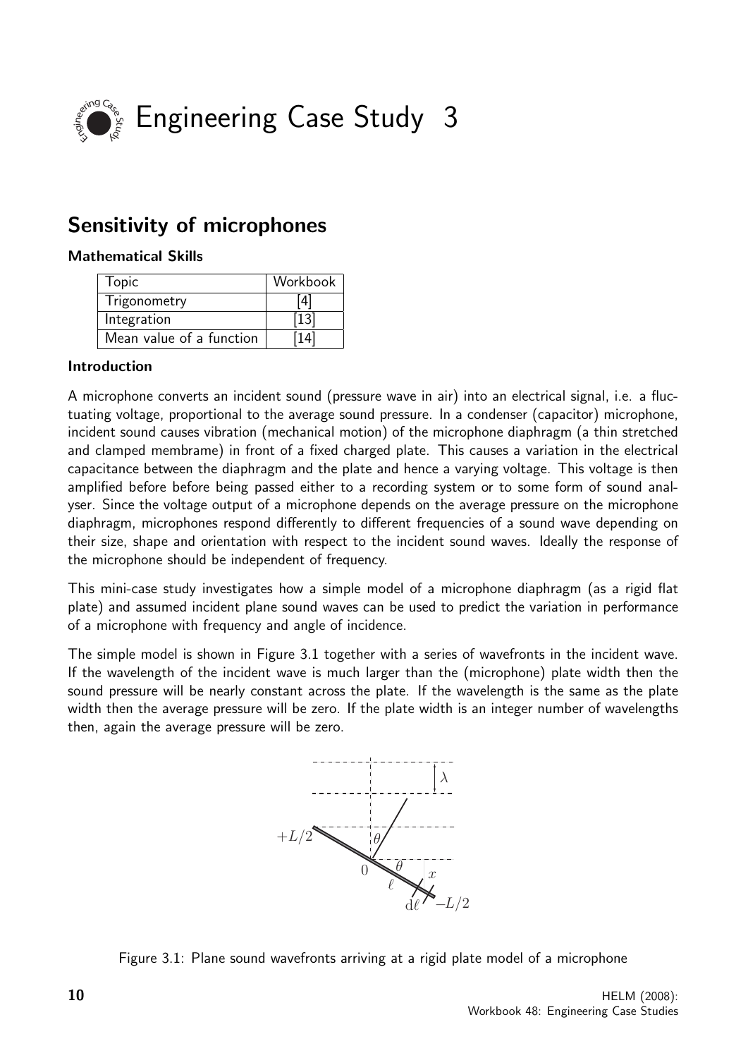# Engineering Case Study 3

## Sensitivity of microphones

### Mathematical Skills

| Topic | Workbook |
|---|---|
| Trigonometry | [4] |
| Integration | [13] |
| Mean value of a function | [14] |

### Introduction

A microphone converts an incident sound (pressure wave in air) into an electrical signal, i.e. a fluctuating voltage, proportional to the average sound pressure. In a condenser (capacitor) microphone, incident sound causes vibration (mechanical motion) of the microphone diaphragm (a thin stretched and clamped membrame) in front of a fixed charged plate. This causes a variation in the electrical capacitance between the diaphragm and the plate and hence a varying voltage. This voltage is then amplified before before being passed either to a recording system or to some form of sound analyser. Since the voltage output of a microphone depends on the average pressure on the microphone diaphragm, microphones respond differently to different frequencies of a sound wave depending on their size, shape and orientation with respect to the incident sound waves. Ideally the response of the microphone should be independent of frequency.

This mini-case study investigates how a simple model of a microphone diaphragm (as a rigid flat plate) and assumed incident plane sound waves can be used to predict the variation in performance of a microphone with frequency and angle of incidence.

The simple model is shown in Figure 3.1 together with a series of wavefronts in the incident wave. If the wavelength of the incident wave is much larger than the (microphone) plate width then the sound pressure will be nearly constant across the plate. If the wavelength is the same as the plate width then the average pressure will be zero. If the plate width is an integer number of wavelengths then, again the average pressure will be zero.

Figure 3.1: Plane sound wavefronts arriving at a rigid plate model of a microphone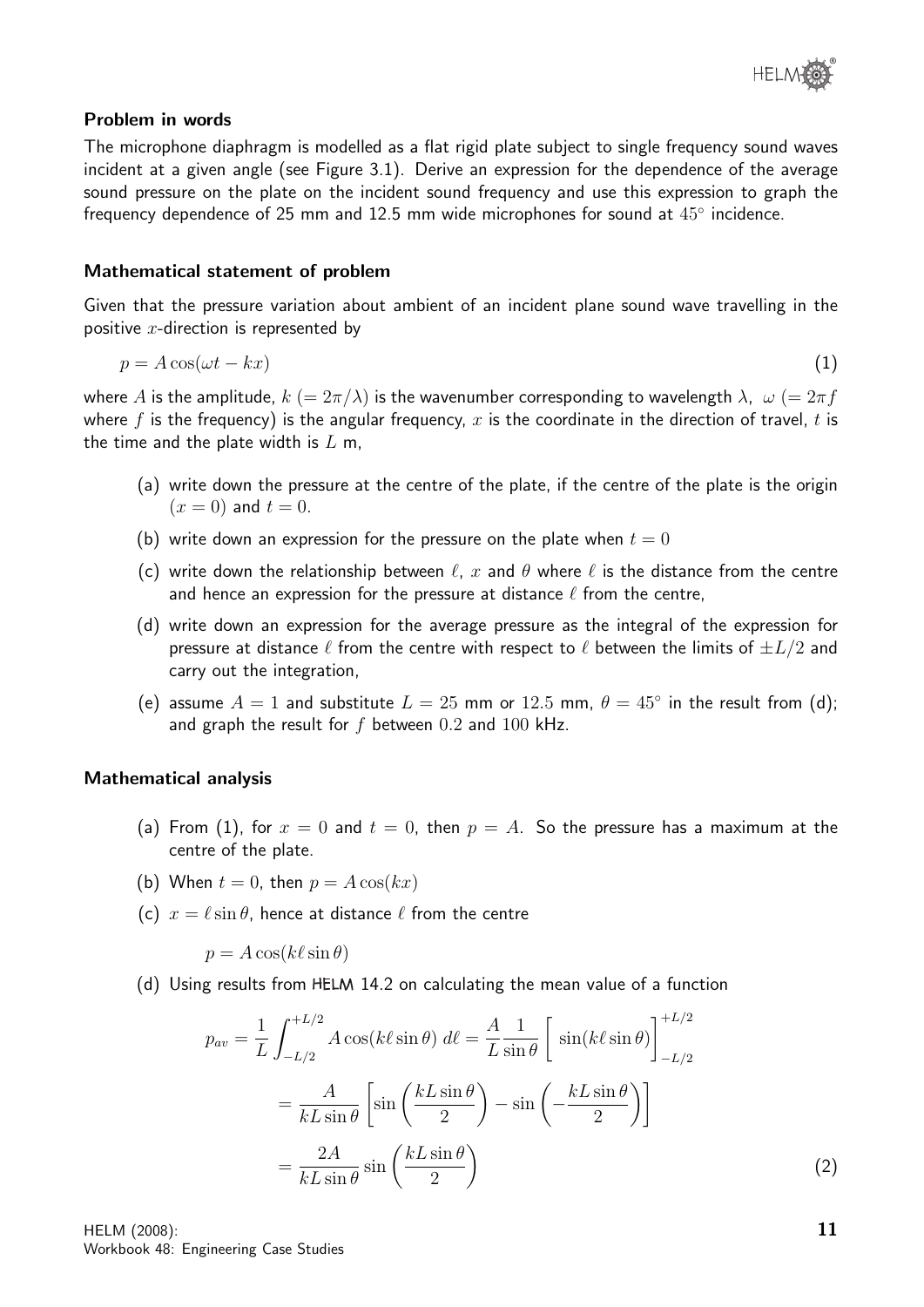#### Problem in words

The microphone diaphragm is modelled as a flat rigid plate subject to single frequency sound waves incident at a given angle (see Figure 3.1). Derive an expression for the dependence of the average sound pressure on the plate on the incident sound frequency and use this expression to graph the frequency dependence of 25 mm and 12.5 mm wide microphones for sound at $45^\circ$ incidence.

#### Mathematical statement of problem

Given that the pressure variation about ambient of an incident plane sound wave travelling in the positive $x$-direction is represented by

$$p = A\cos(\omega t - kx) \qquad (1)$$

where $A$ is the amplitude, $k$ $(= 2\pi/\lambda)$ is the wavenumber corresponding to wavelength $\lambda$, $\omega$ $(= 2\pi f$ where $f$ is the frequency) is the angular frequency, $x$ is the coordinate in the direction of travel, $t$ is the time and the plate width is $L$ m,

(a) write down the pressure at the centre of the plate, if the centre of the plate is the origin $(x = 0)$ and $t = 0$.

(b) write down an expression for the pressure on the plate when $t = 0$

(c) write down the relationship between $\ell$, $x$ and $\theta$ where $\ell$ is the distance from the centre and hence an expression for the pressure at distance $\ell$ from the centre,

(d) write down an expression for the average pressure as the integral of the expression for pressure at distance $\ell$ from the centre with respect to $\ell$ between the limits of $\pm L/2$ and carry out the integration,

(e) assume $A = 1$ and substitute $L = 25$ mm or $12.5$ mm, $\theta = 45^\circ$ in the result from (d); and graph the result for $f$ between $0.2$ and $100$ kHz.

#### Mathematical analysis

(a) From (1), for $x = 0$ and $t = 0$, then $p = A$. So the pressure has a maximum at the centre of the plate.

(b) When $t = 0$, then $p = A\cos(kx)$

(c) $x = \ell\sin\theta$, hence at distance $\ell$ from the centre

$$p = A\cos(k\ell\sin\theta)$$

(d) Using results from HELM 14.2 on calculating the mean value of a function

$$p_{av} = \frac{1}{L}\int_{-L/2}^{+L/2} A\cos(k\ell\sin\theta)\,d\ell = \frac{A}{L}\frac{1}{\sin\theta}\Big[\,\sin(k\ell\sin\theta)\Big]_{-L/2}^{+L/2}$$

$$= \frac{A}{kL\sin\theta}\left[\sin\left(\frac{kL\sin\theta}{2}\right) - \sin\left(-\frac{kL\sin\theta}{2}\right)\right]$$

$$= \frac{2A}{kL\sin\theta}\sin\left(\frac{kL\sin\theta}{2}\right) \qquad (2)$$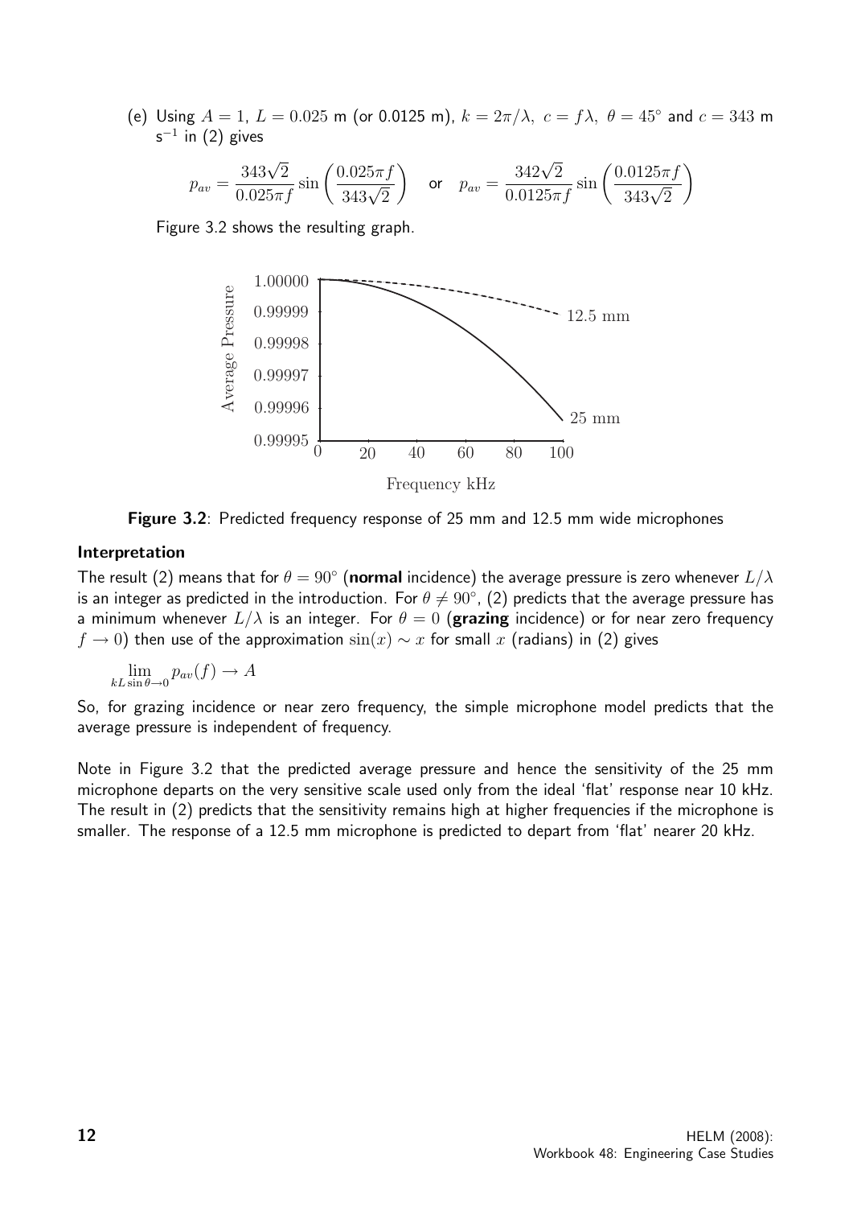(e) Using $A = 1$, $L = 0.025$ m (or 0.0125 m), $k = 2\pi/\lambda,\ c = f\lambda,\ \theta = 45^\circ$ and $c = 343$ m s$^{-1}$ in (2) gives

$$p_{av} = \frac{343\sqrt{2}}{0.025\pi f}\sin\left(\frac{0.025\pi f}{343\sqrt{2}}\right) \quad \text{or} \quad p_{av} = \frac{342\sqrt{2}}{0.0125\pi f}\sin\left(\frac{0.0125\pi f}{343\sqrt{2}}\right)$$

Figure 3.2 shows the resulting graph.

**Figure 3.2**: Predicted frequency response of 25 mm and 12.5 mm wide microphones

### Interpretation

The result (2) means that for $\theta = 90^\circ$ (**normal** incidence) the average pressure is zero whenever $L/\lambda$ is an integer as predicted in the introduction. For $\theta \neq 90^\circ$, (2) predicts that the average pressure has a minimum whenever $L/\lambda$ is an integer. For $\theta = 0$ (**grazing** incidence) or for near zero frequency $f \to 0$) then use of the approximation $\sin(x) \sim x$ for small $x$ (radians) in (2) gives

$$\lim_{kL\sin\theta \to 0} p_{av}(f) \to A$$

So, for grazing incidence or near zero frequency, the simple microphone model predicts that the average pressure is independent of frequency.

Note in Figure 3.2 that the predicted average pressure and hence the sensitivity of the 25 mm microphone departs on the very sensitive scale used only from the ideal 'flat' response near 10 kHz. The result in (2) predicts that the sensitivity remains high at higher frequencies if the microphone is smaller. The response of a 12.5 mm microphone is predicted to depart from 'flat' nearer 20 kHz.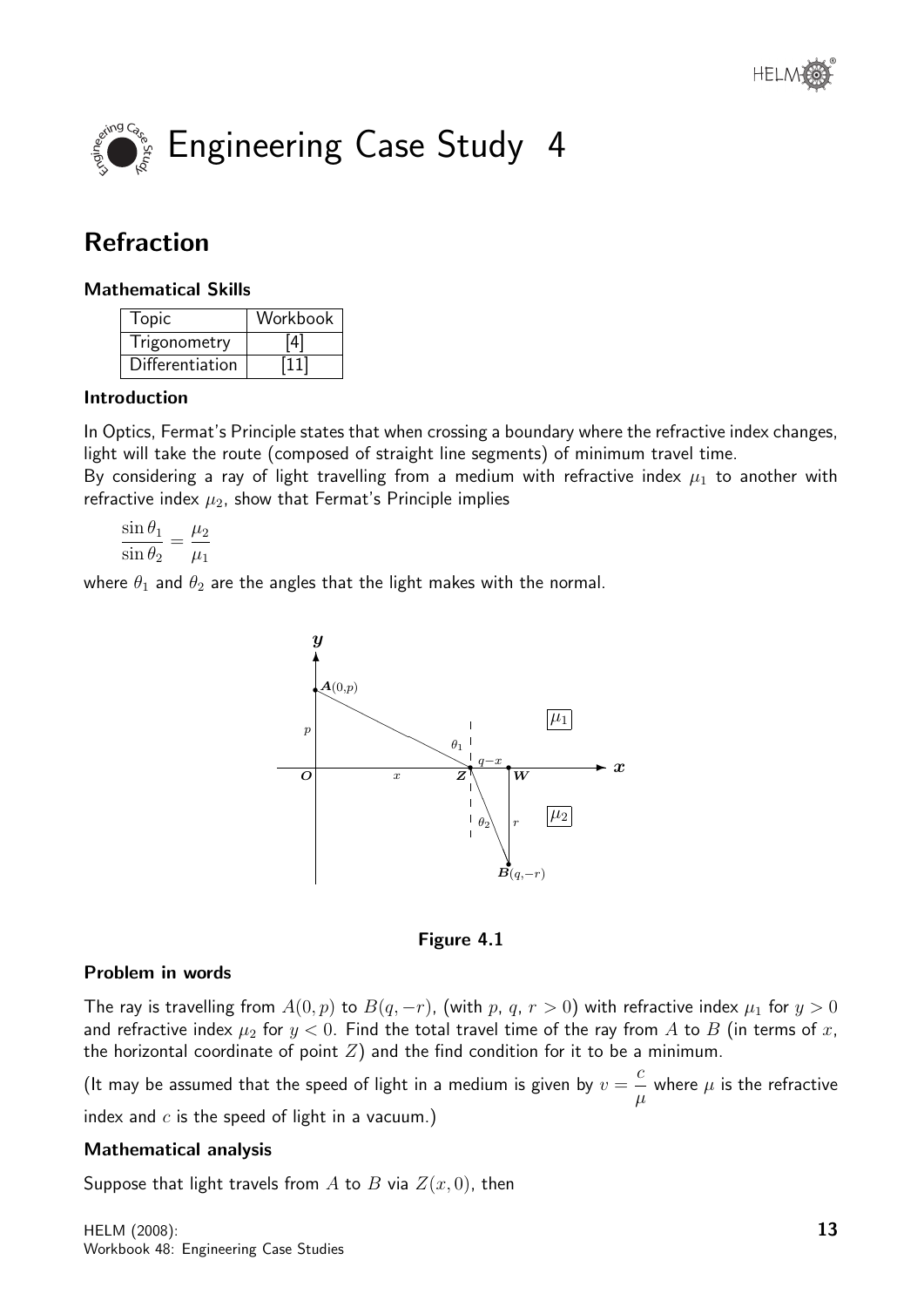# Engineering Case Study 4

## Refraction

### Mathematical Skills

| Topic | Workbook |
|---|---|
| Trigonometry | [4] |
| Differentiation | [11] |

### Introduction

In Optics, Fermat's Principle states that when crossing a boundary where the refractive index changes, light will take the route (composed of straight line segments) of minimum travel time.
By considering a ray of light travelling from a medium with refractive index $\mu_1$ to another with refractive index $\mu_2$, show that Fermat's Principle implies

$$\frac{\sin\theta_1}{\sin\theta_2} = \frac{\mu_2}{\mu_1}$$

where $\theta_1$ and $\theta_2$ are the angles that the light makes with the normal.

**Figure 4.1**

### Problem in words

The ray is travelling from $A(0, p)$ to $B(q, -r)$, (with $p,\ q,\ r > 0$) with refractive index $\mu_1$ for $y > 0$ and refractive index $\mu_2$ for $y < 0$. Find the total travel time of the ray from $A$ to $B$ (in terms of $x$, the horizontal coordinate of point $Z$) and the find condition for it to be a minimum.

(It may be assumed that the speed of light in a medium is given by $v = \dfrac{c}{\mu}$ where $\mu$ is the refractive index and $c$ is the speed of light in a vacuum.)

### Mathematical analysis

Suppose that light travels from $A$ to $B$ via $Z(x, 0)$, then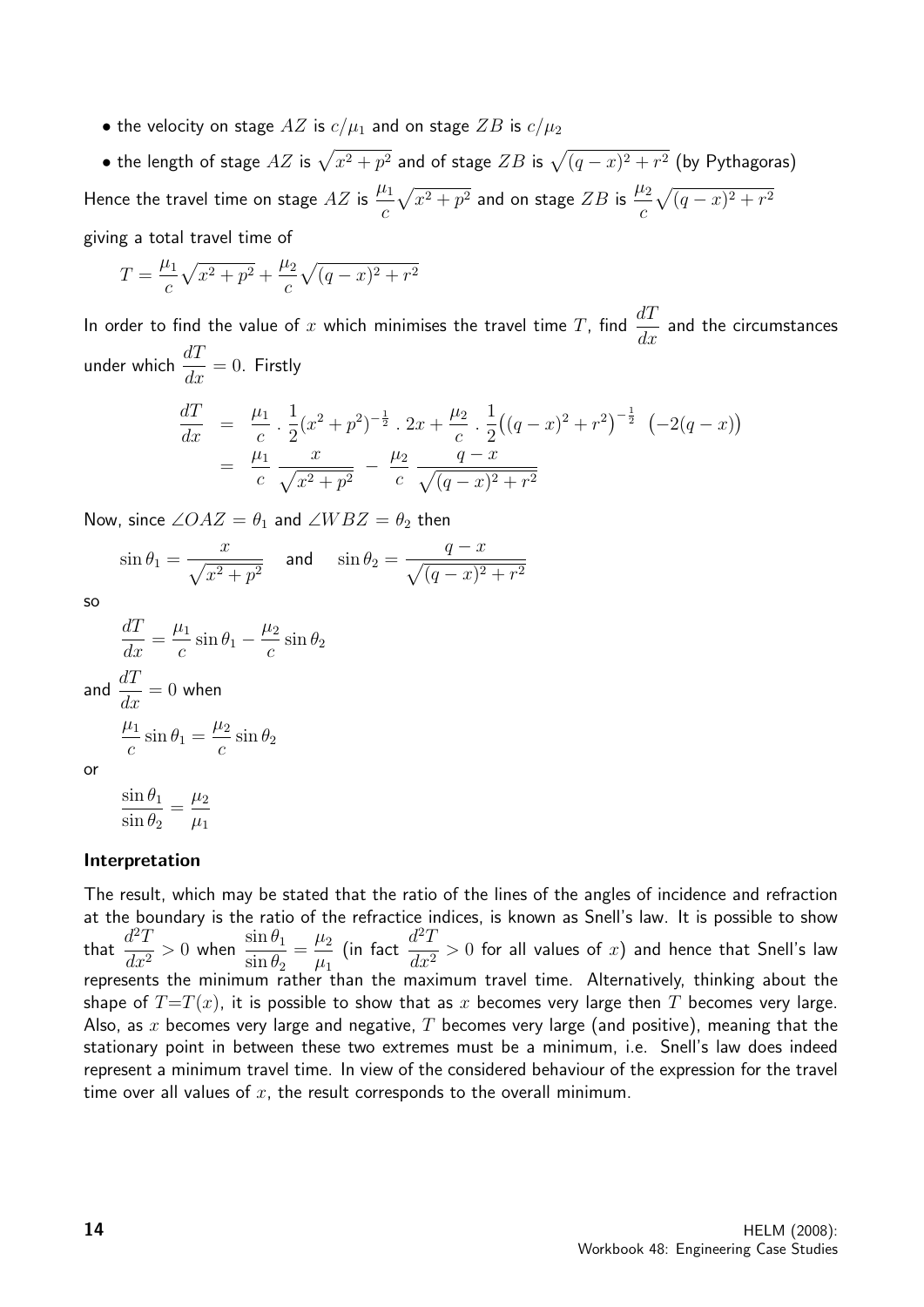- the velocity on stage $AZ$ is $c/\mu_1$ and on stage $ZB$ is $c/\mu_2$
- the length of stage $AZ$ is $\sqrt{x^2+p^2}$ and of stage $ZB$ is $\sqrt{(q-x)^2+r^2}$ (by Pythagoras)

Hence the travel time on stage $AZ$ is $\dfrac{\mu_1}{c}\sqrt{x^2+p^2}$ and on stage $ZB$ is $\dfrac{\mu_2}{c}\sqrt{(q-x)^2+r^2}$

giving a total travel time of

$$T = \frac{\mu_1}{c}\sqrt{x^2+p^2} + \frac{\mu_2}{c}\sqrt{(q-x)^2+r^2}$$

In order to find the value of $x$ which minimises the travel time $T$, find $\dfrac{dT}{dx}$ and the circumstances under which $\dfrac{dT}{dx} = 0$. Firstly

$$\begin{aligned}
\frac{dT}{dx} &= \frac{\mu_1}{c} \cdot \frac{1}{2}(x^2+p^2)^{-\frac{1}{2}} \cdot 2x + \frac{\mu_2}{c} \cdot \frac{1}{2}\big((q-x)^2+r^2\big)^{-\frac{1}{2}} \ \big(-2(q-x)\big) \\
&= \frac{\mu_1}{c}\ \frac{x}{\sqrt{x^2+p^2}} \ - \ \frac{\mu_2}{c}\ \frac{q-x}{\sqrt{(q-x)^2+r^2}}
\end{aligned}$$

Now, since $\angle OAZ = \theta_1$ and $\angle WBZ = \theta_2$ then

$$\sin\theta_1 = \frac{x}{\sqrt{x^2+p^2}} \quad \text{and} \quad \sin\theta_2 = \frac{q-x}{\sqrt{(q-x)^2+r^2}}$$

so

$$\frac{dT}{dx} = \frac{\mu_1}{c}\sin\theta_1 - \frac{\mu_2}{c}\sin\theta_2$$

and $\dfrac{dT}{dx} = 0$ when

$$\frac{\mu_1}{c}\sin\theta_1 = \frac{\mu_2}{c}\sin\theta_2$$

or

$$\frac{\sin\theta_1}{\sin\theta_2} = \frac{\mu_2}{\mu_1}$$

### Interpretation

The result, which may be stated that the ratio of the lines of the angles of incidence and refraction at the boundary is the ratio of the refractice indices, is known as Snell's law. It is possible to show that $\dfrac{d^2T}{dx^2} > 0$ when $\dfrac{\sin\theta_1}{\sin\theta_2} = \dfrac{\mu_2}{\mu_1}$ (in fact $\dfrac{d^2T}{dx^2} > 0$ for all values of $x$) and hence that Snell's law represents the minimum rather than the maximum travel time. Alternatively, thinking about the shape of $T{=}T(x)$, it is possible to show that as $x$ becomes very large then $T$ becomes very large. Also, as $x$ becomes very large and negative, $T$ becomes very large (and positive), meaning that the stationary point in between these two extremes must be a minimum, i.e. Snell's law does indeed represent a minimum travel time. In view of the considered behaviour of the expression for the travel time over all values of $x$, the result corresponds to the overall minimum.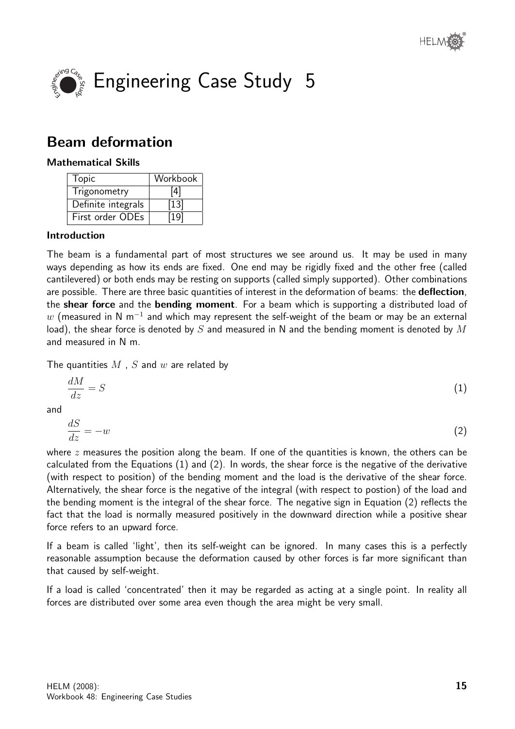# Engineering Case Study 5

## Beam deformation

### Mathematical Skills

| Topic | Workbook |
| --- | --- |
| Trigonometry | [4] |
| Definite integrals | [13] |
| First order ODEs | [19] |

### Introduction

The beam is a fundamental part of most structures we see around us. It may be used in many ways depending as how its ends are fixed. One end may be rigidly fixed and the other free (called cantilevered) or both ends may be resting on supports (called simply supported). Other combinations are possible. There are three basic quantities of interest in the deformation of beams: the **deflection**, the **shear force** and the **bending moment**. For a beam which is supporting a distributed load of $w$ (measured in N m$^{-1}$ and which may represent the self-weight of the beam or may be an external load), the shear force is denoted by $S$ and measured in N and the bending moment is denoted by $M$ and measured in N m.

The quantities $M$ , $S$ and $w$ are related by

$$\frac{dM}{dz} = S \tag{1}$$

and

$$\frac{dS}{dz} = -w \tag{2}$$

where $z$ measures the position along the beam. If one of the quantities is known, the others can be calculated from the Equations (1) and (2). In words, the shear force is the negative of the derivative (with respect to position) of the bending moment and the load is the derivative of the shear force. Alternatively, the shear force is the negative of the integral (with respect to postion) of the load and the bending moment is the integral of the shear force. The negative sign in Equation (2) reflects the fact that the load is normally measured positively in the downward direction while a positive shear force refers to an upward force.

If a beam is called 'light', then its self-weight can be ignored. In many cases this is a perfectly reasonable assumption because the deformation caused by other forces is far more significant than that caused by self-weight.

If a load is called 'concentrated' then it may be regarded as acting at a single point. In reality all forces are distributed over some area even though the area might be very small.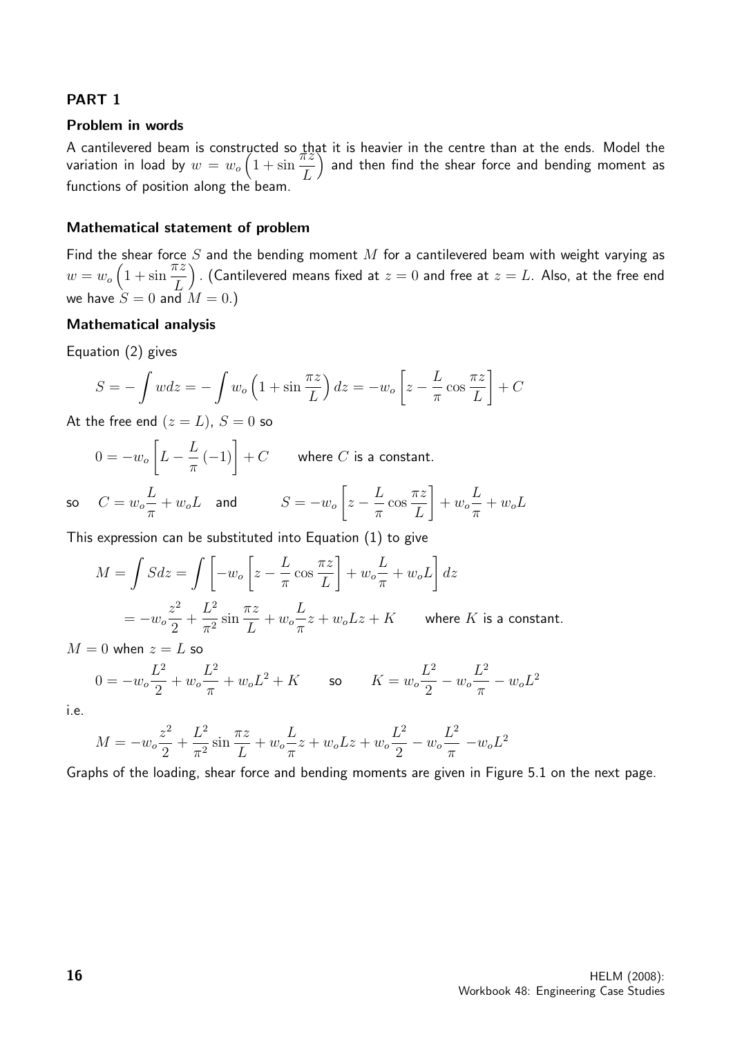## PART 1

### Problem in words

A cantilevered beam is constructed so that it is heavier in the centre than at the ends. Model the variation in load by $w = w_o\left(1 + \sin\dfrac{\pi z}{L}\right)$ and then find the shear force and bending moment as functions of position along the beam.

### Mathematical statement of problem

Find the shear force $S$ and the bending moment $M$ for a cantilevered beam with weight varying as $w = w_o\left(1 + \sin\dfrac{\pi z}{L}\right)$. (Cantilevered means fixed at $z = 0$ and free at $z = L$. Also, at the free end we have $S = 0$ and $M = 0$.)

### Mathematical analysis

Equation (2) gives

$$S = -\int w dz = -\int w_o\left(1 + \sin\frac{\pi z}{L}\right)dz = -w_o\left[z - \frac{L}{\pi}\cos\frac{\pi z}{L}\right] + C$$

At the free end $(z = L)$, $S = 0$ so

$$0 = -w_o\left[L - \frac{L}{\pi}(-1)\right] + C \qquad \text{where } C \text{ is a constant.}$$

so $\quad C = w_o\dfrac{L}{\pi} + w_oL \quad$ and $\qquad S = -w_o\left[z - \dfrac{L}{\pi}\cos\dfrac{\pi z}{L}\right] + w_o\dfrac{L}{\pi} + w_oL$

This expression can be substituted into Equation (1) to give

$$M = \int S dz = \int\left[-w_o\left[z - \frac{L}{\pi}\cos\frac{\pi z}{L}\right] + w_o\frac{L}{\pi} + w_oL\right]dz$$

$$= -w_o\frac{z^2}{2} + \frac{L^2}{\pi^2}\sin\frac{\pi z}{L} + w_o\frac{L}{\pi}z + w_oLz + K \qquad \text{where } K \text{ is a constant.}$$

$M = 0$ when $z = L$ so

$$0 = -w_o\frac{L^2}{2} + w_o\frac{L^2}{\pi} + w_oL^2 + K \qquad \text{so} \qquad K = w_o\frac{L^2}{2} - w_o\frac{L^2}{\pi} - w_oL^2$$

i.e.

$$M = -w_o\frac{z^2}{2} + \frac{L^2}{\pi^2}\sin\frac{\pi z}{L} + w_o\frac{L}{\pi}z + w_oLz + w_o\frac{L^2}{2} - w_o\frac{L^2}{\pi} - w_oL^2$$

Graphs of the loading, shear force and bending moments are given in Figure 5.1 on the next page.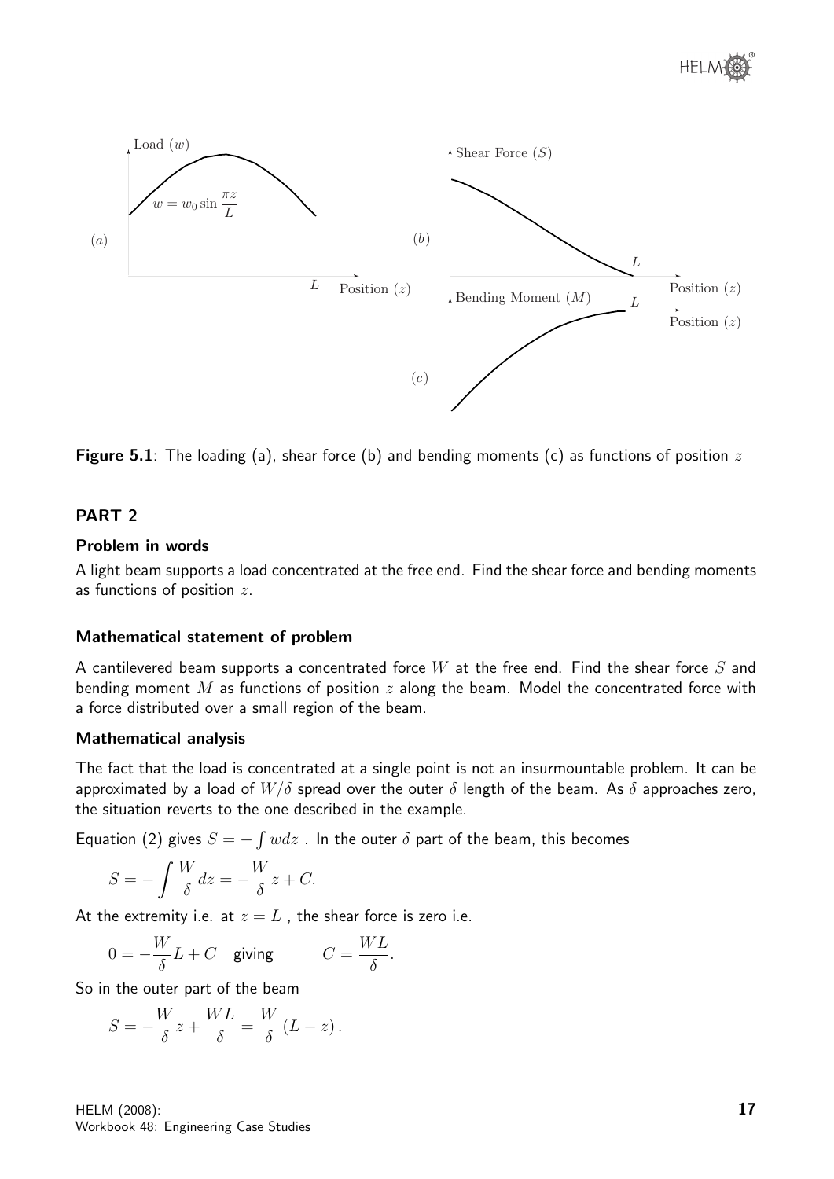**Figure 5.1**: The loading (a), shear force (b) and bending moments (c) as functions of position $z$

## PART 2

### Problem in words

A light beam supports a load concentrated at the free end. Find the shear force and bending moments as functions of position $z$.

### Mathematical statement of problem

A cantilevered beam supports a concentrated force $W$ at the free end. Find the shear force $S$ and bending moment $M$ as functions of position $z$ along the beam. Model the concentrated force with a force distributed over a small region of the beam.

### Mathematical analysis

The fact that the load is concentrated at a single point is not an insurmountable problem. It can be approximated by a load of $W/\delta$ spread over the outer $\delta$ length of the beam. As $\delta$ approaches zero, the situation reverts to the one described in the example.

Equation (2) gives $S = -\int w dz$ . In the outer $\delta$ part of the beam, this becomes

$$S = -\int \frac{W}{\delta} dz = -\frac{W}{\delta} z + C.$$

At the extremity i.e. at $z = L$ , the shear force is zero i.e.

$$0 = -\frac{W}{\delta} L + C \quad \text{giving} \qquad C = \frac{WL}{\delta}.$$

So in the outer part of the beam

$$S = -\frac{W}{\delta} z + \frac{WL}{\delta} = \frac{W}{\delta} (L - z).$$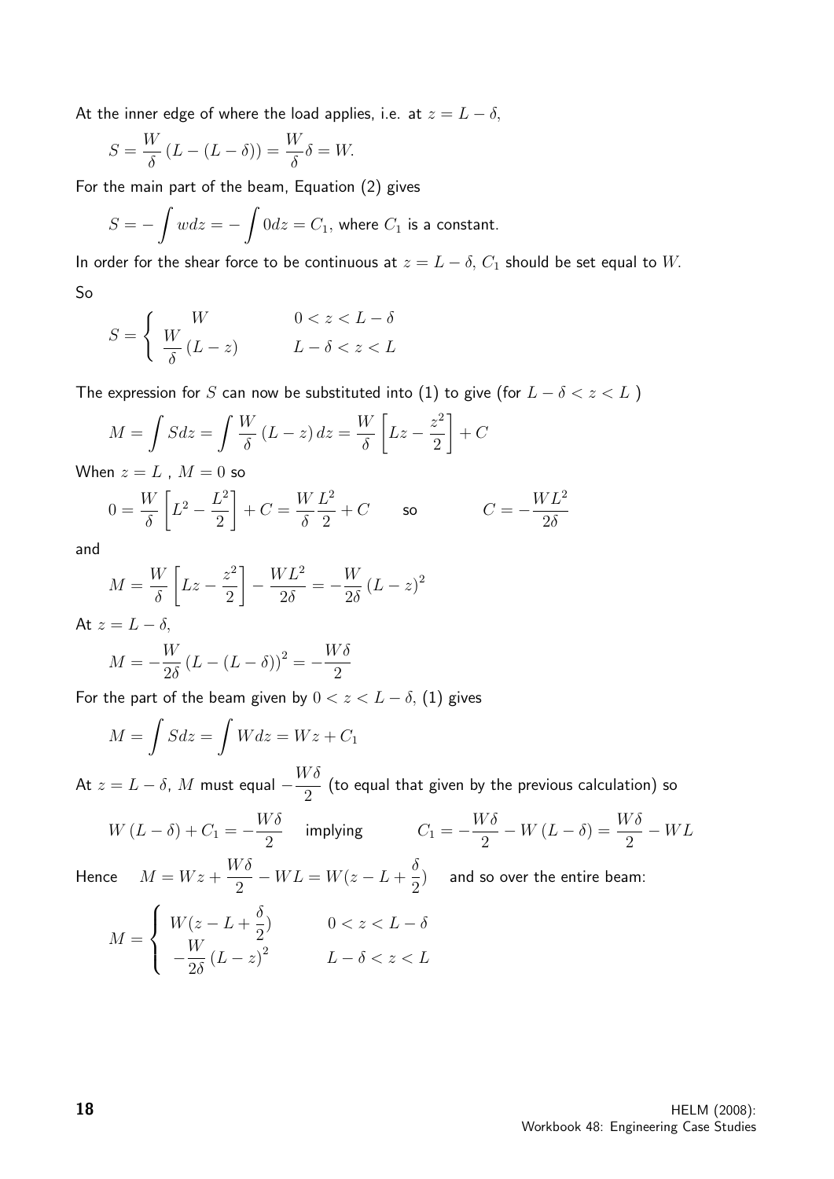At the inner edge of where the load applies, i.e. at $z = L - \delta$,

$$S = \frac{W}{\delta}\left(L - (L - \delta)\right) = \frac{W}{\delta}\delta = W.$$

For the main part of the beam, Equation (2) gives

$$S = -\int w dz = -\int 0 dz = C_1, \text{ where } C_1 \text{ is a constant.}$$

In order for the shear force to be continuous at $z = L - \delta$, $C_1$ should be set equal to $W$.

So

$$S = \begin{cases} W & 0 < z < L - \delta \\ \dfrac{W}{\delta}(L - z) & L - \delta < z < L \end{cases}$$

The expression for $S$ can now be substituted into (1) to give (for $L - \delta < z < L$ )

$$M = \int S dz = \int \frac{W}{\delta}(L - z)\, dz = \frac{W}{\delta}\left[Lz - \frac{z^2}{2}\right] + C$$

When $z = L$ , $M = 0$ so

$$0 = \frac{W}{\delta}\left[L^2 - \frac{L^2}{2}\right] + C = \frac{W}{\delta}\frac{L^2}{2} + C \qquad \text{so} \qquad C = -\frac{WL^2}{2\delta}$$

and

$$M = \frac{W}{\delta}\left[Lz - \frac{z^2}{2}\right] - \frac{WL^2}{2\delta} = -\frac{W}{2\delta}(L - z)^2$$

At $z = L - \delta$,

$$M = -\frac{W}{2\delta}\left(L - (L - \delta)\right)^2 = -\frac{W\delta}{2}$$

For the part of the beam given by $0 < z < L - \delta$, (1) gives

$$M = \int S dz = \int W dz = Wz + C_1$$

At $z = L - \delta$, $M$ must equal $-\dfrac{W\delta}{2}$ (to equal that given by the previous calculation) so

$$W(L - \delta) + C_1 = -\frac{W\delta}{2} \quad \text{implying} \quad C_1 = -\frac{W\delta}{2} - W(L - \delta) = \frac{W\delta}{2} - WL$$

Hence $\quad M = Wz + \dfrac{W\delta}{2} - WL = W(z - L + \dfrac{\delta}{2})\quad$ and so over the entire beam:

$$M = \begin{cases} W(z - L + \dfrac{\delta}{2}) & 0 < z < L - \delta \\ -\dfrac{W}{2\delta}(L - z)^2 & L - \delta < z < L \end{cases}$$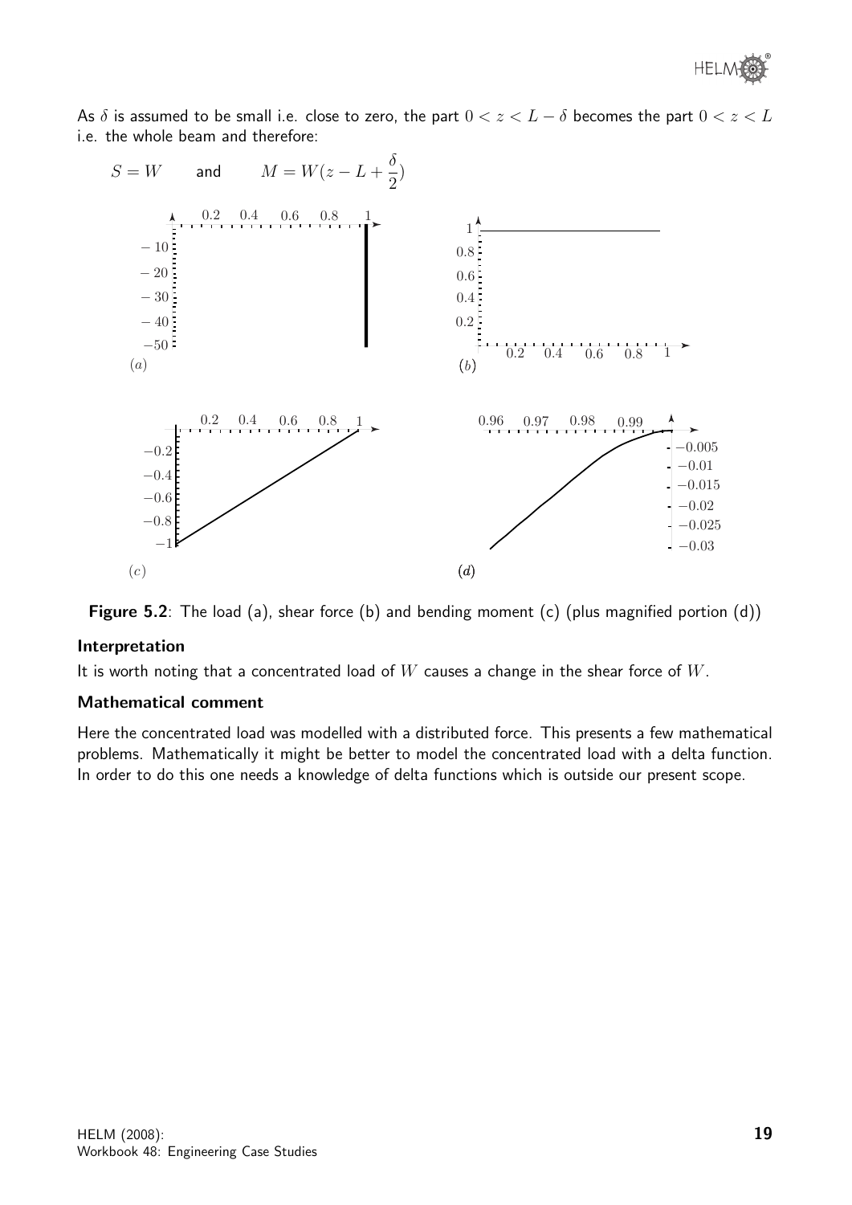As $\delta$ is assumed to be small i.e. close to zero, the part $0 < z < L - \delta$ becomes the part $0 < z < L$ i.e. the whole beam and therefore:

$$S = W \qquad \text{and} \qquad M = W(z - L + \frac{\delta}{2})$$

**Figure 5.2**: The load (a), shear force (b) and bending moment (c) (plus magnified portion (d))

**Interpretation**

It is worth noting that a concentrated load of $W$ causes a change in the shear force of $W$.

**Mathematical comment**

Here the concentrated load was modelled with a distributed force. This presents a few mathematical problems. Mathematically it might be better to model the concentrated load with a delta function. In order to do this one needs a knowledge of delta functions which is outside our present scope.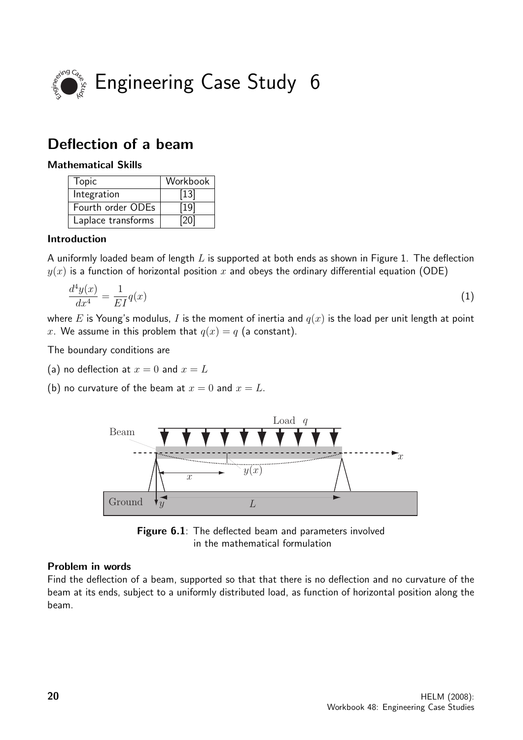# Engineering Case Study 6

## Deflection of a beam

### Mathematical Skills

| Topic | Workbook |
|---|---|
| Integration | [13] |
| Fourth order ODEs | [19] |
| Laplace transforms | [20] |

### Introduction

A uniformly loaded beam of length $L$ is supported at both ends as shown in Figure 1. The deflection $y(x)$ is a function of horizontal position $x$ and obeys the ordinary differential equation (ODE)

$$\frac{d^4y(x)}{dx^4} = \frac{1}{EI}q(x) \qquad (1)$$

where $E$ is Young's modulus, $I$ is the moment of inertia and $q(x)$ is the load per unit length at point $x$. We assume in this problem that $q(x) = q$ (a constant).

The boundary conditions are

(a) no deflection at $x = 0$ and $x = L$

(b) no curvature of the beam at $x = 0$ and $x = L$.

**Figure 6.1**: The deflected beam and parameters involved in the mathematical formulation

### Problem in words

Find the deflection of a beam, supported so that that there is no deflection and no curvature of the beam at its ends, subject to a uniformly distributed load, as function of horizontal position along the beam.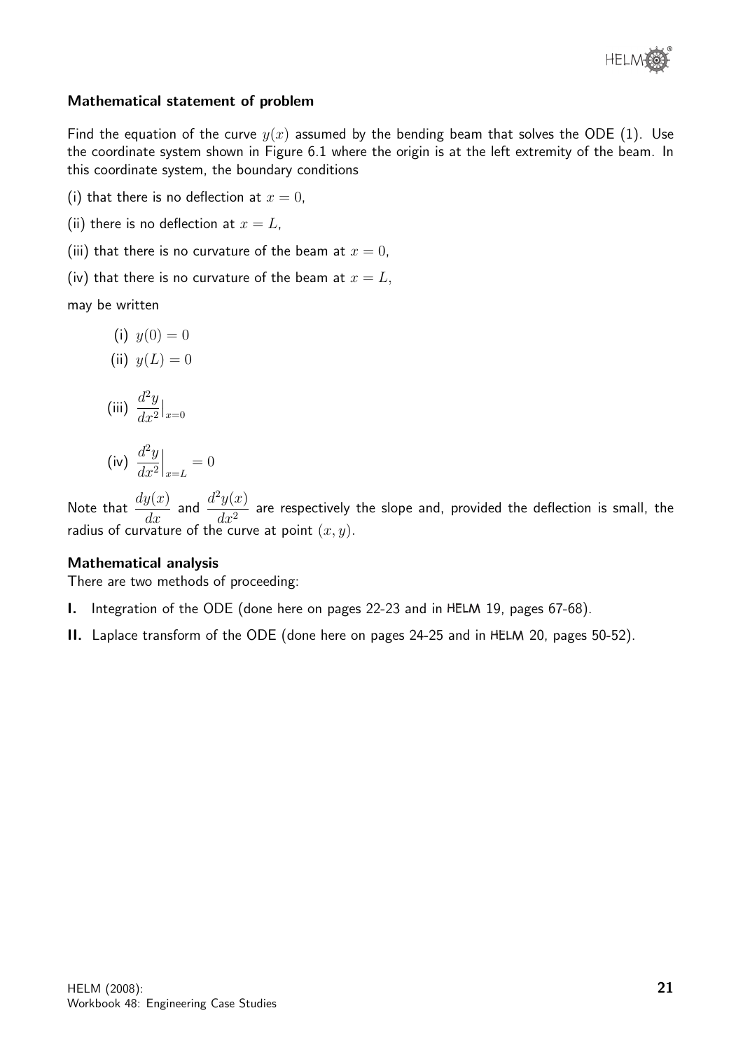### Mathematical statement of problem

Find the equation of the curve $y(x)$ assumed by the bending beam that solves the ODE (1). Use the coordinate system shown in Figure 6.1 where the origin is at the left extremity of the beam. In this coordinate system, the boundary conditions

(i) that there is no deflection at $x = 0$,

(ii) there is no deflection at $x = L$,

(iii) that there is no curvature of the beam at $x = 0$,

(iv) that there is no curvature of the beam at $x = L$,

may be written

(i) $y(0) = 0$

(ii) $y(L) = 0$

(iii) $\dfrac{d^2y}{dx^2}\Big|_{x=0}$

(iv) $\dfrac{d^2y}{dx^2}\Big|_{x=L} = 0$

Note that $\dfrac{dy(x)}{dx}$ and $\dfrac{d^2y(x)}{dx^2}$ are respectively the slope and, provided the deflection is small, the radius of curvature of the curve at point $(x, y)$.

### Mathematical analysis

There are two methods of proceeding:

**I.** Integration of the ODE (done here on pages 22-23 and in HELM 19, pages 67-68).

**II.** Laplace transform of the ODE (done here on pages 24-25 and in HELM 20, pages 50-52).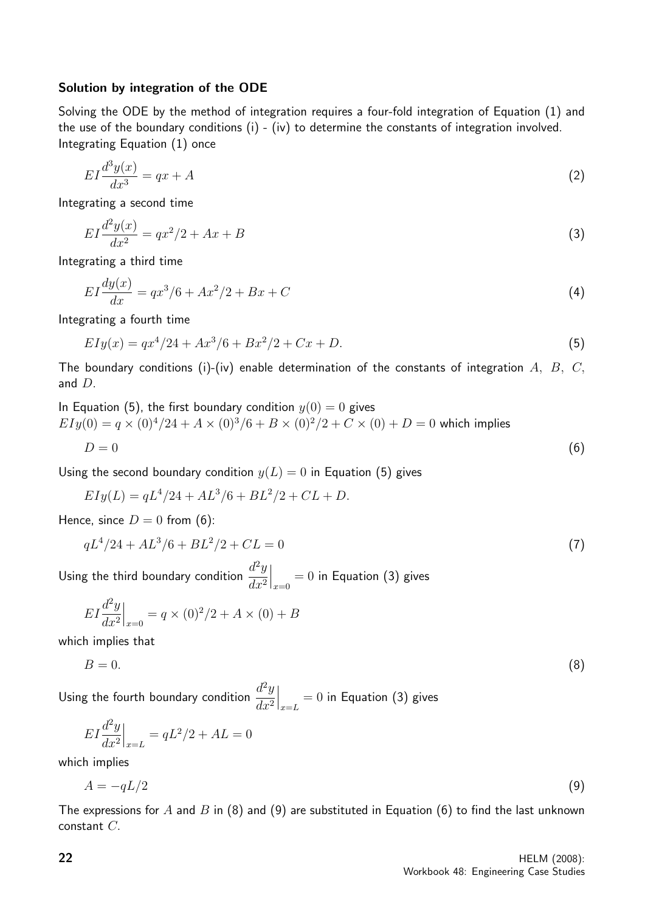### Solution by integration of the ODE

Solving the ODE by the method of integration requires a four-fold integration of Equation (1) and the use of the boundary conditions (i) - (iv) to determine the constants of integration involved. Integrating Equation (1) once

$$EI\frac{d^3y(x)}{dx^3} = qx + A \tag{2}$$

Integrating a second time

$$EI\frac{d^2y(x)}{dx^2} = qx^2/2 + Ax + B \tag{3}$$

Integrating a third time

$$EI\frac{dy(x)}{dx} = qx^3/6 + Ax^2/2 + Bx + C \tag{4}$$

Integrating a fourth time

$$EIy(x) = qx^4/24 + Ax^3/6 + Bx^2/2 + Cx + D. \tag{5}$$

The boundary conditions (i)-(iv) enable determination of the constants of integration $A$, $B$, $C$, and $D$.

In Equation (5), the first boundary condition $y(0) = 0$ gives
$EIy(0) = q \times (0)^4/24 + A \times (0)^3/6 + B \times (0)^2/2 + C \times (0) + D = 0$ which implies

$$D = 0 \tag{6}$$

Using the second boundary condition $y(L) = 0$ in Equation (5) gives

$$EIy(L) = qL^4/24 + AL^3/6 + BL^2/2 + CL + D.$$

Hence, since $D = 0$ from (6):

$$qL^4/24 + AL^3/6 + BL^2/2 + CL = 0 \tag{7}$$

Using the third boundary condition $\left.\dfrac{d^2y}{dx^2}\right|_{x=0} = 0$ in Equation (3) gives

$$EI\left.\frac{d^2y}{dx^2}\right|_{x=0} = q \times (0)^2/2 + A \times (0) + B$$

which implies that

$$B = 0. \tag{8}$$

Using the fourth boundary condition $\left.\dfrac{d^2y}{dx^2}\right|_{x=L} = 0$ in Equation (3) gives

$$EI\left.\frac{d^2y}{dx^2}\right|_{x=L} = qL^2/2 + AL = 0$$

which implies

$$A = -qL/2 \tag{9}$$

The expressions for $A$ and $B$ in (8) and (9) are substituted in Equation (6) to find the last unknown constant $C$.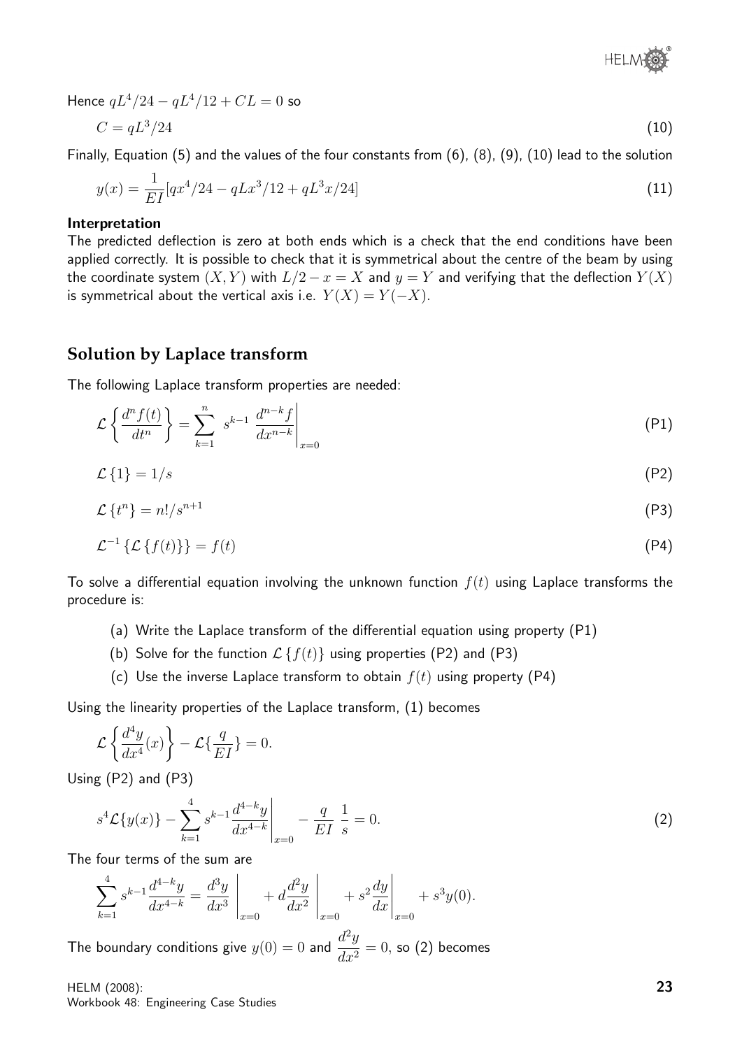Hence $qL^4/24 - qL^4/12 + CL = 0$ so

$$C = qL^3/24 \tag{10}$$

Finally, Equation (5) and the values of the four constants from (6), (8), (9), (10) lead to the solution

$$y(x) = \frac{1}{EI}[qx^4/24 - qLx^3/12 + qL^3x/24] \tag{11}$$

**Interpretation**

The predicted deflection is zero at both ends which is a check that the end conditions have been applied correctly. It is possible to check that it is symmetrical about the centre of the beam by using the coordinate system $(X, Y)$ with $L/2 - x = X$ and $y = Y$ and verifying that the deflection $Y(X)$ is symmetrical about the vertical axis i.e. $Y(X) = Y(-X)$.

## Solution by Laplace transform

The following Laplace transform properties are needed:

$$\mathcal{L}\left\{\frac{d^n f(t)}{dt^n}\right\} = \sum_{k=1}^{n} s^{k-1} \left.\frac{d^{n-k} f}{dx^{n-k}}\right|_{x=0} \tag{P1}$$

$$\mathcal{L}\{1\} = 1/s \tag{P2}$$

$$\mathcal{L}\{t^n\} = n!/s^{n+1} \tag{P3}$$

$$\mathcal{L}^{-1}\{\mathcal{L}\{f(t)\}\} = f(t) \tag{P4}$$

To solve a differential equation involving the unknown function $f(t)$ using Laplace transforms the procedure is:

(a) Write the Laplace transform of the differential equation using property (P1)

(b) Solve for the function $\mathcal{L}\{f(t)\}$ using properties (P2) and (P3)

(c) Use the inverse Laplace transform to obtain $f(t)$ using property (P4)

Using the linearity properties of the Laplace transform, (1) becomes

$$\mathcal{L}\left\{\frac{d^4 y}{dx^4}(x)\right\} - \mathcal{L}\left\{\frac{q}{EI}\right\} = 0.$$

Using (P2) and (P3)

$$s^4\mathcal{L}\{y(x)\} - \sum_{k=1}^{4} s^{k-1} \left.\frac{d^{4-k} y}{dx^{4-k}}\right|_{x=0} - \frac{q}{EI}\,\frac{1}{s} = 0. \tag{2}$$

The four terms of the sum are

$$\sum_{k=1}^{4} s^{k-1}\frac{d^{4-k}y}{dx^{4-k}} = \left.\frac{d^3 y}{dx^3}\right|_{x=0} + d\left.\frac{d^2 y}{dx^2}\right|_{x=0} + s^2\left.\frac{dy}{dx}\right|_{x=0} + s^3 y(0).$$

The boundary conditions give $y(0) = 0$ and $\dfrac{d^2 y}{dx^2} = 0$, so (2) becomes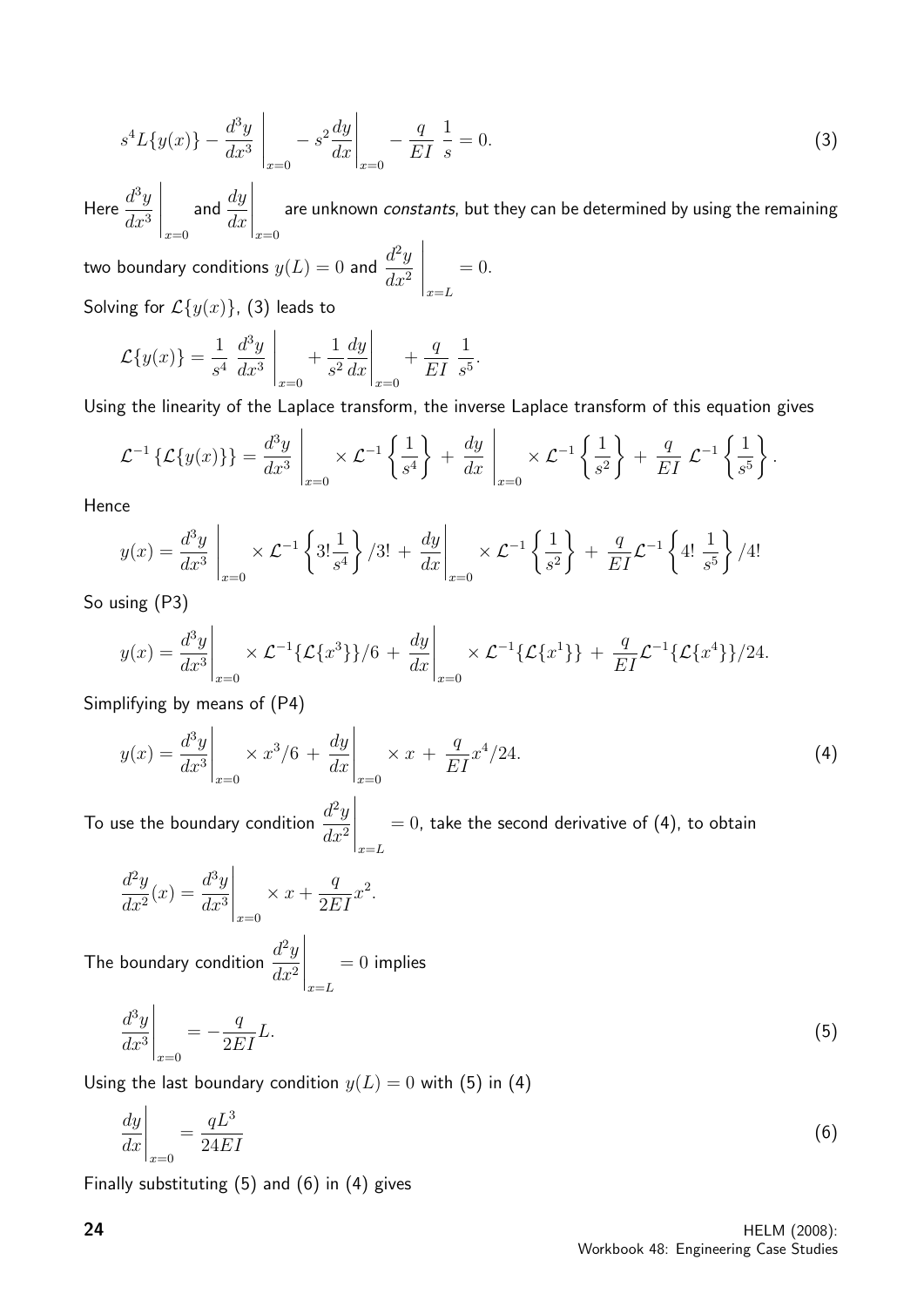$$s^4 L\{y(x)\} - \left.\frac{d^3y}{dx^3}\right|_{x=0} - s^2 \left.\frac{dy}{dx}\right|_{x=0} - \frac{q}{EI}\ \frac{1}{s} = 0. \tag{3}$$

Here $\left.\dfrac{d^3y}{dx^3}\right|_{x=0}$ and $\left.\dfrac{dy}{dx}\right|_{x=0}$ are unknown *constants*, but they can be determined by using the remaining two boundary conditions $y(L) = 0$ and $\left.\dfrac{d^2y}{dx^2}\right|_{x=L} = 0.$

Solving for $\mathcal{L}\{y(x)\}$, (3) leads to

$$\mathcal{L}\{y(x)\} = \frac{1}{s^4}\ \left.\frac{d^3y}{dx^3}\right|_{x=0} + \frac{1}{s^2}\left.\frac{dy}{dx}\right|_{x=0} + \frac{q}{EI}\ \frac{1}{s^5}.$$

Using the linearity of the Laplace transform, the inverse Laplace transform of this equation gives

$$\mathcal{L}^{-1}\left\{\mathcal{L}\{y(x)\}\right\} = \left.\frac{d^3y}{dx^3}\right|_{x=0} \times \mathcal{L}^{-1}\left\{\frac{1}{s^4}\right\} + \left.\frac{dy}{dx}\right|_{x=0} \times \mathcal{L}^{-1}\left\{\frac{1}{s^2}\right\} + \frac{q}{EI}\ \mathcal{L}^{-1}\left\{\frac{1}{s^5}\right\}.$$

Hence

$$y(x) = \left.\frac{d^3y}{dx^3}\right|_{x=0} \times \mathcal{L}^{-1}\left\{3!\frac{1}{s^4}\right\}/3! + \left.\frac{dy}{dx}\right|_{x=0} \times \mathcal{L}^{-1}\left\{\frac{1}{s^2}\right\} + \frac{q}{EI}\mathcal{L}^{-1}\left\{4!\ \frac{1}{s^5}\right\}/4!$$

So using (P3)

$$y(x) = \left.\frac{d^3y}{dx^3}\right|_{x=0} \times \mathcal{L}^{-1}\{\mathcal{L}\{x^3\}\}/6 + \left.\frac{dy}{dx}\right|_{x=0} \times \mathcal{L}^{-1}\{\mathcal{L}\{x^1\}\} + \frac{q}{EI}\mathcal{L}^{-1}\{\mathcal{L}\{x^4\}\}/24.$$

Simplifying by means of (P4)

$$y(x) = \left.\frac{d^3y}{dx^3}\right|_{x=0} \times x^3/6 + \left.\frac{dy}{dx}\right|_{x=0} \times x + \frac{q}{EI}x^4/24. \tag{4}$$

To use the boundary condition $\left.\dfrac{d^2y}{dx^2}\right|_{x=L} = 0$, take the second derivative of (4), to obtain

$$\frac{d^2y}{dx^2}(x) = \left.\frac{d^3y}{dx^3}\right|_{x=0} \times x + \frac{q}{2EI}x^2.$$

The boundary condition $\left.\dfrac{d^2y}{dx^2}\right|_{x=L} = 0$ implies

$$\left.\frac{d^3y}{dx^3}\right|_{x=0} = -\frac{q}{2EI}L. \tag{5}$$

Using the last boundary condition $y(L) = 0$ with (5) in (4)

$$\left.\frac{dy}{dx}\right|_{x=0} = \frac{qL^3}{24EI} \tag{6}$$

Finally substituting (5) and (6) in (4) gives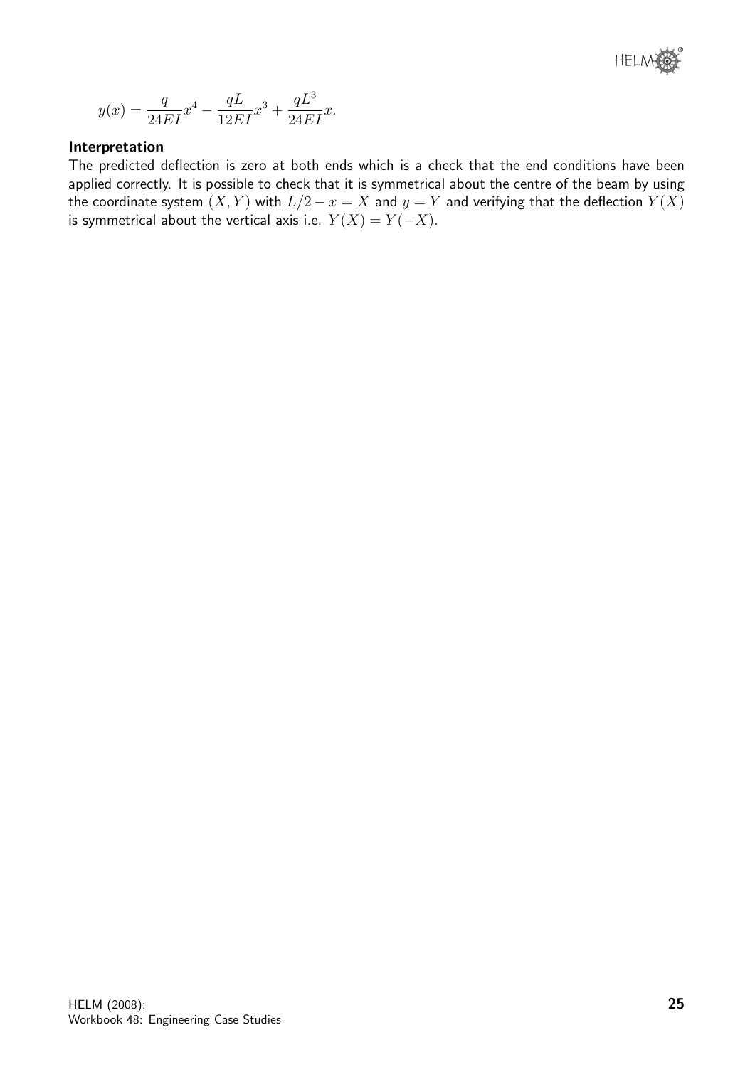$$y(x) = \frac{q}{24EI}x^4 - \frac{qL}{12EI}x^3 + \frac{qL^3}{24EI}x.$$

**Interpretation**

The predicted deflection is zero at both ends which is a check that the end conditions have been applied correctly. It is possible to check that it is symmetrical about the centre of the beam by using the coordinate system $(X, Y)$ with $L/2 - x = X$ and $y = Y$ and verifying that the deflection $Y(X)$ is symmetrical about the vertical axis i.e. $Y(X) = Y(-X)$.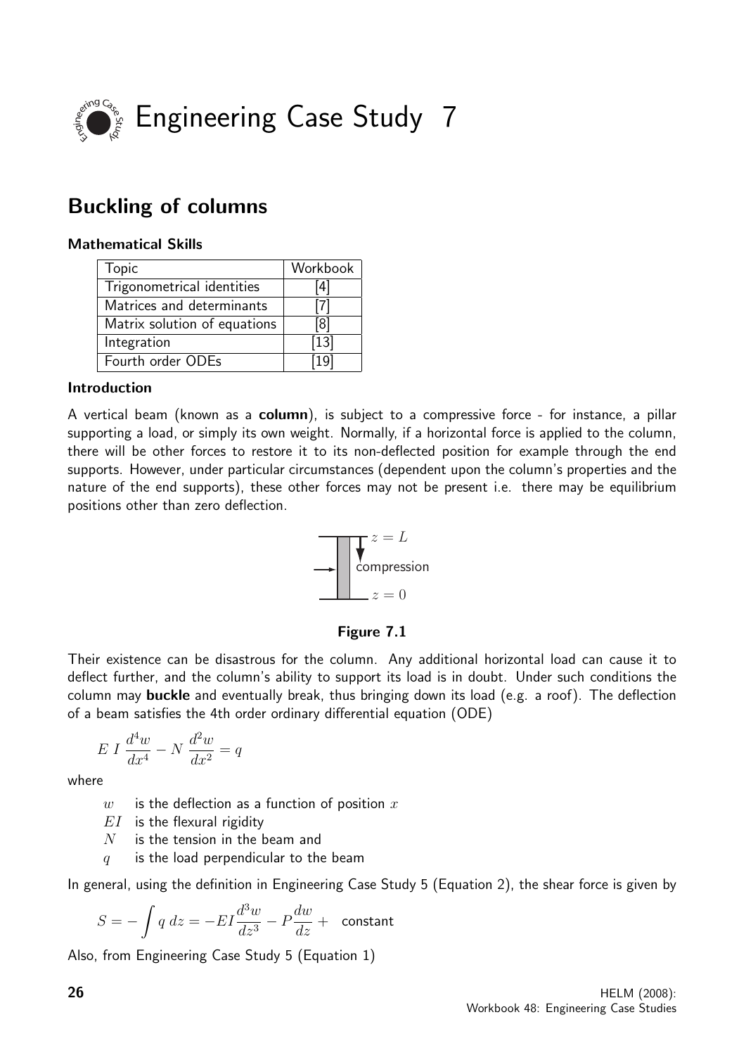# Engineering Case Study 7

## Buckling of columns

### Mathematical Skills

| Topic | Workbook |
|---|---|
| Trigonometrical identities | [4] |
| Matrices and determinants | [7] |
| Matrix solution of equations | [8] |
| Integration | [13] |
| Fourth order ODEs | [19] |

### Introduction

A vertical beam (known as a **column**), is subject to a compressive force - for instance, a pillar supporting a load, or simply its own weight. Normally, if a horizontal force is applied to the column, there will be other forces to restore it to its non-deflected position for example through the end supports. However, under particular circumstances (dependent upon the column's properties and the nature of the end supports), these other forces may not be present i.e. there may be equilibrium positions other than zero deflection.

$z = L$

compression

$z = 0$

**Figure 7.1**

Their existence can be disastrous for the column. Any additional horizontal load can cause it to deflect further, and the column's ability to support its load is in doubt. Under such conditions the column may **buckle** and eventually break, thus bringing down its load (e.g. a roof). The deflection of a beam satisfies the 4th order ordinary differential equation (ODE)

$$E\,I\,\frac{d^4w}{dx^4} - N\,\frac{d^2w}{dx^2} = q$$

where

- $w$ is the deflection as a function of position $x$
- $EI$ is the flexural rigidity
- $N$ is the tension in the beam and
- $q$ is the load perpendicular to the beam

In general, using the definition in Engineering Case Study 5 (Equation 2), the shear force is given by

$$S = -\int q\,dz = -EI\frac{d^3w}{dz^3} - P\frac{dw}{dz} + \text{ constant}$$

Also, from Engineering Case Study 5 (Equation 1)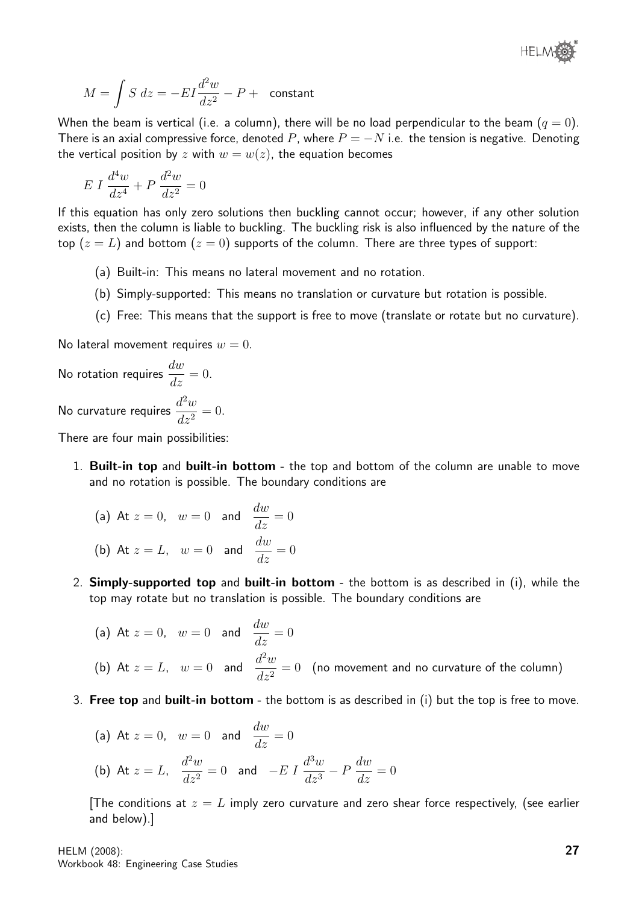$$M = \int S \, dz = -EI\frac{d^2w}{dz^2} - P + \text{ constant}$$

When the beam is vertical (i.e. a column), there will be no load perpendicular to the beam ($q = 0$). There is an axial compressive force, denoted $P$, where $P = -N$ i.e. the tension is negative. Denoting the vertical position by $z$ with $w = w(z)$, the equation becomes

$$E\ I\ \frac{d^4w}{dz^4} + P\ \frac{d^2w}{dz^2} = 0$$

If this equation has only zero solutions then buckling cannot occur; however, if any other solution exists, then the column is liable to buckling. The buckling risk is also influenced by the nature of the top ($z = L$) and bottom ($z = 0$) supports of the column. There are three types of support:

(a) Built-in: This means no lateral movement and no rotation.

(b) Simply-supported: This means no translation or curvature but rotation is possible.

(c) Free: This means that the support is free to move (translate or rotate but no curvature).

No lateral movement requires $w = 0$.

No rotation requires $\dfrac{dw}{dz} = 0$.

No curvature requires $\dfrac{d^2w}{dz^2} = 0$.

There are four main possibilities:

1. **Built-in top** and **built-in bottom** - the top and bottom of the column are unable to move and no rotation is possible. The boundary conditions are

   (a) At $z = 0$, $w = 0$ and $\dfrac{dw}{dz} = 0$

   (b) At $z = L$, $w = 0$ and $\dfrac{dw}{dz} = 0$

2. **Simply-supported top** and **built-in bottom** - the bottom is as described in (i), while the top may rotate but no translation is possible. The boundary conditions are

   (a) At $z = 0$, $w = 0$ and $\dfrac{dw}{dz} = 0$

   (b) At $z = L$, $w = 0$ and $\dfrac{d^2w}{dz^2} = 0$ (no movement and no curvature of the column)

3. **Free top** and **built-in bottom** - the bottom is as described in (i) but the top is free to move.

   (a) At $z = 0$, $w = 0$ and $\dfrac{dw}{dz} = 0$

   (b) At $z = L$, $\dfrac{d^2w}{dz^2} = 0$ and $-E\ I\ \dfrac{d^3w}{dz^3} - P\ \dfrac{dw}{dz} = 0$

   [The conditions at $z = L$ imply zero curvature and zero shear force respectively, (see earlier and below).]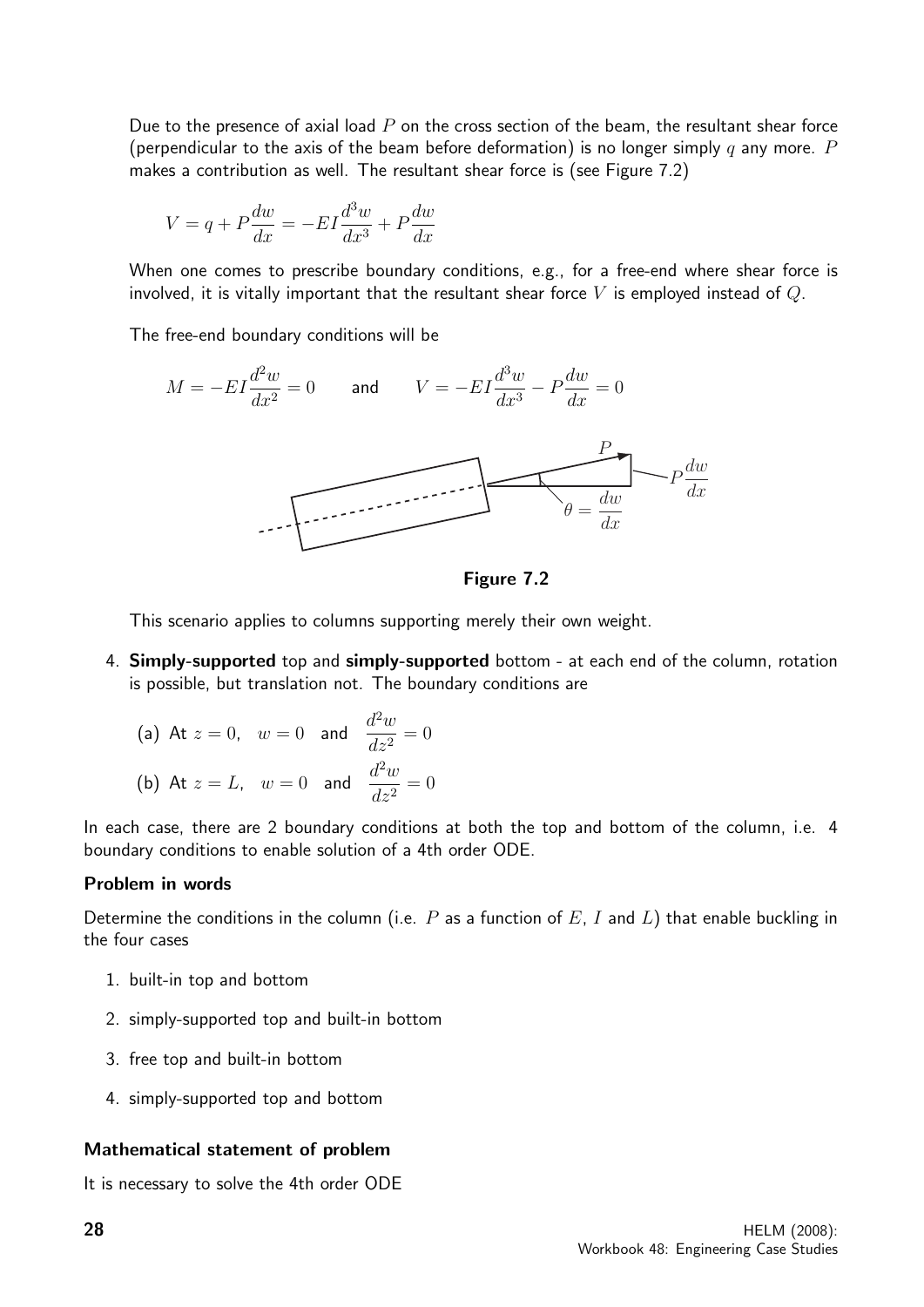Due to the presence of axial load $P$ on the cross section of the beam, the resultant shear force (perpendicular to the axis of the beam before deformation) is no longer simply $q$ any more. $P$ makes a contribution as well. The resultant shear force is (see Figure 7.2)

$$V = q + P\frac{dw}{dx} = -EI\frac{d^3w}{dx^3} + P\frac{dw}{dx}$$

When one comes to prescribe boundary conditions, e.g., for a free-end where shear force is involved, it is vitally important that the resultant shear force $V$ is employed instead of $Q$.

The free-end boundary conditions will be

$$M = -EI\frac{d^2w}{dx^2} = 0 \qquad \text{and} \qquad V = -EI\frac{d^3w}{dx^3} - P\frac{dw}{dx} = 0$$

**Figure 7.2**

This scenario applies to columns supporting merely their own weight.

4. **Simply-supported** top and **simply-supported** bottom - at each end of the column, rotation is possible, but translation not. The boundary conditions are

   (a) At $z = 0$, $\quad w = 0$ and $\dfrac{d^2w}{dz^2} = 0$

   (b) At $z = L$, $\quad w = 0$ and $\dfrac{d^2w}{dz^2} = 0$

In each case, there are 2 boundary conditions at both the top and bottom of the column, i.e. 4 boundary conditions to enable solution of a 4th order ODE.

### Problem in words

Determine the conditions in the column (i.e. $P$ as a function of $E$, $I$ and $L$) that enable buckling in the four cases

1. built-in top and bottom
2. simply-supported top and built-in bottom
3. free top and built-in bottom
4. simply-supported top and bottom

### Mathematical statement of problem

It is necessary to solve the 4th order ODE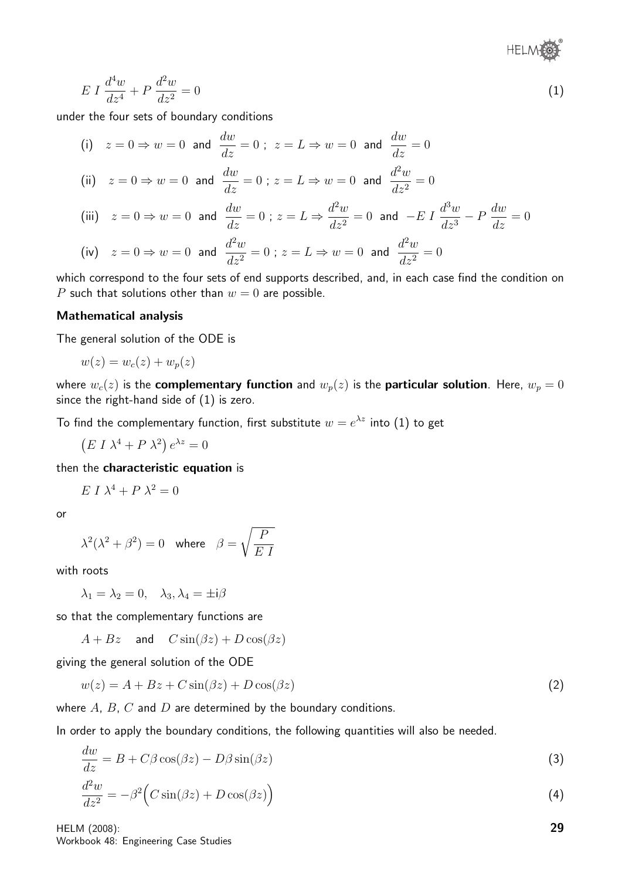$$E\ I\ \frac{d^4w}{dz^4} + P\ \frac{d^2w}{dz^2} = 0 \tag{1}$$

under the four sets of boundary conditions

(i) $\quad z = 0 \Rightarrow w = 0$ and $\dfrac{dw}{dz} = 0$ ; $\; z = L \Rightarrow w = 0$ and $\dfrac{dw}{dz} = 0$

(ii) $\quad z = 0 \Rightarrow w = 0$ and $\dfrac{dw}{dz} = 0$ ; $z = L \Rightarrow w = 0$ and $\dfrac{d^2w}{dz^2} = 0$

(iii) $\quad z = 0 \Rightarrow w = 0$ and $\dfrac{dw}{dz} = 0$ ; $z = L \Rightarrow \dfrac{d^2w}{dz^2} = 0$ and $-E\ I\ \dfrac{d^3w}{dz^3} - P\ \dfrac{dw}{dz} = 0$

(iv) $\quad z = 0 \Rightarrow w = 0$ and $\dfrac{d^2w}{dz^2} = 0$ ; $z = L \Rightarrow w = 0$ and $\dfrac{d^2w}{dz^2} = 0$

which correspond to the four sets of end supports described, and, in each case find the condition on $P$ such that solutions other than $w = 0$ are possible.

### Mathematical analysis

The general solution of the ODE is

$$w(z) = w_c(z) + w_p(z)$$

where $w_c(z)$ is the **complementary function** and $w_p(z)$ is the **particular solution**. Here, $w_p = 0$ since the right-hand side of (1) is zero.

To find the complementary function, first substitute $w = e^{\lambda z}$ into (1) to get

$$\left(E\ I\ \lambda^4 + P\ \lambda^2\right) e^{\lambda z} = 0$$

then the **characteristic equation** is

$$E\ I\ \lambda^4 + P\ \lambda^2 = 0$$

or

$$\lambda^2(\lambda^2 + \beta^2) = 0 \quad \text{where} \quad \beta = \sqrt{\frac{P}{E\ I}}$$

with roots

$$\lambda_1 = \lambda_2 = 0, \quad \lambda_3, \lambda_4 = \pm \mathrm{i}\beta$$

so that the complementary functions are

$$A + Bz \quad \text{and} \quad C\sin(\beta z) + D\cos(\beta z)$$

giving the general solution of the ODE

$$w(z) = A + Bz + C\sin(\beta z) + D\cos(\beta z) \tag{2}$$

where $A$, $B$, $C$ and $D$ are determined by the boundary conditions.

In order to apply the boundary conditions, the following quantities will also be needed.

$$\frac{dw}{dz} = B + C\beta\cos(\beta z) - D\beta\sin(\beta z) \tag{3}$$

$$\frac{d^2w}{dz^2} = -\beta^2\Big(C\sin(\beta z) + D\cos(\beta z)\Big) \tag{4}$$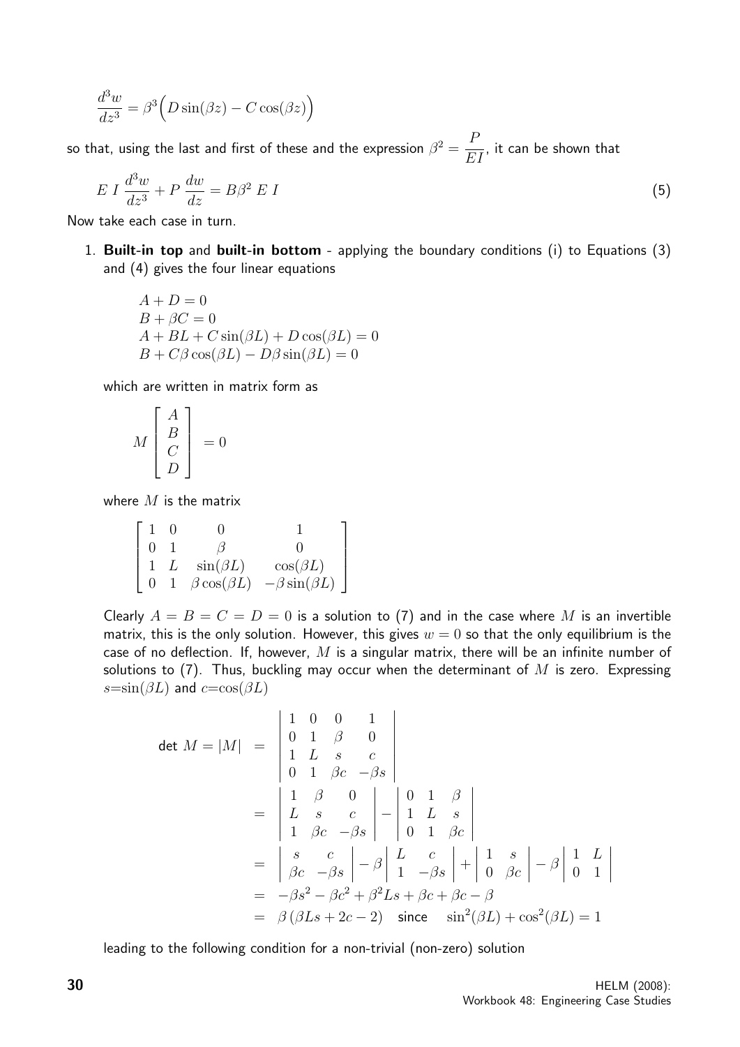$$\frac{d^3w}{dz^3} = \beta^3\Big(D\sin(\beta z) - C\cos(\beta z)\Big)$$

so that, using the last and first of these and the expression $\beta^2 = \dfrac{P}{EI}$, it can be shown that

$$E\ I\ \frac{d^3w}{dz^3} + P\ \frac{dw}{dz} = B\beta^2\ E\ I \qquad (5)$$

Now take each case in turn.

1. **Built-in top** and **built-in bottom** - applying the boundary conditions (i) to Equations (3) and (4) gives the four linear equations

   $$\begin{array}{l} A + D = 0 \\ B + \beta C = 0 \\ A + BL + C\sin(\beta L) + D\cos(\beta L) = 0 \\ B + C\beta\cos(\beta L) - D\beta\sin(\beta L) = 0 \end{array}$$

   which are written in matrix form as

   $$M\begin{bmatrix} A \\ B \\ C \\ D \end{bmatrix} = 0$$

   where $M$ is the matrix

   $$\begin{bmatrix} 1 & 0 & 0 & 1 \\ 0 & 1 & \beta & 0 \\ 1 & L & \sin(\beta L) & \cos(\beta L) \\ 0 & 1 & \beta\cos(\beta L) & -\beta\sin(\beta L) \end{bmatrix}$$

   Clearly $A = B = C = D = 0$ is a solution to (7) and in the case where $M$ is an invertible matrix, this is the only solution. However, this gives $w = 0$ so that the only equilibrium is the case of no deflection. If, however, $M$ is a singular matrix, there will be an infinite number of solutions to (7). Thus, buckling may occur when the determinant of $M$ is zero. Expressing $s{=}\sin(\beta L)$ and $c{=}\cos(\beta L)$

   $$\begin{aligned} \text{det } M = |M| &= \begin{vmatrix} 1 & 0 & 0 & 1 \\ 0 & 1 & \beta & 0 \\ 1 & L & s & c \\ 0 & 1 & \beta c & -\beta s \end{vmatrix} \\ &= \begin{vmatrix} 1 & \beta & 0 \\ L & s & c \\ 1 & \beta c & -\beta s \end{vmatrix} - \begin{vmatrix} 0 & 1 & \beta \\ 1 & L & s \\ 0 & 1 & \beta c \end{vmatrix} \\ &= \begin{vmatrix} s & c \\ \beta c & -\beta s \end{vmatrix} - \beta\begin{vmatrix} L & c \\ 1 & -\beta s \end{vmatrix} + \begin{vmatrix} 1 & s \\ 0 & \beta c \end{vmatrix} - \beta\begin{vmatrix} 1 & L \\ 0 & 1 \end{vmatrix} \\ &= -\beta s^2 - \beta c^2 + \beta^2 Ls + \beta c + \beta c - \beta \\ &= \beta\,(\beta Ls + 2c - 2) \quad \text{since} \quad \sin^2(\beta L) + \cos^2(\beta L) = 1 \end{aligned}$$

   leading to the following condition for a non-trivial (non-zero) solution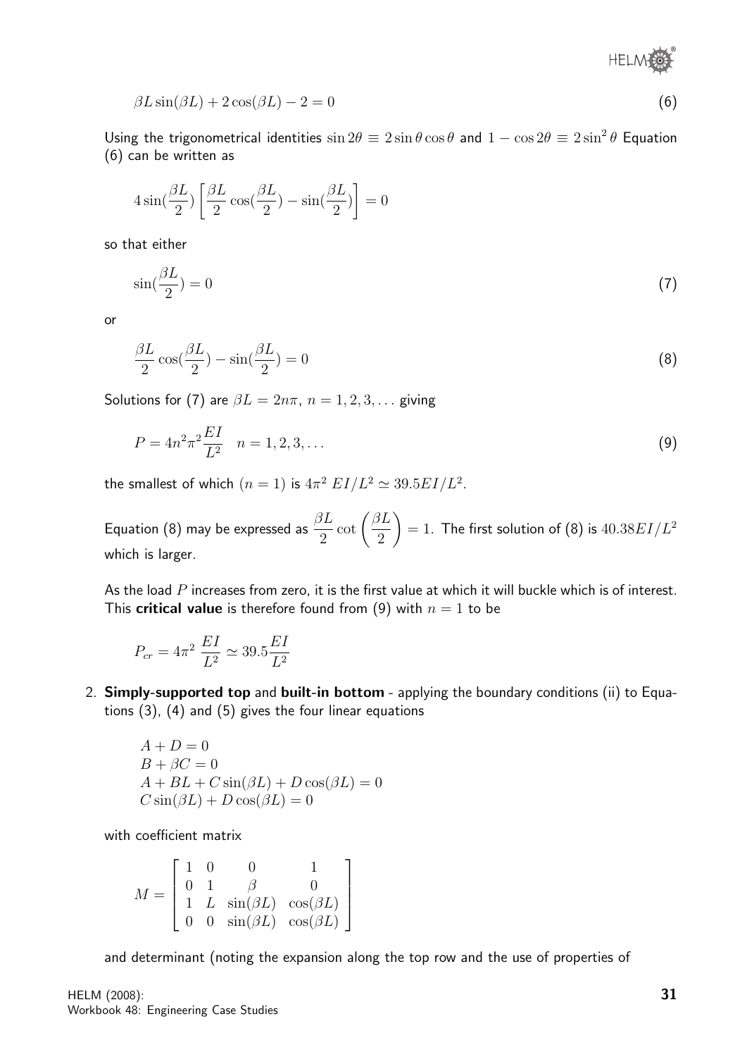$$\beta L \sin(\beta L) + 2\cos(\beta L) - 2 = 0 \tag{6}$$

Using the trigonometrical identities $\sin 2\theta \equiv 2\sin\theta\cos\theta$ and $1 - \cos 2\theta \equiv 2\sin^2\theta$ Equation (6) can be written as

$$4\sin(\frac{\beta L}{2})\left[\frac{\beta L}{2}\cos(\frac{\beta L}{2}) - \sin(\frac{\beta L}{2})\right] = 0$$

so that either

$$\sin(\frac{\beta L}{2}) = 0 \tag{7}$$

or

$$\frac{\beta L}{2}\cos(\frac{\beta L}{2}) - \sin(\frac{\beta L}{2}) = 0 \tag{8}$$

Solutions for (7) are $\beta L = 2n\pi$, $n = 1, 2, 3, \ldots$ giving

$$P = 4n^2\pi^2\frac{EI}{L^2} \quad n = 1, 2, 3, \ldots \tag{9}$$

the smallest of which $(n = 1)$ is $4\pi^2\ EI/L^2 \simeq 39.5EI/L^2$.

Equation (8) may be expressed as $\dfrac{\beta L}{2}\cot\left(\dfrac{\beta L}{2}\right) = 1$. The first solution of (8) is $40.38EI/L^2$ which is larger.

As the load $P$ increases from zero, it is the first value at which it will buckle which is of interest. This **critical value** is therefore found from (9) with $n = 1$ to be

$$P_{cr} = 4\pi^2\ \frac{EI}{L^2} \simeq 39.5\frac{EI}{L^2}$$

2. **Simply-supported top** and **built-in bottom** - applying the boundary conditions (ii) to Equations (3), (4) and (5) gives the four linear equations

$$\begin{aligned}
&A + D = 0\\
&B + \beta C = 0\\
&A + BL + C\sin(\beta L) + D\cos(\beta L) = 0\\
&C\sin(\beta L) + D\cos(\beta L) = 0
\end{aligned}$$

with coefficient matrix

$$M = \begin{bmatrix} 1 & 0 & 0 & 1 \\ 0 & 1 & \beta & 0 \\ 1 & L & \sin(\beta L) & \cos(\beta L) \\ 0 & 0 & \sin(\beta L) & \cos(\beta L) \end{bmatrix}$$

and determinant (noting the expansion along the top row and the use of properties of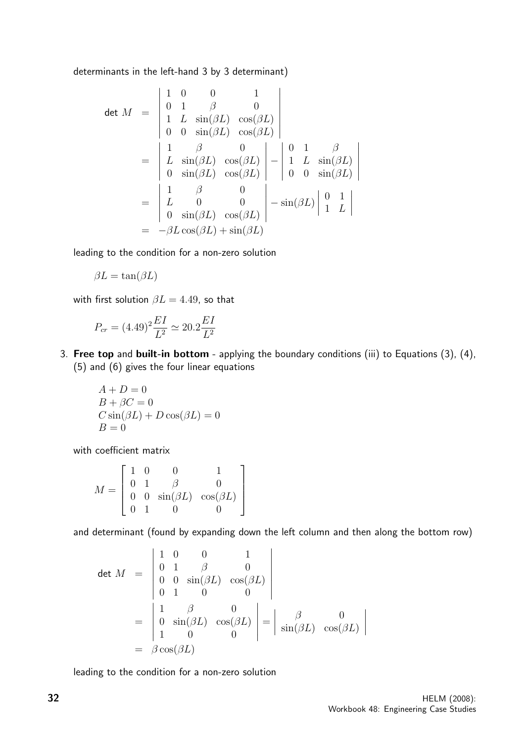determinants in the left-hand 3 by 3 determinant)

$$
\begin{aligned}
\text{det } M &= \begin{vmatrix} 1 & 0 & 0 & 1 \\ 0 & 1 & \beta & 0 \\ 1 & L & \sin(\beta L) & \cos(\beta L) \\ 0 & 0 & \sin(\beta L) & \cos(\beta L) \end{vmatrix} \\
&= \begin{vmatrix} 1 & \beta & 0 \\ L & \sin(\beta L) & \cos(\beta L) \\ 0 & \sin(\beta L) & \cos(\beta L) \end{vmatrix} - \begin{vmatrix} 0 & 1 & \beta \\ 1 & L & \sin(\beta L) \\ 0 & 0 & \sin(\beta L) \end{vmatrix} \\
&= \begin{vmatrix} 1 & \beta & 0 \\ L & 0 & 0 \\ 0 & \sin(\beta L) & \cos(\beta L) \end{vmatrix} - \sin(\beta L) \begin{vmatrix} 0 & 1 \\ 1 & L \end{vmatrix} \\
&= -\beta L \cos(\beta L) + \sin(\beta L)
\end{aligned}
$$

leading to the condition for a non-zero solution

$$\beta L = \tan(\beta L)$$

with first solution $\beta L = 4.49$, so that

$$P_{cr} = (4.49)^2 \frac{EI}{L^2} \simeq 20.2 \frac{EI}{L^2}$$

3. **Free top** and **built-in bottom** - applying the boundary conditions (iii) to Equations (3), (4), (5) and (6) gives the four linear equations

$$
\begin{aligned}
&A + D = 0 \\
&B + \beta C = 0 \\
&C \sin(\beta L) + D \cos(\beta L) = 0 \\
&B = 0
\end{aligned}
$$

with coefficient matrix

$$M = \begin{bmatrix} 1 & 0 & 0 & 1 \\ 0 & 1 & \beta & 0 \\ 0 & 0 & \sin(\beta L) & \cos(\beta L) \\ 0 & 1 & 0 & 0 \end{bmatrix}$$

and determinant (found by expanding down the left column and then along the bottom row)

$$
\begin{aligned}
\text{det } M &= \begin{vmatrix} 1 & 0 & 0 & 1 \\ 0 & 1 & \beta & 0 \\ 0 & 0 & \sin(\beta L) & \cos(\beta L) \\ 0 & 1 & 0 & 0 \end{vmatrix} \\
&= \begin{vmatrix} 1 & \beta & 0 \\ 0 & \sin(\beta L) & \cos(\beta L) \\ 1 & 0 & 0 \end{vmatrix} = \begin{vmatrix} \beta & 0 \\ \sin(\beta L) & \cos(\beta L) \end{vmatrix} \\
&= \beta \cos(\beta L)
\end{aligned}
$$

leading to the condition for a non-zero solution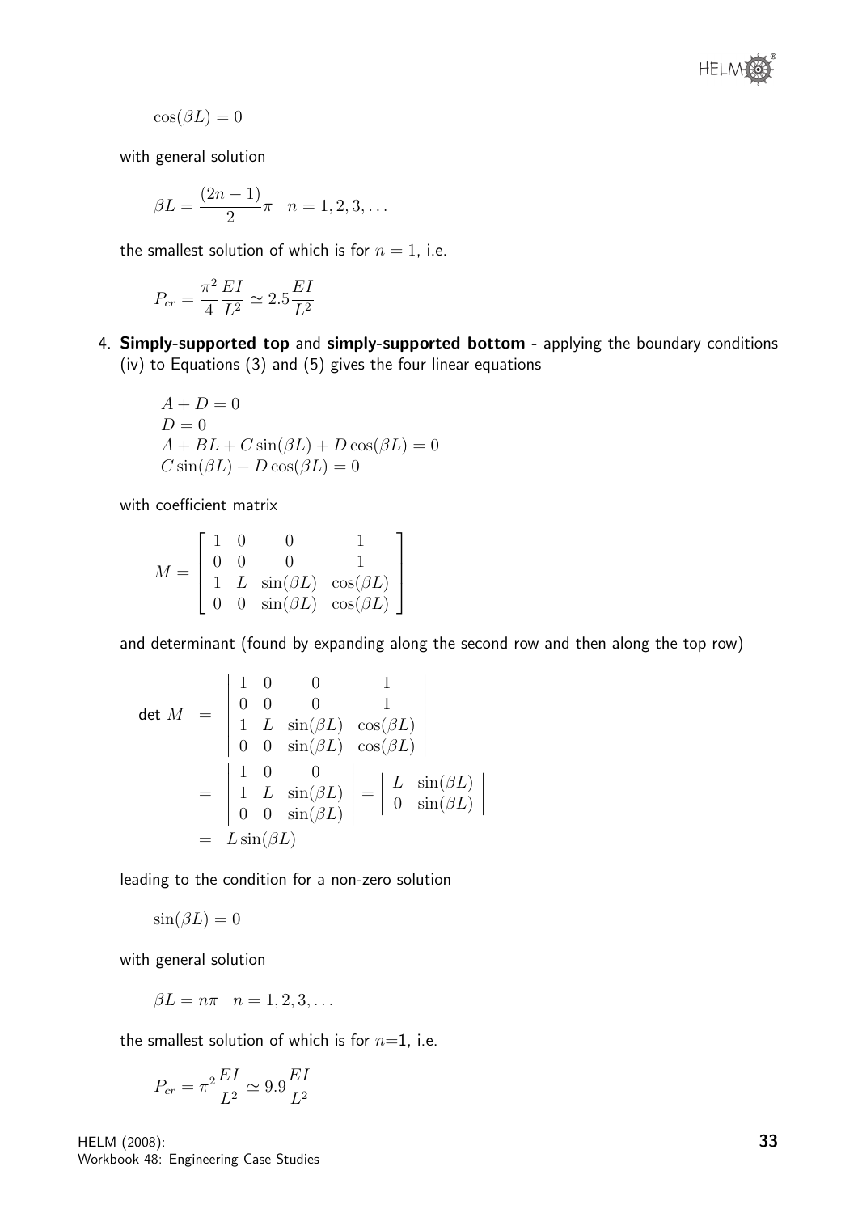$$\cos(\beta L) = 0$$

with general solution

$$\beta L = \frac{(2n-1)}{2}\pi \quad n = 1, 2, 3, \dots$$

the smallest solution of which is for $n = 1$, i.e.

$$P_{cr} = \frac{\pi^2}{4}\frac{EI}{L^2} \simeq 2.5\frac{EI}{L^2}$$

4. **Simply-supported top** and **simply-supported bottom** - applying the boundary conditions (iv) to Equations (3) and (5) gives the four linear equations

$$\begin{aligned}
&A + D = 0 \\
&D = 0 \\
&A + BL + C\sin(\beta L) + D\cos(\beta L) = 0 \\
&C\sin(\beta L) + D\cos(\beta L) = 0
\end{aligned}$$

with coefficient matrix

$$M = \begin{bmatrix} 1 & 0 & 0 & 1 \\ 0 & 0 & 0 & 1 \\ 1 & L & \sin(\beta L) & \cos(\beta L) \\ 0 & 0 & \sin(\beta L) & \cos(\beta L) \end{bmatrix}$$

and determinant (found by expanding along the second row and then along the top row)

$$\begin{aligned}
\det M &= \begin{vmatrix} 1 & 0 & 0 & 1 \\ 0 & 0 & 0 & 1 \\ 1 & L & \sin(\beta L) & \cos(\beta L) \\ 0 & 0 & \sin(\beta L) & \cos(\beta L) \end{vmatrix} \\
&= \begin{vmatrix} 1 & 0 & 0 \\ 1 & L & \sin(\beta L) \\ 0 & 0 & \sin(\beta L) \end{vmatrix} = \begin{vmatrix} L & \sin(\beta L) \\ 0 & \sin(\beta L) \end{vmatrix} \\
&= L\sin(\beta L)
\end{aligned}$$

leading to the condition for a non-zero solution

$$\sin(\beta L) = 0$$

with general solution

$$\beta L = n\pi \quad n = 1, 2, 3, \dots$$

the smallest solution of which is for $n$=1, i.e.

$$P_{cr} = \pi^2\frac{EI}{L^2} \simeq 9.9\frac{EI}{L^2}$$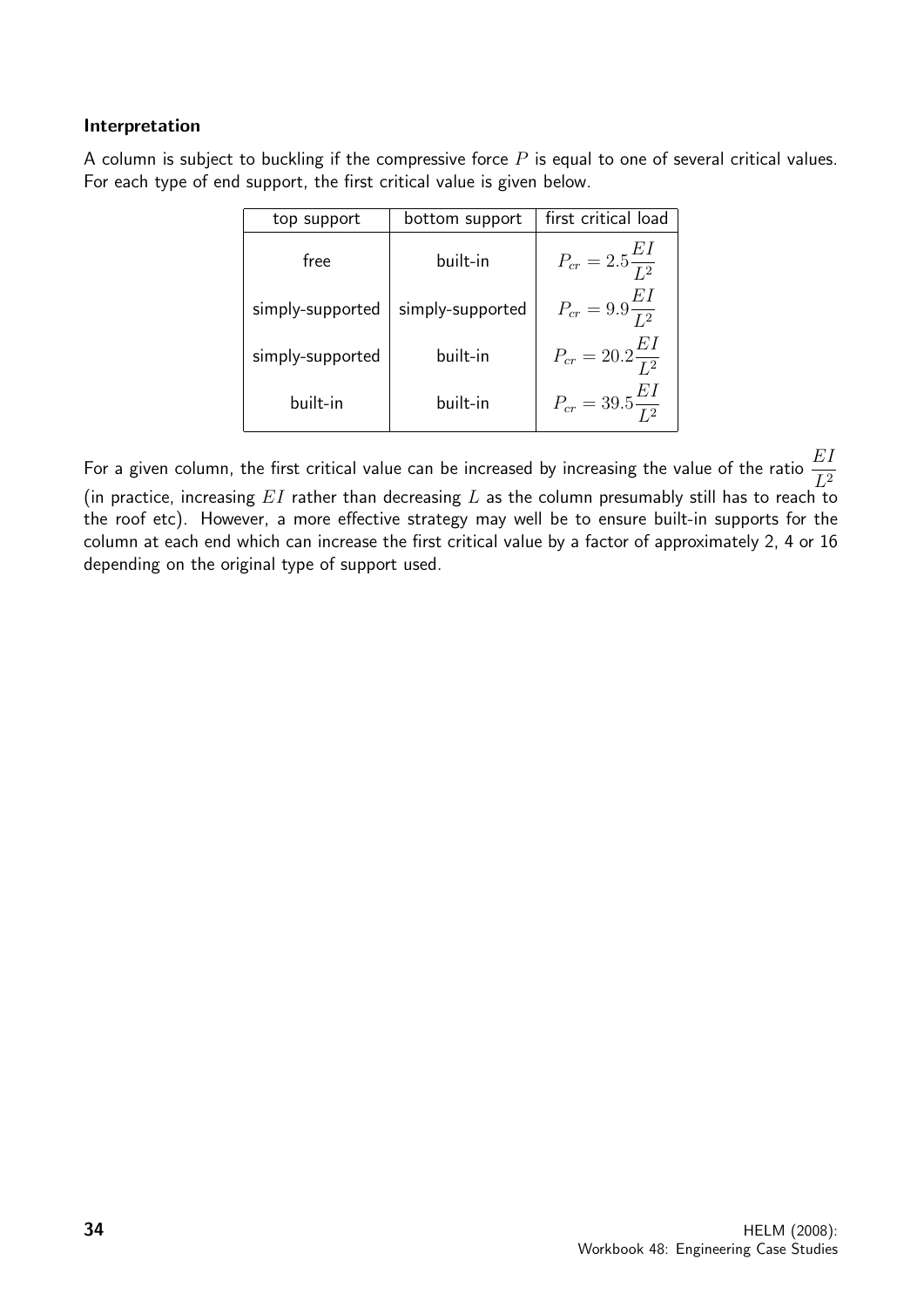**Interpretation**

A column is subject to buckling if the compressive force $P$ is equal to one of several critical values. For each type of end support, the first critical value is given below.

| top support | bottom support | first critical load |
|---|---|---|
| free | built-in | $P_{cr} = 2.5\dfrac{EI}{L^2}$ |
| simply-supported | simply-supported | $P_{cr} = 9.9\dfrac{EI}{L^2}$ |
| simply-supported | built-in | $P_{cr} = 20.2\dfrac{EI}{L^2}$ |
| built-in | built-in | $P_{cr} = 39.5\dfrac{EI}{L^2}$ |

For a given column, the first critical value can be increased by increasing the value of the ratio $\dfrac{EI}{L^2}$ (in practice, increasing $EI$ rather than decreasing $L$ as the column presumably still has to reach to the roof etc). However, a more effective strategy may well be to ensure built-in supports for the column at each end which can increase the first critical value by a factor of approximately 2, 4 or 16 depending on the original type of support used.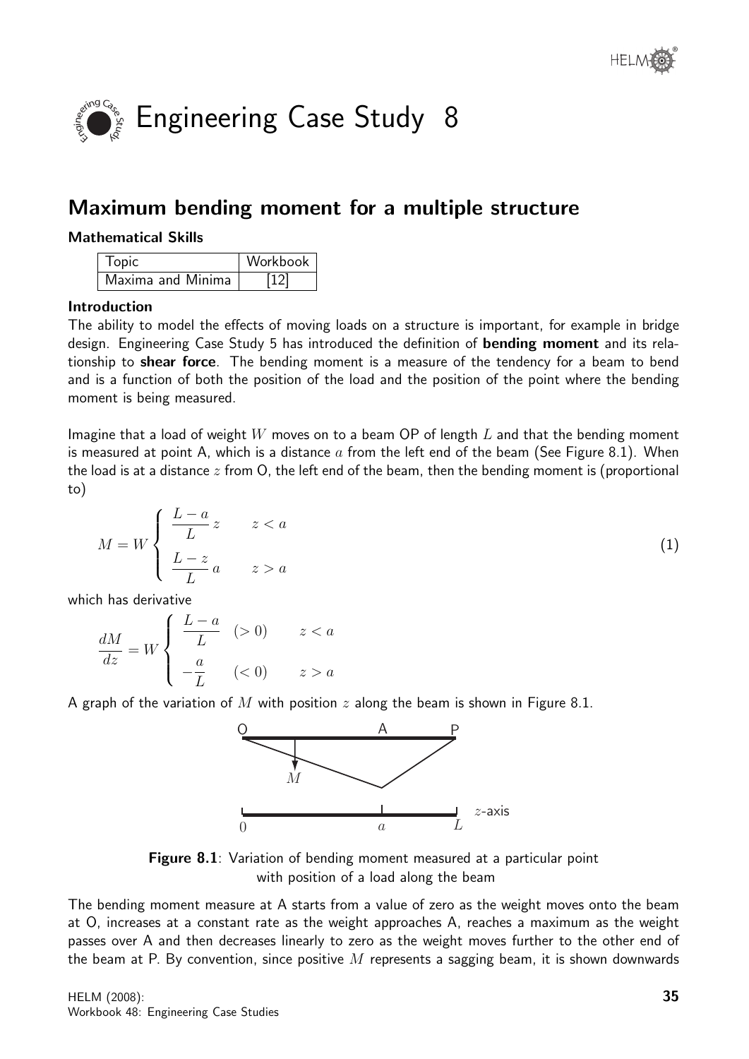# Engineering Case Study 8

## Maximum bending moment for a multiple structure

### Mathematical Skills

| Topic | Workbook |
|---|---|
| Maxima and Minima | [12] |

### Introduction

The ability to model the effects of moving loads on a structure is important, for example in bridge design. Engineering Case Study 5 has introduced the definition of **bending moment** and its relationship to **shear force**. The bending moment is a measure of the tendency for a beam to bend and is a function of both the position of the load and the position of the point where the bending moment is being measured.

Imagine that a load of weight $W$ moves on to a beam OP of length $L$ and that the bending moment is measured at point A, which is a distance $a$ from the left end of the beam (See Figure 8.1). When the load is at a distance $z$ from O, the left end of the beam, then the bending moment is (proportional to)

$$M = W \begin{cases} \dfrac{L-a}{L} z & z < a \\ \dfrac{L-z}{L} a & z > a \end{cases} \tag{1}$$

which has derivative

$$\frac{dM}{dz} = W \begin{cases} \dfrac{L-a}{L} \quad (> 0) & z < a \\ -\dfrac{a}{L} \quad (< 0) & z > a \end{cases}$$

A graph of the variation of $M$ with position $z$ along the beam is shown in Figure 8.1.

**Figure 8.1**: Variation of bending moment measured at a particular point with position of a load along the beam

The bending moment measure at A starts from a value of zero as the weight moves onto the beam at O, increases at a constant rate as the weight approaches A, reaches a maximum as the weight passes over A and then decreases linearly to zero as the weight moves further to the other end of the beam at P. By convention, since positive $M$ represents a sagging beam, it is shown downwards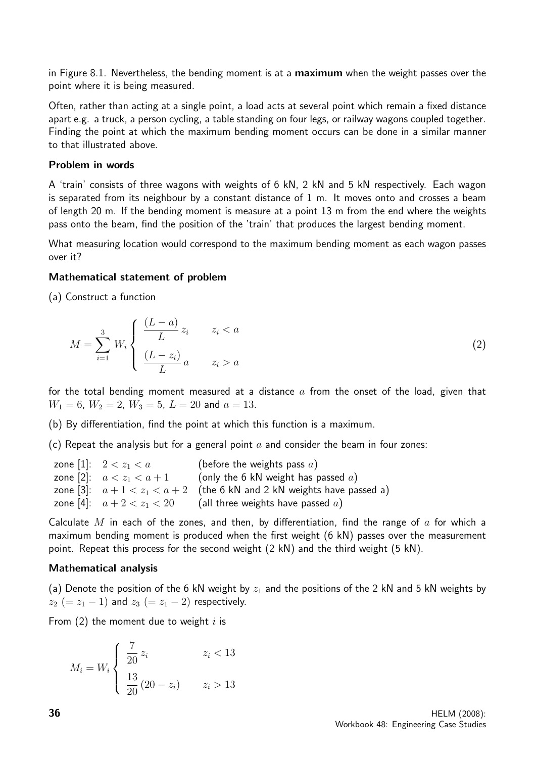in Figure 8.1. Nevertheless, the bending moment is at a **maximum** when the weight passes over the point where it is being measured.

Often, rather than acting at a single point, a load acts at several point which remain a fixed distance apart e.g. a truck, a person cycling, a table standing on four legs, or railway wagons coupled together. Finding the point at which the maximum bending moment occurs can be done in a similar manner to that illustrated above.

### Problem in words

A 'train' consists of three wagons with weights of 6 kN, 2 kN and 5 kN respectively. Each wagon is separated from its neighbour by a constant distance of 1 m. It moves onto and crosses a beam of length 20 m. If the bending moment is measure at a point 13 m from the end where the weights pass onto the beam, find the position of the 'train' that produces the largest bending moment.

What measuring location would correspond to the maximum bending moment as each wagon passes over it?

### Mathematical statement of problem

(a) Construct a function

$$M = \sum_{i=1}^{3} W_i \begin{cases} \dfrac{(L-a)}{L}\, z_i & z_i < a \\[2ex] \dfrac{(L-z_i)}{L}\, a & z_i > a \end{cases} \tag{2}$$

for the total bending moment measured at a distance $a$ from the onset of the load, given that $W_1 = 6$, $W_2 = 2$, $W_3 = 5$, $L = 20$ and $a = 13$.

(b) By differentiation, find the point at which this function is a maximum.

(c) Repeat the analysis but for a general point $a$ and consider the beam in four zones:

zone [1]: $2 < z_1 < a$ (before the weights pass $a$)
zone [2]: $a < z_1 < a+1$ (only the 6 kN weight has passed $a$)
zone [3]: $a+1 < z_1 < a+2$ (the 6 kN and 2 kN weights have passed a)
zone [4]: $a+2 < z_1 < 20$ (all three weights have passed $a$)

Calculate $M$ in each of the zones, and then, by differentiation, find the range of $a$ for which a maximum bending moment is produced when the first weight (6 kN) passes over the measurement point. Repeat this process for the second weight (2 kN) and the third weight (5 kN).

### Mathematical analysis

(a) Denote the position of the 6 kN weight by $z_1$ and the positions of the 2 kN and 5 kN weights by $z_2$ $(= z_1 - 1)$ and $z_3$ $(= z_1 - 2)$ respectively.

From (2) the moment due to weight $i$ is

$$M_i = W_i \begin{cases} \dfrac{7}{20}\, z_i & z_i < 13 \\[2ex] \dfrac{13}{20}\,(20 - z_i) & z_i > 13 \end{cases}$$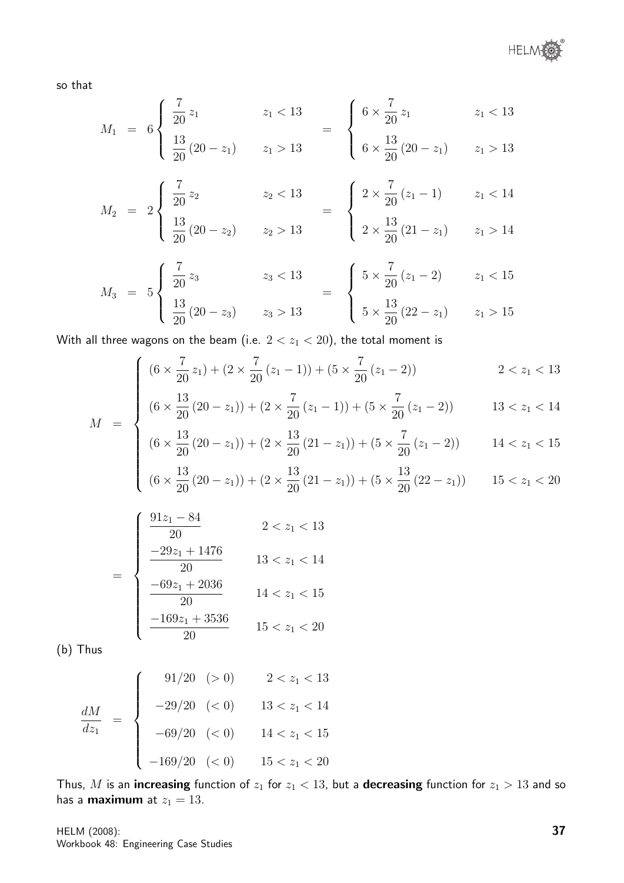so that

$$M_1 = 6\begin{cases} \dfrac{7}{20}\,z_1 & z_1 < 13 \\ \dfrac{13}{20}\,(20 - z_1) & z_1 > 13 \end{cases} = \begin{cases} 6 \times \dfrac{7}{20}\,z_1 & z_1 < 13 \\ 6 \times \dfrac{13}{20}\,(20 - z_1) & z_1 > 13 \end{cases}$$

$$M_2 = 2\begin{cases} \dfrac{7}{20}\,z_2 & z_2 < 13 \\ \dfrac{13}{20}\,(20 - z_2) & z_2 > 13 \end{cases} = \begin{cases} 2 \times \dfrac{7}{20}\,(z_1 - 1) & z_1 < 14 \\ 2 \times \dfrac{13}{20}\,(21 - z_1) & z_1 > 14 \end{cases}$$

$$M_3 = 5\begin{cases} \dfrac{7}{20}\,z_3 & z_3 < 13 \\ \dfrac{13}{20}\,(20 - z_3) & z_3 > 13 \end{cases} = \begin{cases} 5 \times \dfrac{7}{20}\,(z_1 - 2) & z_1 < 15 \\ 5 \times \dfrac{13}{20}\,(22 - z_1) & z_1 > 15 \end{cases}$$

With all three wagons on the beam (i.e. $2 < z_1 < 20$), the total moment is

$$M = \begin{cases} (6 \times \dfrac{7}{20}\,z_1) + (2 \times \dfrac{7}{20}\,(z_1 - 1)) + (5 \times \dfrac{7}{20}\,(z_1 - 2)) & 2 < z_1 < 13 \\ (6 \times \dfrac{13}{20}\,(20 - z_1)) + (2 \times \dfrac{7}{20}\,(z_1 - 1)) + (5 \times \dfrac{7}{20}\,(z_1 - 2)) & 13 < z_1 < 14 \\ (6 \times \dfrac{13}{20}\,(20 - z_1)) + (2 \times \dfrac{13}{20}\,(21 - z_1)) + (5 \times \dfrac{7}{20}\,(z_1 - 2)) & 14 < z_1 < 15 \\ (6 \times \dfrac{13}{20}\,(20 - z_1)) + (2 \times \dfrac{13}{20}\,(21 - z_1)) + (5 \times \dfrac{13}{20}\,(22 - z_1)) & 15 < z_1 < 20 \end{cases}$$

$$= \begin{cases} \dfrac{91z_1 - 84}{20} & 2 < z_1 < 13 \\ \dfrac{-29z_1 + 1476}{20} & 13 < z_1 < 14 \\ \dfrac{-69z_1 + 2036}{20} & 14 < z_1 < 15 \\ \dfrac{-169z_1 + 3536}{20} & 15 < z_1 < 20 \end{cases}$$

(b) Thus

$$\frac{dM}{dz_1} = \begin{cases} 91/20 \quad (> 0) & 2 < z_1 < 13 \\ -29/20 \quad (< 0) & 13 < z_1 < 14 \\ -69/20 \quad (< 0) & 14 < z_1 < 15 \\ -169/20 \quad (< 0) & 15 < z_1 < 20 \end{cases}$$

Thus, $M$ is an **increasing** function of $z_1$ for $z_1 < 13$, but a **decreasing** function for $z_1 > 13$ and so has a **maximum** at $z_1 = 13$.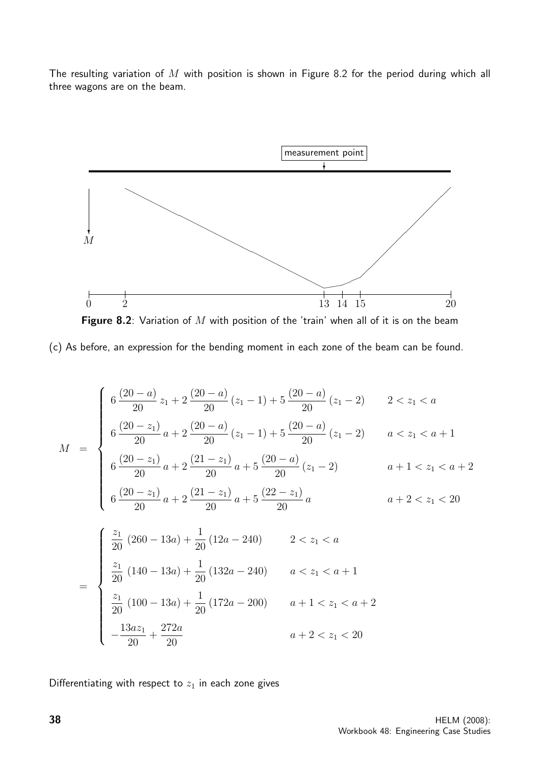The resulting variation of $M$ with position is shown in Figure 8.2 for the period during which all three wagons are on the beam.

**Figure 8.2**: Variation of $M$ with position of the 'train' when all of it is on the beam

(c) As before, an expression for the bending moment in each zone of the beam can be found.

$$
M = \begin{cases} 6\,\dfrac{(20-a)}{20}\,z_1 + 2\,\dfrac{(20-a)}{20}\,(z_1-1) + 5\,\dfrac{(20-a)}{20}\,(z_1-2) & 2 < z_1 < a \\[2ex] 6\,\dfrac{(20-z_1)}{20}\,a + 2\,\dfrac{(20-a)}{20}\,(z_1-1) + 5\,\dfrac{(20-a)}{20}\,(z_1-2) & a < z_1 < a+1 \\[2ex] 6\,\dfrac{(20-z_1)}{20}\,a + 2\,\dfrac{(21-z_1)}{20}\,a + 5\,\dfrac{(20-a)}{20}\,(z_1-2) & a+1 < z_1 < a+2 \\[2ex] 6\,\dfrac{(20-z_1)}{20}\,a + 2\,\dfrac{(21-z_1)}{20}\,a + 5\,\dfrac{(22-z_1)}{20}\,a & a+2 < z_1 < 20 \end{cases}
$$

$$
= \begin{cases} \dfrac{z_1}{20}\,(260-13a) + \dfrac{1}{20}\,(12a-240) & 2 < z_1 < a \\[2ex] \dfrac{z_1}{20}\,(140-13a) + \dfrac{1}{20}\,(132a-240) & a < z_1 < a+1 \\[2ex] \dfrac{z_1}{20}\,(100-13a) + \dfrac{1}{20}\,(172a-200) & a+1 < z_1 < a+2 \\[2ex] -\dfrac{13az_1}{20} + \dfrac{272a}{20} & a+2 < z_1 < 20 \end{cases}
$$

Differentiating with respect to $z_1$ in each zone gives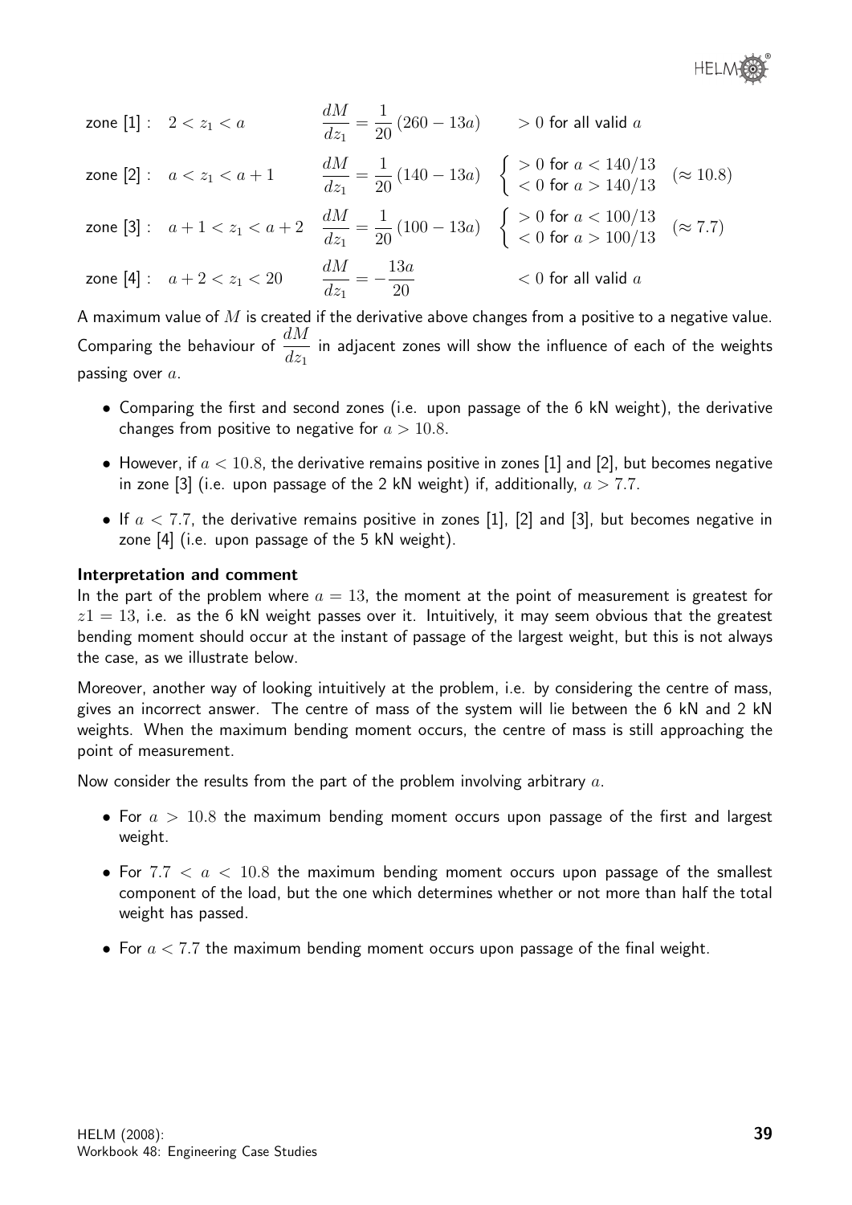zone [1] : $2 < z_1 < a$ $\quad \dfrac{dM}{dz_1} = \dfrac{1}{20}(260 - 13a) \quad > 0$ for all valid $a$

zone [2] : $a < z_1 < a + 1$ $\quad \dfrac{dM}{dz_1} = \dfrac{1}{20}(140 - 13a) \quad \begin{cases} > 0 \text{ for } a < 140/13 \\ < 0 \text{ for } a > 140/13 \end{cases} \quad (\approx 10.8)$

zone [3] : $a + 1 < z_1 < a + 2$ $\quad \dfrac{dM}{dz_1} = \dfrac{1}{20}(100 - 13a) \quad \begin{cases} > 0 \text{ for } a < 100/13 \\ < 0 \text{ for } a > 100/13 \end{cases} \quad (\approx 7.7)$

zone [4] : $a + 2 < z_1 < 20$ $\quad \dfrac{dM}{dz_1} = -\dfrac{13a}{20} \quad < 0$ for all valid $a$

A maximum value of $M$ is created if the derivative above changes from a positive to a negative value. Comparing the behaviour of $\dfrac{dM}{dz_1}$ in adjacent zones will show the influence of each of the weights passing over $a$.

- Comparing the first and second zones (i.e. upon passage of the 6 kN weight), the derivative changes from positive to negative for $a > 10.8$.
- However, if $a < 10.8$, the derivative remains positive in zones [1] and [2], but becomes negative in zone [3] (i.e. upon passage of the 2 kN weight) if, additionally, $a > 7.7$.
- If $a < 7.7$, the derivative remains positive in zones [1], [2] and [3], but becomes negative in zone [4] (i.e. upon passage of the 5 kN weight).

**Interpretation and comment**

In the part of the problem where $a = 13$, the moment at the point of measurement is greatest for $z1 = 13$, i.e. as the 6 kN weight passes over it. Intuitively, it may seem obvious that the greatest bending moment should occur at the instant of passage of the largest weight, but this is not always the case, as we illustrate below.

Moreover, another way of looking intuitively at the problem, i.e. by considering the centre of mass, gives an incorrect answer. The centre of mass of the system will lie between the 6 kN and 2 kN weights. When the maximum bending moment occurs, the centre of mass is still approaching the point of measurement.

Now consider the results from the part of the problem involving arbitrary $a$.

- For $a > 10.8$ the maximum bending moment occurs upon passage of the first and largest weight.
- For $7.7 < a < 10.8$ the maximum bending moment occurs upon passage of the smallest component of the load, but the one which determines whether or not more than half the total weight has passed.
- For $a < 7.7$ the maximum bending moment occurs upon passage of the final weight.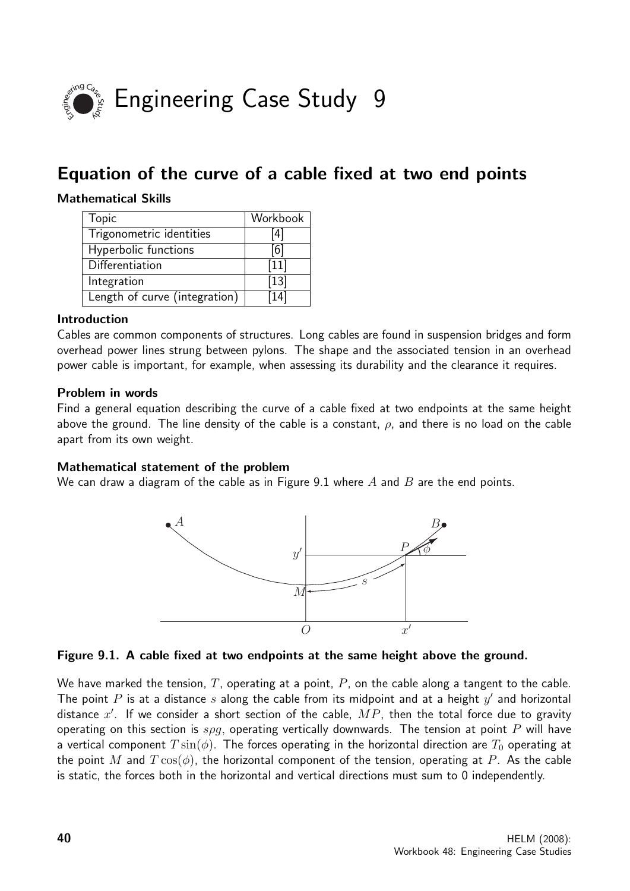# Engineering Case Study 9

## Equation of the curve of a cable fixed at two end points

**Mathematical Skills**

| Topic | Workbook |
| --- | --- |
| Trigonometric identities | [4] |
| Hyperbolic functions | [6] |
| Differentiation | [11] |
| Integration | [13] |
| Length of curve (integration) | [14] |

**Introduction**

Cables are common components of structures. Long cables are found in suspension bridges and form overhead power lines strung between pylons. The shape and the associated tension in an overhead power cable is important, for example, when assessing its durability and the clearance it requires.

**Problem in words**

Find a general equation describing the curve of a cable fixed at two endpoints at the same height above the ground. The line density of the cable is a constant, $\rho$, and there is no load on the cable apart from its own weight.

**Mathematical statement of the problem**

We can draw a diagram of the cable as in Figure 9.1 where $A$ and $B$ are the end points.

**Figure 9.1. A cable fixed at two endpoints at the same height above the ground.**

We have marked the tension, $T$, operating at a point, $P$, on the cable along a tangent to the cable. The point $P$ is at a distance $s$ along the cable from its midpoint and at a height $y'$ and horizontal distance $x'$. If we consider a short section of the cable, $MP$, then the total force due to gravity operating on this section is $s\rho g$, operating vertically downwards. The tension at point $P$ will have a vertical component $T\sin(\phi)$. The forces operating in the horizontal direction are $T_0$ operating at the point $M$ and $T\cos(\phi)$, the horizontal component of the tension, operating at $P$. As the cable is static, the forces both in the horizontal and vertical directions must sum to 0 independently.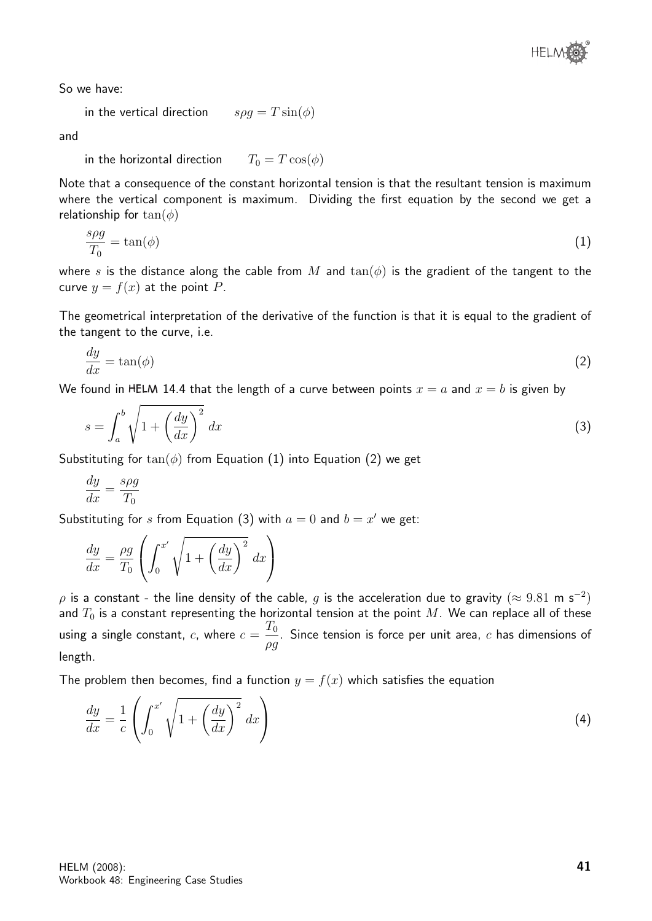So we have:

in the vertical direction $\quad s\rho g = T\sin(\phi)$

and

in the horizontal direction $\quad T_0 = T\cos(\phi)$

Note that a consequence of the constant horizontal tension is that the resultant tension is maximum where the vertical component is maximum. Dividing the first equation by the second we get a relationship for $\tan(\phi)$

$$\frac{s\rho g}{T_0} = \tan(\phi) \tag{1}$$

where $s$ is the distance along the cable from $M$ and $\tan(\phi)$ is the gradient of the tangent to the curve $y = f(x)$ at the point $P$.

The geometrical interpretation of the derivative of the function is that it is equal to the gradient of the tangent to the curve, i.e.

$$\frac{dy}{dx} = \tan(\phi) \tag{2}$$

We found in HELM 14.4 that the length of a curve between points $x = a$ and $x = b$ is given by

$$s = \int_a^b \sqrt{1 + \left(\frac{dy}{dx}\right)^2}\, dx \tag{3}$$

Substituting for $\tan(\phi)$ from Equation (1) into Equation (2) we get

$$\frac{dy}{dx} = \frac{s\rho g}{T_0}$$

Substituting for $s$ from Equation (3) with $a = 0$ and $b = x'$ we get:

$$\frac{dy}{dx} = \frac{\rho g}{T_0}\left(\int_0^{x'} \sqrt{1 + \left(\frac{dy}{dx}\right)^2}\, dx\right)$$

$\rho$ is a constant - the line density of the cable, $g$ is the acceleration due to gravity ($\approx 9.81$ m s$^{-2}$) and $T_0$ is a constant representing the horizontal tension at the point $M$. We can replace all of these using a single constant, $c$, where $c = \dfrac{T_0}{\rho g}$. Since tension is force per unit area, $c$ has dimensions of length.

The problem then becomes, find a function $y = f(x)$ which satisfies the equation

$$\frac{dy}{dx} = \frac{1}{c}\left(\int_0^{x'} \sqrt{1 + \left(\frac{dy}{dx}\right)^2}\, dx\right) \tag{4}$$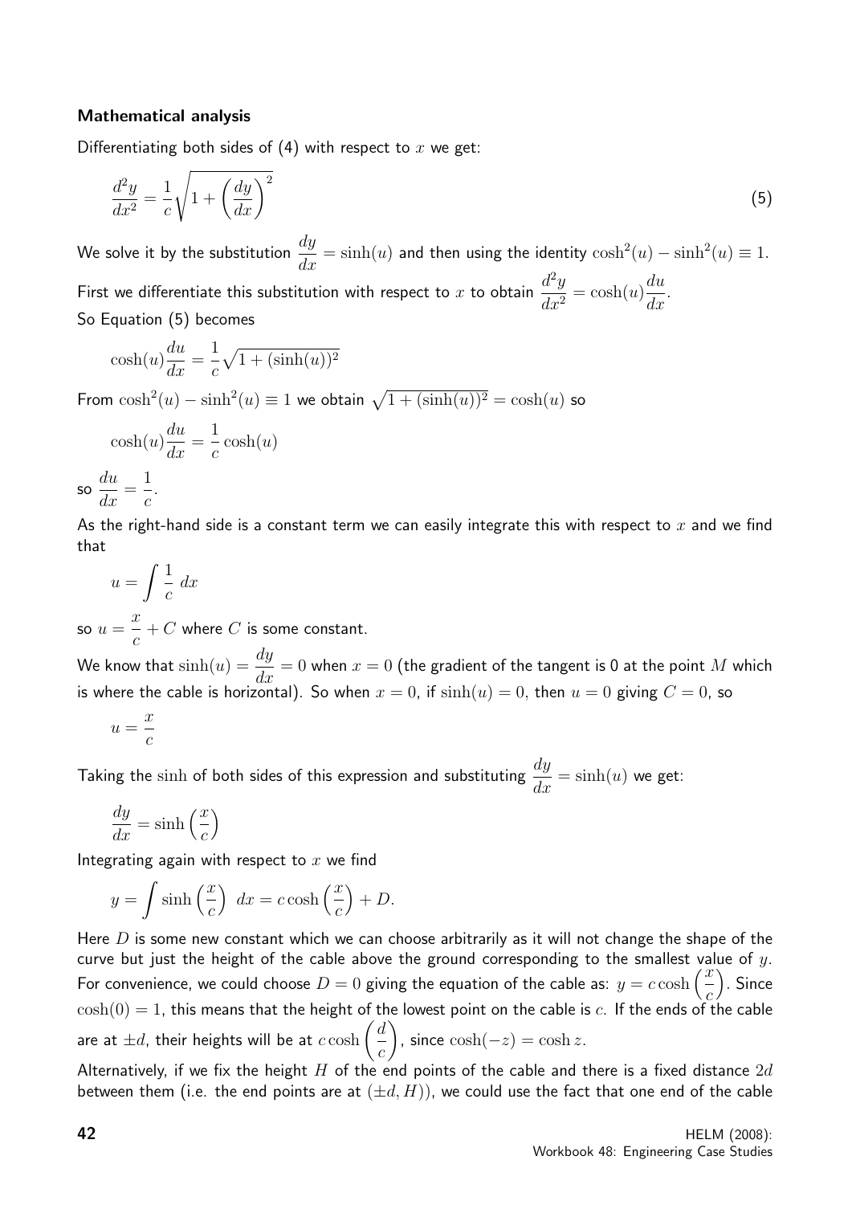**Mathematical analysis**

Differentiating both sides of (4) with respect to $x$ we get:

$$\frac{d^2y}{dx^2} = \frac{1}{c}\sqrt{1+\left(\frac{dy}{dx}\right)^2} \tag{5}$$

We solve it by the substitution $\dfrac{dy}{dx} = \sinh(u)$ and then using the identity $\cosh^2(u) - \sinh^2(u) \equiv 1$.

First we differentiate this substitution with respect to $x$ to obtain $\dfrac{d^2y}{dx^2} = \cosh(u)\dfrac{du}{dx}$.

So Equation (5) becomes

$$\cosh(u)\frac{du}{dx} = \frac{1}{c}\sqrt{1+(\sinh(u))^2}$$

From $\cosh^2(u) - \sinh^2(u) \equiv 1$ we obtain $\sqrt{1+(\sinh(u))^2} = \cosh(u)$ so

$$\cosh(u)\frac{du}{dx} = \frac{1}{c}\cosh(u)$$

so $\dfrac{du}{dx} = \dfrac{1}{c}$.

As the right-hand side is a constant term we can easily integrate this with respect to $x$ and we find that

$$u = \int \frac{1}{c}\, dx$$

so $u = \dfrac{x}{c} + C$ where $C$ is some constant.

We know that $\sinh(u) = \dfrac{dy}{dx} = 0$ when $x = 0$ (the gradient of the tangent is 0 at the point $M$ which is where the cable is horizontal). So when $x = 0$, if $\sinh(u) = 0$, then $u = 0$ giving $C = 0$, so

$$u = \frac{x}{c}$$

Taking the $\sinh$ of both sides of this expression and substituting $\dfrac{dy}{dx} = \sinh(u)$ we get:

$$\frac{dy}{dx} = \sinh\left(\frac{x}{c}\right)$$

Integrating again with respect to $x$ we find

$$y = \int \sinh\left(\frac{x}{c}\right)\, dx = c\cosh\left(\frac{x}{c}\right) + D.$$

Here $D$ is some new constant which we can choose arbitrarily as it will not change the shape of the curve but just the height of the cable above the ground corresponding to the smallest value of $y$. For convenience, we could choose $D = 0$ giving the equation of the cable as: $y = c\cosh\left(\dfrac{x}{c}\right)$. Since $\cosh(0) = 1$, this means that the height of the lowest point on the cable is $c$. If the ends of the cable are at $\pm d$, their heights will be at $c\cosh\left(\dfrac{d}{c}\right)$, since $\cosh(-z) = \cosh z$.

Alternatively, if we fix the height $H$ of the end points of the cable and there is a fixed distance $2d$ between them (i.e. the end points are at $(\pm d, H)$), we could use the fact that one end of the cable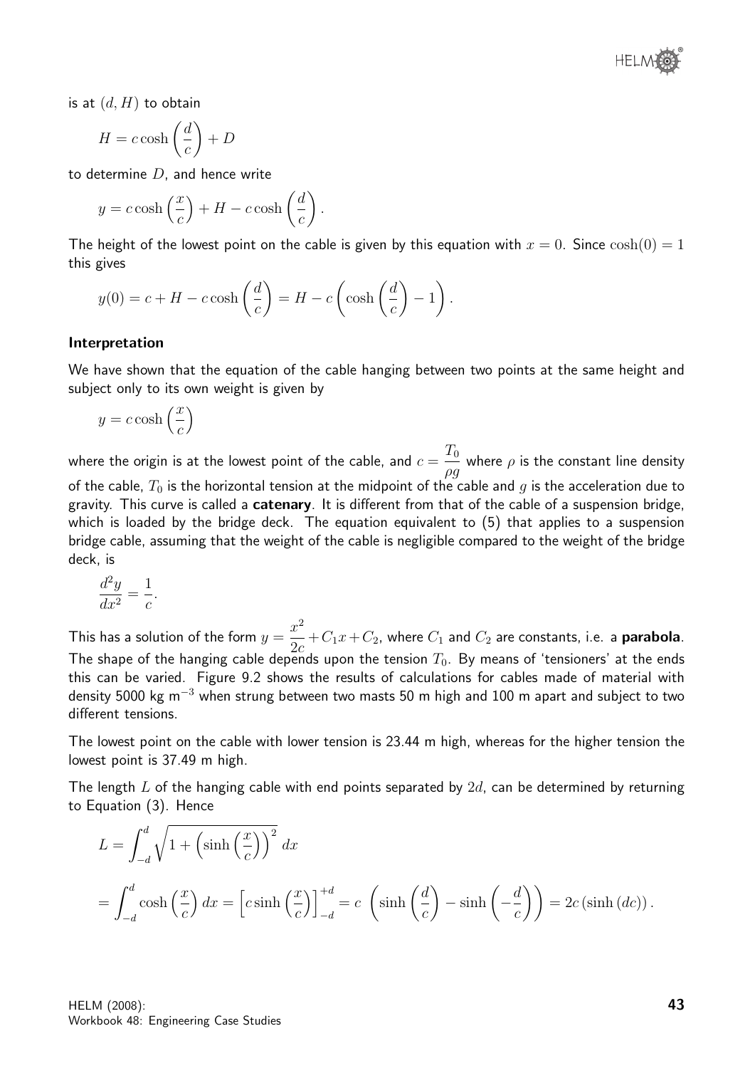is at $(d, H)$ to obtain

$$H = c\cosh\left(\frac{d}{c}\right) + D$$

to determine $D$, and hence write

$$y = c\cosh\left(\frac{x}{c}\right) + H - c\cosh\left(\frac{d}{c}\right).$$

The height of the lowest point on the cable is given by this equation with $x = 0$. Since $\cosh(0) = 1$ this gives

$$y(0) = c + H - c\cosh\left(\frac{d}{c}\right) = H - c\left(\cosh\left(\frac{d}{c}\right) - 1\right).$$

#### Interpretation

We have shown that the equation of the cable hanging between two points at the same height and subject only to its own weight is given by

$$y = c\cosh\left(\frac{x}{c}\right)$$

where the origin is at the lowest point of the cable, and $c = \dfrac{T_0}{\rho g}$ where $\rho$ is the constant line density of the cable, $T_0$ is the horizontal tension at the midpoint of the cable and $g$ is the acceleration due to gravity. This curve is called a **catenary**. It is different from that of the cable of a suspension bridge, which is loaded by the bridge deck. The equation equivalent to (5) that applies to a suspension bridge cable, assuming that the weight of the cable is negligible compared to the weight of the bridge deck, is

$$\frac{d^2y}{dx^2} = \frac{1}{c}.$$

This has a solution of the form $y = \dfrac{x^2}{2c} + C_1 x + C_2$, where $C_1$ and $C_2$ are constants, i.e. a **parabola**. The shape of the hanging cable depends upon the tension $T_0$. By means of 'tensioners' at the ends this can be varied. Figure 9.2 shows the results of calculations for cables made of material with density 5000 kg m$^{-3}$ when strung between two masts 50 m high and 100 m apart and subject to two different tensions.

The lowest point on the cable with lower tension is 23.44 m high, whereas for the higher tension the lowest point is 37.49 m high.

The length $L$ of the hanging cable with end points separated by $2d$, can be determined by returning to Equation (3). Hence

$$L = \int_{-d}^{d} \sqrt{1 + \left(\sinh\left(\frac{x}{c}\right)\right)^2}\, dx$$

$$= \int_{-d}^{d} \cosh\left(\frac{x}{c}\right) dx = \left[c\sinh\left(\frac{x}{c}\right)\right]_{-d}^{+d} = c\ \left(\sinh\left(\frac{d}{c}\right) - \sinh\left(-\frac{d}{c}\right)\right) = 2c\left(\sinh\left(dc\right)\right).$$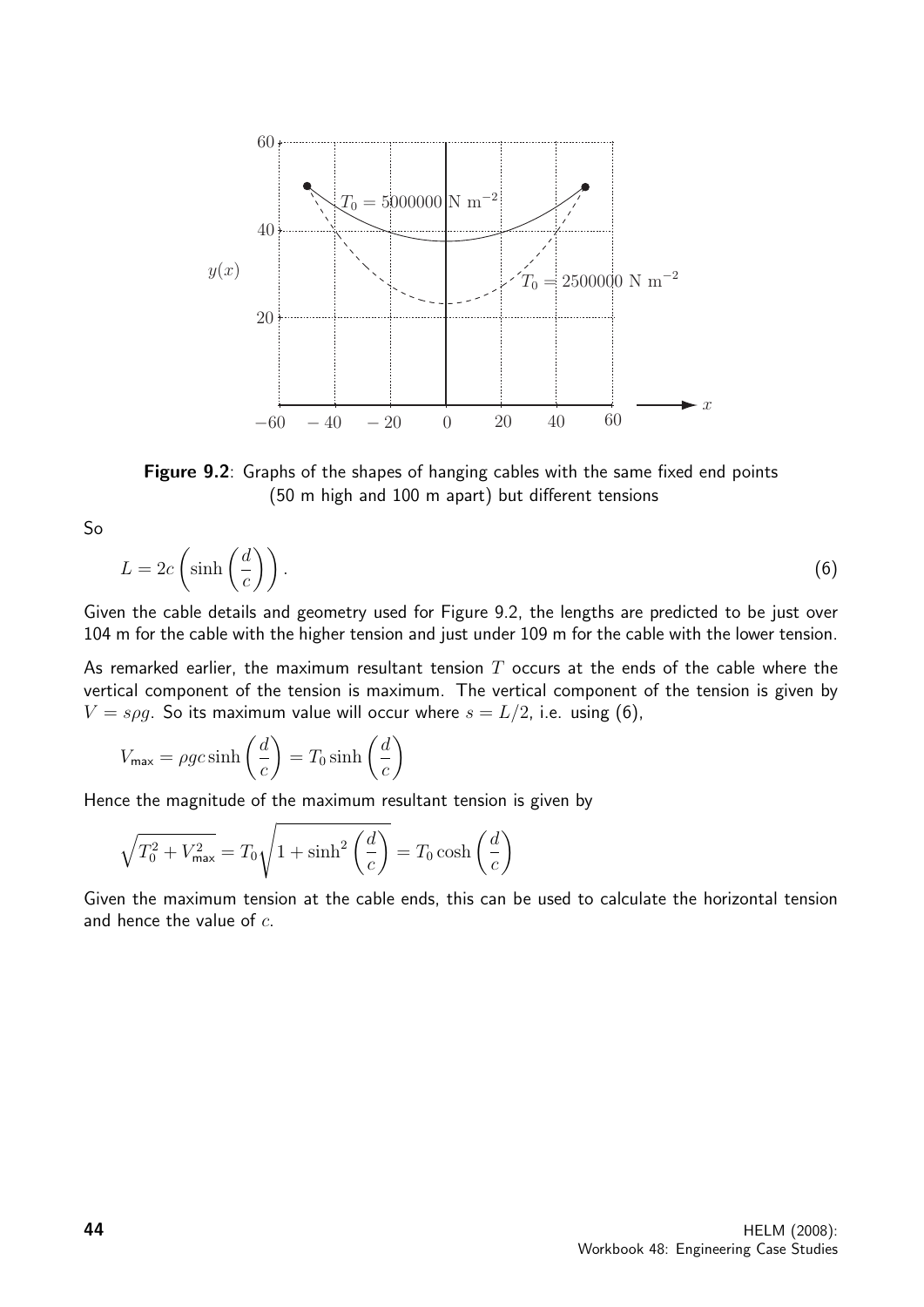**Figure 9.2**: Graphs of the shapes of hanging cables with the same fixed end points (50 m high and 100 m apart) but different tensions

So

$$L = 2c\left(\sinh\left(\frac{d}{c}\right)\right). \tag{6}$$

Given the cable details and geometry used for Figure 9.2, the lengths are predicted to be just over 104 m for the cable with the higher tension and just under 109 m for the cable with the lower tension.

As remarked earlier, the maximum resultant tension $T$ occurs at the ends of the cable where the vertical component of the tension is maximum. The vertical component of the tension is given by $V = s\rho g$. So its maximum value will occur where $s = L/2$, i.e. using (6),

$$V_{\text{max}} = \rho g c \sinh\left(\frac{d}{c}\right) = T_0 \sinh\left(\frac{d}{c}\right)$$

Hence the magnitude of the maximum resultant tension is given by

$$\sqrt{T_0^2 + V_{\text{max}}^2} = T_0\sqrt{1 + \sinh^2\left(\frac{d}{c}\right)} = T_0 \cosh\left(\frac{d}{c}\right)$$

Given the maximum tension at the cable ends, this can be used to calculate the horizontal tension and hence the value of $c$.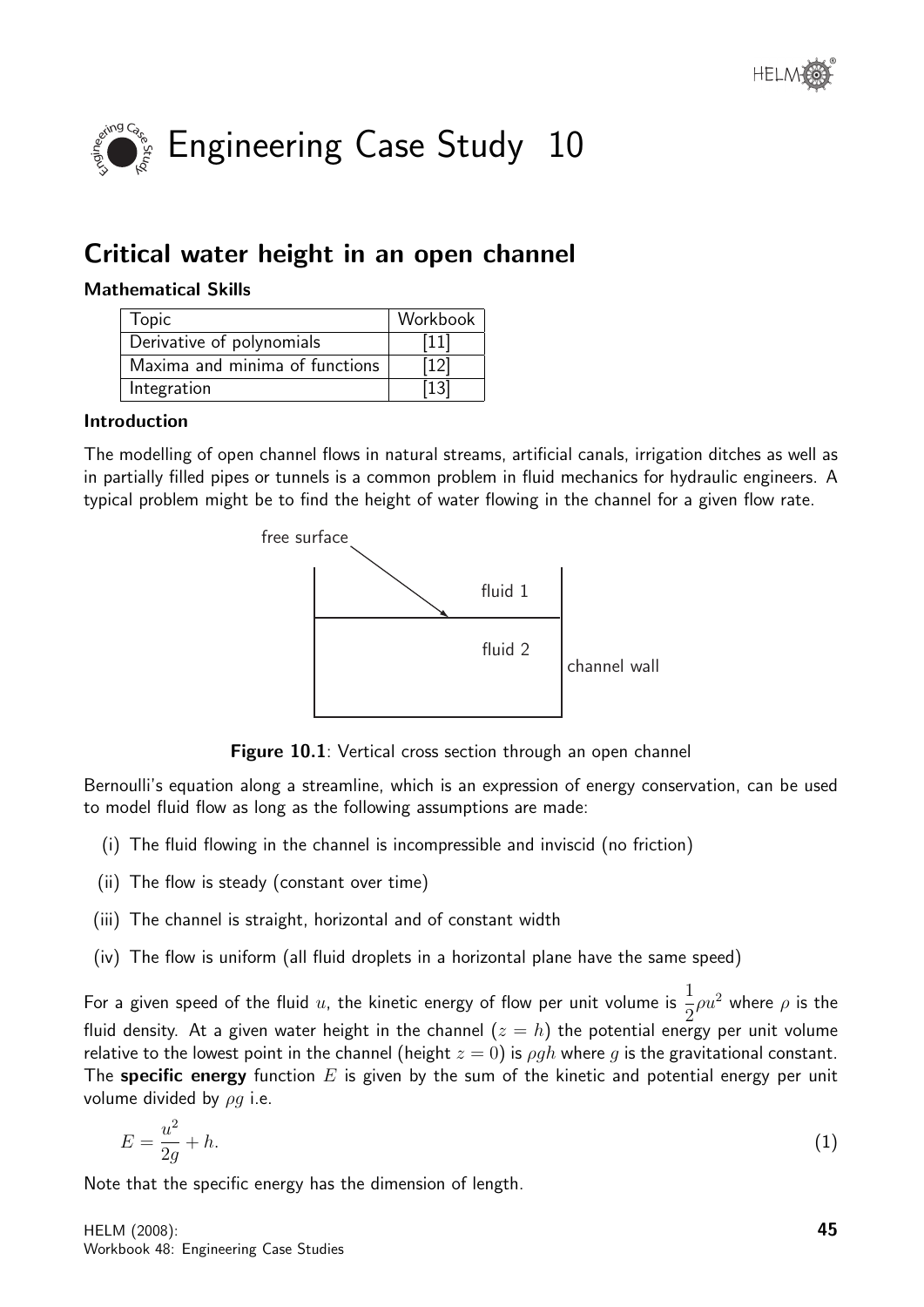# Engineering Case Study 10

## Critical water height in an open channel

### Mathematical Skills

| Topic | Workbook |
| --- | --- |
| Derivative of polynomials | [11] |
| Maxima and minima of functions | [12] |
| Integration | [13] |

### Introduction

The modelling of open channel flows in natural streams, artificial canals, irrigation ditches as well as in partially filled pipes or tunnels is a common problem in fluid mechanics for hydraulic engineers. A typical problem might be to find the height of water flowing in the channel for a given flow rate.

free surface

fluid 1

fluid 2

channel wall

**Figure 10.1**: Vertical cross section through an open channel

Bernoulli's equation along a streamline, which is an expression of energy conservation, can be used to model fluid flow as long as the following assumptions are made:

(i) The fluid flowing in the channel is incompressible and inviscid (no friction)

(ii) The flow is steady (constant over time)

(iii) The channel is straight, horizontal and of constant width

(iv) The flow is uniform (all fluid droplets in a horizontal plane have the same speed)

For a given speed of the fluid $u$, the kinetic energy of flow per unit volume is $\frac{1}{2}\rho u^2$ where $\rho$ is the fluid density. At a given water height in the channel ($z = h$) the potential energy per unit volume relative to the lowest point in the channel (height $z = 0$) is $\rho g h$ where $g$ is the gravitational constant. The **specific energy** function $E$ is given by the sum of the kinetic and potential energy per unit volume divided by $\rho g$ i.e.

$$E = \frac{u^2}{2g} + h. \qquad (1)$$

Note that the specific energy has the dimension of length.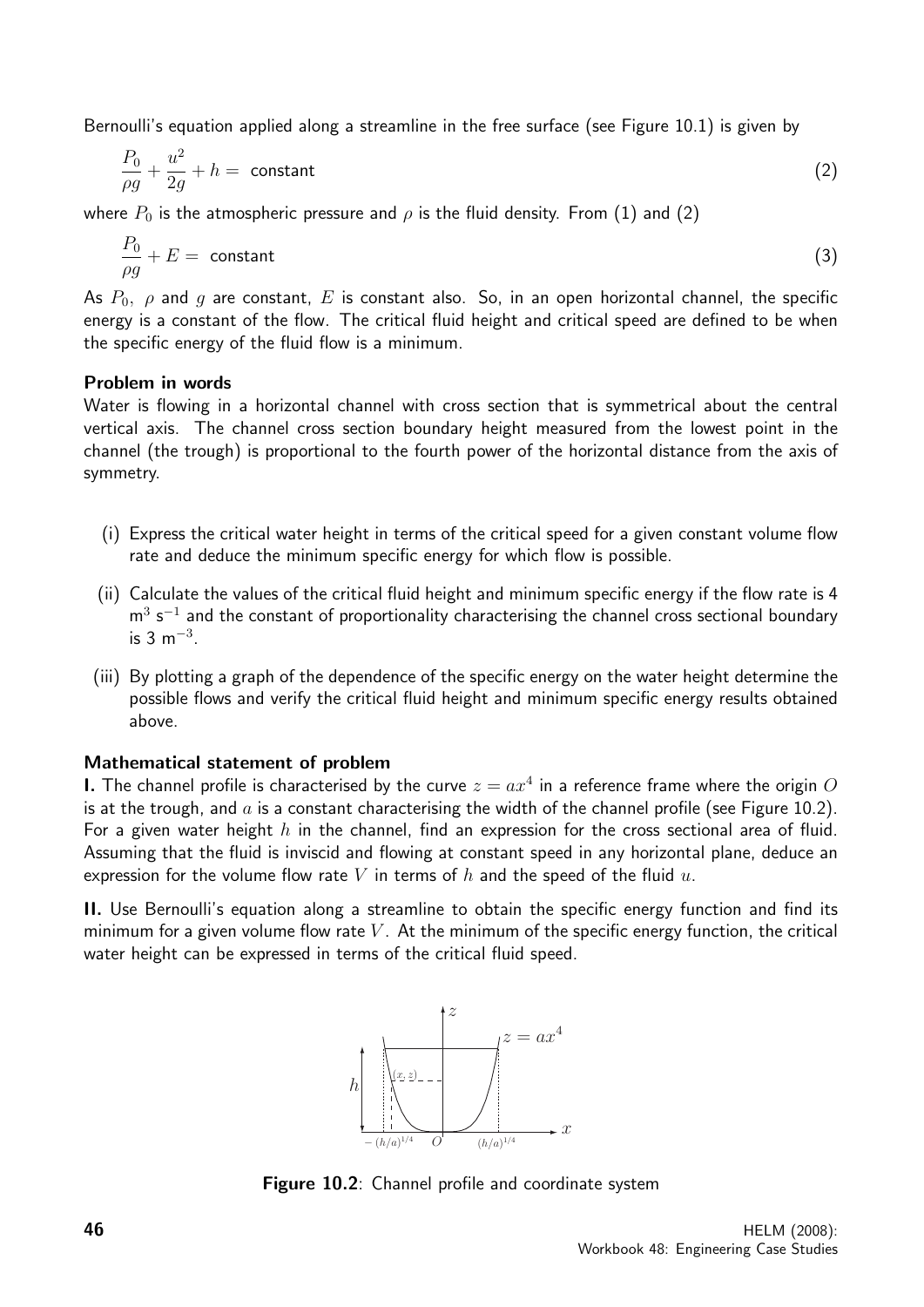Bernoulli's equation applied along a streamline in the free surface (see Figure 10.1) is given by

$$\frac{P_0}{\rho g} + \frac{u^2}{2g} + h = \text{ constant} \tag{2}$$

where $P_0$ is the atmospheric pressure and $\rho$ is the fluid density. From (1) and (2)

$$\frac{P_0}{\rho g} + E = \text{ constant} \tag{3}$$

As $P_0$, $\rho$ and $g$ are constant, $E$ is constant also. So, in an open horizontal channel, the specific energy is a constant of the flow. The critical fluid height and critical speed are defined to be when the specific energy of the fluid flow is a minimum.

**Problem in words**

Water is flowing in a horizontal channel with cross section that is symmetrical about the central vertical axis. The channel cross section boundary height measured from the lowest point in the channel (the trough) is proportional to the fourth power of the horizontal distance from the axis of symmetry.

(i) Express the critical water height in terms of the critical speed for a given constant volume flow rate and deduce the minimum specific energy for which flow is possible.

(ii) Calculate the values of the critical fluid height and minimum specific energy if the flow rate is 4 $\text{m}^3\ \text{s}^{-1}$ and the constant of proportionality characterising the channel cross sectional boundary is 3 $\text{m}^{-3}$.

(iii) By plotting a graph of the dependence of the specific energy on the water height determine the possible flows and verify the critical fluid height and minimum specific energy results obtained above.

**Mathematical statement of problem**

**I.** The channel profile is characterised by the curve $z = ax^4$ in a reference frame where the origin $O$ is at the trough, and $a$ is a constant characterising the width of the channel profile (see Figure 10.2). For a given water height $h$ in the channel, find an expression for the cross sectional area of fluid. Assuming that the fluid is inviscid and flowing at constant speed in any horizontal plane, deduce an expression for the volume flow rate $V$ in terms of $h$ and the speed of the fluid $u$.

**II.** Use Bernoulli's equation along a streamline to obtain the specific energy function and find its minimum for a given volume flow rate $V$. At the minimum of the specific energy function, the critical water height can be expressed in terms of the critical fluid speed.

**Figure 10.2**: Channel profile and coordinate system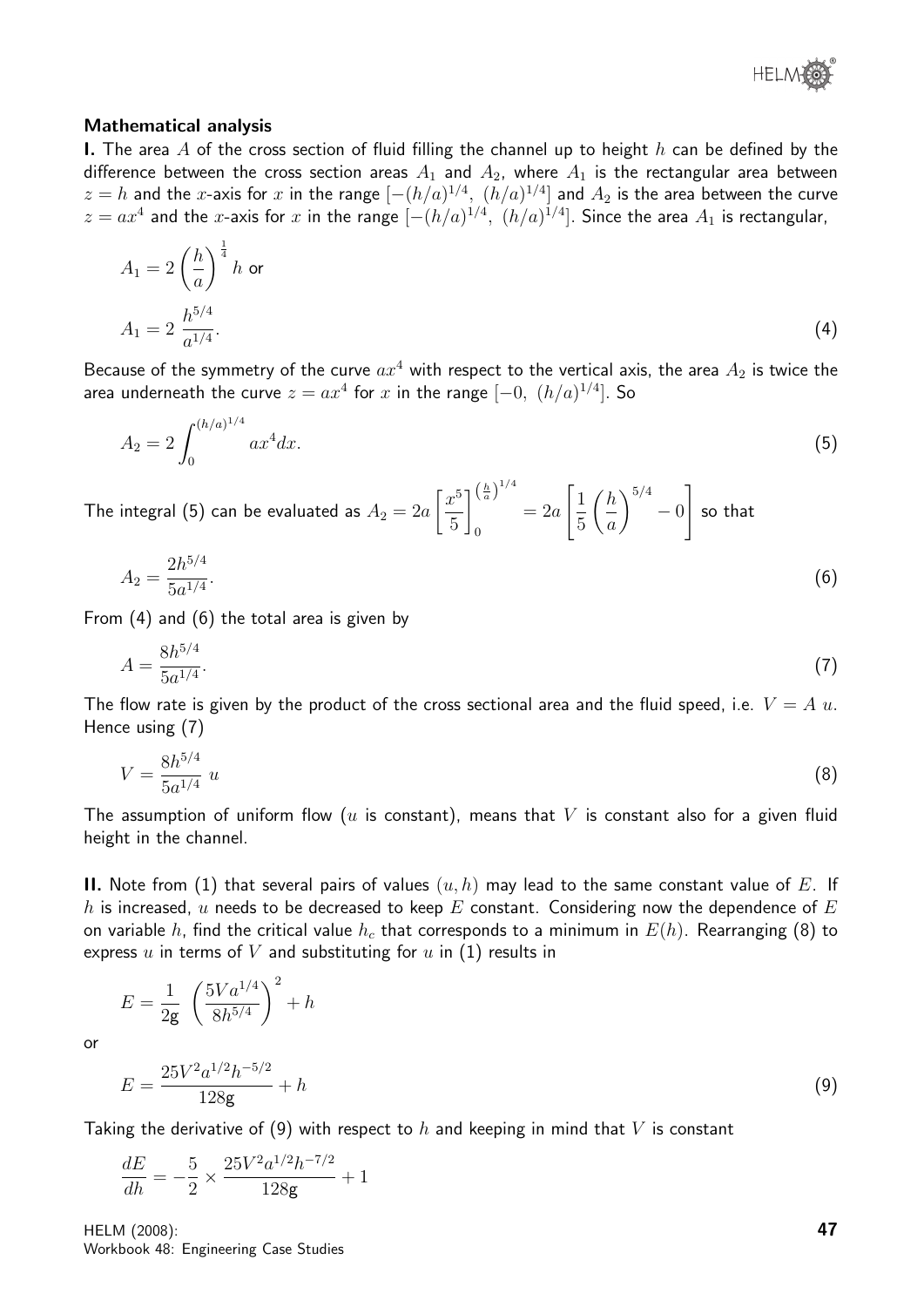### Mathematical analysis

**I.** The area $A$ of the cross section of fluid filling the channel up to height $h$ can be defined by the difference between the cross section areas $A_1$ and $A_2$, where $A_1$ is the rectangular area between $z = h$ and the $x$-axis for $x$ in the range $[-(h/a)^{1/4},\ (h/a)^{1/4}]$ and $A_2$ is the area between the curve $z = ax^4$ and the $x$-axis for $x$ in the range $[-(h/a)^{1/4},\ (h/a)^{1/4}]$. Since the area $A_1$ is rectangular,

$$A_1 = 2\left(\frac{h}{a}\right)^{\frac{1}{4}} h \text{ or}$$

$$A_1 = 2\ \frac{h^{5/4}}{a^{1/4}}. \tag{4}$$

Because of the symmetry of the curve $ax^4$ with respect to the vertical axis, the area $A_2$ is twice the area underneath the curve $z = ax^4$ for $x$ in the range $[-0,\ (h/a)^{1/4}]$. So

$$A_2 = 2\int_0^{(h/a)^{1/4}} ax^4 dx. \tag{5}$$

The integral (5) can be evaluated as $A_2 = 2a\left[\dfrac{x^5}{5}\right]_0^{\left(\frac{h}{a}\right)^{1/4}} = 2a\left[\dfrac{1}{5}\left(\dfrac{h}{a}\right)^{5/4} - 0\right]$ so that

$$A_2 = \frac{2h^{5/4}}{5a^{1/4}}. \tag{6}$$

From (4) and (6) the total area is given by

$$A = \frac{8h^{5/4}}{5a^{1/4}}. \tag{7}$$

The flow rate is given by the product of the cross sectional area and the fluid speed, i.e. $V = A\ u$. Hence using (7)

$$V = \frac{8h^{5/4}}{5a^{1/4}}\ u \tag{8}$$

The assumption of uniform flow ($u$ is constant), means that $V$ is constant also for a given fluid height in the channel.

**II.** Note from (1) that several pairs of values $(u, h)$ may lead to the same constant value of $E$. If $h$ is increased, $u$ needs to be decreased to keep $E$ constant. Considering now the dependence of $E$ on variable $h$, find the critical value $h_c$ that corresponds to a minimum in $E(h)$. Rearranging (8) to express $u$ in terms of $V$ and substituting for $u$ in (1) results in

$$E = \frac{1}{2\text{g}}\ \left(\frac{5Va^{1/4}}{8h^{5/4}}\right)^2 + h$$

or

$$E = \frac{25V^2a^{1/2}h^{-5/2}}{128\text{g}} + h \tag{9}$$

Taking the derivative of (9) with respect to $h$ and keeping in mind that $V$ is constant

$$\frac{dE}{dh} = -\frac{5}{2} \times \frac{25V^2a^{1/2}h^{-7/2}}{128\text{g}} + 1$$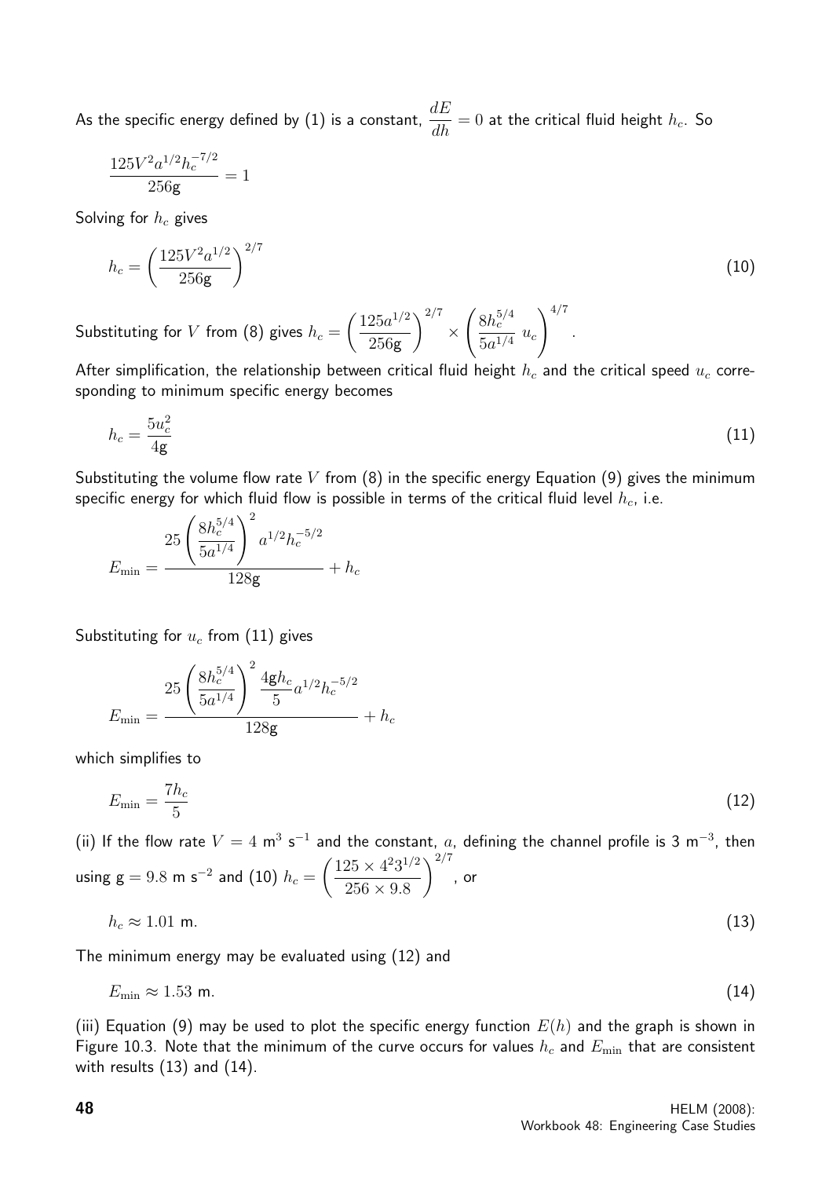As the specific energy defined by (1) is a constant, $\dfrac{dE}{dh} = 0$ at the critical fluid height $h_c$. So

$$\frac{125V^2 a^{1/2} h_c^{-7/2}}{256\text{g}} = 1$$

Solving for $h_c$ gives

$$h_c = \left(\frac{125V^2 a^{1/2}}{256\text{g}}\right)^{2/7} \tag{10}$$

Substituting for $V$ from (8) gives $h_c = \left(\dfrac{125a^{1/2}}{256\text{g}}\right)^{2/7} \times \left(\dfrac{8h_c^{5/4}}{5a^{1/4}}\ u_c\right)^{4/7}$.

After simplification, the relationship between critical fluid height $h_c$ and the critical speed $u_c$ corresponding to minimum specific energy becomes

$$h_c = \frac{5u_c^2}{4\text{g}} \tag{11}$$

Substituting the volume flow rate $V$ from (8) in the specific energy Equation (9) gives the minimum specific energy for which fluid flow is possible in terms of the critical fluid level $h_c$, i.e.

$$E_{\min} = \frac{25\left(\dfrac{8h_c^{5/4}}{5a^{1/4}}\right)^2 a^{1/2} h_c^{-5/2}}{128\text{g}} + h_c$$

Substituting for $u_c$ from (11) gives

$$E_{\min} = \frac{25\left(\dfrac{8h_c^{5/4}}{5a^{1/4}}\right)^2 \dfrac{4\text{g}h_c}{5} a^{1/2} h_c^{-5/2}}{128\text{g}} + h_c$$

which simplifies to

$$E_{\min} = \frac{7h_c}{5} \tag{12}$$

(ii) If the flow rate $V = 4$ m$^3$ s$^{-1}$ and the constant, $a$, defining the channel profile is 3 m$^{-3}$, then using $\text{g} = 9.8$ m s$^{-2}$ and (10) $h_c = \left(\dfrac{125 \times 4^2 3^{1/2}}{256 \times 9.8}\right)^{2/7}$, or

$$h_c \approx 1.01 \text{ m}. \tag{13}$$

The minimum energy may be evaluated using (12) and

$$E_{\min} \approx 1.53 \text{ m}. \tag{14}$$

(iii) Equation (9) may be used to plot the specific energy function $E(h)$ and the graph is shown in Figure 10.3. Note that the minimum of the curve occurs for values $h_c$ and $E_{\min}$ that are consistent with results (13) and (14).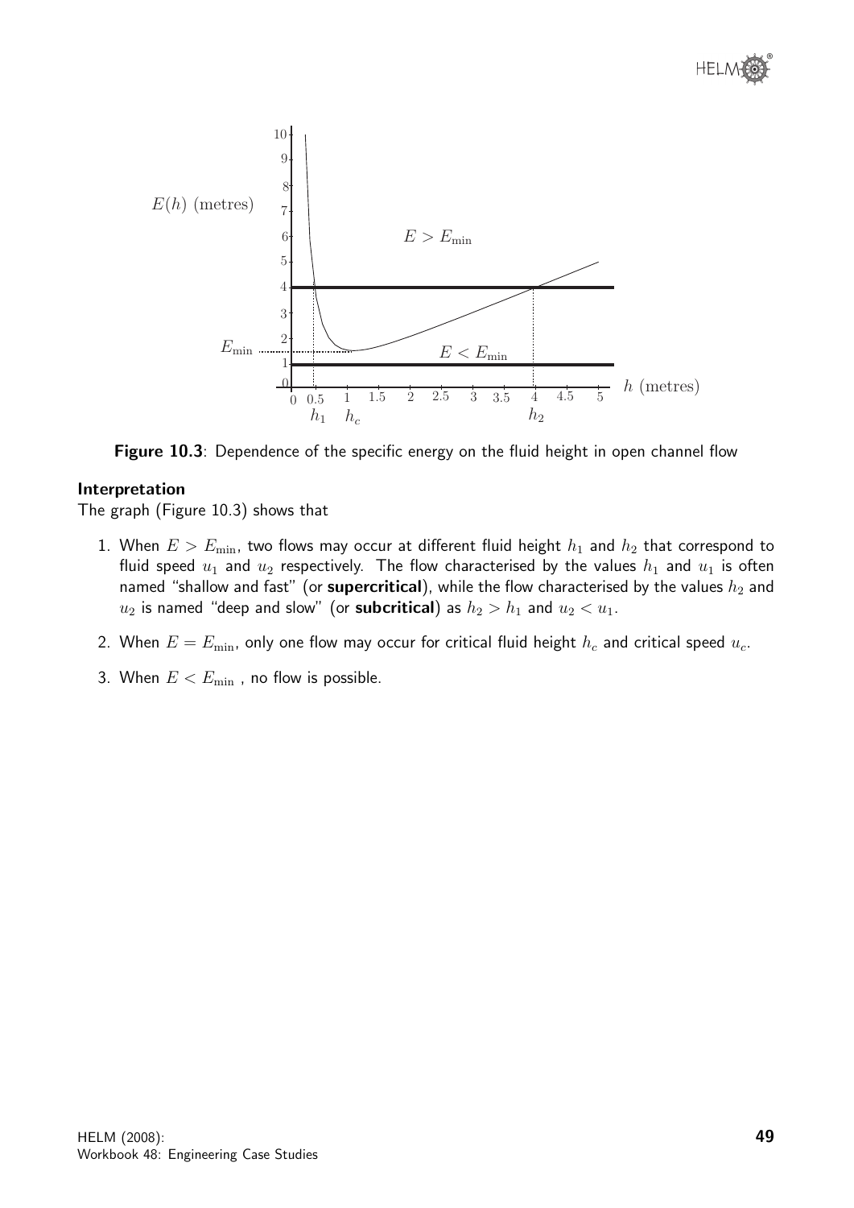**Figure 10.3**: Dependence of the specific energy on the fluid height in open channel flow

**Interpretation**

The graph (Figure 10.3) shows that

1. When $E > E_{\min}$, two flows may occur at different fluid height $h_1$ and $h_2$ that correspond to fluid speed $u_1$ and $u_2$ respectively. The flow characterised by the values $h_1$ and $u_1$ is often named "shallow and fast" (or **supercritical**), while the flow characterised by the values $h_2$ and $u_2$ is named "deep and slow" (or **subcritical**) as $h_2 > h_1$ and $u_2 < u_1$.

2. When $E = E_{\min}$, only one flow may occur for critical fluid height $h_c$ and critical speed $u_c$.

3. When $E < E_{\min}$ , no flow is possible.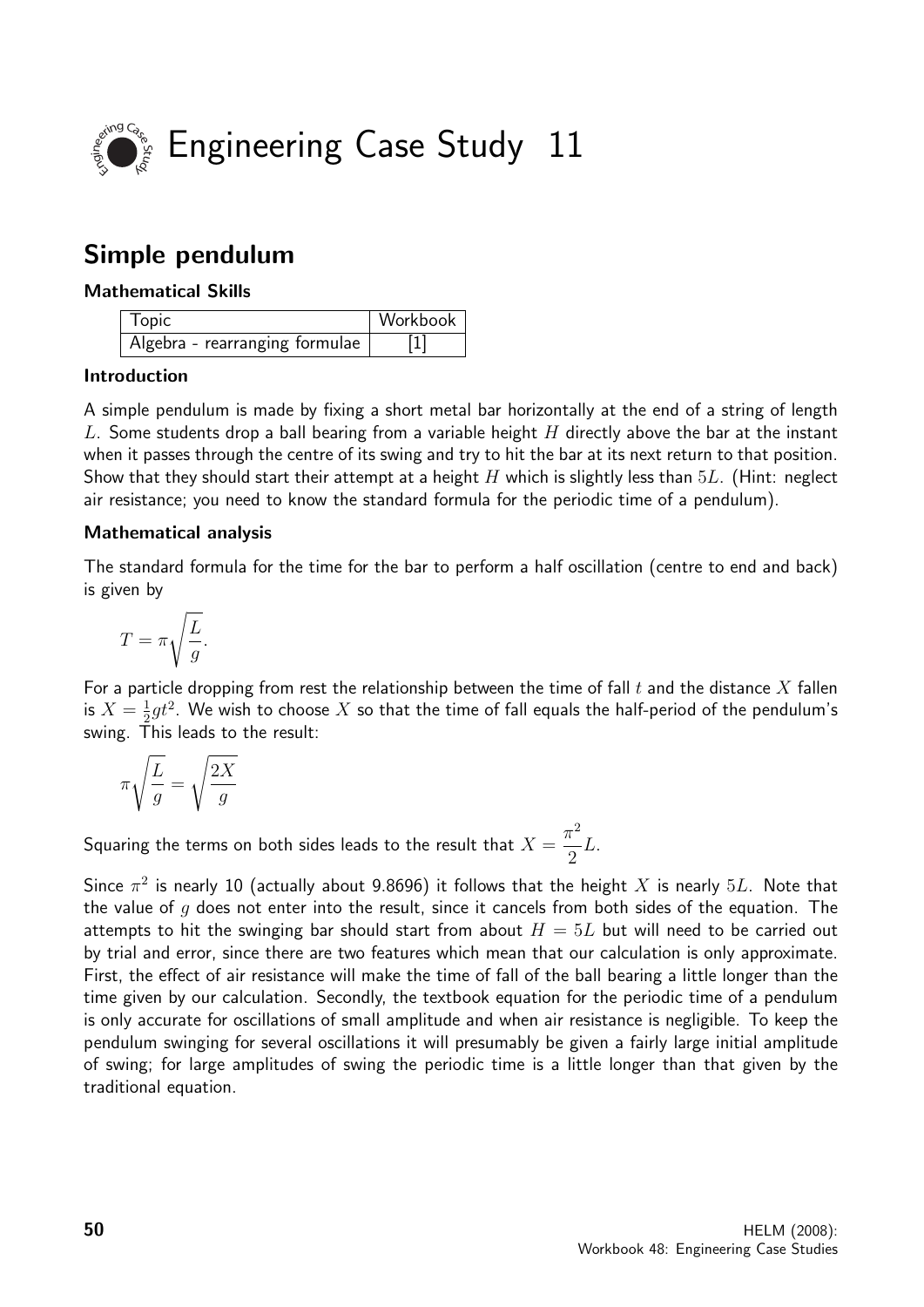# Engineering Case Study 11

## Simple pendulum

### Mathematical Skills

| Topic | Workbook |
| --- | --- |
| Algebra - rearranging formulae | [1] |

### Introduction

A simple pendulum is made by fixing a short metal bar horizontally at the end of a string of length $L$. Some students drop a ball bearing from a variable height $H$ directly above the bar at the instant when it passes through the centre of its swing and try to hit the bar at its next return to that position. Show that they should start their attempt at a height $H$ which is slightly less than $5L$. (Hint: neglect air resistance; you need to know the standard formula for the periodic time of a pendulum).

### Mathematical analysis

The standard formula for the time for the bar to perform a half oscillation (centre to end and back) is given by

$$T = \pi\sqrt{\frac{L}{g}}.$$

For a particle dropping from rest the relationship between the time of fall $t$ and the distance $X$ fallen is $X = \frac{1}{2}gt^2$. We wish to choose $X$ so that the time of fall equals the half-period of the pendulum's swing. This leads to the result:

$$\pi\sqrt{\frac{L}{g}} = \sqrt{\frac{2X}{g}}$$

Squaring the terms on both sides leads to the result that $X = \dfrac{\pi^2}{2}L$.

Since $\pi^2$ is nearly 10 (actually about 9.8696) it follows that the height $X$ is nearly $5L$. Note that the value of $g$ does not enter into the result, since it cancels from both sides of the equation. The attempts to hit the swinging bar should start from about $H = 5L$ but will need to be carried out by trial and error, since there are two features which mean that our calculation is only approximate. First, the effect of air resistance will make the time of fall of the ball bearing a little longer than the time given by our calculation. Secondly, the textbook equation for the periodic time of a pendulum is only accurate for oscillations of small amplitude and when air resistance is negligible. To keep the pendulum swinging for several oscillations it will presumably be given a fairly large initial amplitude of swing; for large amplitudes of swing the periodic time is a little longer than that given by the traditional equation.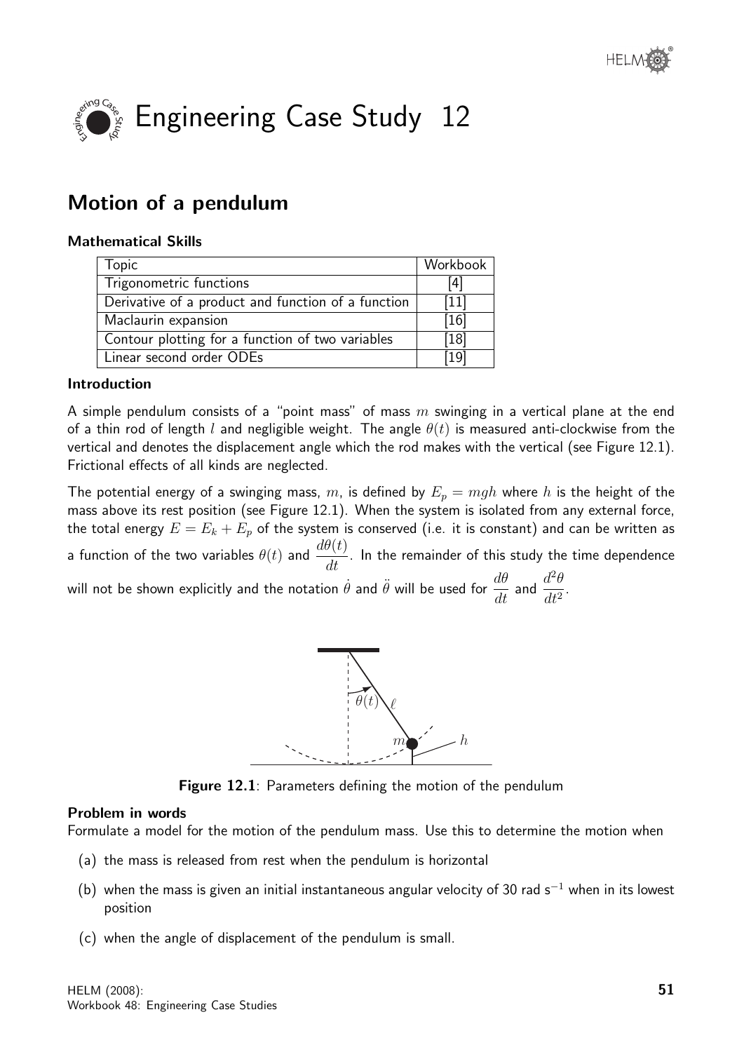# Engineering Case Study 12

## Motion of a pendulum

### Mathematical Skills

| Topic | Workbook |
|---|---|
| Trigonometric functions | [4] |
| Derivative of a product and function of a function | [11] |
| Maclaurin expansion | [16] |
| Contour plotting for a function of two variables | [18] |
| Linear second order ODEs | [19] |

### Introduction

A simple pendulum consists of a "point mass" of mass $m$ swinging in a vertical plane at the end of a thin rod of length $l$ and negligible weight. The angle $\theta(t)$ is measured anti-clockwise from the vertical and denotes the displacement angle which the rod makes with the vertical (see Figure 12.1). Frictional effects of all kinds are neglected.

The potential energy of a swinging mass, $m$, is defined by $E_p = mgh$ where $h$ is the height of the mass above its rest position (see Figure 12.1). When the system is isolated from any external force, the total energy $E = E_k + E_p$ of the system is conserved (i.e. it is constant) and can be written as a function of the two variables $\theta(t)$ and $\dfrac{d\theta(t)}{dt}$. In the remainder of this study the time dependence will not be shown explicitly and the notation $\dot{\theta}$ and $\ddot{\theta}$ will be used for $\dfrac{d\theta}{dt}$ and $\dfrac{d^2\theta}{dt^2}$.

**Figure 12.1**: Parameters defining the motion of the pendulum

### Problem in words

Formulate a model for the motion of the pendulum mass. Use this to determine the motion when

(a) the mass is released from rest when the pendulum is horizontal

(b) when the mass is given an initial instantaneous angular velocity of 30 rad s$^{-1}$ when in its lowest position

(c) when the angle of displacement of the pendulum is small.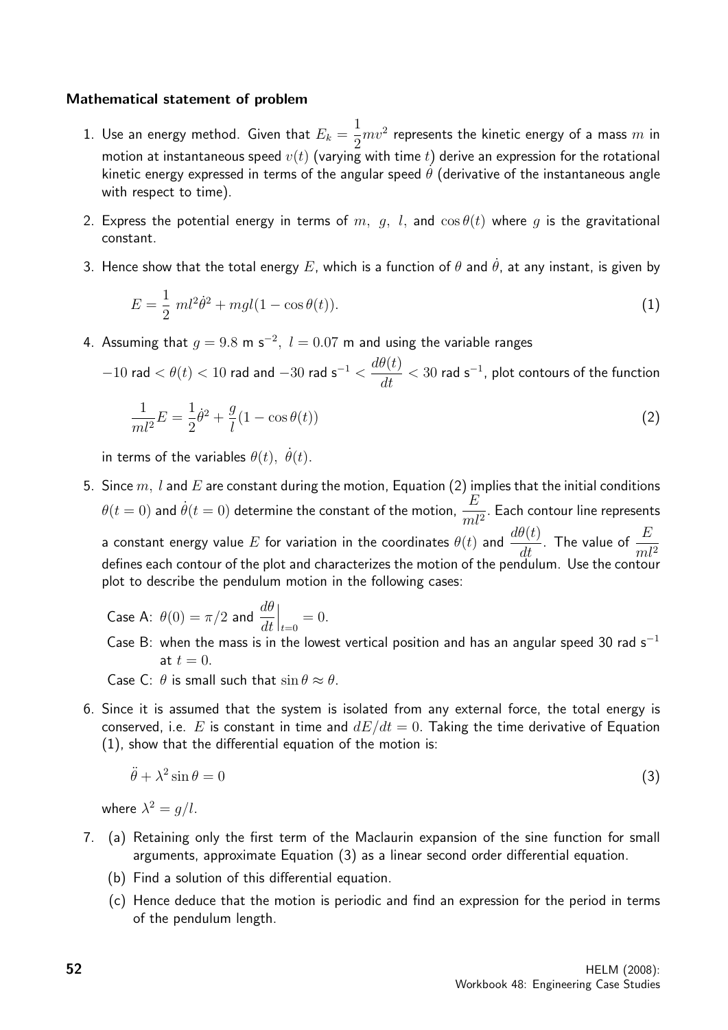#### Mathematical statement of problem

1. Use an energy method. Given that $E_k = \frac{1}{2}mv^2$ represents the kinetic energy of a mass $m$ in motion at instantaneous speed $v(t)$ (varying with time $t$) derive an expression for the rotational kinetic energy expressed in terms of the angular speed $\dot{\theta}$ (derivative of the instantaneous angle with respect to time).

2. Express the potential energy in terms of $m,\ g,\ l,$ and $\cos\theta(t)$ where $g$ is the gravitational constant.

3. Hence show that the total energy $E$, which is a function of $\theta$ and $\dot{\theta}$, at any instant, is given by

$$E = \frac{1}{2}\ ml^2\dot{\theta}^2 + mgl(1 - \cos\theta(t)). \tag{1}$$

4. Assuming that $g = 9.8$ m s$^{-2}$, $l = 0.07$ m and using the variable ranges

   $-10$ rad $< \theta(t) < 10$ rad and $-30$ rad s$^{-1} < \dfrac{d\theta(t)}{dt} < 30$ rad s$^{-1}$, plot contours of the function

$$\frac{1}{ml^2}E = \frac{1}{2}\dot{\theta}^2 + \frac{g}{l}(1 - \cos\theta(t)) \tag{2}$$

   in terms of the variables $\theta(t),\ \dot{\theta}(t)$.

5. Since $m,\ l$ and $E$ are constant during the motion, Equation (2) implies that the initial conditions $\theta(t=0)$ and $\dot{\theta}(t=0)$ determine the constant of the motion, $\dfrac{E}{ml^2}$. Each contour line represents a constant energy value $E$ for variation in the coordinates $\theta(t)$ and $\dfrac{d\theta(t)}{dt}$. The value of $\dfrac{E}{ml^2}$ defines each contour of the plot and characterizes the motion of the pendulum. Use the contour plot to describe the pendulum motion in the following cases:

   Case A: $\theta(0) = \pi/2$ and $\left.\dfrac{d\theta}{dt}\right|_{t=0} = 0$.

   Case B: when the mass is in the lowest vertical position and has an angular speed 30 rad s$^{-1}$ at $t = 0$.

   Case C: $\theta$ is small such that $\sin\theta \approx \theta$.

6. Since it is assumed that the system is isolated from any external force, the total energy is conserved, i.e. $E$ is constant in time and $dE/dt = 0$. Taking the time derivative of Equation (1), show that the differential equation of the motion is:

$$\ddot{\theta} + \lambda^2\sin\theta = 0 \tag{3}$$

   where $\lambda^2 = g/l$.

7. (a) Retaining only the first term of the Maclaurin expansion of the sine function for small arguments, approximate Equation (3) as a linear second order differential equation.

   (b) Find a solution of this differential equation.

   (c) Hence deduce that the motion is periodic and find an expression for the period in terms of the pendulum length.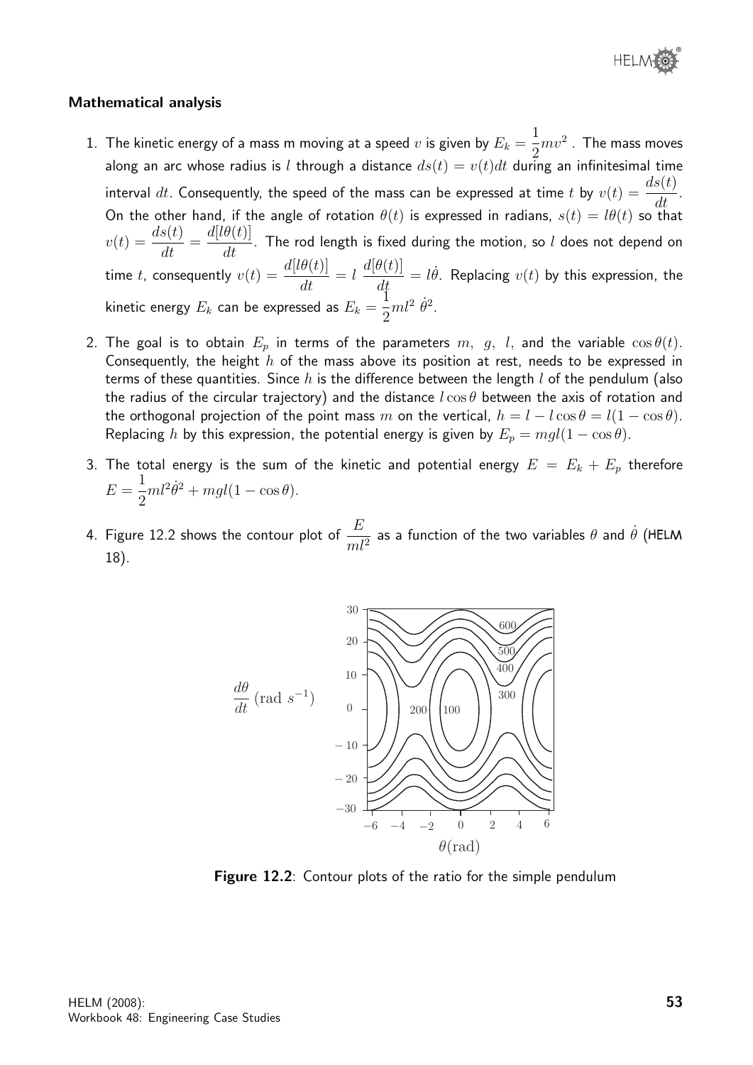#### Mathematical analysis

1. The kinetic energy of a mass m moving at a speed $v$ is given by $E_k = \frac{1}{2}mv^2$ . The mass moves along an arc whose radius is $l$ through a distance $ds(t) = v(t)dt$ during an infinitesimal time interval $dt$. Consequently, the speed of the mass can be expressed at time $t$ by $v(t) = \frac{ds(t)}{dt}$. On the other hand, if the angle of rotation $\theta(t)$ is expressed in radians, $s(t) = l\theta(t)$ so that $v(t) = \frac{ds(t)}{dt} = \frac{d[l\theta(t)]}{dt}$. The rod length is fixed during the motion, so $l$ does not depend on time $t$, consequently $v(t) = \frac{d[l\theta(t)]}{dt} = l\ \frac{d[\theta(t)]}{dt} = l\dot{\theta}$. Replacing $v(t)$ by this expression, the kinetic energy $E_k$ can be expressed as $E_k = \frac{1}{2}ml^2\ \dot{\theta}^2$.

2. The goal is to obtain $E_p$ in terms of the parameters $m,\ g,\ l,$ and the variable $\cos\theta(t)$. Consequently, the height $h$ of the mass above its position at rest, needs to be expressed in terms of these quantities. Since $h$ is the difference between the length $l$ of the pendulum (also the radius of the circular trajectory) and the distance $l\cos\theta$ between the axis of rotation and the orthogonal projection of the point mass $m$ on the vertical, $h = l - l\cos\theta = l(1 - \cos\theta)$. Replacing $h$ by this expression, the potential energy is given by $E_p = mgl(1 - \cos\theta)$.

3. The total energy is the sum of the kinetic and potential energy $E = E_k + E_p$ therefore $E = \frac{1}{2}ml^2\dot{\theta}^2 + mgl(1 - \cos\theta)$.

4. Figure 12.2 shows the contour plot of $\frac{E}{ml^2}$ as a function of the two variables $\theta$ and $\dot{\theta}$ (HELM 18).

**Figure 12.2**: Contour plots of the ratio for the simple pendulum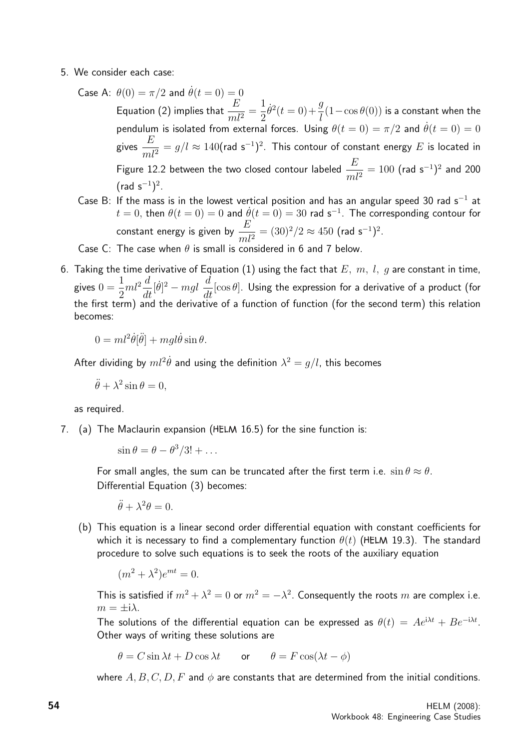5. We consider each case:

   Case A: $\theta(0) = \pi/2$ and $\dot{\theta}(t = 0) = 0$

   Equation (2) implies that $\dfrac{E}{ml^2} = \dfrac{1}{2}\dot{\theta}^2(t = 0) + \dfrac{g}{l}(1 - \cos\theta(0))$ is a constant when the pendulum is isolated from external forces. Using $\theta(t = 0) = \pi/2$ and $\dot{\theta}(t = 0) = 0$ gives $\dfrac{E}{ml^2} = g/l \approx 140$(rad s$^{-1}$)$^2$. This contour of constant energy $E$ is located in Figure 12.2 between the two closed contour labeled $\dfrac{E}{ml^2} = 100$ (rad s$^{-1}$)$^2$ and 200 (rad s$^{-1}$)$^2$.

   Case B: If the mass is in the lowest vertical position and has an angular speed 30 rad s$^{-1}$ at $t = 0$, then $\theta(t = 0) = 0$ and $\dot{\theta}(t = 0) = 30$ rad s$^{-1}$. The corresponding contour for constant energy is given by $\dfrac{E}{ml^2} = (30)^2/2 \approx 450$ (rad s$^{-1}$)$^2$.

   Case C: The case when $\theta$ is small is considered in 6 and 7 below.

6. Taking the time derivative of Equation (1) using the fact that $E,\ m,\ l,\ g$ are constant in time, gives $0 = \dfrac{1}{2}ml^2\dfrac{d}{dt}[\dot{\theta}]^2 - mgl\ \dfrac{d}{dt}[\cos\theta]$. Using the expression for a derivative of a product (for the first term) and the derivative of a function of function (for the second term) this relation becomes:

   $$0 = ml^2\dot{\theta}[\ddot{\theta}] + mgl\dot{\theta}\sin\theta.$$

   After dividing by $ml^2\dot{\theta}$ and using the definition $\lambda^2 = g/l$, this becomes

   $$\ddot{\theta} + \lambda^2\sin\theta = 0,$$

   as required.

7. (a) The Maclaurin expansion (HELM 16.5) for the sine function is:

   $$\sin\theta = \theta - \theta^3/3! + \ldots$$

   For small angles, the sum can be truncated after the first term i.e. $\sin\theta \approx \theta$.
   Differential Equation (3) becomes:

   $$\ddot{\theta} + \lambda^2\theta = 0.$$

   (b) This equation is a linear second order differential equation with constant coefficients for which it is necessary to find a complementary function $\theta(t)$ (HELM 19.3). The standard procedure to solve such equations is to seek the roots of the auxiliary equation

   $$(m^2 + \lambda^2)e^{mt} = 0.$$

   This is satisfied if $m^2 + \lambda^2 = 0$ or $m^2 = -\lambda^2$. Consequently the roots $m$ are complex i.e. $m = \pm\mathrm{i}\lambda$.

   The solutions of the differential equation can be expressed as $\theta(t) = Ae^{\mathrm{i}\lambda t} + Be^{-\mathrm{i}\lambda t}$. Other ways of writing these solutions are

   $$\theta = C\sin\lambda t + D\cos\lambda t \qquad \text{or} \qquad \theta = F\cos(\lambda t - \phi)$$

   where $A, B, C, D, F$ and $\phi$ are constants that are determined from the initial conditions.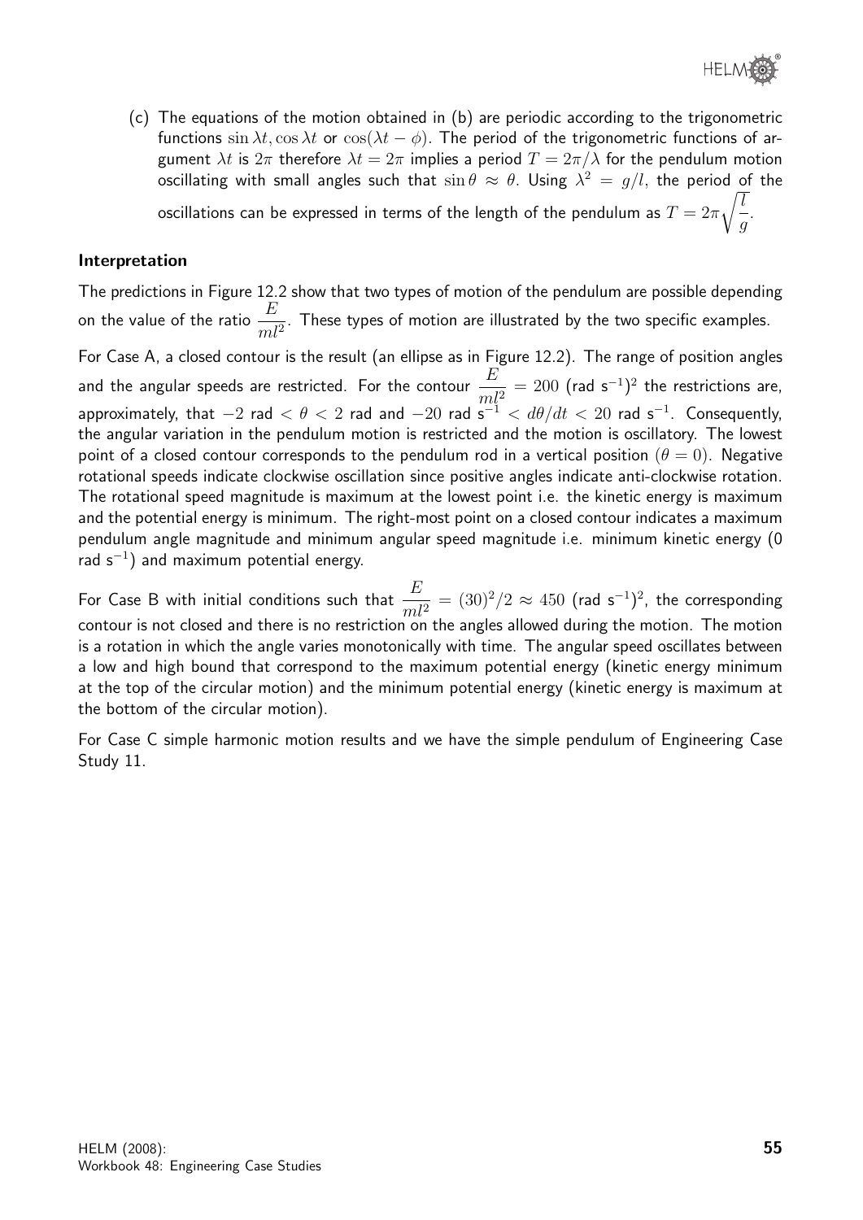(c) The equations of the motion obtained in (b) are periodic according to the trigonometric functions $\sin \lambda t, \cos \lambda t$ or $\cos(\lambda t - \phi)$. The period of the trigonometric functions of argument $\lambda t$ is $2\pi$ therefore $\lambda t = 2\pi$ implies a period $T = 2\pi/\lambda$ for the pendulum motion oscillating with small angles such that $\sin\theta \approx \theta$. Using $\lambda^2 = g/l$, the period of the oscillations can be expressed in terms of the length of the pendulum as $T = 2\pi\sqrt{\dfrac{l}{g}}$.

### Interpretation

The predictions in Figure 12.2 show that two types of motion of the pendulum are possible depending on the value of the ratio $\dfrac{E}{ml^2}$. These types of motion are illustrated by the two specific examples.

For Case A, a closed contour is the result (an ellipse as in Figure 12.2). The range of position angles and the angular speeds are restricted. For the contour $\dfrac{E}{ml^2} = 200$ (rad s$^{-1}$)$^2$ the restrictions are, approximately, that $-2$ rad $< \theta < 2$ rad and $-20$ rad s$^{-1}$ $< d\theta/dt < 20$ rad s$^{-1}$. Consequently, the angular variation in the pendulum motion is restricted and the motion is oscillatory. The lowest point of a closed contour corresponds to the pendulum rod in a vertical position ($\theta = 0$). Negative rotational speeds indicate clockwise oscillation since positive angles indicate anti-clockwise rotation. The rotational speed magnitude is maximum at the lowest point i.e. the kinetic energy is maximum and the potential energy is minimum. The right-most point on a closed contour indicates a maximum pendulum angle magnitude and minimum angular speed magnitude i.e. minimum kinetic energy (0 rad s$^{-1}$) and maximum potential energy.

For Case B with initial conditions such that $\dfrac{E}{ml^2} = (30)^2/2 \approx 450$ (rad s$^{-1}$)$^2$, the corresponding contour is not closed and there is no restriction on the angles allowed during the motion. The motion is a rotation in which the angle varies monotonically with time. The angular speed oscillates between a low and high bound that correspond to the maximum potential energy (kinetic energy minimum at the top of the circular motion) and the minimum potential energy (kinetic energy is maximum at the bottom of the circular motion).

For Case C simple harmonic motion results and we have the simple pendulum of Engineering Case Study 11.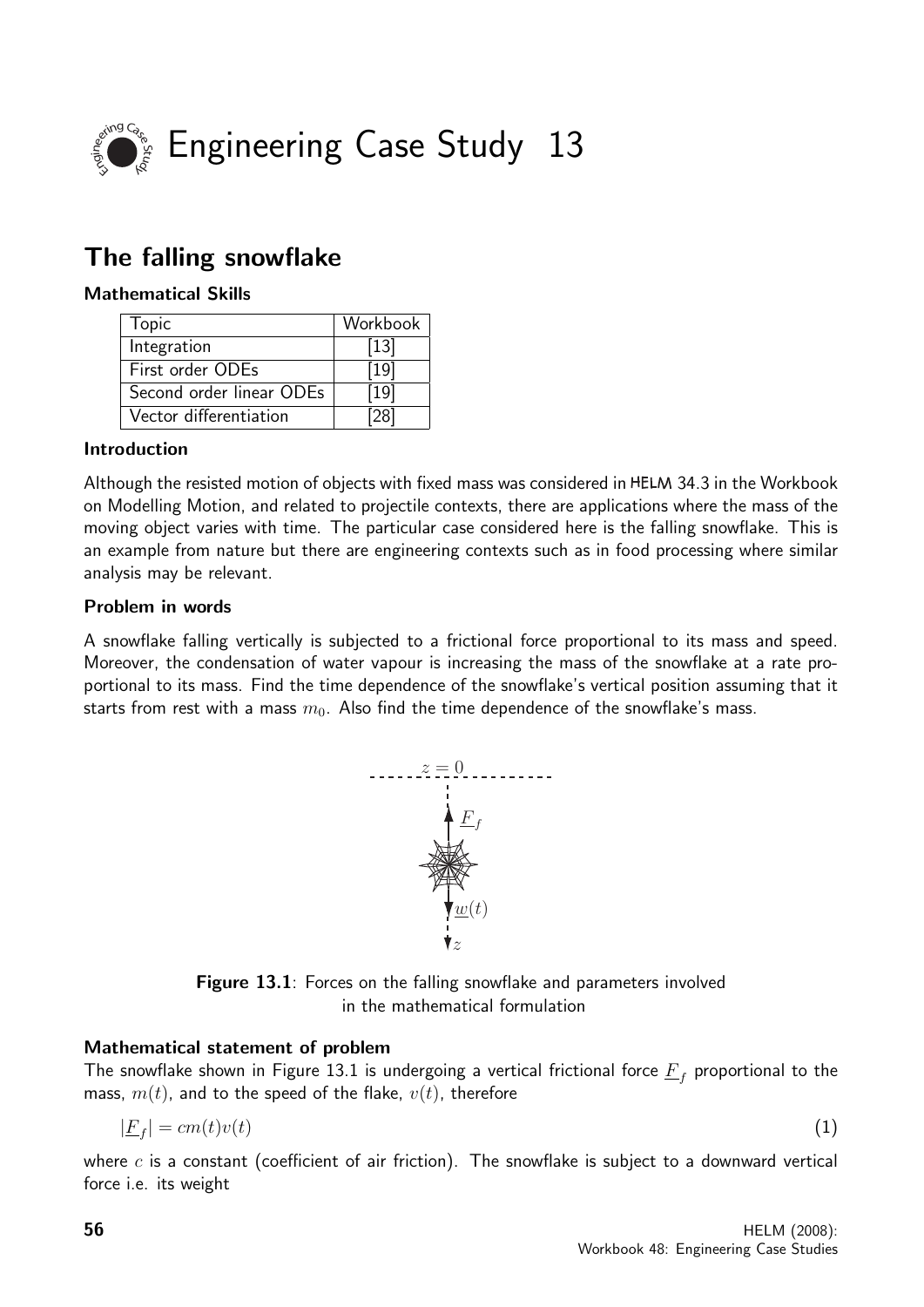# Engineering Case Study 13

## The falling snowflake

### Mathematical Skills

| Topic | Workbook |
| --- | --- |
| Integration | [13] |
| First order ODEs | [19] |
| Second order linear ODEs | [19] |
| Vector differentiation | [28] |

### Introduction

Although the resisted motion of objects with fixed mass was considered in HELM 34.3 in the Workbook on Modelling Motion, and related to projectile contexts, there are applications where the mass of the moving object varies with time. The particular case considered here is the falling snowflake. This is an example from nature but there are engineering contexts such as in food processing where similar analysis may be relevant.

### Problem in words

A snowflake falling vertically is subjected to a frictional force proportional to its mass and speed. Moreover, the condensation of water vapour is increasing the mass of the snowflake at a rate proportional to its mass. Find the time dependence of the snowflake's vertical position assuming that it starts from rest with a mass $m_0$. Also find the time dependence of the snowflake's mass.

**Figure 13.1**: Forces on the falling snowflake and parameters involved in the mathematical formulation

### Mathematical statement of problem

The snowflake shown in Figure 13.1 is undergoing a vertical frictional force $\underline{F}_f$ proportional to the mass, $m(t)$, and to the speed of the flake, $v(t)$, therefore

$$|\underline{F}_f| = cm(t)v(t) \tag{1}$$

where $c$ is a constant (coefficient of air friction). The snowflake is subject to a downward vertical force i.e. its weight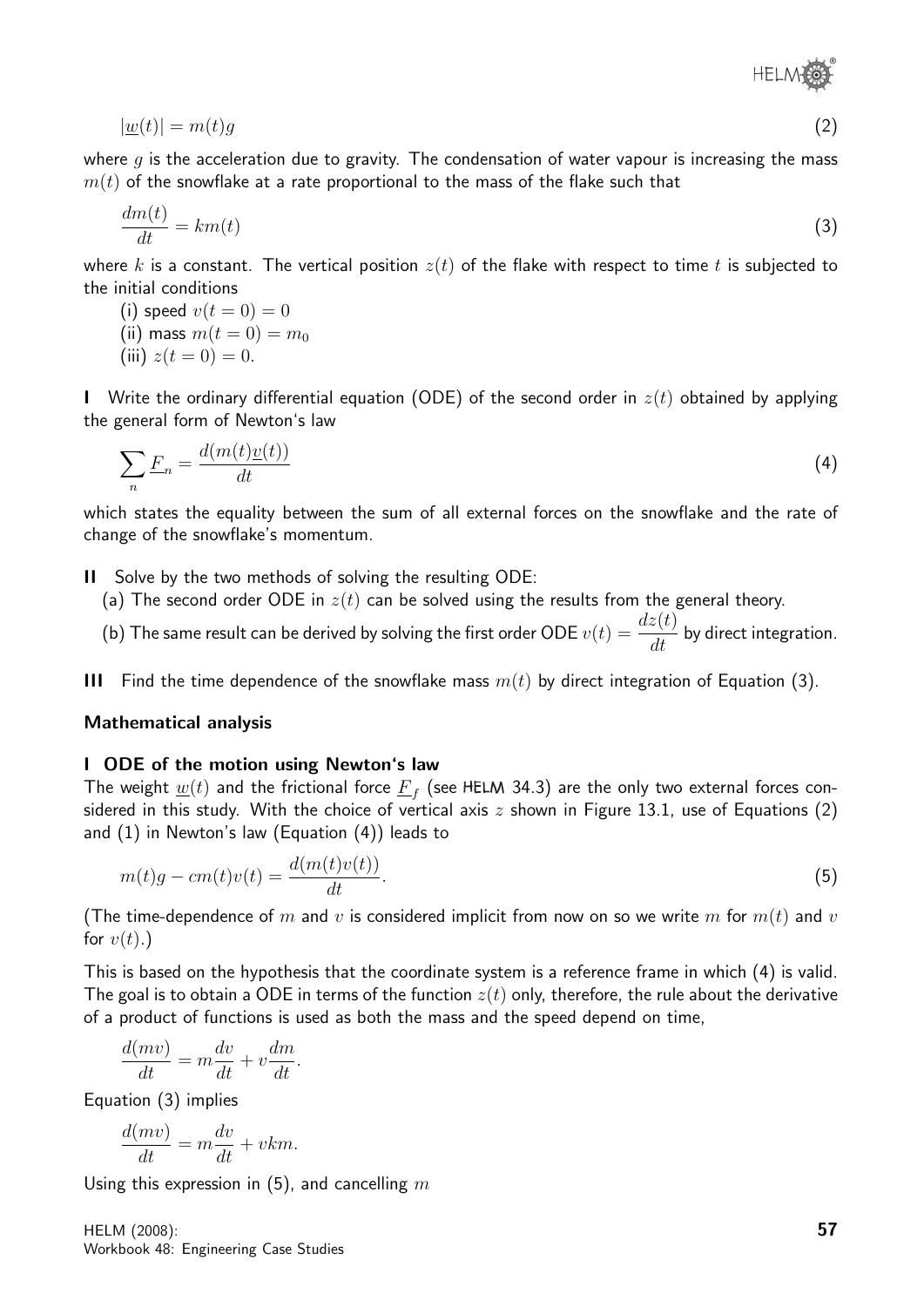$$|\underline{w}(t)| = m(t)g \tag{2}$$

where $g$ is the acceleration due to gravity. The condensation of water vapour is increasing the mass $m(t)$ of the snowflake at a rate proportional to the mass of the flake such that

$$\frac{dm(t)}{dt} = km(t) \tag{3}$$

where $k$ is a constant. The vertical position $z(t)$ of the flake with respect to time $t$ is subjected to the initial conditions

(i) speed $v(t = 0) = 0$
(ii) mass $m(t = 0) = m_0$
(iii) $z(t = 0) = 0$.

**I** Write the ordinary differential equation (ODE) of the second order in $z(t)$ obtained by applying the general form of Newton's law

$$\sum_n \underline{F}_n = \frac{d(m(t)\underline{v}(t))}{dt} \tag{4}$$

which states the equality between the sum of all external forces on the snowflake and the rate of change of the snowflake's momentum.

**II** Solve by the two methods of solving the resulting ODE:

(a) The second order ODE in $z(t)$ can be solved using the results from the general theory.

(b) The same result can be derived by solving the first order ODE $v(t) = \dfrac{dz(t)}{dt}$ by direct integration.

**III** Find the time dependence of the snowflake mass $m(t)$ by direct integration of Equation (3).

### Mathematical analysis

#### I ODE of the motion using Newton's law

The weight $\underline{w}(t)$ and the frictional force $\underline{F}_f$ (see HELM 34.3) are the only two external forces considered in this study. With the choice of vertical axis $z$ shown in Figure 13.1, use of Equations (2) and (1) in Newton's law (Equation (4)) leads to

$$m(t)g - cm(t)v(t) = \frac{d(m(t)v(t))}{dt}. \tag{5}$$

(The time-dependence of $m$ and $v$ is considered implicit from now on so we write $m$ for $m(t)$ and $v$ for $v(t)$.)

This is based on the hypothesis that the coordinate system is a reference frame in which (4) is valid. The goal is to obtain a ODE in terms of the function $z(t)$ only, therefore, the rule about the derivative of a product of functions is used as both the mass and the speed depend on time,

$$\frac{d(mv)}{dt} = m\frac{dv}{dt} + v\frac{dm}{dt}.$$

Equation (3) implies

$$\frac{d(mv)}{dt} = m\frac{dv}{dt} + vkm.$$

Using this expression in (5), and cancelling $m$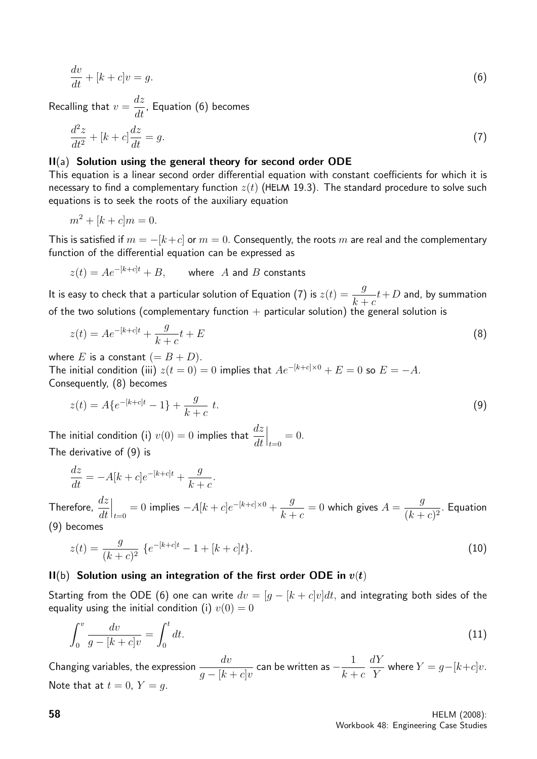$$\frac{dv}{dt} + [k+c]v = g. \tag{6}$$

Recalling that $v = \dfrac{dz}{dt}$, Equation (6) becomes

$$\frac{d^2z}{dt^2} + [k+c]\frac{dz}{dt} = g. \tag{7}$$

### II(a) Solution using the general theory for second order ODE

This equation is a linear second order differential equation with constant coefficients for which it is necessary to find a complementary function $z(t)$ (HELM 19.3). The standard procedure to solve such equations is to seek the roots of the auxiliary equation

$$m^2 + [k+c]m = 0.$$

This is satisfied if $m = -[k+c]$ or $m = 0$. Consequently, the roots $m$ are real and the complementary function of the differential equation can be expressed as

$$z(t) = Ae^{-[k+c]t} + B, \qquad \text{where } A \text{ and } B \text{ constants}$$

It is easy to check that a particular solution of Equation (7) is $z(t) = \dfrac{g}{k+c}t + D$ and, by summation of the two solutions (complementary function + particular solution) the general solution is

$$z(t) = Ae^{-[k+c]t} + \frac{g}{k+c}t + E \tag{8}$$

where $E$ is a constant $(= B + D)$.
The initial condition (iii) $z(t=0) = 0$ implies that $Ae^{-[k+c]\times 0} + E = 0$ so $E = -A$.
Consequently, (8) becomes

$$z(t) = A\{e^{-[k+c]t} - 1\} + \frac{g}{k+c}\, t. \tag{9}$$

The initial condition (i) $v(0) = 0$ implies that $\left.\dfrac{dz}{dt}\right|_{t=0} = 0$.
The derivative of (9) is

$$\frac{dz}{dt} = -A[k+c]e^{-[k+c]t} + \frac{g}{k+c}.$$

Therefore, $\left.\dfrac{dz}{dt}\right|_{t=0} = 0$ implies $-A[k+c]e^{-[k+c]\times 0} + \dfrac{g}{k+c} = 0$ which gives $A = \dfrac{g}{(k+c)^2}$. Equation (9) becomes

$$z(t) = \frac{g}{(k+c)^2}\, \{e^{-[k+c]t} - 1 + [k+c]t\}. \tag{10}$$

### II(b) Solution using an integration of the first order ODE in $v(t)$

Starting from the ODE (6) one can write $dv = [g - [k+c]v]dt$, and integrating both sides of the equality using the initial condition (i) $v(0) = 0$

$$\int_0^v \frac{dv}{g - [k+c]v} = \int_0^t dt. \tag{11}$$

Changing variables, the expression $\dfrac{dv}{g - [k+c]v}$ can be written as $-\dfrac{1}{k+c}\,\dfrac{dY}{Y}$ where $Y = g - [k+c]v$.
Note that at $t = 0$, $Y = g$.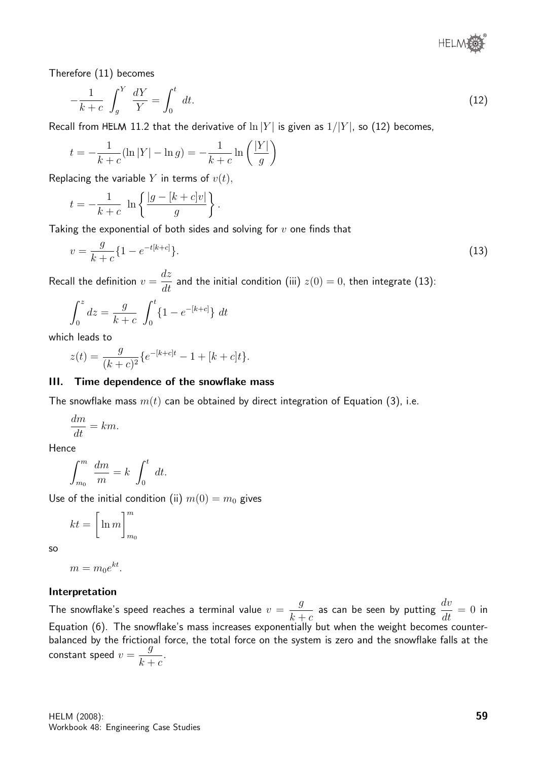Therefore (11) becomes

$$-\frac{1}{k+c} \int_g^Y \frac{dY}{Y} = \int_0^t dt. \tag{12}$$

Recall from HELM 11.2 that the derivative of $\ln|Y|$ is given as $1/|Y|$, so (12) becomes,

$$t = -\frac{1}{k+c}(\ln|Y| - \ln g) = -\frac{1}{k+c}\ln\left(\frac{|Y|}{g}\right)$$

Replacing the variable $Y$ in terms of $v(t)$,

$$t = -\frac{1}{k+c} \ln\left\{\frac{|g - [k+c]v|}{g}\right\}.$$

Taking the exponential of both sides and solving for $v$ one finds that

$$v = \frac{g}{k+c}\{1 - e^{-t[k+c]}\}. \tag{13}$$

Recall the definition $v = \dfrac{dz}{dt}$ and the initial condition (iii) $z(0) = 0$, then integrate (13):

$$\int_0^z dz = \frac{g}{k+c} \int_0^t \{1 - e^{-[k+c]}\} dt$$

which leads to

$$z(t) = \frac{g}{(k+c)^2}\{e^{-[k+c]t} - 1 + [k+c]t\}.$$

### III. Time dependence of the snowflake mass

The snowflake mass $m(t)$ can be obtained by direct integration of Equation (3), i.e.

$$\frac{dm}{dt} = km.$$

Hence

$$\int_{m_0}^m \frac{dm}{m} = k \int_0^t dt.$$

Use of the initial condition (ii) $m(0) = m_0$ gives

$$kt = \Big[\ln m\Big]_{m_0}^m$$

so

$$m = m_0 e^{kt}.$$

#### Interpretation

The snowflake's speed reaches a terminal value $v = \dfrac{g}{k+c}$ as can be seen by putting $\dfrac{dv}{dt} = 0$ in Equation (6). The snowflake's mass increases exponentially but when the weight becomes counterbalanced by the frictional force, the total force on the system is zero and the snowflake falls at the constant speed $v = \dfrac{g}{k+c}$.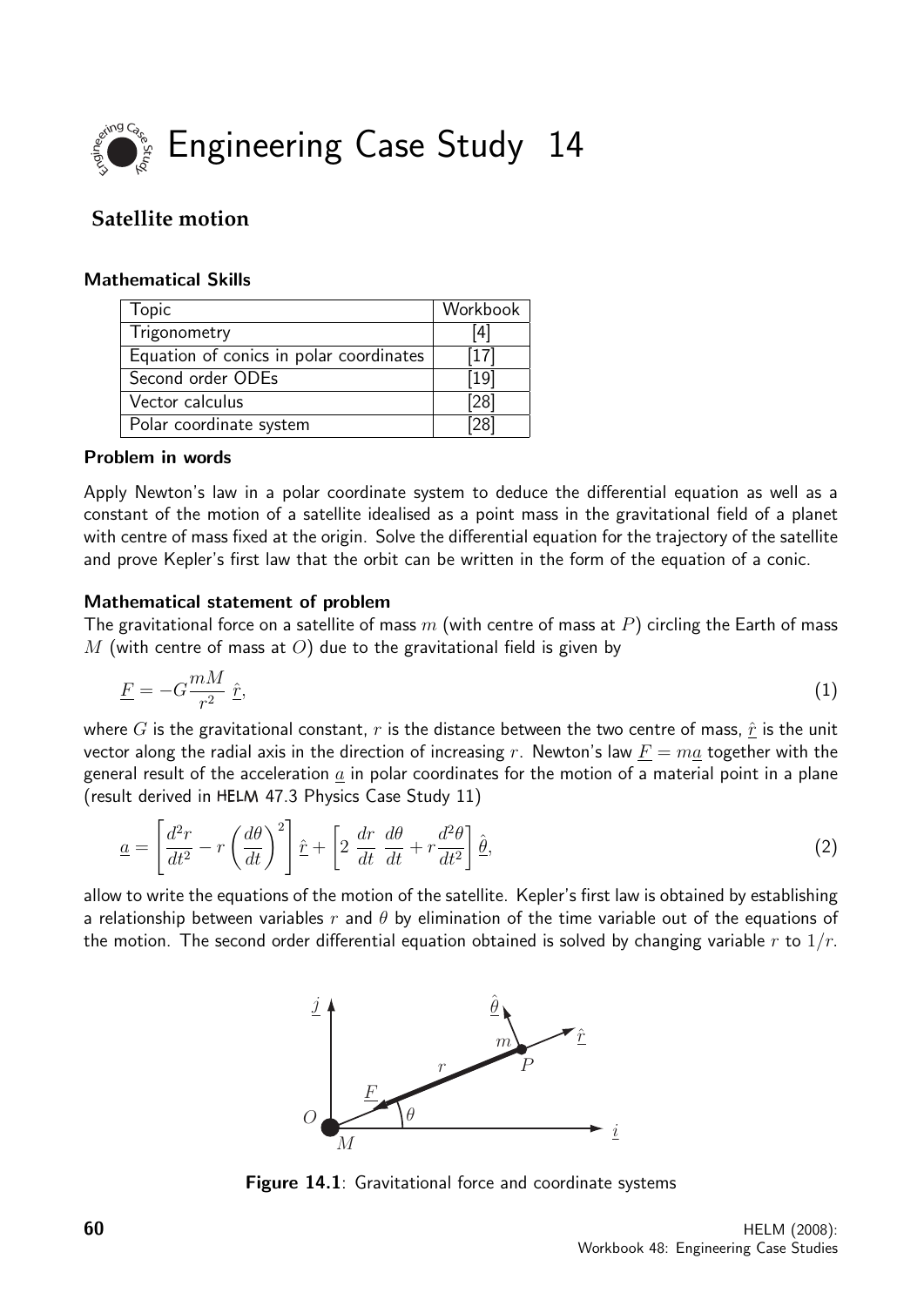# Engineering Case Study 14

## Satellite motion

### Mathematical Skills

| Topic | Workbook |
|---|---|
| Trigonometry | [4] |
| Equation of conics in polar coordinates | [17] |
| Second order ODEs | [19] |
| Vector calculus | [28] |
| Polar coordinate system | [28] |

### Problem in words

Apply Newton's law in a polar coordinate system to deduce the differential equation as well as a constant of the motion of a satellite idealised as a point mass in the gravitational field of a planet with centre of mass fixed at the origin. Solve the differential equation for the trajectory of the satellite and prove Kepler's first law that the orbit can be written in the form of the equation of a conic.

### Mathematical statement of problem

The gravitational force on a satellite of mass $m$ (with centre of mass at $P$) circling the Earth of mass $M$ (with centre of mass at $O$) due to the gravitational field is given by

$$\underline{F} = -G\frac{mM}{r^2}\ \hat{\underline{r}}, \tag{1}$$

where $G$ is the gravitational constant, $r$ is the distance between the two centre of mass, $\hat{\underline{r}}$ is the unit vector along the radial axis in the direction of increasing $r$. Newton's law $\underline{F} = m\underline{a}$ together with the general result of the acceleration $\underline{a}$ in polar coordinates for the motion of a material point in a plane (result derived in HELM 47.3 Physics Case Study 11)

$$\underline{a} = \left[\frac{d^2r}{dt^2} - r\left(\frac{d\theta}{dt}\right)^2\right]\hat{\underline{r}} + \left[2\ \frac{dr}{dt}\ \frac{d\theta}{dt} + r\frac{d^2\theta}{dt^2}\right]\hat{\underline{\theta}}, \tag{2}$$

allow to write the equations of the motion of the satellite. Kepler's first law is obtained by establishing a relationship between variables $r$ and $\theta$ by elimination of the time variable out of the equations of the motion. The second order differential equation obtained is solved by changing variable $r$ to $1/r$.

**Figure 14.1**: Gravitational force and coordinate systems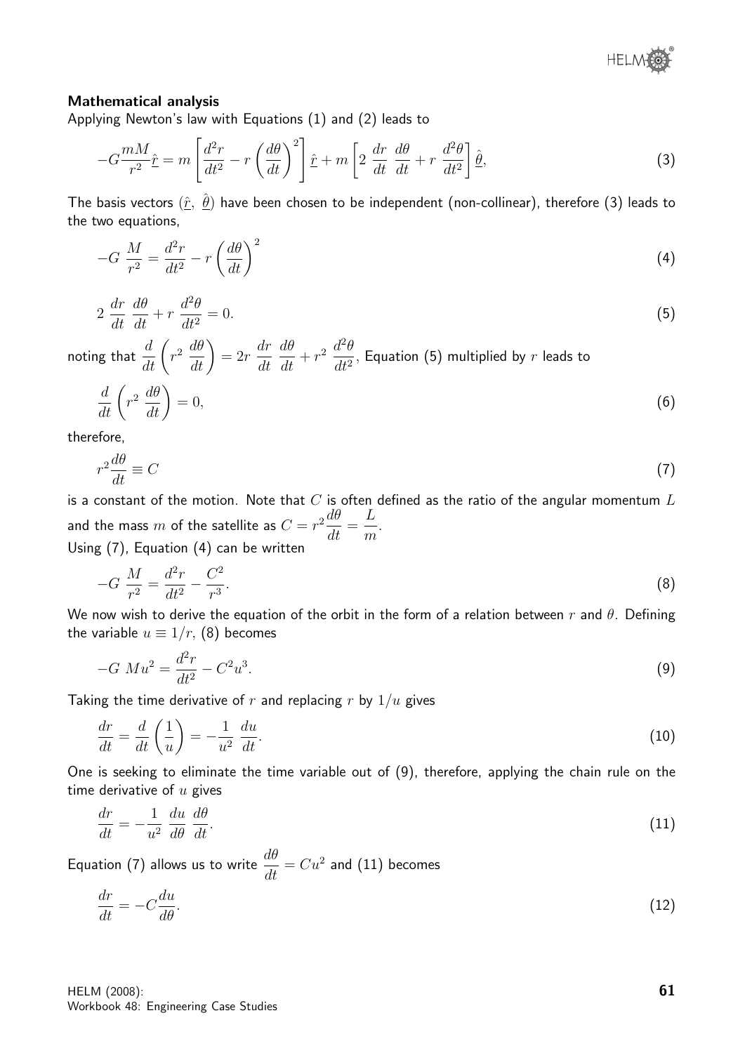#### Mathematical analysis

Applying Newton's law with Equations (1) and (2) leads to

$$-G\frac{mM}{r^2}\underline{\hat{r}} = m\left[\frac{d^2r}{dt^2} - r\left(\frac{d\theta}{dt}\right)^2\right]\underline{\hat{r}} + m\left[2\ \frac{dr}{dt}\ \frac{d\theta}{dt} + r\ \frac{d^2\theta}{dt^2}\right]\underline{\hat{\theta}}, \tag{3}$$

The basis vectors $(\underline{\hat{r}},\ \underline{\hat{\theta}})$ have been chosen to be independent (non-collinear), therefore (3) leads to the two equations,

$$-G\ \frac{M}{r^2} = \frac{d^2r}{dt^2} - r\left(\frac{d\theta}{dt}\right)^2 \tag{4}$$

$$2\ \frac{dr}{dt}\ \frac{d\theta}{dt} + r\ \frac{d^2\theta}{dt^2} = 0. \tag{5}$$

noting that $\dfrac{d}{dt}\left(r^2\ \dfrac{d\theta}{dt}\right) = 2r\ \dfrac{dr}{dt}\ \dfrac{d\theta}{dt} + r^2\ \dfrac{d^2\theta}{dt^2}$, Equation (5) multiplied by $r$ leads to

$$\frac{d}{dt}\left(r^2\ \frac{d\theta}{dt}\right) = 0, \tag{6}$$

therefore,

$$r^2\frac{d\theta}{dt} \equiv C \tag{7}$$

is a constant of the motion. Note that $C$ is often defined as the ratio of the angular momentum $L$ and the mass $m$ of the satellite as $C = r^2\dfrac{d\theta}{dt} = \dfrac{L}{m}$.

Using (7), Equation (4) can be written

$$-G\ \frac{M}{r^2} = \frac{d^2r}{dt^2} - \frac{C^2}{r^3}. \tag{8}$$

We now wish to derive the equation of the orbit in the form of a relation between $r$ and $\theta$. Defining the variable $u \equiv 1/r$, (8) becomes

$$-G\ Mu^2 = \frac{d^2r}{dt^2} - C^2u^3. \tag{9}$$

Taking the time derivative of $r$ and replacing $r$ by $1/u$ gives

$$\frac{dr}{dt} = \frac{d}{dt}\left(\frac{1}{u}\right) = -\frac{1}{u^2}\ \frac{du}{dt}. \tag{10}$$

One is seeking to eliminate the time variable out of (9), therefore, applying the chain rule on the time derivative of $u$ gives

$$\frac{dr}{dt} = -\frac{1}{u^2}\ \frac{du}{d\theta}\ \frac{d\theta}{dt}. \tag{11}$$

Equation (7) allows us to write $\dfrac{d\theta}{dt} = Cu^2$ and (11) becomes

$$\frac{dr}{dt} = -C\frac{du}{d\theta}. \tag{12}$$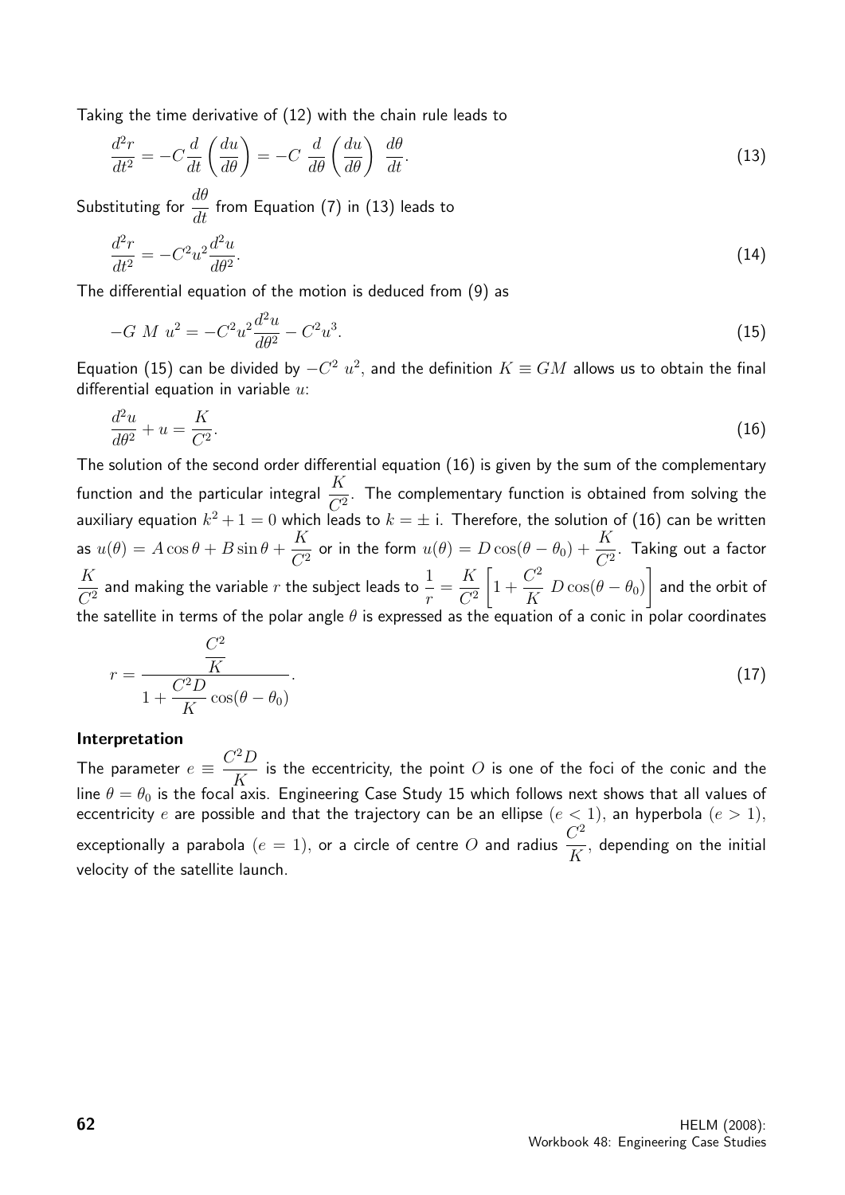Taking the time derivative of (12) with the chain rule leads to

$$\frac{d^2r}{dt^2} = -C\frac{d}{dt}\left(\frac{du}{d\theta}\right) = -C\ \frac{d}{d\theta}\left(\frac{du}{d\theta}\right)\ \frac{d\theta}{dt}. \tag{13}$$

Substituting for $\dfrac{d\theta}{dt}$ from Equation (7) in (13) leads to

$$\frac{d^2r}{dt^2} = -C^2u^2\frac{d^2u}{d\theta^2}. \tag{14}$$

The differential equation of the motion is deduced from (9) as

$$-G\ M\ u^2 = -C^2u^2\frac{d^2u}{d\theta^2} - C^2u^3. \tag{15}$$

Equation (15) can be divided by $-C^2\ u^2$, and the definition $K \equiv GM$ allows us to obtain the final differential equation in variable $u$:

$$\frac{d^2u}{d\theta^2} + u = \frac{K}{C^2}. \tag{16}$$

The solution of the second order differential equation (16) is given by the sum of the complementary function and the particular integral $\dfrac{K}{C^2}$. The complementary function is obtained from solving the auxiliary equation $k^2 + 1 = 0$ which leads to $k = \pm\ \mathrm{i}$. Therefore, the solution of (16) can be written as $u(\theta) = A\cos\theta + B\sin\theta + \dfrac{K}{C^2}$ or in the form $u(\theta) = D\cos(\theta - \theta_0) + \dfrac{K}{C^2}$. Taking out a factor $\dfrac{K}{C^2}$ and making the variable $r$ the subject leads to $\dfrac{1}{r} = \dfrac{K}{C^2}\left[1 + \dfrac{C^2}{K}\ D\cos(\theta - \theta_0)\right]$ and the orbit of the satellite in terms of the polar angle $\theta$ is expressed as the equation of a conic in polar coordinates

$$r = \frac{\dfrac{C^2}{K}}{1 + \dfrac{C^2D}{K}\cos(\theta - \theta_0)}. \tag{17}$$

**Interpretation**

The parameter $e \equiv \dfrac{C^2D}{K}$ is the eccentricity, the point $O$ is one of the foci of the conic and the line $\theta = \theta_0$ is the focal axis. Engineering Case Study 15 which follows next shows that all values of eccentricity $e$ are possible and that the trajectory can be an ellipse $(e < 1)$, an hyperbola $(e > 1)$, exceptionally a parabola $(e = 1)$, or a circle of centre $O$ and radius $\dfrac{C^2}{K}$, depending on the initial velocity of the satellite launch.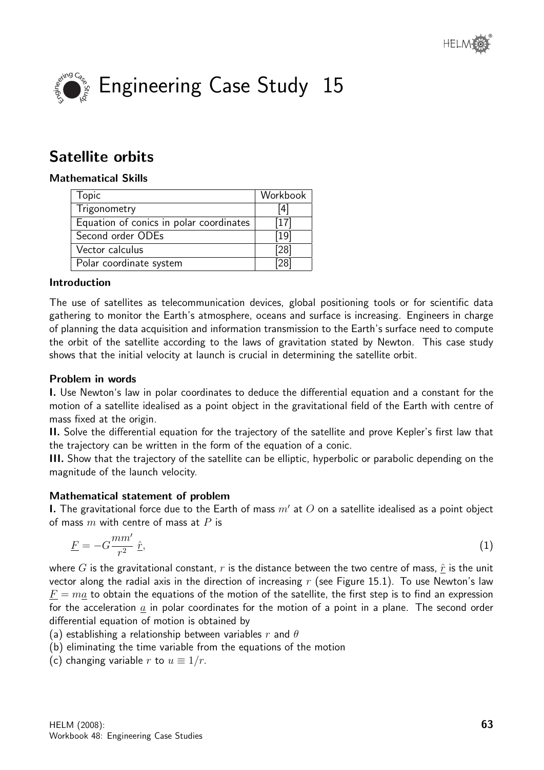# Engineering Case Study 15

## Satellite orbits

### Mathematical Skills

| Topic | Workbook |
| --- | --- |
| Trigonometry | [4] |
| Equation of conics in polar coordinates | [17] |
| Second order ODEs | [19] |
| Vector calculus | [28] |
| Polar coordinate system | [28] |

### Introduction

The use of satellites as telecommunication devices, global positioning tools or for scientific data gathering to monitor the Earth's atmosphere, oceans and surface is increasing. Engineers in charge of planning the data acquisition and information transmission to the Earth's surface need to compute the orbit of the satellite according to the laws of gravitation stated by Newton. This case study shows that the initial velocity at launch is crucial in determining the satellite orbit.

### Problem in words

**I.** Use Newton's law in polar coordinates to deduce the differential equation and a constant for the motion of a satellite idealised as a point object in the gravitational field of the Earth with centre of mass fixed at the origin.

**II.** Solve the differential equation for the trajectory of the satellite and prove Kepler's first law that the trajectory can be written in the form of the equation of a conic.

**III.** Show that the trajectory of the satellite can be elliptic, hyperbolic or parabolic depending on the magnitude of the launch velocity.

### Mathematical statement of problem

**I.** The gravitational force due to the Earth of mass $m'$ at $O$ on a satellite idealised as a point object of mass $m$ with centre of mass at $P$ is

$$\underline{F} = -G\frac{mm'}{r^2}\,\hat{\underline{r}}, \tag{1}$$

where $G$ is the gravitational constant, $r$ is the distance between the two centre of mass, $\hat{\underline{r}}$ is the unit vector along the radial axis in the direction of increasing $r$ (see Figure 15.1). To use Newton's law $\underline{F} = m\underline{a}$ to obtain the equations of the motion of the satellite, the first step is to find an expression for the acceleration $\underline{a}$ in polar coordinates for the motion of a point in a plane. The second order differential equation of motion is obtained by

(a) establishing a relationship between variables $r$ and $\theta$

(b) eliminating the time variable from the equations of the motion

(c) changing variable $r$ to $u \equiv 1/r$.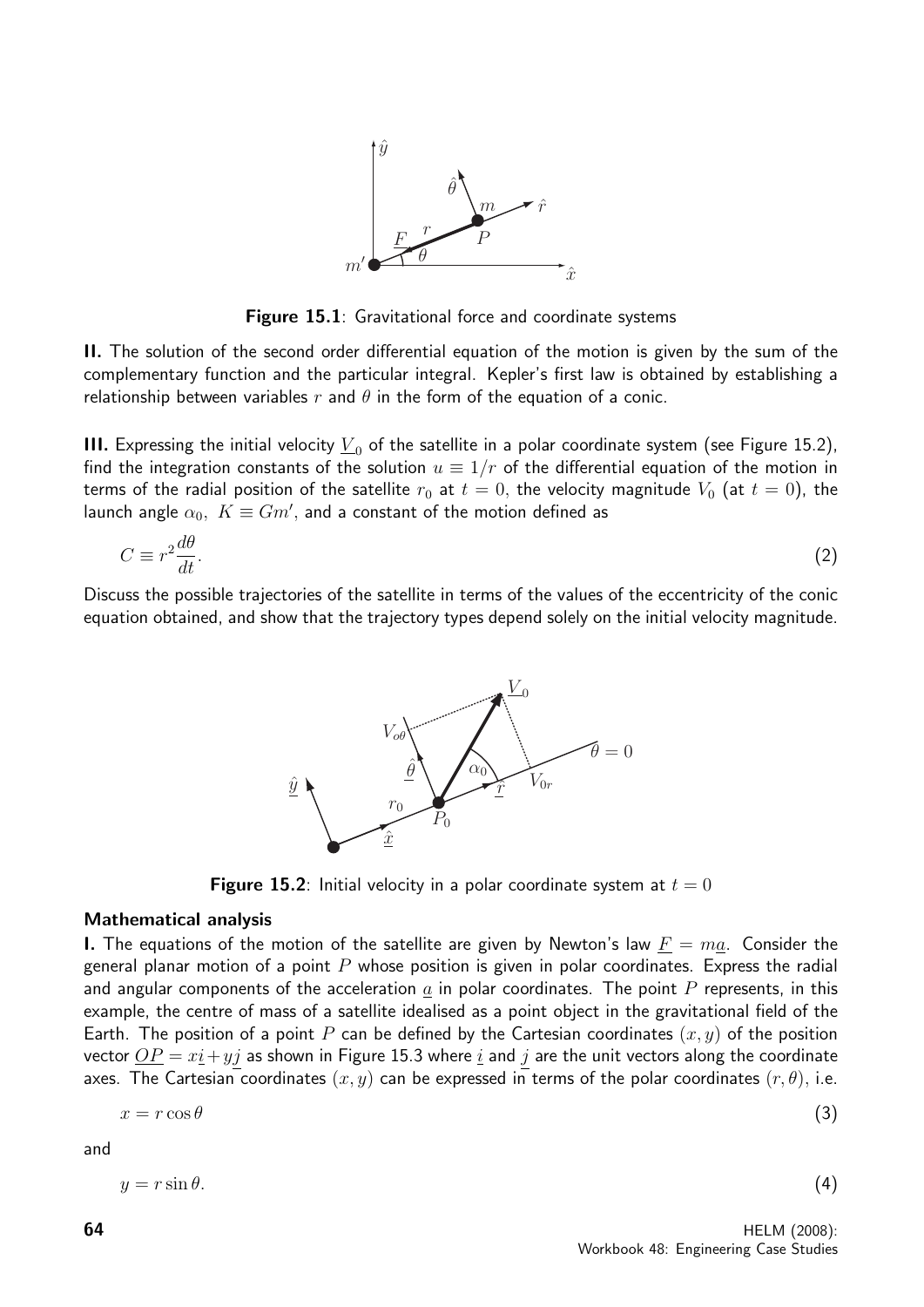Figure 15.1: Gravitational force and coordinate systems

**II.** The solution of the second order differential equation of the motion is given by the sum of the complementary function and the particular integral. Kepler's first law is obtained by establishing a relationship between variables $r$ and $\theta$ in the form of the equation of a conic.

**III.** Expressing the initial velocity $\underline{V}_0$ of the satellite in a polar coordinate system (see Figure 15.2), find the integration constants of the solution $u \equiv 1/r$ of the differential equation of the motion in terms of the radial position of the satellite $r_0$ at $t = 0$, the velocity magnitude $V_0$ (at $t = 0$), the launch angle $\alpha_0$, $K \equiv Gm'$, and a constant of the motion defined as

$$C \equiv r^2 \frac{d\theta}{dt}. \qquad (2)$$

Discuss the possible trajectories of the satellite in terms of the values of the eccentricity of the conic equation obtained, and show that the trajectory types depend solely on the initial velocity magnitude.

Figure 15.2: Initial velocity in a polar coordinate system at $t = 0$

## Mathematical analysis

**I.** The equations of the motion of the satellite are given by Newton's law $\underline{F} = m\underline{a}$. Consider the general planar motion of a point $P$ whose position is given in polar coordinates. Express the radial and angular components of the acceleration $\underline{a}$ in polar coordinates. The point $P$ represents, in this example, the centre of mass of a satellite idealised as a point object in the gravitational field of the Earth. The position of a point $P$ can be defined by the Cartesian coordinates $(x, y)$ of the position vector $\underline{OP} = x\underline{i} + y\underline{j}$ as shown in Figure 15.3 where $\underline{i}$ and $\underline{j}$ are the unit vectors along the coordinate axes. The Cartesian coordinates $(x, y)$ can be expressed in terms of the polar coordinates $(r, \theta)$, i.e.

$$x = r\cos\theta \qquad (3)$$

and

$$y = r\sin\theta. \qquad (4)$$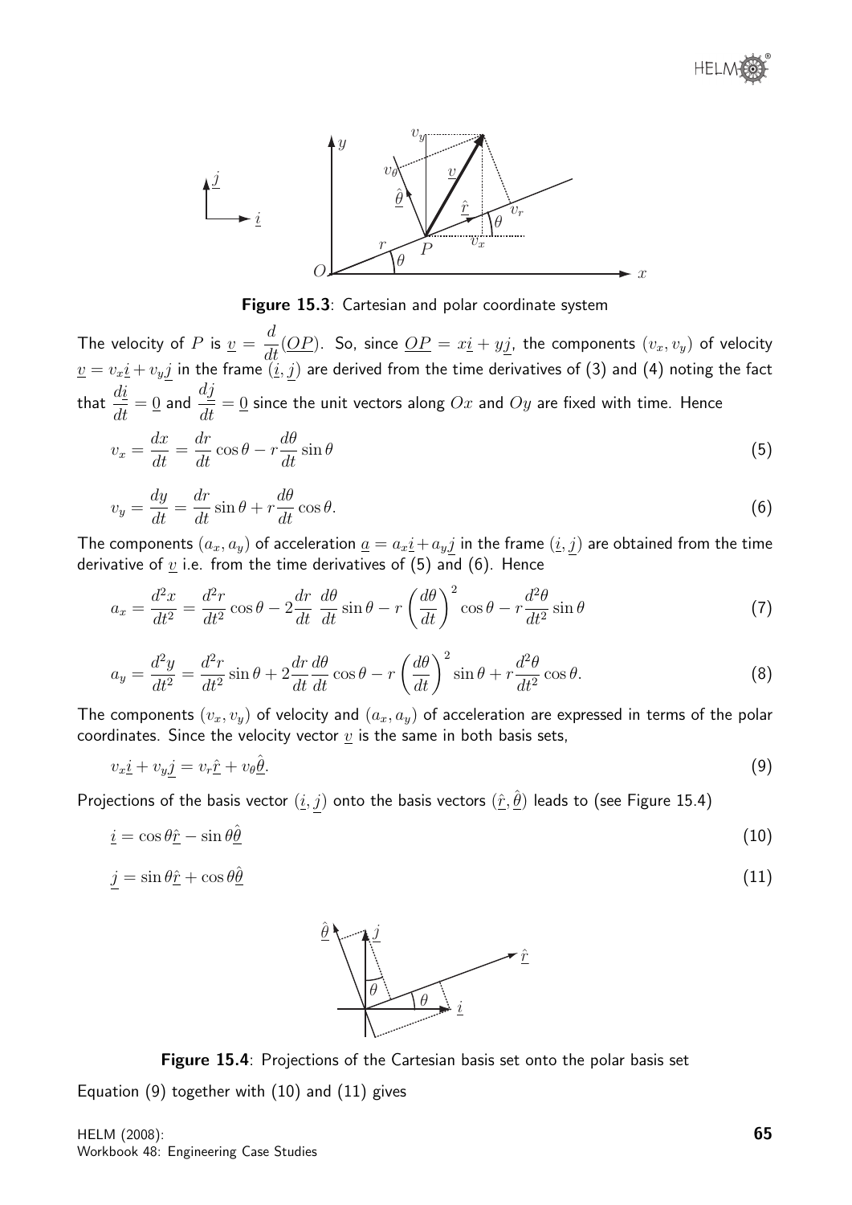Figure 15.3: Cartesian and polar coordinate system

The velocity of $P$ is $\underline{v} = \dfrac{d}{dt}(\underline{OP})$. So, since $\underline{OP} = x\underline{i} + y\underline{j}$, the components $(v_x, v_y)$ of velocity $\underline{v} = v_x\underline{i} + v_y\underline{j}$ in the frame $(\underline{i}, \underline{j})$ are derived from the time derivatives of (3) and (4) noting the fact that $\dfrac{d\underline{i}}{dt} = \underline{0}$ and $\dfrac{d\underline{j}}{dt} = \underline{0}$ since the unit vectors along $Ox$ and $Oy$ are fixed with time. Hence

$$v_x = \frac{dx}{dt} = \frac{dr}{dt}\cos\theta - r\frac{d\theta}{dt}\sin\theta \tag{5}$$

$$v_y = \frac{dy}{dt} = \frac{dr}{dt}\sin\theta + r\frac{d\theta}{dt}\cos\theta. \tag{6}$$

The components $(a_x, a_y)$ of acceleration $\underline{a} = a_x\underline{i} + a_y\underline{j}$ in the frame $(\underline{i}, \underline{j})$ are obtained from the time derivative of $\underline{v}$ i.e. from the time derivatives of (5) and (6). Hence

$$a_x = \frac{d^2x}{dt^2} = \frac{d^2r}{dt^2}\cos\theta - 2\frac{dr}{dt}\,\frac{d\theta}{dt}\sin\theta - r\left(\frac{d\theta}{dt}\right)^2\cos\theta - r\frac{d^2\theta}{dt^2}\sin\theta \tag{7}$$

$$a_y = \frac{d^2y}{dt^2} = \frac{d^2r}{dt^2}\sin\theta + 2\frac{dr}{dt}\frac{d\theta}{dt}\cos\theta - r\left(\frac{d\theta}{dt}\right)^2\sin\theta + r\frac{d^2\theta}{dt^2}\cos\theta. \tag{8}$$

The components $(v_x, v_y)$ of velocity and $(a_x, a_y)$ of acceleration are expressed in terms of the polar coordinates. Since the velocity vector $\underline{v}$ is the same in both basis sets,

$$v_x\underline{i} + v_y\underline{j} = v_r\underline{\hat{r}} + v_\theta\underline{\hat{\theta}}. \tag{9}$$

Projections of the basis vector $(\underline{i}, \underline{j})$ onto the basis vectors $(\underline{\hat{r}}, \underline{\hat{\theta}})$ leads to (see Figure 15.4)

$$\underline{i} = \cos\theta\underline{\hat{r}} - \sin\theta\underline{\hat{\theta}} \tag{10}$$

$$\underline{j} = \sin\theta\underline{\hat{r}} + \cos\theta\underline{\hat{\theta}} \tag{11}$$

Figure 15.4: Projections of the Cartesian basis set onto the polar basis set

Equation (9) together with (10) and (11) gives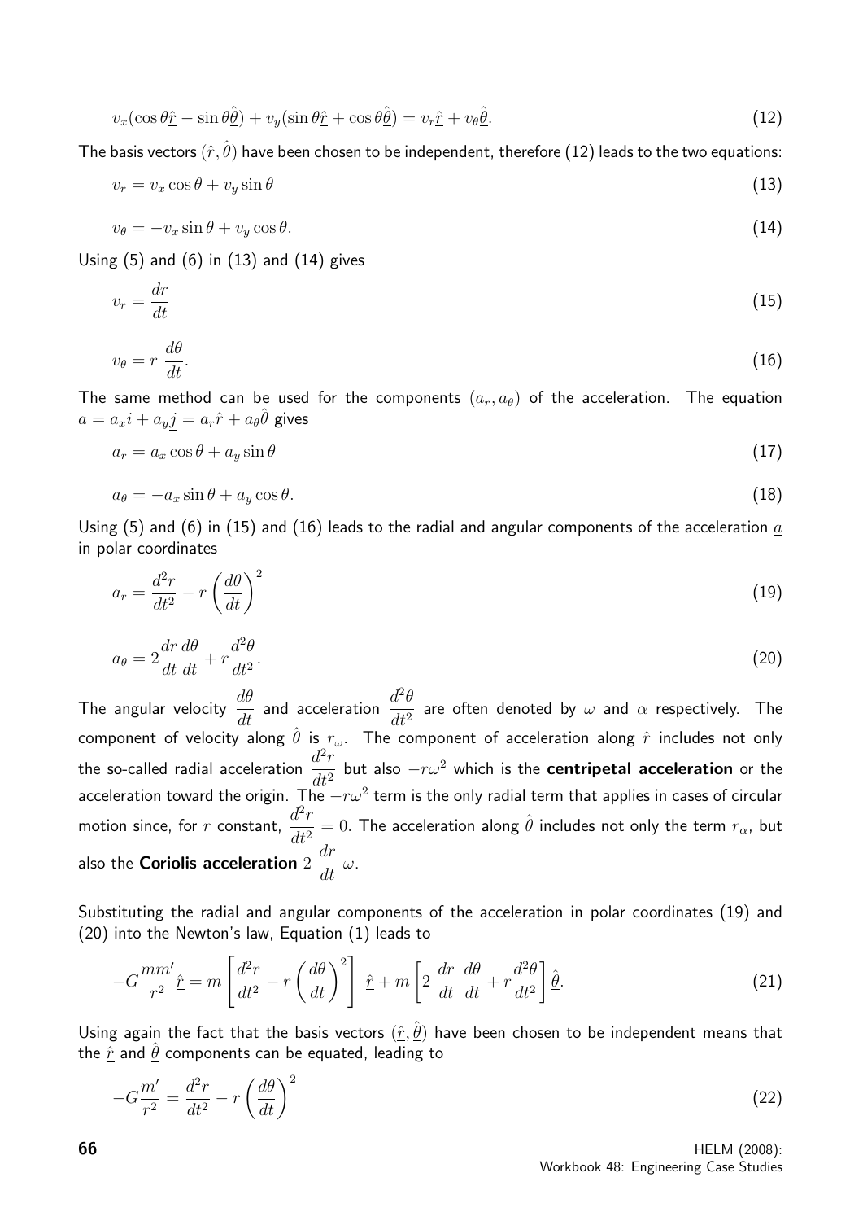$$v_x(\cos\theta\underline{\hat{r}} - \sin\theta\underline{\hat{\theta}}) + v_y(\sin\theta\underline{\hat{r}} + \cos\theta\underline{\hat{\theta}}) = v_r\underline{\hat{r}} + v_\theta\underline{\hat{\theta}}. \tag{12}$$

The basis vectors $(\underline{\hat{r}}, \underline{\hat{\theta}})$ have been chosen to be independent, therefore (12) leads to the two equations:

$$v_r = v_x\cos\theta + v_y\sin\theta \tag{13}$$

$$v_\theta = -v_x\sin\theta + v_y\cos\theta. \tag{14}$$

Using (5) and (6) in (13) and (14) gives

$$v_r = \frac{dr}{dt} \tag{15}$$

$$v_\theta = r\ \frac{d\theta}{dt}. \tag{16}$$

The same method can be used for the components $(a_r, a_\theta)$ of the acceleration. The equation $\underline{a} = a_x\underline{i} + a_y\underline{j} = a_r\underline{\hat{r}} + a_\theta\underline{\hat{\theta}}$ gives

$$a_r = a_x\cos\theta + a_y\sin\theta \tag{17}$$

$$a_\theta = -a_x\sin\theta + a_y\cos\theta. \tag{18}$$

Using (5) and (6) in (15) and (16) leads to the radial and angular components of the acceleration $\underline{a}$ in polar coordinates

$$a_r = \frac{d^2r}{dt^2} - r\left(\frac{d\theta}{dt}\right)^2 \tag{19}$$

$$a_\theta = 2\frac{dr}{dt}\frac{d\theta}{dt} + r\frac{d^2\theta}{dt^2}. \tag{20}$$

The angular velocity $\dfrac{d\theta}{dt}$ and acceleration $\dfrac{d^2\theta}{dt^2}$ are often denoted by $\omega$ and $\alpha$ respectively. The component of velocity along $\underline{\hat{\theta}}$ is $r_\omega$. The component of acceleration along $\underline{\hat{r}}$ includes not only the so-called radial acceleration $\dfrac{d^2r}{dt^2}$ but also $-r\omega^2$ which is the **centripetal acceleration** or the acceleration toward the origin. The $-r\omega^2$ term is the only radial term that applies in cases of circular motion since, for $r$ constant, $\dfrac{d^2r}{dt^2} = 0$. The acceleration along $\underline{\hat{\theta}}$ includes not only the term $r_\alpha$, but also the **Coriolis acceleration** $2\ \dfrac{dr}{dt}\ \omega$.

Substituting the radial and angular components of the acceleration in polar coordinates (19) and (20) into the Newton's law, Equation (1) leads to

$$-G\frac{mm'}{r^2}\underline{\hat{r}} = m\left[\frac{d^2r}{dt^2} - r\left(\frac{d\theta}{dt}\right)^2\right]\ \underline{\hat{r}} + m\left[2\ \frac{dr}{dt}\ \frac{d\theta}{dt} + r\frac{d^2\theta}{dt^2}\right]\underline{\hat{\theta}}. \tag{21}$$

Using again the fact that the basis vectors $(\underline{\hat{r}}, \underline{\hat{\theta}})$ have been chosen to be independent means that the $\underline{\hat{r}}$ and $\underline{\hat{\theta}}$ components can be equated, leading to

$$-G\frac{m'}{r^2} = \frac{d^2r}{dt^2} - r\left(\frac{d\theta}{dt}\right)^2 \tag{22}$$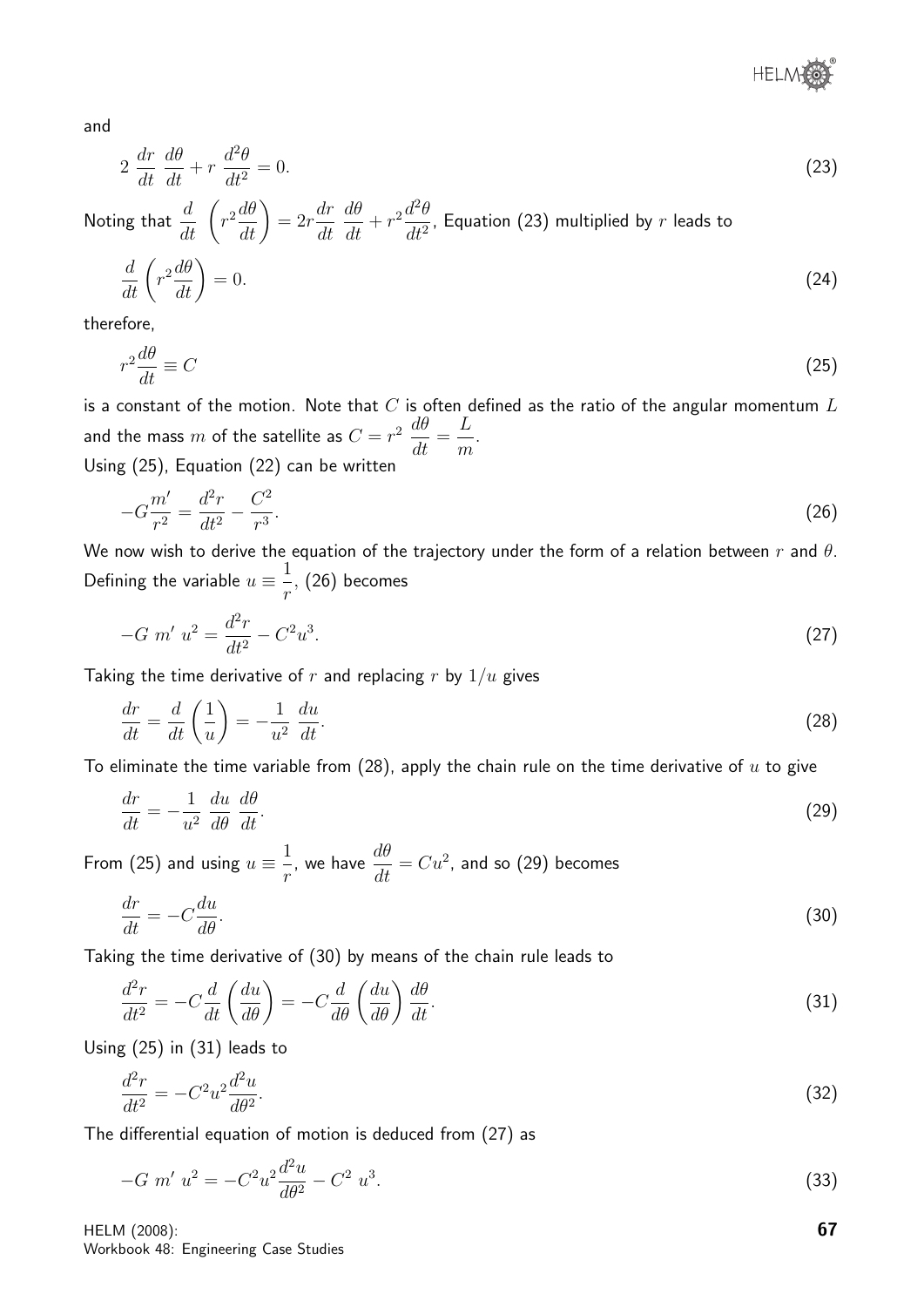and

$$2\ \frac{dr}{dt}\ \frac{d\theta}{dt} + r\ \frac{d^2\theta}{dt^2} = 0. \tag{23}$$

Noting that $\frac{d}{dt}\ \left(r^2\frac{d\theta}{dt}\right) = 2r\frac{dr}{dt}\ \frac{d\theta}{dt} + r^2\frac{d^2\theta}{dt^2}$, Equation (23) multiplied by $r$ leads to

$$\frac{d}{dt}\left(r^2\frac{d\theta}{dt}\right) = 0. \tag{24}$$

therefore,

$$r^2\frac{d\theta}{dt} \equiv C \tag{25}$$

is a constant of the motion. Note that $C$ is often defined as the ratio of the angular momentum $L$ and the mass $m$ of the satellite as $C = r^2\ \frac{d\theta}{dt} = \frac{L}{m}$.
Using (25), Equation (22) can be written

$$-G\frac{m'}{r^2} = \frac{d^2r}{dt^2} - \frac{C^2}{r^3}. \tag{26}$$

We now wish to derive the equation of the trajectory under the form of a relation between $r$ and $\theta$. Defining the variable $u \equiv \frac{1}{r}$, (26) becomes

$$-G\ m'\ u^2 = \frac{d^2r}{dt^2} - C^2u^3. \tag{27}$$

Taking the time derivative of $r$ and replacing $r$ by $1/u$ gives

$$\frac{dr}{dt} = \frac{d}{dt}\left(\frac{1}{u}\right) = -\frac{1}{u^2}\ \frac{du}{dt}. \tag{28}$$

To eliminate the time variable from (28), apply the chain rule on the time derivative of $u$ to give

$$\frac{dr}{dt} = -\frac{1}{u^2}\ \frac{du}{d\theta}\ \frac{d\theta}{dt}. \tag{29}$$

From (25) and using $u \equiv \frac{1}{r}$, we have $\frac{d\theta}{dt} = Cu^2$, and so (29) becomes

$$\frac{dr}{dt} = -C\frac{du}{d\theta}. \tag{30}$$

Taking the time derivative of (30) by means of the chain rule leads to

$$\frac{d^2r}{dt^2} = -C\frac{d}{dt}\left(\frac{du}{d\theta}\right) = -C\frac{d}{d\theta}\left(\frac{du}{d\theta}\right)\frac{d\theta}{dt}. \tag{31}$$

Using (25) in (31) leads to

$$\frac{d^2r}{dt^2} = -C^2u^2\frac{d^2u}{d\theta^2}. \tag{32}$$

The differential equation of motion is deduced from (27) as

$$-G\ m'\ u^2 = -C^2u^2\frac{d^2u}{d\theta^2} - C^2\ u^3. \tag{33}$$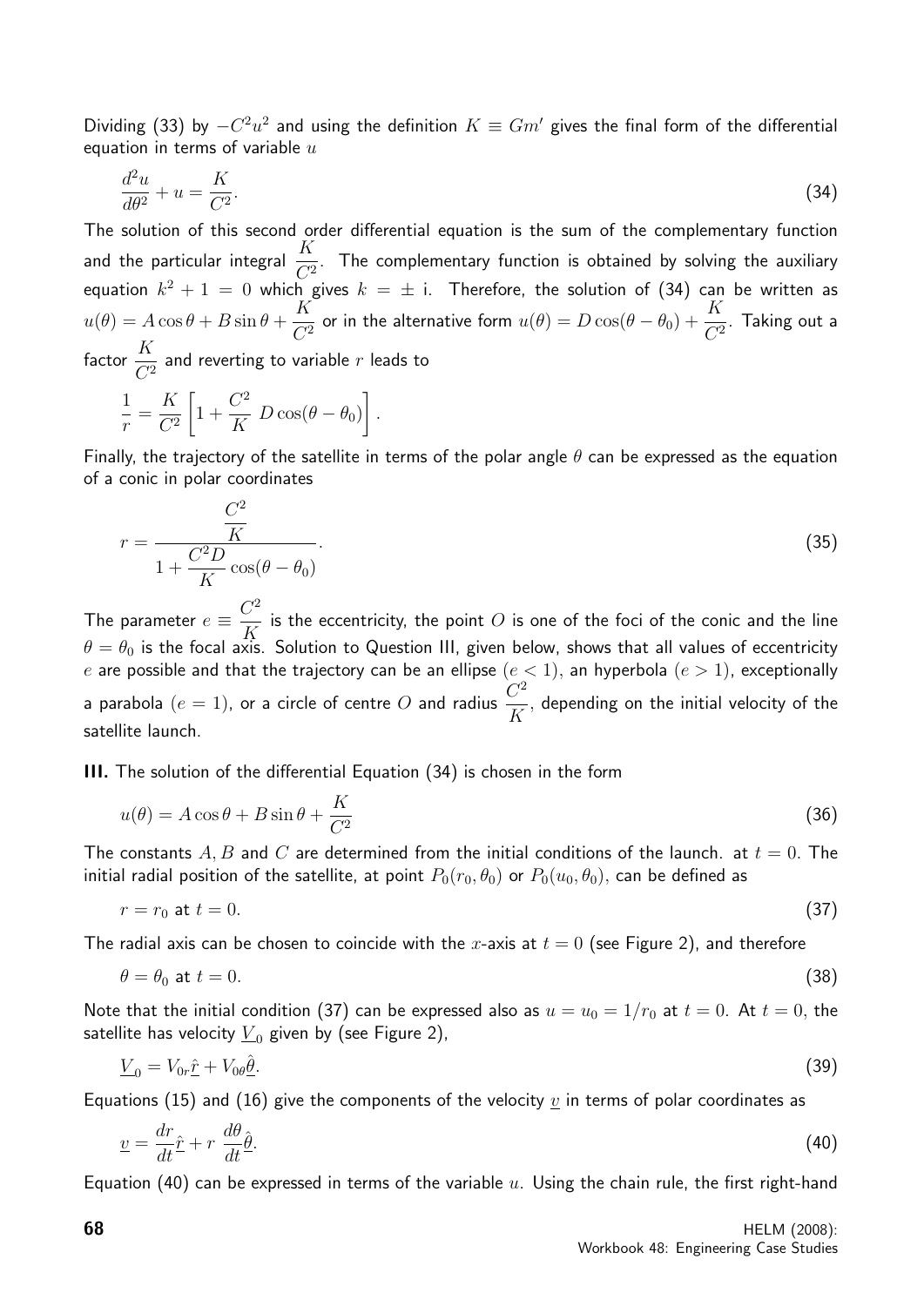Dividing (33) by $-C^2u^2$ and using the definition $K \equiv Gm'$ gives the final form of the differential equation in terms of variable $u$

$$\frac{d^2u}{d\theta^2} + u = \frac{K}{C^2}. \tag{34}$$

The solution of this second order differential equation is the sum of the complementary function and the particular integral $\dfrac{K}{C^2}$. The complementary function is obtained by solving the auxiliary equation $k^2 + 1 = 0$ which gives $k = \pm\, \mathrm{i}$. Therefore, the solution of (34) can be written as $u(\theta) = A\cos\theta + B\sin\theta + \dfrac{K}{C^2}$ or in the alternative form $u(\theta) = D\cos(\theta - \theta_0) + \dfrac{K}{C^2}$. Taking out a factor $\dfrac{K}{C^2}$ and reverting to variable $r$ leads to

$$\frac{1}{r} = \frac{K}{C^2}\left[1 + \frac{C^2}{K}\ D\cos(\theta - \theta_0)\right].$$

Finally, the trajectory of the satellite in terms of the polar angle $\theta$ can be expressed as the equation of a conic in polar coordinates

$$r = \frac{\dfrac{C^2}{K}}{1 + \dfrac{C^2 D}{K}\cos(\theta - \theta_0)}. \tag{35}$$

The parameter $e \equiv \dfrac{C^2}{K}$ is the eccentricity, the point $O$ is one of the foci of the conic and the line $\theta = \theta_0$ is the focal axis. Solution to Question III, given below, shows that all values of eccentricity $e$ are possible and that the trajectory can be an ellipse $(e < 1)$, an hyperbola $(e > 1)$, exceptionally a parabola $(e = 1)$, or a circle of centre $O$ and radius $\dfrac{C^2}{K}$, depending on the initial velocity of the satellite launch.

**III.** The solution of the differential Equation (34) is chosen in the form

$$u(\theta) = A\cos\theta + B\sin\theta + \frac{K}{C^2} \tag{36}$$

The constants $A, B$ and $C$ are determined from the initial conditions of the launch. at $t = 0$. The initial radial position of the satellite, at point $P_0(r_0, \theta_0)$ or $P_0(u_0, \theta_0)$, can be defined as

$$r = r_0 \text{ at } t = 0. \tag{37}$$

The radial axis can be chosen to coincide with the $x$-axis at $t = 0$ (see Figure 2), and therefore

$$\theta = \theta_0 \text{ at } t = 0. \tag{38}$$

Note that the initial condition (37) can be expressed also as $u = u_0 = 1/r_0$ at $t = 0$. At $t = 0$, the satellite has velocity $\underline{V}_0$ given by (see Figure 2),

$$\underline{V}_0 = V_{0r}\hat{\underline{r}} + V_{0\theta}\hat{\underline{\theta}}. \tag{39}$$

Equations (15) and (16) give the components of the velocity $\underline{v}$ in terms of polar coordinates as

$$\underline{v} = \frac{dr}{dt}\hat{\underline{r}} + r\ \frac{d\theta}{dt}\hat{\underline{\theta}}. \tag{40}$$

Equation (40) can be expressed in terms of the variable $u$. Using the chain rule, the first right-hand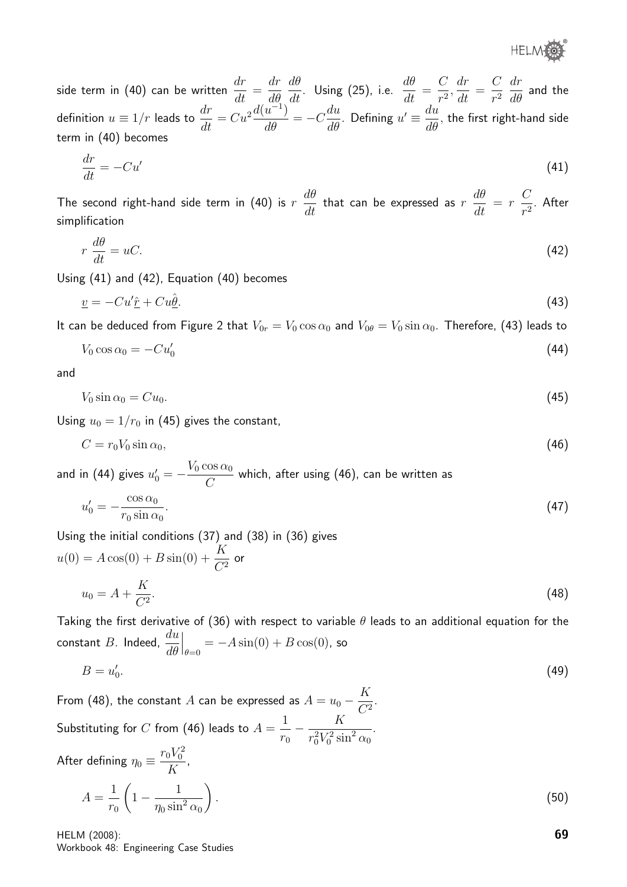side term in (40) can be written $\dfrac{dr}{dt} = \dfrac{dr}{d\theta}\,\dfrac{d\theta}{dt}$. Using (25), i.e. $\dfrac{d\theta}{dt} = \dfrac{C}{r^2}, \dfrac{dr}{dt} = \dfrac{C}{r^2}\,\dfrac{dr}{d\theta}$ and the definition $u \equiv 1/r$ leads to $\dfrac{dr}{dt} = Cu^2\dfrac{d(u^{-1})}{d\theta} = -C\dfrac{du}{d\theta}$. Defining $u' \equiv \dfrac{du}{d\theta}$, the first right-hand side term in (40) becomes

$$\frac{dr}{dt} = -Cu' \qquad (41)$$

The second right-hand side term in (40) is $r\,\dfrac{d\theta}{dt}$ that can be expressed as $r\,\dfrac{d\theta}{dt} = r\,\dfrac{C}{r^2}$. After simplification

$$r\,\frac{d\theta}{dt} = uC. \qquad (42)$$

Using (41) and (42), Equation (40) becomes

$$\underline{v} = -Cu'\underline{\hat{r}} + Cu\underline{\hat{\theta}}. \qquad (43)$$

It can be deduced from Figure 2 that $V_{0r} = V_0\cos\alpha_0$ and $V_{0\theta} = V_0\sin\alpha_0$. Therefore, (43) leads to

$$V_0\cos\alpha_0 = -Cu'_0 \qquad (44)$$

and

$$V_0\sin\alpha_0 = Cu_0. \qquad (45)$$

Using $u_0 = 1/r_0$ in (45) gives the constant,

$$C = r_0V_0\sin\alpha_0, \qquad (46)$$

and in (44) gives $u'_0 = -\dfrac{V_0\cos\alpha_0}{C}$ which, after using (46), can be written as

$$u'_0 = -\frac{\cos\alpha_0}{r_0\sin\alpha_0}. \qquad (47)$$

Using the initial conditions (37) and (38) in (36) gives
$u(0) = A\cos(0) + B\sin(0) + \dfrac{K}{C^2}$ or

$$u_0 = A + \frac{K}{C^2}. \qquad (48)$$

Taking the first derivative of (36) with respect to variable $\theta$ leads to an additional equation for the constant $B$. Indeed, $\left.\dfrac{du}{d\theta}\right|_{\theta=0} = -A\sin(0) + B\cos(0)$, so

$$B = u'_0. \qquad (49)$$

From (48), the constant $A$ can be expressed as $A = u_0 - \dfrac{K}{C^2}$.
Substituting for $C$ from (46) leads to $A = \dfrac{1}{r_0} - \dfrac{K}{r_0^2V_0^2\sin^2\alpha_0}$.
After defining $\eta_0 \equiv \dfrac{r_0V_0^2}{K}$,

$$A = \frac{1}{r_0}\left(1 - \frac{1}{\eta_0\sin^2\alpha_0}\right). \qquad (50)$$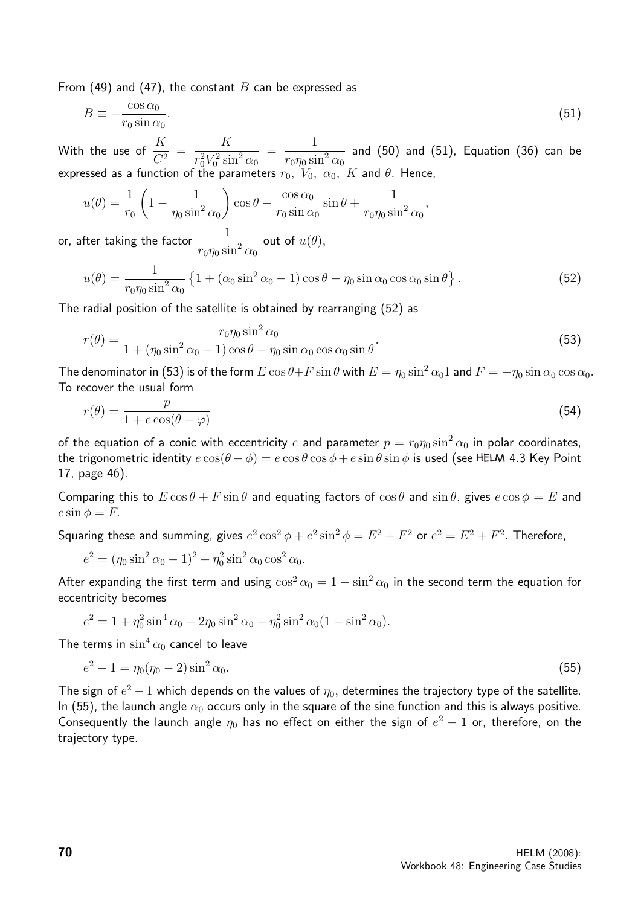From (49) and (47), the constant $B$ can be expressed as

$$B \equiv -\frac{\cos\alpha_0}{r_0 \sin\alpha_0}. \tag{51}$$

With the use of $\dfrac{K}{C^2} = \dfrac{K}{r_0^2 V_0^2 \sin^2\alpha_0} = \dfrac{1}{r_0 \eta_0 \sin^2\alpha_0}$ and (50) and (51), Equation (36) can be expressed as a function of the parameters $r_0,\ V_0,\ \alpha_0,\ K$ and $\theta$. Hence,

$$u(\theta) = \frac{1}{r_0}\left(1 - \frac{1}{\eta_0 \sin^2\alpha_0}\right)\cos\theta - \frac{\cos\alpha_0}{r_0 \sin\alpha_0}\sin\theta + \frac{1}{r_0 \eta_0 \sin^2\alpha_0},$$

or, after taking the factor $\dfrac{1}{r_0 \eta_0 \sin^2\alpha_0}$ out of $u(\theta)$,

$$u(\theta) = \frac{1}{r_0 \eta_0 \sin^2\alpha_0}\left\{1 + (\alpha_0 \sin^2\alpha_0 - 1)\cos\theta - \eta_0 \sin\alpha_0 \cos\alpha_0 \sin\theta\right\}. \tag{52}$$

The radial position of the satellite is obtained by rearranging (52) as

$$r(\theta) = \frac{r_0 \eta_0 \sin^2\alpha_0}{1 + (\eta_0 \sin^2\alpha_0 - 1)\cos\theta - \eta_0 \sin\alpha_0 \cos\alpha_0 \sin\theta}. \tag{53}$$

The denominator in (53) is of the form $E\cos\theta + F\sin\theta$ with $E = \eta_0 \sin^2\alpha_0 1$ and $F = -\eta_0 \sin\alpha_0 \cos\alpha_0$. To recover the usual form

$$r(\theta) = \frac{p}{1 + e\cos(\theta - \varphi)} \tag{54}$$

of the equation of a conic with eccentricity $e$ and parameter $p = r_0 \eta_0 \sin^2\alpha_0$ in polar coordinates, the trigonometric identity $e\cos(\theta - \phi) = e\cos\theta\cos\phi + e\sin\theta\sin\phi$ is used (see HELM 4.3 Key Point 17, page 46).

Comparing this to $E\cos\theta + F\sin\theta$ and equating factors of $\cos\theta$ and $\sin\theta$, gives $e\cos\phi = E$ and $e\sin\phi = F$.

Squaring these and summing, gives $e^2\cos^2\phi + e^2\sin^2\phi = E^2 + F^2$ or $e^2 = E^2 + F^2$. Therefore,

$$e^2 = (\eta_0 \sin^2\alpha_0 - 1)^2 + \eta_0^2 \sin^2\alpha_0 \cos^2\alpha_0.$$

After expanding the first term and using $\cos^2\alpha_0 = 1 - \sin^2\alpha_0$ in the second term the equation for eccentricity becomes

$$e^2 = 1 + \eta_0^2 \sin^4\alpha_0 - 2\eta_0 \sin^2\alpha_0 + \eta_0^2 \sin^2\alpha_0 (1 - \sin^2\alpha_0).$$

The terms in $\sin^4\alpha_0$ cancel to leave

$$e^2 - 1 = \eta_0(\eta_0 - 2)\sin^2\alpha_0. \tag{55}$$

The sign of $e^2 - 1$ which depends on the values of $\eta_0$, determines the trajectory type of the satellite. In (55), the launch angle $\alpha_0$ occurs only in the square of the sine function and this is always positive. Consequently the launch angle $\eta_0$ has no effect on either the sign of $e^2 - 1$ or, therefore, on the trajectory type.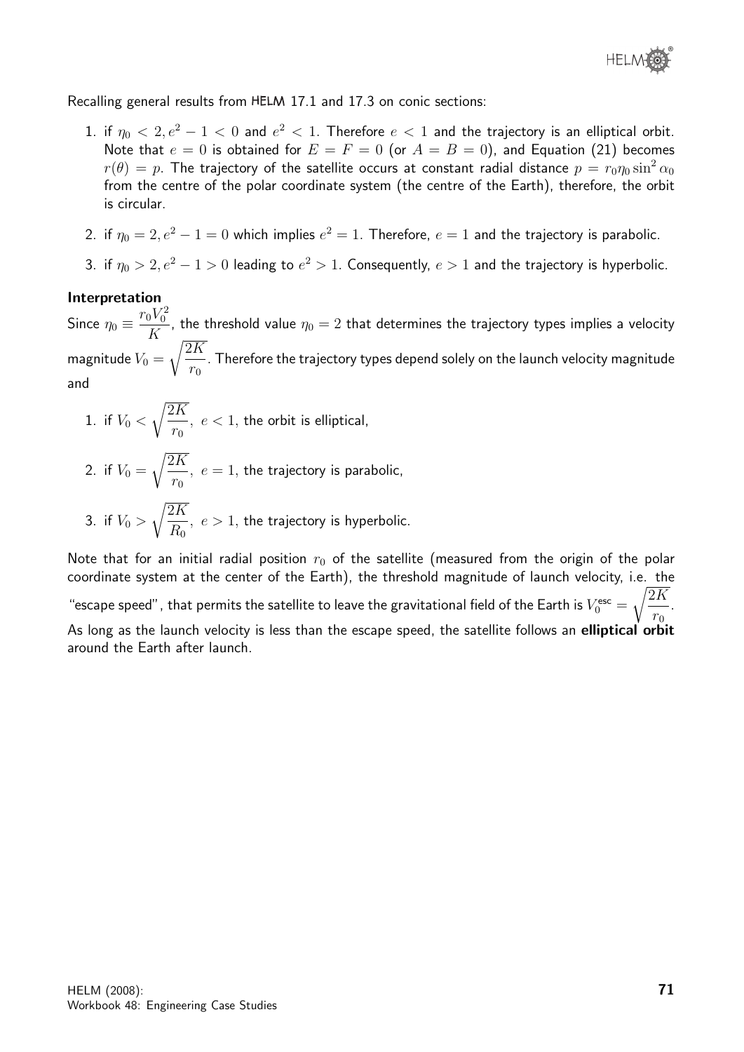Recalling general results from HELM 17.1 and 17.3 on conic sections:

1. if $\eta_0 < 2, e^2 - 1 < 0$ and $e^2 < 1$. Therefore $e < 1$ and the trajectory is an elliptical orbit. Note that $e = 0$ is obtained for $E = F = 0$ (or $A = B = 0$), and Equation (21) becomes $r(\theta) = p$. The trajectory of the satellite occurs at constant radial distance $p = r_0\eta_0 \sin^2 \alpha_0$ from the centre of the polar coordinate system (the centre of the Earth), therefore, the orbit is circular.

2. if $\eta_0 = 2, e^2 - 1 = 0$ which implies $e^2 = 1$. Therefore, $e = 1$ and the trajectory is parabolic.

3. if $\eta_0 > 2, e^2 - 1 > 0$ leading to $e^2 > 1$. Consequently, $e > 1$ and the trajectory is hyperbolic.

**Interpretation**

Since $\eta_0 \equiv \dfrac{r_0 V_0^2}{K}$, the threshold value $\eta_0 = 2$ that determines the trajectory types implies a velocity magnitude $V_0 = \sqrt{\dfrac{2K}{r_0}}$. Therefore the trajectory types depend solely on the launch velocity magnitude and

1. if $V_0 < \sqrt{\dfrac{2K}{r_0}},\ e < 1$, the orbit is elliptical,

2. if $V_0 = \sqrt{\dfrac{2K}{r_0}},\ e = 1$, the trajectory is parabolic,

3. if $V_0 > \sqrt{\dfrac{2K}{R_0}},\ e > 1$, the trajectory is hyperbolic.

Note that for an initial radial position $r_0$ of the satellite (measured from the origin of the polar coordinate system at the center of the Earth), the threshold magnitude of launch velocity, i.e. the "escape speed", that permits the satellite to leave the gravitational field of the Earth is $V_0^{\text{esc}} = \sqrt{\dfrac{2K}{r_0}}$. As long as the launch velocity is less than the escape speed, the satellite follows an **elliptical orbit** around the Earth after launch.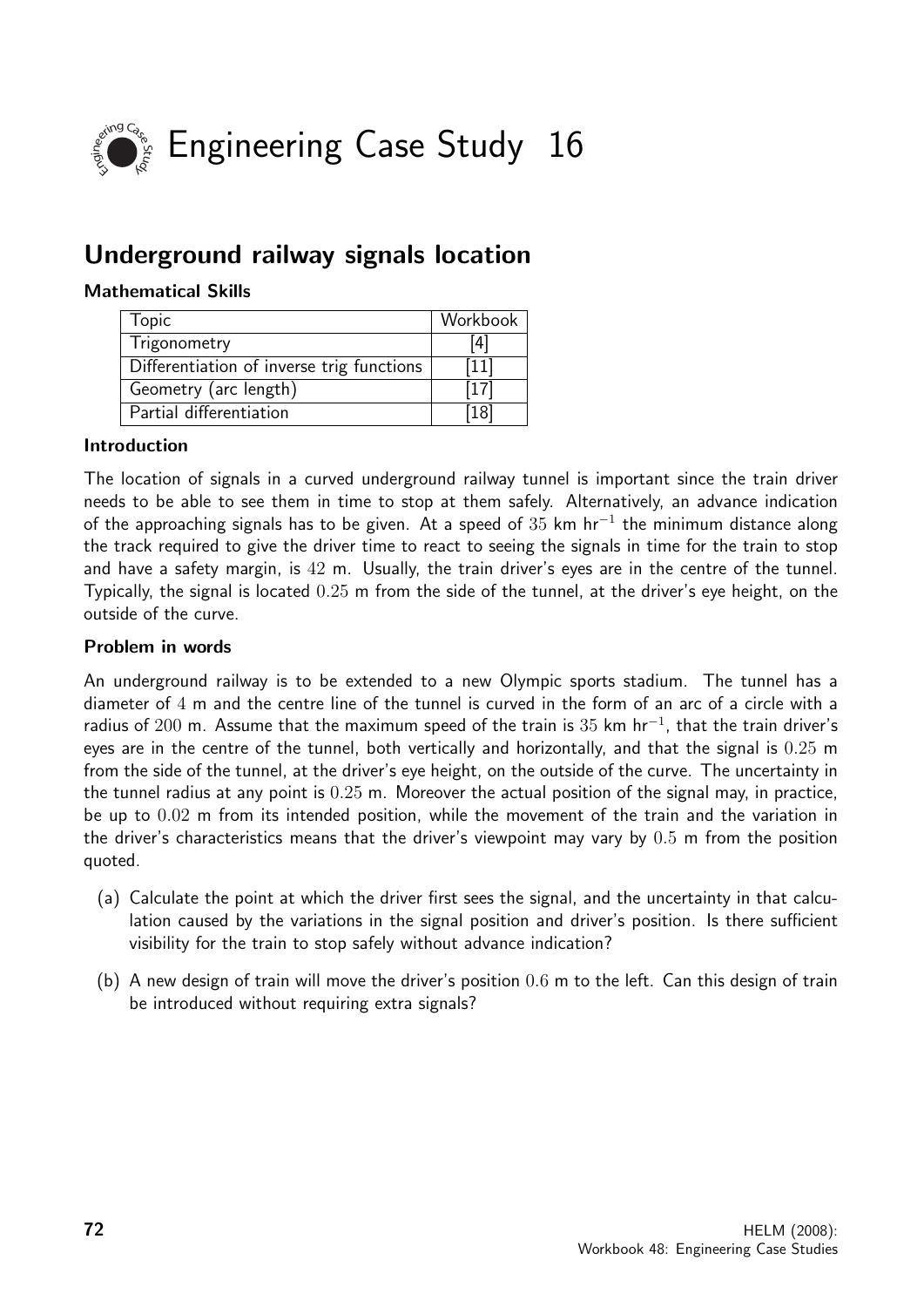# Engineering Case Study 16

## Underground railway signals location

### Mathematical Skills

| Topic | Workbook |
|---|---|
| Trigonometry | [4] |
| Differentiation of inverse trig functions | [11] |
| Geometry (arc length) | [17] |
| Partial differentiation | [18] |

### Introduction

The location of signals in a curved underground railway tunnel is important since the train driver needs to be able to see them in time to stop at them safely. Alternatively, an advance indication of the approaching signals has to be given. At a speed of $35$ km hr$^{-1}$ the minimum distance along the track required to give the driver time to react to seeing the signals in time for the train to stop and have a safety margin, is $42$ m. Usually, the train driver's eyes are in the centre of the tunnel. Typically, the signal is located $0.25$ m from the side of the tunnel, at the driver's eye height, on the outside of the curve.

### Problem in words

An underground railway is to be extended to a new Olympic sports stadium. The tunnel has a diameter of $4$ m and the centre line of the tunnel is curved in the form of an arc of a circle with a radius of $200$ m. Assume that the maximum speed of the train is $35$ km hr$^{-1}$, that the train driver's eyes are in the centre of the tunnel, both vertically and horizontally, and that the signal is $0.25$ m from the side of the tunnel, at the driver's eye height, on the outside of the curve. The uncertainty in the tunnel radius at any point is $0.25$ m. Moreover the actual position of the signal may, in practice, be up to $0.02$ m from its intended position, while the movement of the train and the variation in the driver's characteristics means that the driver's viewpoint may vary by $0.5$ m from the position quoted.

(a) Calculate the point at which the driver first sees the signal, and the uncertainty in that calculation caused by the variations in the signal position and driver's position. Is there sufficient visibility for the train to stop safely without advance indication?

(b) A new design of train will move the driver's position $0.6$ m to the left. Can this design of train be introduced without requiring extra signals?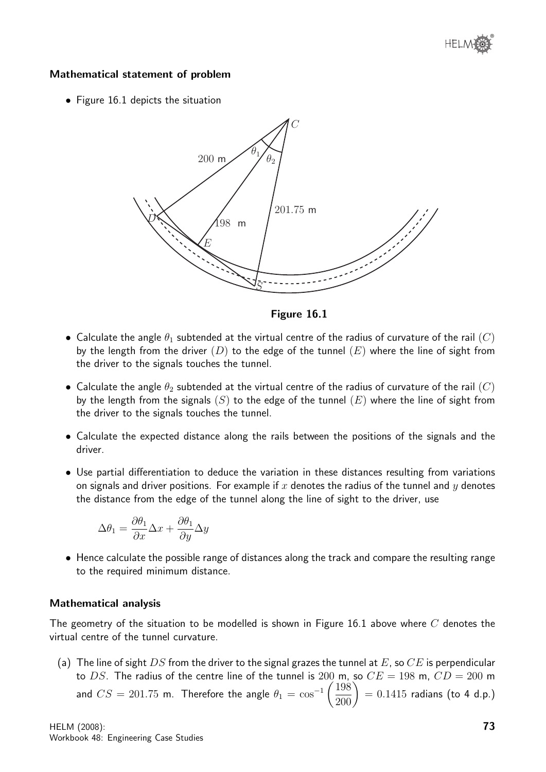### Mathematical statement of problem

- Figure 16.1 depicts the situation

**Figure 16.1**

- Calculate the angle $\theta_1$ subtended at the virtual centre of the radius of curvature of the rail $(C)$ by the length from the driver $(D)$ to the edge of the tunnel $(E)$ where the line of sight from the driver to the signals touches the tunnel.
- Calculate the angle $\theta_2$ subtended at the virtual centre of the radius of curvature of the rail $(C)$ by the length from the signals $(S)$ to the edge of the tunnel $(E)$ where the line of sight from the driver to the signals touches the tunnel.
- Calculate the expected distance along the rails between the positions of the signals and the driver.
- Use partial differentiation to deduce the variation in these distances resulting from variations on signals and driver positions. For example if $x$ denotes the radius of the tunnel and $y$ denotes the distance from the edge of the tunnel along the line of sight to the driver, use

$$\Delta\theta_1 = \frac{\partial\theta_1}{\partial x}\Delta x + \frac{\partial\theta_1}{\partial y}\Delta y$$

- Hence calculate the possible range of distances along the track and compare the resulting range to the required minimum distance.

### Mathematical analysis

The geometry of the situation to be modelled is shown in Figure 16.1 above where $C$ denotes the virtual centre of the tunnel curvature.

(a) The line of sight $DS$ from the driver to the signal grazes the tunnel at $E$, so $CE$ is perpendicular to $DS$. The radius of the centre line of the tunnel is 200 m, so $CE = 198$ m, $CD = 200$ m and $CS = 201.75$ m. Therefore the angle $\theta_1 = \cos^{-1}\left(\dfrac{198}{200}\right) = 0.1415$ radians (to 4 d.p.)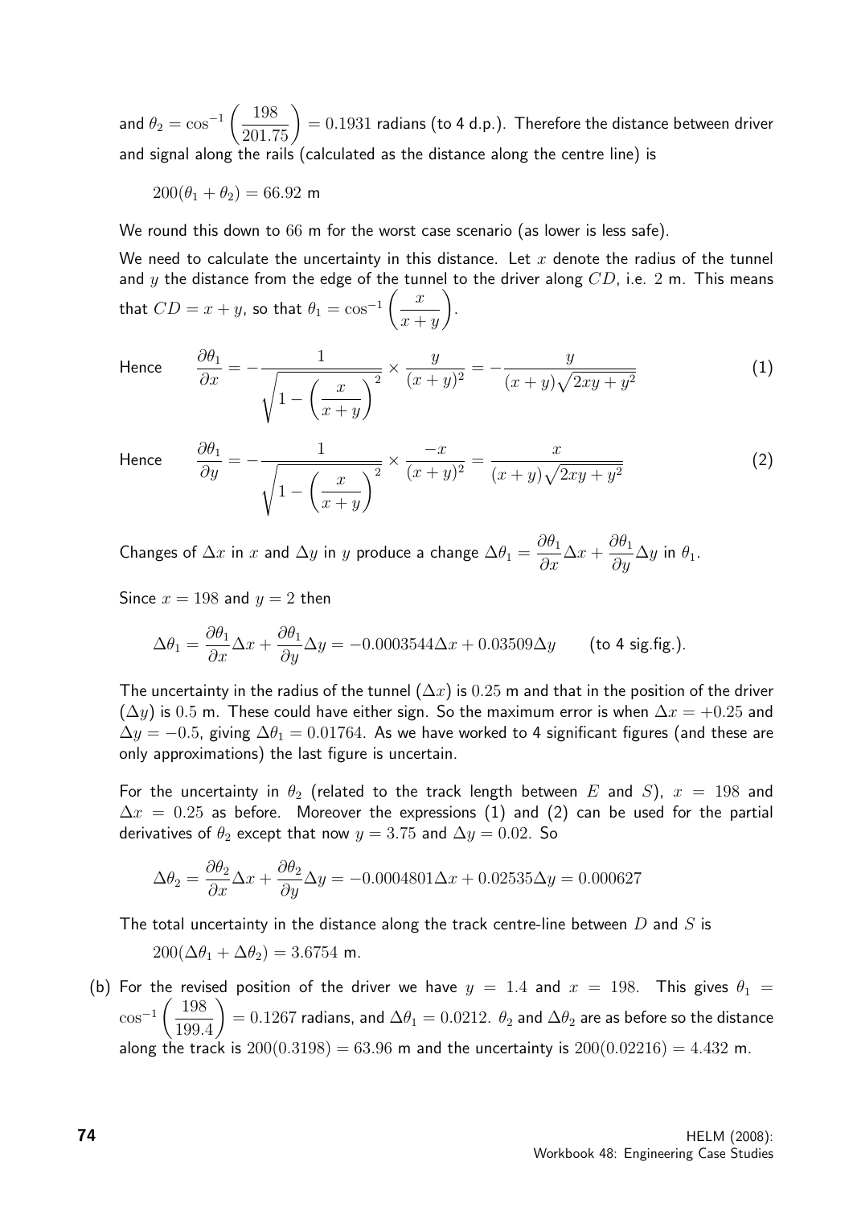and $\theta_2 = \cos^{-1}\left(\dfrac{198}{201.75}\right) = 0.1931$ radians (to 4 d.p.). Therefore the distance between driver and signal along the rails (calculated as the distance along the centre line) is

$$200(\theta_1 + \theta_2) = 66.92 \text{ m}$$

We round this down to 66 m for the worst case scenario (as lower is less safe).

We need to calculate the uncertainty in this distance. Let $x$ denote the radius of the tunnel and $y$ the distance from the edge of the tunnel to the driver along $CD$, i.e. 2 m. This means that $CD = x + y$, so that $\theta_1 = \cos^{-1}\left(\dfrac{x}{x+y}\right)$.

Hence
$$\frac{\partial \theta_1}{\partial x} = -\frac{1}{\sqrt{1-\left(\dfrac{x}{x+y}\right)^2}} \times \frac{y}{(x+y)^2} = -\frac{y}{(x+y)\sqrt{2xy+y^2}} \qquad (1)$$

Hence
$$\frac{\partial \theta_1}{\partial y} = -\frac{1}{\sqrt{1-\left(\dfrac{x}{x+y}\right)^2}} \times \frac{-x}{(x+y)^2} = \frac{x}{(x+y)\sqrt{2xy+y^2}} \qquad (2)$$

Changes of $\Delta x$ in $x$ and $\Delta y$ in $y$ produce a change $\Delta\theta_1 = \dfrac{\partial \theta_1}{\partial x}\Delta x + \dfrac{\partial \theta_1}{\partial y}\Delta y$ in $\theta_1$.

Since $x = 198$ and $y = 2$ then

$$\Delta\theta_1 = \frac{\partial \theta_1}{\partial x}\Delta x + \frac{\partial \theta_1}{\partial y}\Delta y = -0.0003544\Delta x + 0.03509\Delta y \qquad \text{(to 4 sig.fig.).}$$

The uncertainty in the radius of the tunnel ($\Delta x$) is 0.25 m and that in the position of the driver ($\Delta y$) is 0.5 m. These could have either sign. So the maximum error is when $\Delta x = +0.25$ and $\Delta y = -0.5$, giving $\Delta\theta_1 = 0.01764$. As we have worked to 4 significant figures (and these are only approximations) the last figure is uncertain.

For the uncertainty in $\theta_2$ (related to the track length between $E$ and $S$), $x = 198$ and $\Delta x = 0.25$ as before. Moreover the expressions (1) and (2) can be used for the partial derivatives of $\theta_2$ except that now $y = 3.75$ and $\Delta y = 0.02$. So

$$\Delta\theta_2 = \frac{\partial \theta_2}{\partial x}\Delta x + \frac{\partial \theta_2}{\partial y}\Delta y = -0.0004801\Delta x + 0.02535\Delta y = 0.000627$$

The total uncertainty in the distance along the track centre-line between $D$ and $S$ is

$$200(\Delta\theta_1 + \Delta\theta_2) = 3.6754 \text{ m.}$$

(b) For the revised position of the driver we have $y = 1.4$ and $x = 198$. This gives $\theta_1 = \cos^{-1}\left(\dfrac{198}{199.4}\right) = 0.1267$ radians, and $\Delta\theta_1 = 0.0212$. $\theta_2$ and $\Delta\theta_2$ are as before so the distance along the track is $200(0.3198) = 63.96$ m and the uncertainty is $200(0.02216) = 4.432$ m.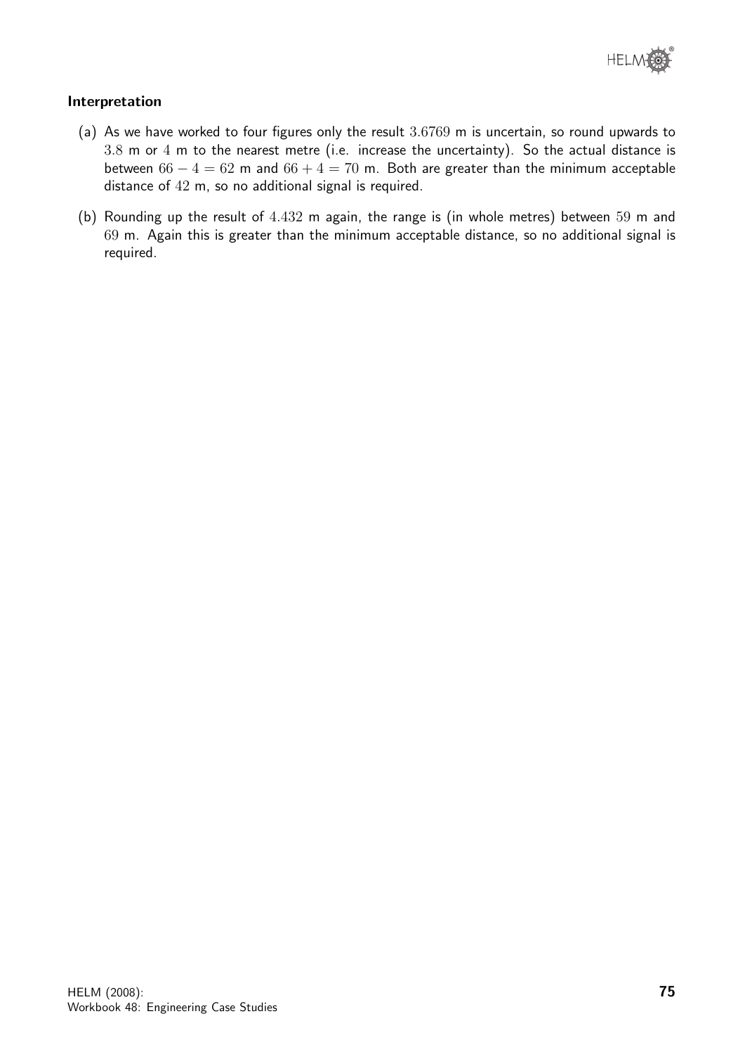### Interpretation

(a) As we have worked to four figures only the result $3.6769$ m is uncertain, so round upwards to $3.8$ m or $4$ m to the nearest metre (i.e. increase the uncertainty). So the actual distance is between $66 - 4 = 62$ m and $66 + 4 = 70$ m. Both are greater than the minimum acceptable distance of $42$ m, so no additional signal is required.

(b) Rounding up the result of $4.432$ m again, the range is (in whole metres) between $59$ m and $69$ m. Again this is greater than the minimum acceptable distance, so no additional signal is required.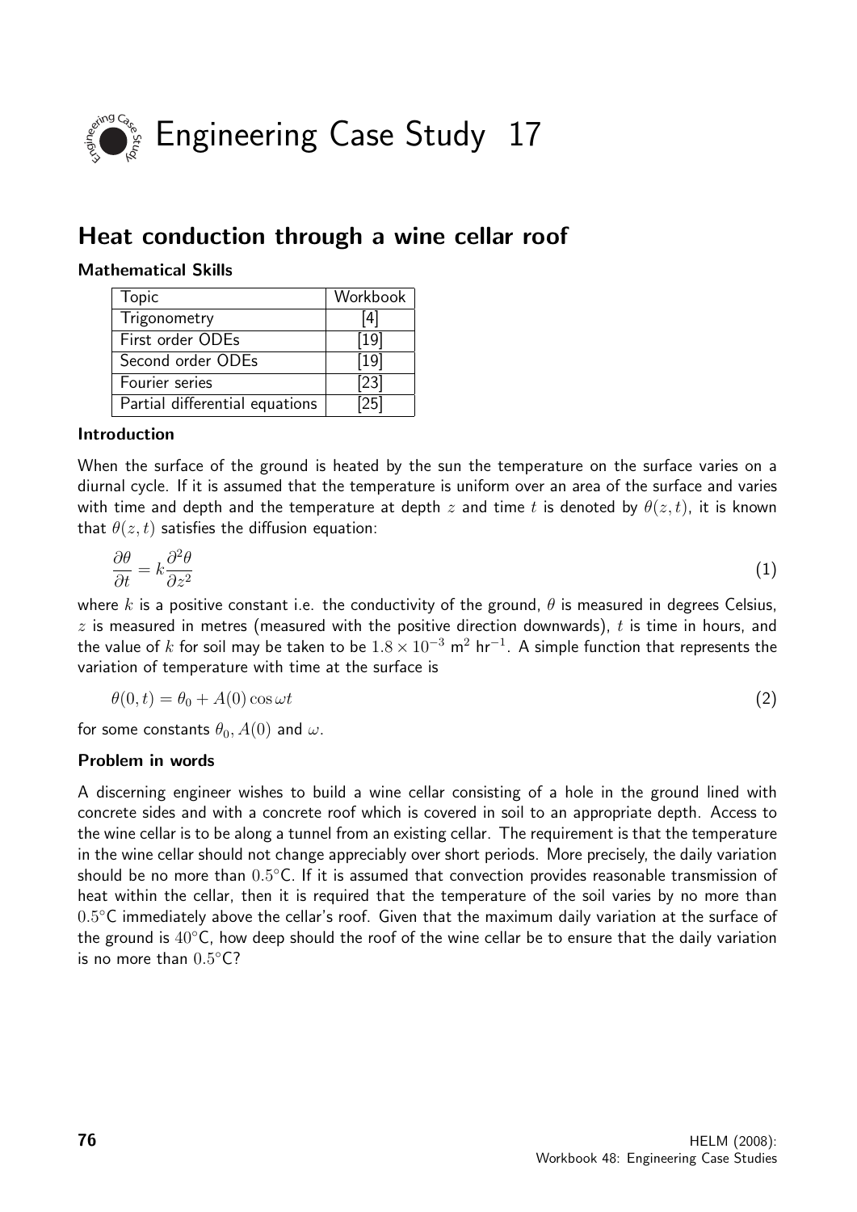# Engineering Case Study 17

## Heat conduction through a wine cellar roof

### Mathematical Skills

| Topic | Workbook |
| --- | --- |
| Trigonometry | [4] |
| First order ODEs | [19] |
| Second order ODEs | [19] |
| Fourier series | [23] |
| Partial differential equations | [25] |

### Introduction

When the surface of the ground is heated by the sun the temperature on the surface varies on a diurnal cycle. If it is assumed that the temperature is uniform over an area of the surface and varies with time and depth and the temperature at depth $z$ and time $t$ is denoted by $\theta(z,t)$, it is known that $\theta(z,t)$ satisfies the diffusion equation:

$$\frac{\partial \theta}{\partial t} = k\frac{\partial^2 \theta}{\partial z^2} \qquad (1)$$

where $k$ is a positive constant i.e. the conductivity of the ground, $\theta$ is measured in degrees Celsius, $z$ is measured in metres (measured with the positive direction downwards), $t$ is time in hours, and the value of $k$ for soil may be taken to be $1.8 \times 10^{-3}$ m$^2$ hr$^{-1}$. A simple function that represents the variation of temperature with time at the surface is

$$\theta(0,t) = \theta_0 + A(0)\cos\omega t \qquad (2)$$

for some constants $\theta_0$, $A(0)$ and $\omega$.

### Problem in words

A discerning engineer wishes to build a wine cellar consisting of a hole in the ground lined with concrete sides and with a concrete roof which is covered in soil to an appropriate depth. Access to the wine cellar is to be along a tunnel from an existing cellar. The requirement is that the temperature in the wine cellar should not change appreciably over short periods. More precisely, the daily variation should be no more than $0.5^\circ$C. If it is assumed that convection provides reasonable transmission of heat within the cellar, then it is required that the temperature of the soil varies by no more than $0.5^\circ$C immediately above the cellar's roof. Given that the maximum daily variation at the surface of the ground is $40^\circ$C, how deep should the roof of the wine cellar be to ensure that the daily variation is no more than $0.5^\circ$C?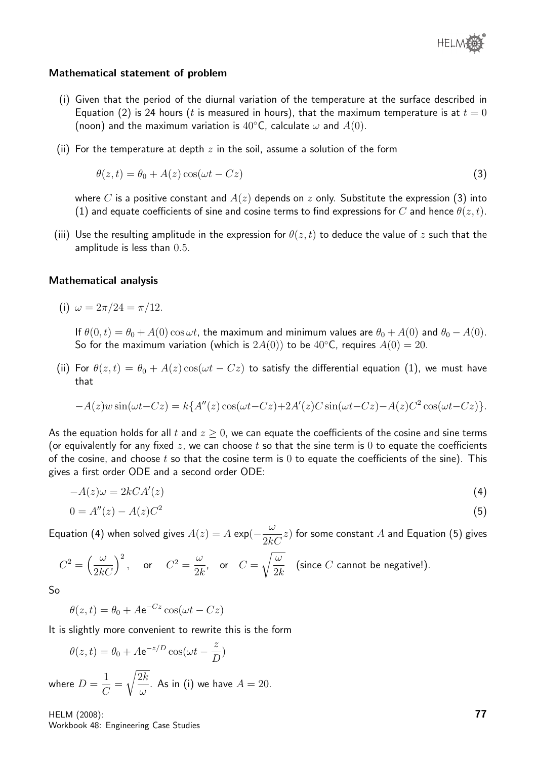### Mathematical statement of problem

(i) Given that the period of the diurnal variation of the temperature at the surface described in Equation (2) is 24 hours ($t$ is measured in hours), that the maximum temperature is at $t = 0$ (noon) and the maximum variation is $40^\circ$C, calculate $\omega$ and $A(0)$.

(ii) For the temperature at depth $z$ in the soil, assume a solution of the form

$$\theta(z,t) = \theta_0 + A(z)\cos(\omega t - Cz) \tag{3}$$

where $C$ is a positive constant and $A(z)$ depends on $z$ only. Substitute the expression (3) into (1) and equate coefficients of sine and cosine terms to find expressions for $C$ and hence $\theta(z,t)$.

(iii) Use the resulting amplitude in the expression for $\theta(z,t)$ to deduce the value of $z$ such that the amplitude is less than $0.5$.

### Mathematical analysis

(i) $\omega = 2\pi/24 = \pi/12$.

If $\theta(0,t) = \theta_0 + A(0)\cos\omega t$, the maximum and minimum values are $\theta_0 + A(0)$ and $\theta_0 - A(0)$. So for the maximum variation (which is $2A(0)$) to be $40^\circ$C, requires $A(0) = 20$.

(ii) For $\theta(z,t) = \theta_0 + A(z)\cos(\omega t - Cz)$ to satisfy the differential equation (1), we must have that

$$-A(z)w\sin(\omega t - Cz) = k\{A''(z)\cos(\omega t - Cz) + 2A'(z)C\sin(\omega t - Cz) - A(z)C^2\cos(\omega t - Cz)\}.$$

As the equation holds for all $t$ and $z \geq 0$, we can equate the coefficients of the cosine and sine terms (or equivalently for any fixed $z$, we can choose $t$ so that the sine term is $0$ to equate the coefficients of the cosine, and choose $t$ so that the cosine term is $0$ to equate the coefficients of the sine). This gives a first order ODE and a second order ODE:

$$-A(z)\omega = 2kCA'(z) \tag{4}$$

$$0 = A''(z) - A(z)C^2 \tag{5}$$

Equation (4) when solved gives $A(z) = A\exp(-\dfrac{\omega}{2kC}z)$ for some constant $A$ and Equation (5) gives

$$C^2 = \left(\frac{\omega}{2kC}\right)^2, \quad \text{or} \quad C^2 = \frac{\omega}{2k}, \quad \text{or} \quad C = \sqrt{\frac{\omega}{2k}} \quad \text{(since } C \text{ cannot be negative!).}$$

So

$$\theta(z,t) = \theta_0 + A\mathrm{e}^{-Cz}\cos(\omega t - Cz)$$

It is slightly more convenient to rewrite this is the form

$$\theta(z,t) = \theta_0 + A\mathrm{e}^{-z/D}\cos(\omega t - \frac{z}{D})$$

where $D = \dfrac{1}{C} = \sqrt{\dfrac{2k}{\omega}}$. As in (i) we have $A = 20$.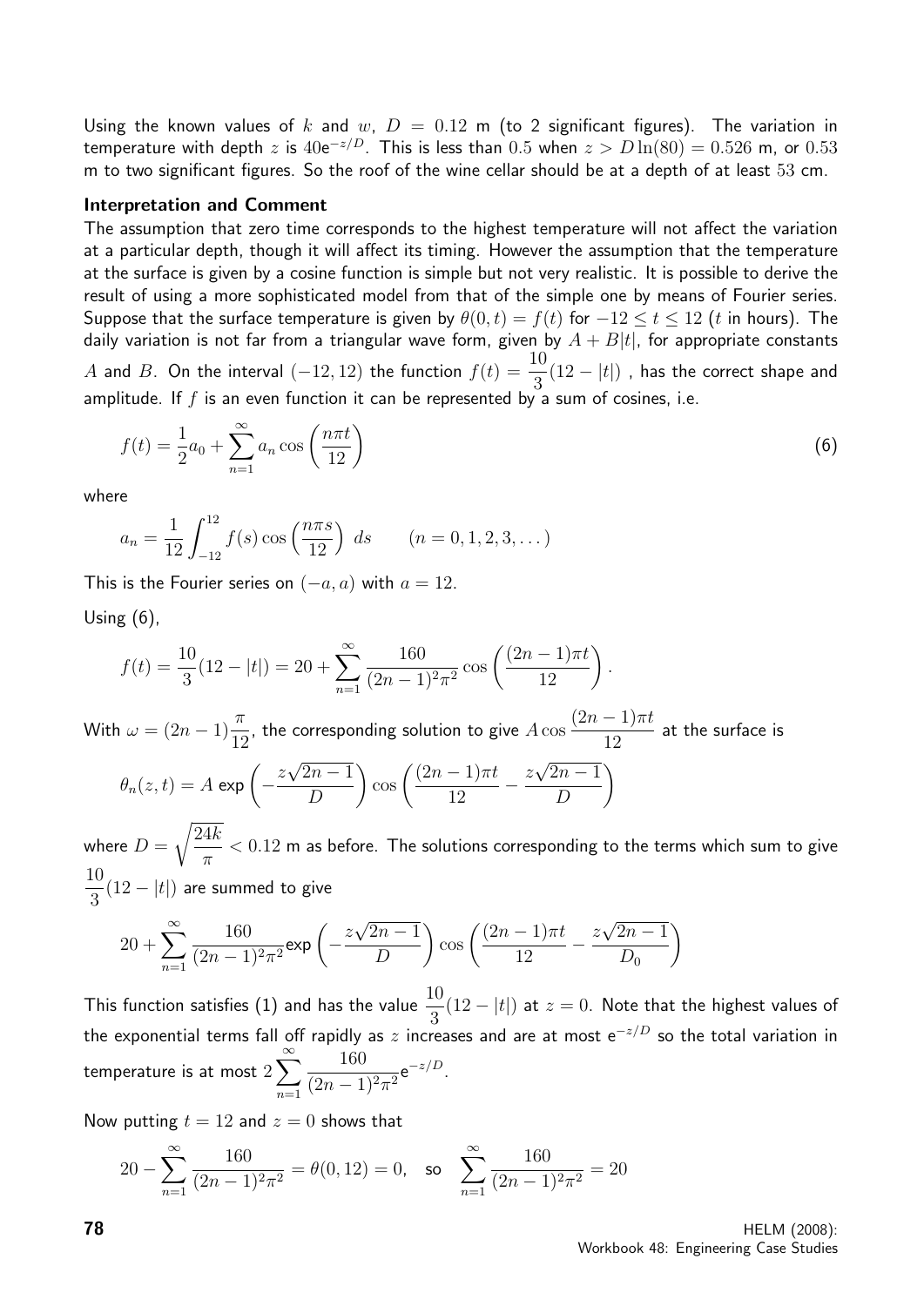Using the known values of $k$ and $w$, $D = 0.12$ m (to 2 significant figures). The variation in temperature with depth $z$ is $40\mathsf{e}^{-z/D}$. This is less than $0.5$ when $z > D\ln(80) = 0.526$ m, or $0.53$ m to two significant figures. So the roof of the wine cellar should be at a depth of at least $53$ cm.

**Interpretation and Comment**

The assumption that zero time corresponds to the highest temperature will not affect the variation at a particular depth, though it will affect its timing. However the assumption that the temperature at the surface is given by a cosine function is simple but not very realistic. It is possible to derive the result of using a more sophisticated model from that of the simple one by means of Fourier series. Suppose that the surface temperature is given by $\theta(0,t) = f(t)$ for $-12 \leq t \leq 12$ ($t$ in hours). The daily variation is not far from a triangular wave form, given by $A + B|t|$, for appropriate constants $A$ and $B$. On the interval $(-12, 12)$ the function $f(t) = \dfrac{10}{3}(12 - |t|)$ , has the correct shape and amplitude. If $f$ is an even function it can be represented by a sum of cosines, i.e.

$$f(t) = \frac{1}{2}a_0 + \sum_{n=1}^{\infty} a_n \cos\left(\frac{n\pi t}{12}\right) \tag{6}$$

where

$$a_n = \frac{1}{12}\int_{-12}^{12} f(s)\cos\left(\frac{n\pi s}{12}\right)\, ds \qquad (n = 0, 1, 2, 3, \dots)$$

This is the Fourier series on $(-a, a)$ with $a = 12$.

Using (6),

$$f(t) = \frac{10}{3}(12 - |t|) = 20 + \sum_{n=1}^{\infty} \frac{160}{(2n-1)^2\pi^2}\cos\left(\frac{(2n-1)\pi t}{12}\right).$$

With $\omega = (2n-1)\dfrac{\pi}{12}$, the corresponding solution to give $A\cos\dfrac{(2n-1)\pi t}{12}$ at the surface is

$$\theta_n(z,t) = A\,\mathsf{exp}\left(-\frac{z\sqrt{2n-1}}{D}\right)\cos\left(\frac{(2n-1)\pi t}{12} - \frac{z\sqrt{2n-1}}{D}\right)$$

where $D = \sqrt{\dfrac{24k}{\pi}} < 0.12$ m as before. The solutions corresponding to the terms which sum to give $\dfrac{10}{3}(12 - |t|)$ are summed to give

$$20 + \sum_{n=1}^{\infty} \frac{160}{(2n-1)^2\pi^2}\mathsf{exp}\left(-\frac{z\sqrt{2n-1}}{D}\right)\cos\left(\frac{(2n-1)\pi t}{12} - \frac{z\sqrt{2n-1}}{D_0}\right)$$

This function satisfies (1) and has the value $\dfrac{10}{3}(12 - |t|)$ at $z = 0$. Note that the highest values of the exponential terms fall off rapidly as $z$ increases and are at most $\mathsf{e}^{-z/D}$ so the total variation in temperature is at most $2\displaystyle\sum_{n=1}^{\infty}\frac{160}{(2n-1)^2\pi^2}\mathsf{e}^{-z/D}$.

Now putting $t = 12$ and $z = 0$ shows that

$$20 - \sum_{n=1}^{\infty}\frac{160}{(2n-1)^2\pi^2} = \theta(0, 12) = 0, \quad \text{so} \quad \sum_{n=1}^{\infty}\frac{160}{(2n-1)^2\pi^2} = 20$$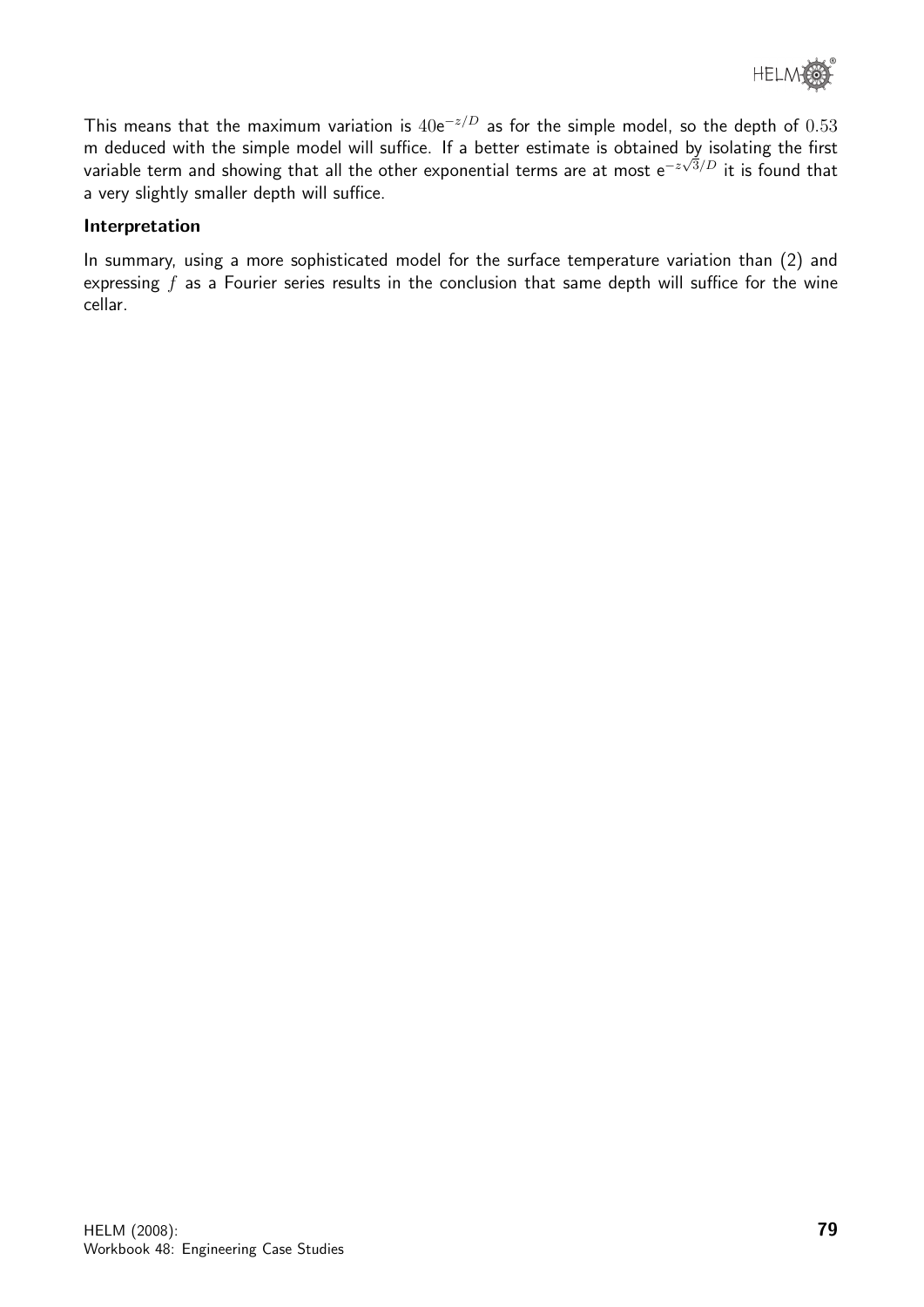This means that the maximum variation is $40\mathrm{e}^{-z/D}$ as for the simple model, so the depth of $0.53$ m deduced with the simple model will suffice. If a better estimate is obtained by isolating the first variable term and showing that all the other exponential terms are at most $\mathrm{e}^{-z\sqrt{3}/D}$ it is found that a very slightly smaller depth will suffice.

**Interpretation**

In summary, using a more sophisticated model for the surface temperature variation than (2) and expressing $f$ as a Fourier series results in the conclusion that same depth will suffice for the wine cellar.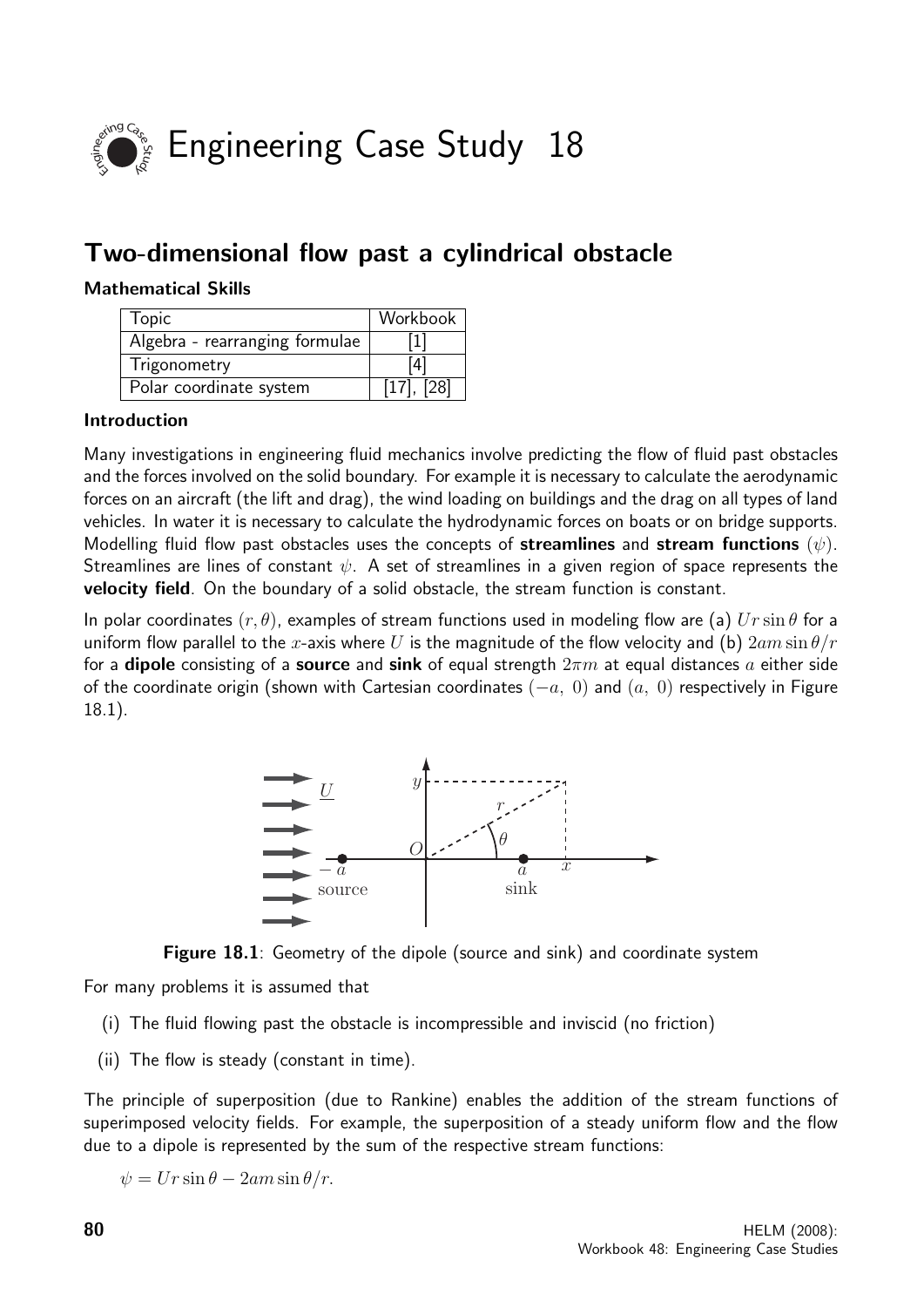# Engineering Case Study 18

## Two-dimensional flow past a cylindrical obstacle

### Mathematical Skills

| Topic | Workbook |
|---|---|
| Algebra - rearranging formulae | [1] |
| Trigonometry | [4] |
| Polar coordinate system | [17], [28] |

### Introduction

Many investigations in engineering fluid mechanics involve predicting the flow of fluid past obstacles and the forces involved on the solid boundary. For example it is necessary to calculate the aerodynamic forces on an aircraft (the lift and drag), the wind loading on buildings and the drag on all types of land vehicles. In water it is necessary to calculate the hydrodynamic forces on boats or on bridge supports. Modelling fluid flow past obstacles uses the concepts of **streamlines** and **stream functions** ($\psi$). Streamlines are lines of constant $\psi$. A set of streamlines in a given region of space represents the **velocity field**. On the boundary of a solid obstacle, the stream function is constant.

In polar coordinates $(r, \theta)$, examples of stream functions used in modeling flow are (a) $Ur\sin\theta$ for a uniform flow parallel to the $x$-axis where $U$ is the magnitude of the flow velocity and (b) $2am\sin\theta/r$ for a **dipole** consisting of a **source** and **sink** of equal strength $2\pi m$ at equal distances $a$ either side of the coordinate origin (shown with Cartesian coordinates $(-a,\ 0)$ and $(a,\ 0)$ respectively in Figure 18.1).

**Figure 18.1**: Geometry of the dipole (source and sink) and coordinate system

For many problems it is assumed that

(i) The fluid flowing past the obstacle is incompressible and inviscid (no friction)

(ii) The flow is steady (constant in time).

The principle of superposition (due to Rankine) enables the addition of the stream functions of superimposed velocity fields. For example, the superposition of a steady uniform flow and the flow due to a dipole is represented by the sum of the respective stream functions:

$\psi = Ur\sin\theta - 2am\sin\theta/r.$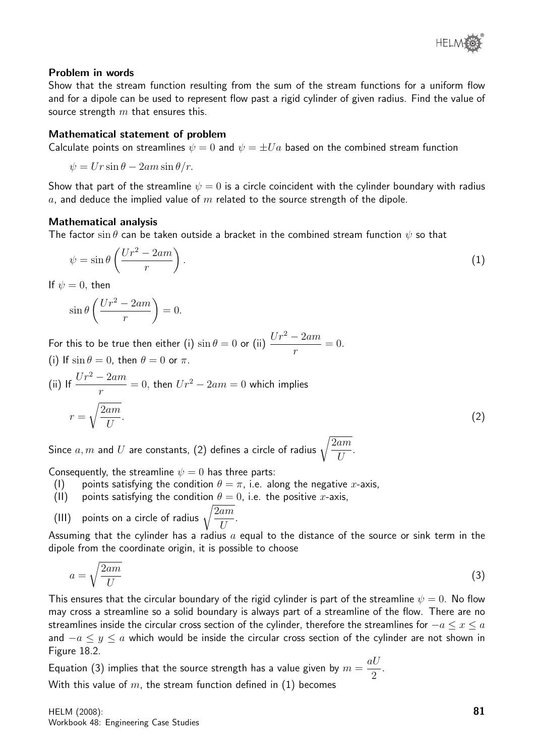#### Problem in words

Show that the stream function resulting from the sum of the stream functions for a uniform flow and for a dipole can be used to represent flow past a rigid cylinder of given radius. Find the value of source strength $m$ that ensures this.

#### Mathematical statement of problem

Calculate points on streamlines $\psi = 0$ and $\psi = \pm Ua$ based on the combined stream function

$$\psi = Ur\sin\theta - 2am\sin\theta/r.$$

Show that part of the streamline $\psi = 0$ is a circle coincident with the cylinder boundary with radius $a$, and deduce the implied value of $m$ related to the source strength of the dipole.

#### Mathematical analysis

The factor $\sin\theta$ can be taken outside a bracket in the combined stream function $\psi$ so that

$$\psi = \sin\theta\left(\frac{Ur^2 - 2am}{r}\right). \qquad (1)$$

If $\psi = 0$, then

$$\sin\theta\left(\frac{Ur^2 - 2am}{r}\right) = 0.$$

For this to be true then either (i) $\sin\theta = 0$ or (ii) $\dfrac{Ur^2 - 2am}{r} = 0$.

(i) If $\sin\theta = 0$, then $\theta = 0$ or $\pi$.

(ii) If $\dfrac{Ur^2 - 2am}{r} = 0$, then $Ur^2 - 2am = 0$ which implies

$$r = \sqrt{\frac{2am}{U}}. \qquad (2)$$

Since $a, m$ and $U$ are constants, (2) defines a circle of radius $\sqrt{\dfrac{2am}{U}}$.

Consequently, the streamline $\psi = 0$ has three parts:

(I) points satisfying the condition $\theta = \pi$, i.e. along the negative $x$-axis,

(II) points satisfying the condition $\theta = 0$, i.e. the positive $x$-axis,

(III) points on a circle of radius $\sqrt{\dfrac{2am}{U}}$.

Assuming that the cylinder has a radius $a$ equal to the distance of the source or sink term in the dipole from the coordinate origin, it is possible to choose

$$a = \sqrt{\frac{2am}{U}} \qquad (3)$$

This ensures that the circular boundary of the rigid cylinder is part of the streamline $\psi = 0$. No flow may cross a streamline so a solid boundary is always part of a streamline of the flow. There are no streamlines inside the circular cross section of the cylinder, therefore the streamlines for $-a \leq x \leq a$ and $-a \leq y \leq a$ which would be inside the circular cross section of the cylinder are not shown in Figure 18.2.

Equation (3) implies that the source strength has a value given by $m = \dfrac{aU}{2}$.

With this value of $m$, the stream function defined in (1) becomes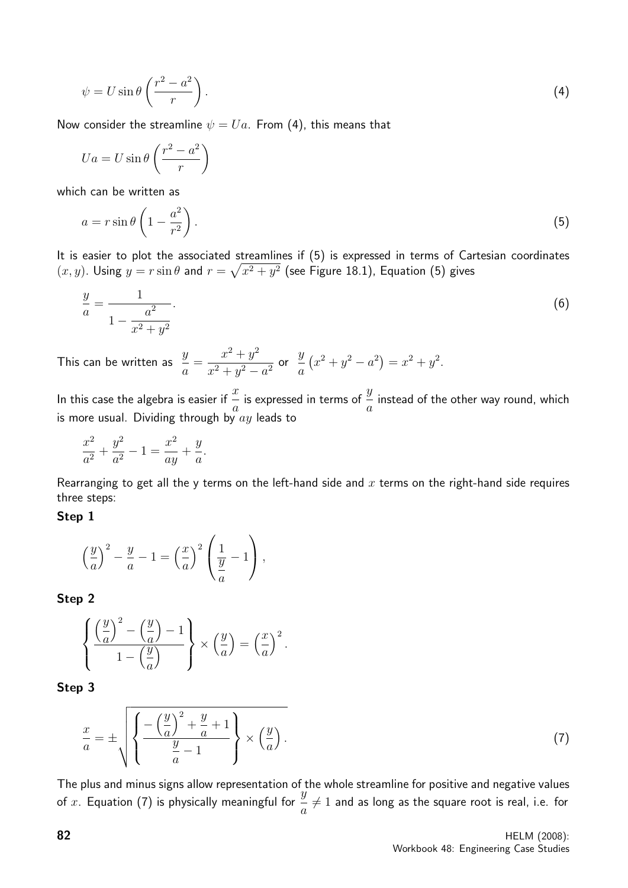$$\psi = U \sin\theta \left( \frac{r^2 - a^2}{r} \right). \tag{4}$$

Now consider the streamline $\psi = Ua$. From (4), this means that

$$Ua = U \sin\theta \left( \frac{r^2 - a^2}{r} \right)$$

which can be written as

$$a = r \sin\theta \left( 1 - \frac{a^2}{r^2} \right). \tag{5}$$

It is easier to plot the associated streamlines if (5) is expressed in terms of Cartesian coordinates $(x, y)$. Using $y = r \sin\theta$ and $r = \sqrt{x^2 + y^2}$ (see Figure 18.1), Equation (5) gives

$$\frac{y}{a} = \frac{1}{1 - \dfrac{a^2}{x^2 + y^2}}. \tag{6}$$

This can be written as $\dfrac{y}{a} = \dfrac{x^2 + y^2}{x^2 + y^2 - a^2}$ or $\dfrac{y}{a}\left(x^2 + y^2 - a^2\right) = x^2 + y^2$.

In this case the algebra is easier if $\dfrac{x}{a}$ is expressed in terms of $\dfrac{y}{a}$ instead of the other way round, which is more usual. Dividing through by $ay$ leads to

$$\frac{x^2}{a^2} + \frac{y^2}{a^2} - 1 = \frac{x^2}{ay} + \frac{y}{a}.$$

Rearranging to get all the y terms on the left-hand side and $x$ terms on the right-hand side requires three steps:

**Step 1**

$$\left(\frac{y}{a}\right)^2 - \frac{y}{a} - 1 = \left(\frac{x}{a}\right)^2 \left( \frac{1}{\dfrac{y}{a}} - 1 \right),$$

**Step 2**

$$\left\{ \frac{\left(\dfrac{y}{a}\right)^2 - \left(\dfrac{y}{a}\right) - 1}{1 - \left(\dfrac{y}{a}\right)} \right\} \times \left(\frac{y}{a}\right) = \left(\frac{x}{a}\right)^2.$$

**Step 3**

$$\frac{x}{a} = \pm \sqrt{ \left\{ \frac{-\left(\dfrac{y}{a}\right)^2 + \dfrac{y}{a} + 1}{\dfrac{y}{a} - 1} \right\} \times \left(\frac{y}{a}\right) }. \tag{7}$$

The plus and minus signs allow representation of the whole streamline for positive and negative values of $x$. Equation (7) is physically meaningful for $\dfrac{y}{a} \neq 1$ and as long as the square root is real, i.e. for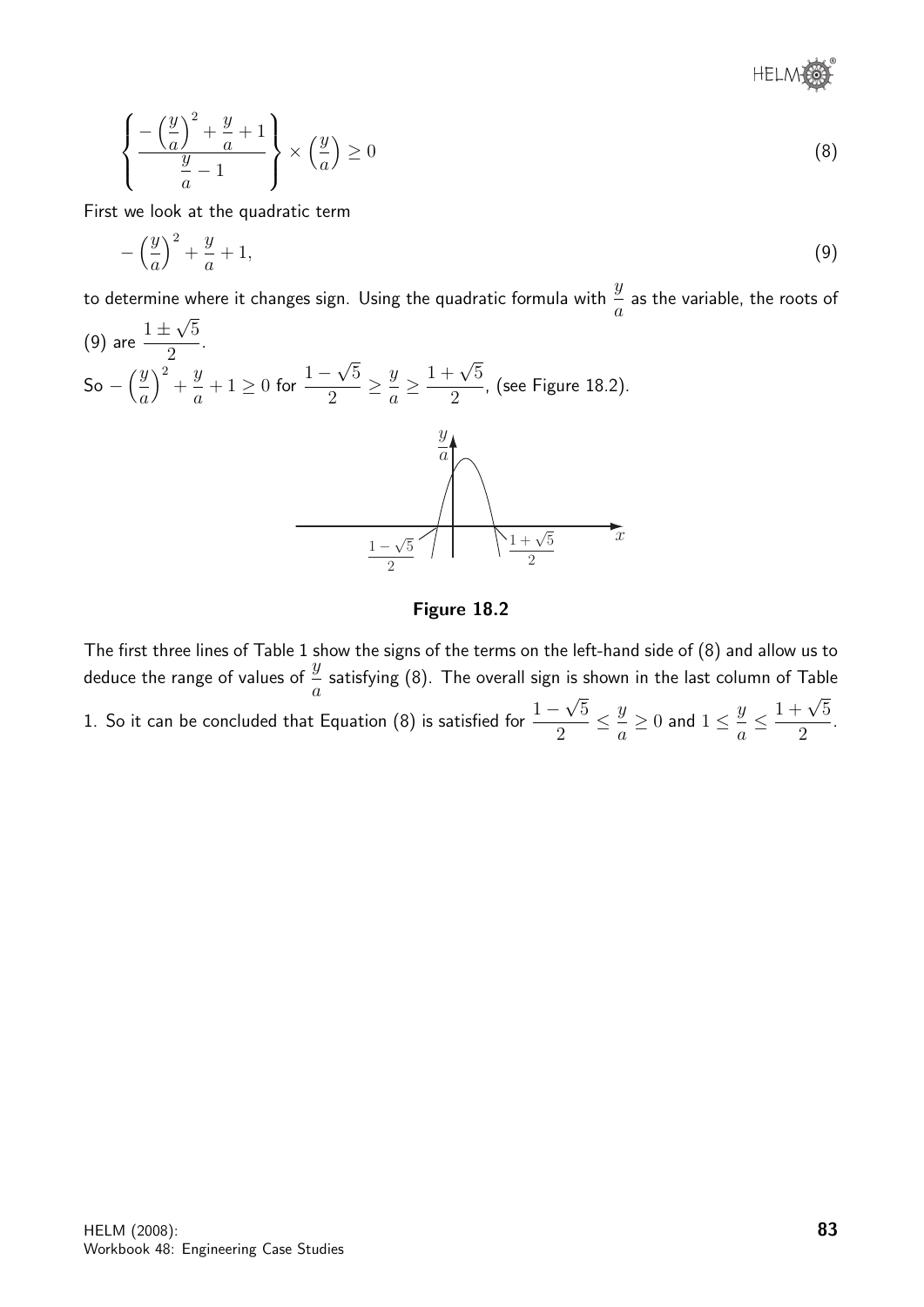$$\left\{ \frac{-\left(\frac{y}{a}\right)^2 + \frac{y}{a} + 1}{\frac{y}{a} - 1} \right\} \times \left(\frac{y}{a}\right) \geq 0 \tag{8}$$

First we look at the quadratic term

$$-\left(\frac{y}{a}\right)^2 + \frac{y}{a} + 1, \tag{9}$$

to determine where it changes sign. Using the quadratic formula with $\dfrac{y}{a}$ as the variable, the roots of (9) are $\dfrac{1 \pm \sqrt{5}}{2}$.

So $-\left(\dfrac{y}{a}\right)^2 + \dfrac{y}{a} + 1 \geq 0$ for $\dfrac{1-\sqrt{5}}{2} \geq \dfrac{y}{a} \geq \dfrac{1+\sqrt{5}}{2}$, (see Figure 18.2).

**Figure 18.2**

The first three lines of Table 1 show the signs of the terms on the left-hand side of (8) and allow us to deduce the range of values of $\dfrac{y}{a}$ satisfying (8). The overall sign is shown in the last column of Table 1. So it can be concluded that Equation (8) is satisfied for $\dfrac{1-\sqrt{5}}{2} \leq \dfrac{y}{a} \geq 0$ and $1 \leq \dfrac{y}{a} \leq \dfrac{1+\sqrt{5}}{2}$.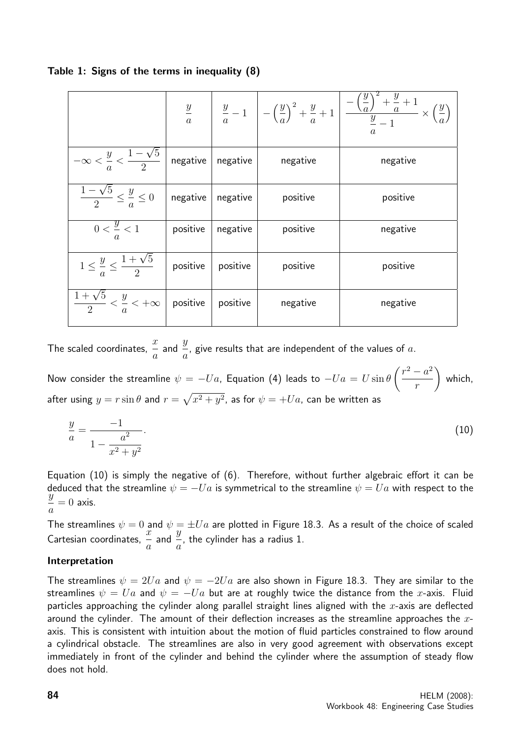**Table 1: Signs of the terms in inequality (8)**

| | $\frac{y}{a}$ | $\frac{y}{a}-1$ | $-\left(\frac{y}{a}\right)^2+\frac{y}{a}+1$ | $\dfrac{-\left(\frac{y}{a}\right)^2+\frac{y}{a}+1}{\frac{y}{a}-1}\times\left(\frac{y}{a}\right)$ |
|---|---|---|---|---|
| $-\infty<\frac{y}{a}<\frac{1-\sqrt{5}}{2}$ | negative | negative | negative | negative |
| $\frac{1-\sqrt{5}}{2}\leq\frac{y}{a}\leq 0$ | negative | negative | positive | positive |
| $0<\frac{y}{a}<1$ | positive | negative | positive | negative |
| $1\leq\frac{y}{a}\leq\frac{1+\sqrt{5}}{2}$ | positive | positive | positive | positive |
| $\frac{1+\sqrt{5}}{2}<\frac{y}{a}<+\infty$ | positive | positive | negative | negative |

The scaled coordinates, $\frac{x}{a}$ and $\frac{y}{a}$, give results that are independent of the values of $a$.

Now consider the streamline $\psi = -Ua$, Equation (4) leads to $-Ua = U\sin\theta\left(\frac{r^2-a^2}{r}\right)$ which, after using $y = r\sin\theta$ and $r=\sqrt{x^2+y^2}$, as for $\psi = +Ua$, can be written as

$$\frac{y}{a} = \frac{-1}{1-\dfrac{a^2}{x^2+y^2}}. \qquad (10)$$

Equation (10) is simply the negative of (6). Therefore, without further algebraic effort it can be deduced that the streamline $\psi = -Ua$ is symmetrical to the streamline $\psi = Ua$ with respect to the $\frac{y}{a}=0$ axis.

The streamlines $\psi = 0$ and $\psi = \pm Ua$ are plotted in Figure 18.3. As a result of the choice of scaled Cartesian coordinates, $\frac{x}{a}$ and $\frac{y}{a}$, the cylinder has a radius 1.

### Interpretation

The streamlines $\psi = 2Ua$ and $\psi = -2Ua$ are also shown in Figure 18.3. They are similar to the streamlines $\psi = Ua$ and $\psi = -Ua$ but are at roughly twice the distance from the $x$-axis. Fluid particles approaching the cylinder along parallel straight lines aligned with the $x$-axis are deflected around the cylinder. The amount of their deflection increases as the streamline approaches the $x$-axis. This is consistent with intuition about the motion of fluid particles constrained to flow around a cylindrical obstacle. The streamlines are also in very good agreement with observations except immediately in front of the cylinder and behind the cylinder where the assumption of steady flow does not hold.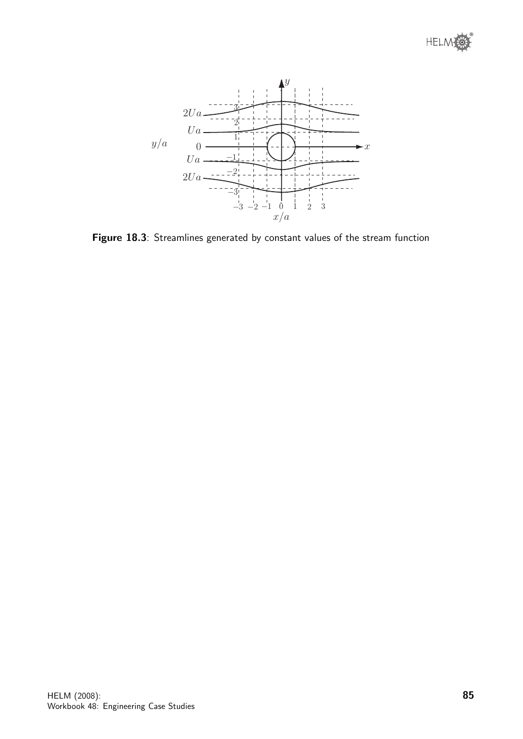**Figure 18.3**: Streamlines generated by constant values of the stream function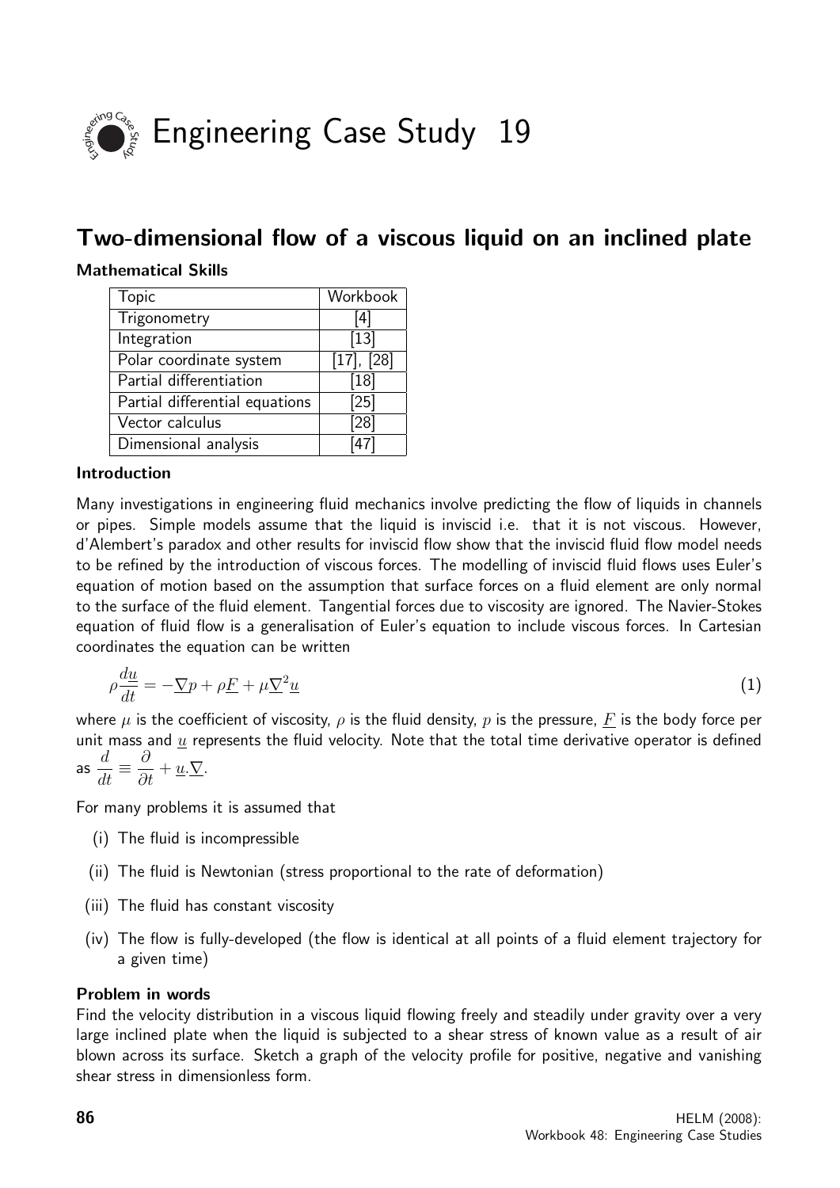# Engineering Case Study 19

## Two-dimensional flow of a viscous liquid on an inclined plate

**Mathematical Skills**

| Topic | Workbook |
| --- | --- |
| Trigonometry | [4] |
| Integration | [13] |
| Polar coordinate system | [17], [28] |
| Partial differentiation | [18] |
| Partial differential equations | [25] |
| Vector calculus | [28] |
| Dimensional analysis | [47] |

**Introduction**

Many investigations in engineering fluid mechanics involve predicting the flow of liquids in channels or pipes. Simple models assume that the liquid is inviscid i.e. that it is not viscous. However, d'Alembert's paradox and other results for inviscid flow show that the inviscid fluid flow model needs to be refined by the introduction of viscous forces. The modelling of inviscid fluid flows uses Euler's equation of motion based on the assumption that surface forces on a fluid element are only normal to the surface of the fluid element. Tangential forces due to viscosity are ignored. The Navier-Stokes equation of fluid flow is a generalisation of Euler's equation to include viscous forces. In Cartesian coordinates the equation can be written

$$\rho \frac{d\underline{u}}{dt} = -\underline{\nabla} p + \rho \underline{F} + \mu \underline{\nabla}^2 \underline{u} \tag{1}$$

where $\mu$ is the coefficient of viscosity, $\rho$ is the fluid density, $p$ is the pressure, $\underline{F}$ is the body force per unit mass and $\underline{u}$ represents the fluid velocity. Note that the total time derivative operator is defined as $\dfrac{d}{dt} \equiv \dfrac{\partial}{\partial t} + \underline{u}.\underline{\nabla}$.

For many problems it is assumed that

(i) The fluid is incompressible

(ii) The fluid is Newtonian (stress proportional to the rate of deformation)

(iii) The fluid has constant viscosity

(iv) The flow is fully-developed (the flow is identical at all points of a fluid element trajectory for a given time)

**Problem in words**

Find the velocity distribution in a viscous liquid flowing freely and steadily under gravity over a very large inclined plate when the liquid is subjected to a shear stress of known value as a result of air blown across its surface. Sketch a graph of the velocity profile for positive, negative and vanishing shear stress in dimensionless form.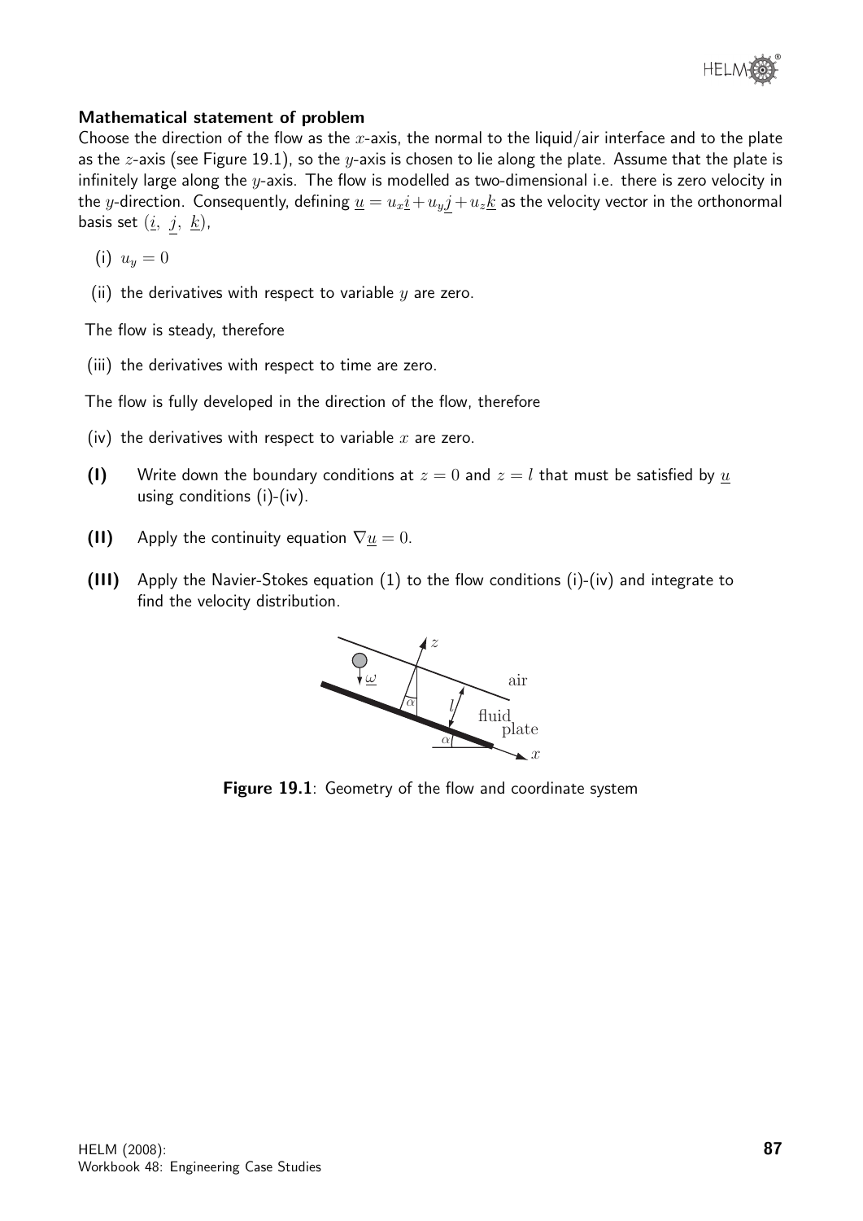**Mathematical statement of problem**

Choose the direction of the flow as the $x$-axis, the normal to the liquid/air interface and to the plate as the $z$-axis (see Figure 19.1), so the $y$-axis is chosen to lie along the plate. Assume that the plate is infinitely large along the $y$-axis. The flow is modelled as two-dimensional i.e. there is zero velocity in the $y$-direction. Consequently, defining $\underline{u} = u_x\underline{i} + u_y\underline{j} + u_z\underline{k}$ as the velocity vector in the orthonormal basis set $(\underline{i},\ \underline{j},\ \underline{k})$,

(i) $u_y = 0$

(ii) the derivatives with respect to variable $y$ are zero.

The flow is steady, therefore

(iii) the derivatives with respect to time are zero.

The flow is fully developed in the direction of the flow, therefore

(iv) the derivatives with respect to variable $x$ are zero.

**(I)** Write down the boundary conditions at $z = 0$ and $z = l$ that must be satisfied by $\underline{u}$ using conditions (i)-(iv).

**(II)** Apply the continuity equation $\nabla \underline{u} = 0$.

**(III)** Apply the Navier-Stokes equation (1) to the flow conditions (i)-(iv) and integrate to find the velocity distribution.

**Figure 19.1**: Geometry of the flow and coordinate system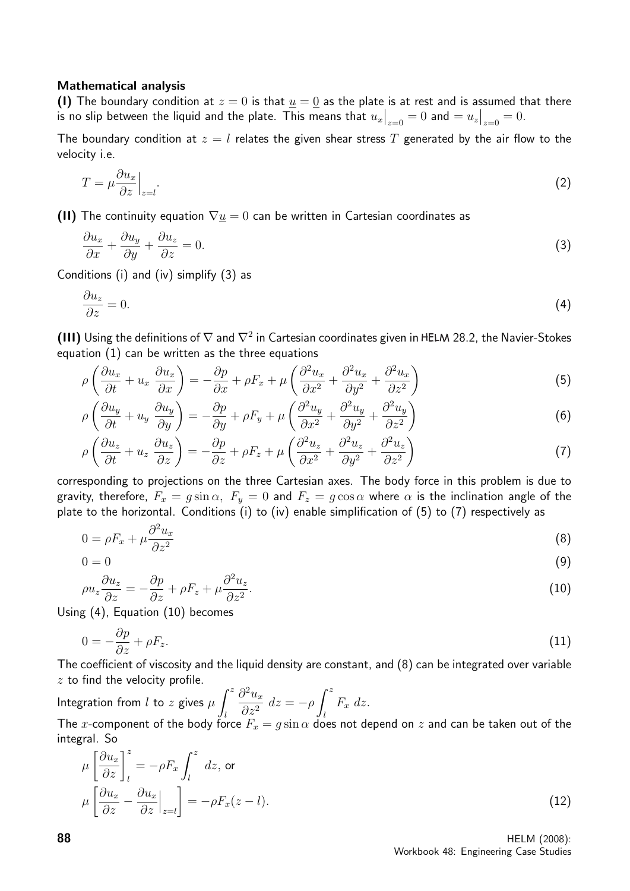### Mathematical analysis

**(I)** The boundary condition at $z = 0$ is that $\underline{u} = \underline{0}$ as the plate is at rest and is assumed that there is no slip between the liquid and the plate. This means that $u_x\big|_{z=0} = 0$ and $= u_z\big|_{z=0} = 0$.

The boundary condition at $z = l$ relates the given shear stress $T$ generated by the air flow to the velocity i.e.

$$T = \mu \frac{\partial u_x}{\partial z}\Big|_{z=l}. \tag{2}$$

**(II)** The continuity equation $\nabla \underline{u} = 0$ can be written in Cartesian coordinates as

$$\frac{\partial u_x}{\partial x} + \frac{\partial u_y}{\partial y} + \frac{\partial u_z}{\partial z} = 0. \tag{3}$$

Conditions (i) and (iv) simplify (3) as

$$\frac{\partial u_z}{\partial z} = 0. \tag{4}$$

**(III)** Using the definitions of $\nabla$ and $\nabla^2$ in Cartesian coordinates given in HELM 28.2, the Navier-Stokes equation (1) can be written as the three equations

$$\rho\left(\frac{\partial u_x}{\partial t} + u_x\,\frac{\partial u_x}{\partial x}\right) = -\frac{\partial p}{\partial x} + \rho F_x + \mu\left(\frac{\partial^2 u_x}{\partial x^2} + \frac{\partial^2 u_x}{\partial y^2} + \frac{\partial^2 u_x}{\partial z^2}\right) \tag{5}$$

$$\rho\left(\frac{\partial u_y}{\partial t} + u_y\,\frac{\partial u_y}{\partial y}\right) = -\frac{\partial p}{\partial y} + \rho F_y + \mu\left(\frac{\partial^2 u_y}{\partial x^2} + \frac{\partial^2 u_y}{\partial y^2} + \frac{\partial^2 u_y}{\partial z^2}\right) \tag{6}$$

$$\rho\left(\frac{\partial u_z}{\partial t} + u_z\,\frac{\partial u_z}{\partial z}\right) = -\frac{\partial p}{\partial z} + \rho F_z + \mu\left(\frac{\partial^2 u_z}{\partial x^2} + \frac{\partial^2 u_z}{\partial y^2} + \frac{\partial^2 u_z}{\partial z^2}\right) \tag{7}$$

corresponding to projections on the three Cartesian axes. The body force in this problem is due to gravity, therefore, $F_x = g\sin\alpha$, $F_y = 0$ and $F_z = g\cos\alpha$ where $\alpha$ is the inclination angle of the plate to the horizontal. Conditions (i) to (iv) enable simplification of (5) to (7) respectively as

$$0 = \rho F_x + \mu\frac{\partial^2 u_x}{\partial z^2} \tag{8}$$

$$0 = 0 \tag{9}$$

$$\rho u_z \frac{\partial u_z}{\partial z} = -\frac{\partial p}{\partial z} + \rho F_z + \mu\frac{\partial^2 u_z}{\partial z^2}. \tag{10}$$

Using (4), Equation (10) becomes

$$0 = -\frac{\partial p}{\partial z} + \rho F_z. \tag{11}$$

The coefficient of viscosity and the liquid density are constant, and (8) can be integrated over variable $z$ to find the velocity profile.

Integration from $l$ to $z$ gives $\mu \displaystyle\int_l^z \frac{\partial^2 u_x}{\partial z^2}\;dz = -\rho \int_l^z F_x\;dz.$

The $x$-component of the body force $F_x = g\sin\alpha$ does not depend on $z$ and can be taken out of the integral. So

$$\mu\left[\frac{\partial u_x}{\partial z}\right]_l^z = -\rho F_x \int_l^z\;dz, \text{ or}$$

$$\mu\left[\frac{\partial u_x}{\partial z} - \frac{\partial u_x}{\partial z}\Big|_{z=l}\right] = -\rho F_x(z - l). \tag{12}$$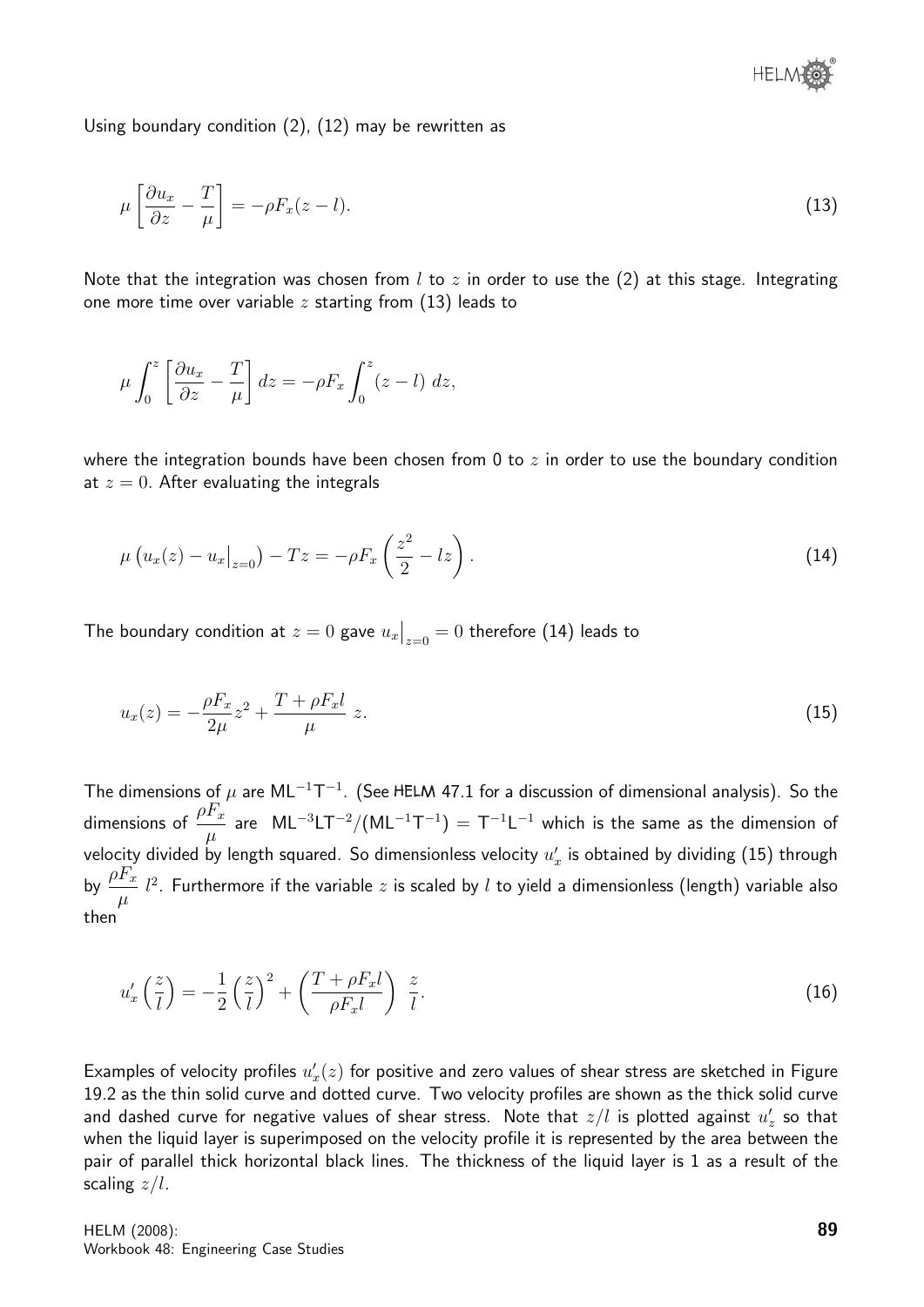Using boundary condition (2), (12) may be rewritten as

$$\mu \left[ \frac{\partial u_x}{\partial z} - \frac{T}{\mu} \right] = -\rho F_x (z - l). \tag{13}$$

Note that the integration was chosen from $l$ to $z$ in order to use the (2) at this stage. Integrating one more time over variable $z$ starting from (13) leads to

$$\mu \int_0^z \left[ \frac{\partial u_x}{\partial z} - \frac{T}{\mu} \right] dz = -\rho F_x \int_0^z (z - l) \; dz,$$

where the integration bounds have been chosen from 0 to $z$ in order to use the boundary condition at $z = 0$. After evaluating the integrals

$$\mu \left( u_x(z) - u_x\big|_{z=0} \right) - Tz = -\rho F_x \left( \frac{z^2}{2} - lz \right). \tag{14}$$

The boundary condition at $z = 0$ gave $u_x\big|_{z=0} = 0$ therefore (14) leads to

$$u_x(z) = -\frac{\rho F_x}{2\mu} z^2 + \frac{T + \rho F_x l}{\mu} \; z. \tag{15}$$

The dimensions of $\mu$ are $\mathsf{ML}^{-1}\mathsf{T}^{-1}$. (See HELM 47.1 for a discussion of dimensional analysis). So the dimensions of $\dfrac{\rho F_x}{\mu}$ are $\mathsf{ML}^{-3}\mathsf{LT}^{-2}/(\mathsf{ML}^{-1}\mathsf{T}^{-1}) = \mathsf{T}^{-1}\mathsf{L}^{-1}$ which is the same as the dimension of velocity divided by length squared. So dimensionless velocity $u_x'$ is obtained by dividing (15) through by $\dfrac{\rho F_x}{\mu} \; l^2$. Furthermore if the variable $z$ is scaled by $l$ to yield a dimensionless (length) variable also then

$$u_x' \left( \frac{z}{l} \right) = -\frac{1}{2} \left( \frac{z}{l} \right)^2 + \left( \frac{T + \rho F_x l}{\rho F_x l} \right) \; \frac{z}{l}. \tag{16}$$

Examples of velocity profiles $u_x'(z)$ for positive and zero values of shear stress are sketched in Figure 19.2 as the thin solid curve and dotted curve. Two velocity profiles are shown as the thick solid curve and dashed curve for negative values of shear stress. Note that $z/l$ is plotted against $u_z'$ so that when the liquid layer is superimposed on the velocity profile it is represented by the area between the pair of parallel thick horizontal black lines. The thickness of the liquid layer is 1 as a result of the scaling $z/l$.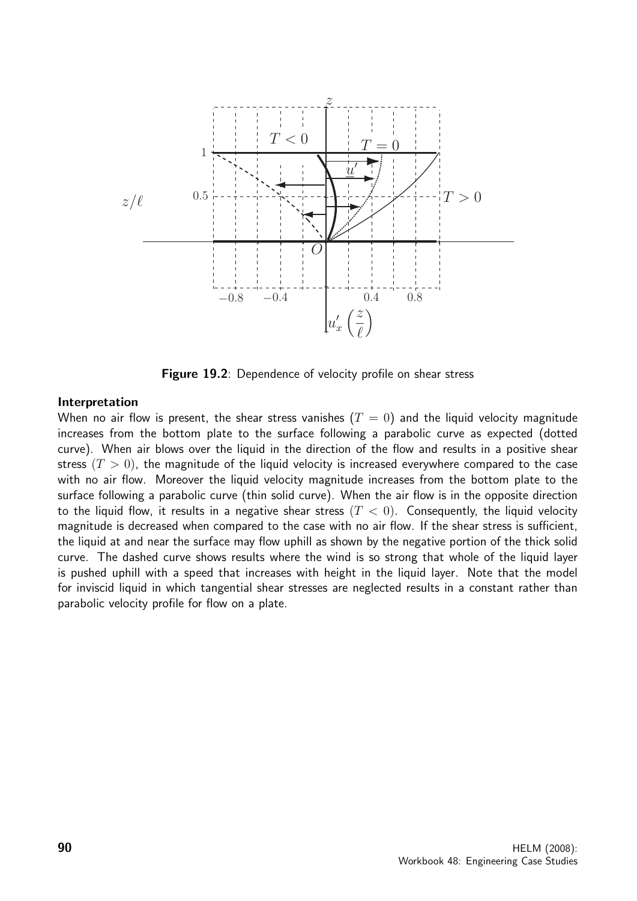**Figure 19.2**: Dependence of velocity profile on shear stress

#### Interpretation

When no air flow is present, the shear stress vanishes ($T = 0$) and the liquid velocity magnitude increases from the bottom plate to the surface following a parabolic curve as expected (dotted curve). When air blows over the liquid in the direction of the flow and results in a positive shear stress ($T > 0$), the magnitude of the liquid velocity is increased everywhere compared to the case with no air flow. Moreover the liquid velocity magnitude increases from the bottom plate to the surface following a parabolic curve (thin solid curve). When the air flow is in the opposite direction to the liquid flow, it results in a negative shear stress ($T < 0$). Consequently, the liquid velocity magnitude is decreased when compared to the case with no air flow. If the shear stress is sufficient, the liquid at and near the surface may flow uphill as shown by the negative portion of the thick solid curve. The dashed curve shows results where the wind is so strong that whole of the liquid layer is pushed uphill with a speed that increases with height in the liquid layer. Note that the model for inviscid liquid in which tangential shear stresses are neglected results in a constant rather than parabolic velocity profile for flow on a plate.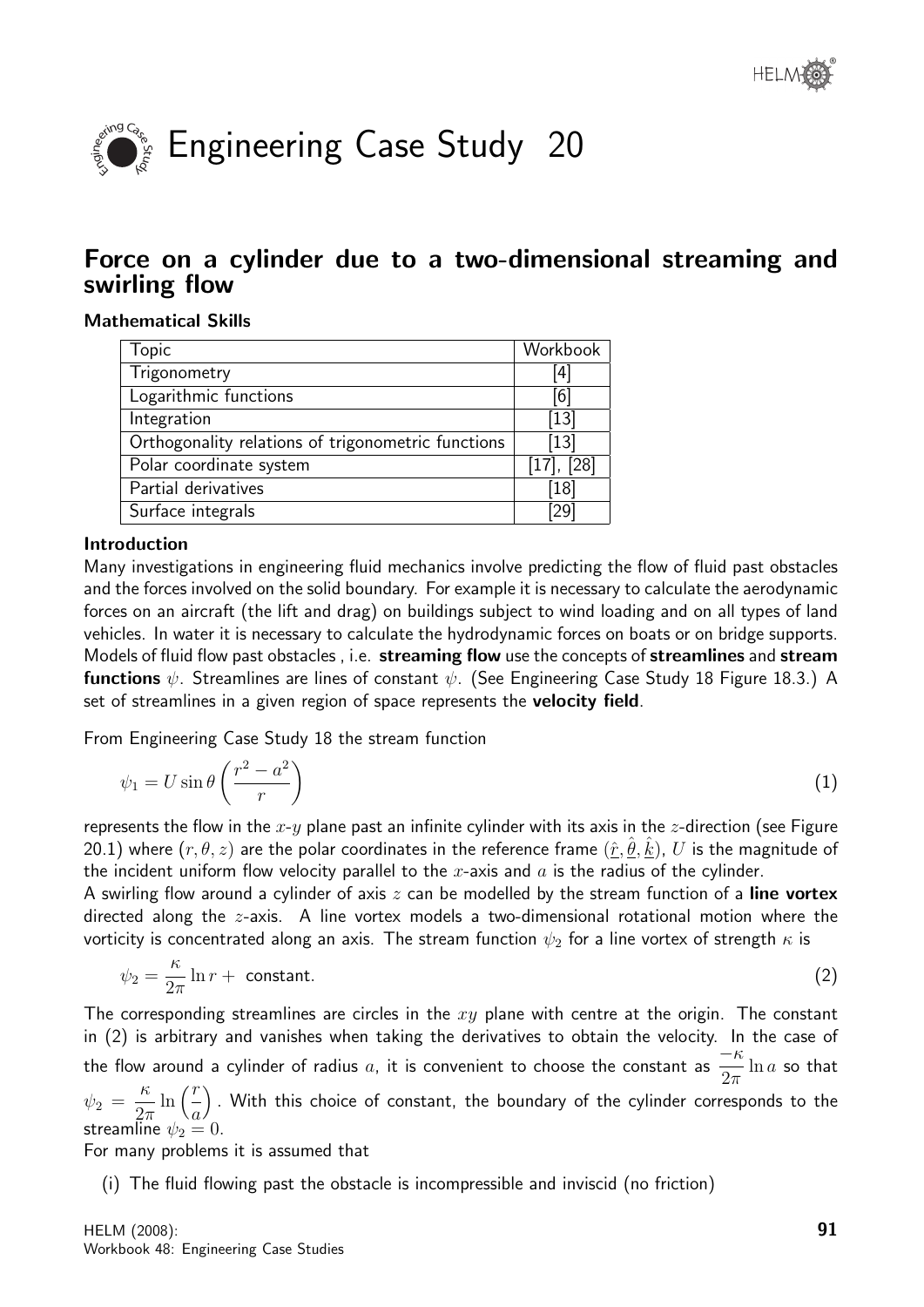# Engineering Case Study 20

## Force on a cylinder due to a two-dimensional streaming and swirling flow

### Mathematical Skills

| Topic | Workbook |
|---|---|
| Trigonometry | [4] |
| Logarithmic functions | [6] |
| Integration | [13] |
| Orthogonality relations of trigonometric functions | [13] |
| Polar coordinate system | [17], [28] |
| Partial derivatives | [18] |
| Surface integrals | [29] |

### Introduction

Many investigations in engineering fluid mechanics involve predicting the flow of fluid past obstacles and the forces involved on the solid boundary. For example it is necessary to calculate the aerodynamic forces on an aircraft (the lift and drag) on buildings subject to wind loading and on all types of land vehicles. In water it is necessary to calculate the hydrodynamic forces on boats or on bridge supports. Models of fluid flow past obstacles , i.e. **streaming flow** use the concepts of **streamlines** and **stream functions** $\psi$. Streamlines are lines of constant $\psi$. (See Engineering Case Study 18 Figure 18.3.) A set of streamlines in a given region of space represents the **velocity field**.

From Engineering Case Study 18 the stream function

$$\psi_1 = U \sin\theta \left(\frac{r^2 - a^2}{r}\right) \tag{1}$$

represents the flow in the $x$-$y$ plane past an infinite cylinder with its axis in the $z$-direction (see Figure 20.1) where $(r, \theta, z)$ are the polar coordinates in the reference frame $(\hat{\underline{r}}, \hat{\underline{\theta}}, \hat{\underline{k}})$, $U$ is the magnitude of the incident uniform flow velocity parallel to the $x$-axis and $a$ is the radius of the cylinder.

A swirling flow around a cylinder of axis $z$ can be modelled by the stream function of a **line vortex** directed along the $z$-axis. A line vortex models a two-dimensional rotational motion where the vorticity is concentrated along an axis. The stream function $\psi_2$ for a line vortex of strength $\kappa$ is

$$\psi_2 = \frac{\kappa}{2\pi}\ln r + \text{ constant.} \tag{2}$$

The corresponding streamlines are circles in the $xy$ plane with centre at the origin. The constant in (2) is arbitrary and vanishes when taking the derivatives to obtain the velocity. In the case of the flow around a cylinder of radius $a$, it is convenient to choose the constant as $\dfrac{-\kappa}{2\pi}\ln a$ so that $\psi_2 = \dfrac{\kappa}{2\pi}\ln\left(\dfrac{r}{a}\right)$. With this choice of constant, the boundary of the cylinder corresponds to the streamline $\psi_2 = 0$.

For many problems it is assumed that

(i) The fluid flowing past the obstacle is incompressible and inviscid (no friction)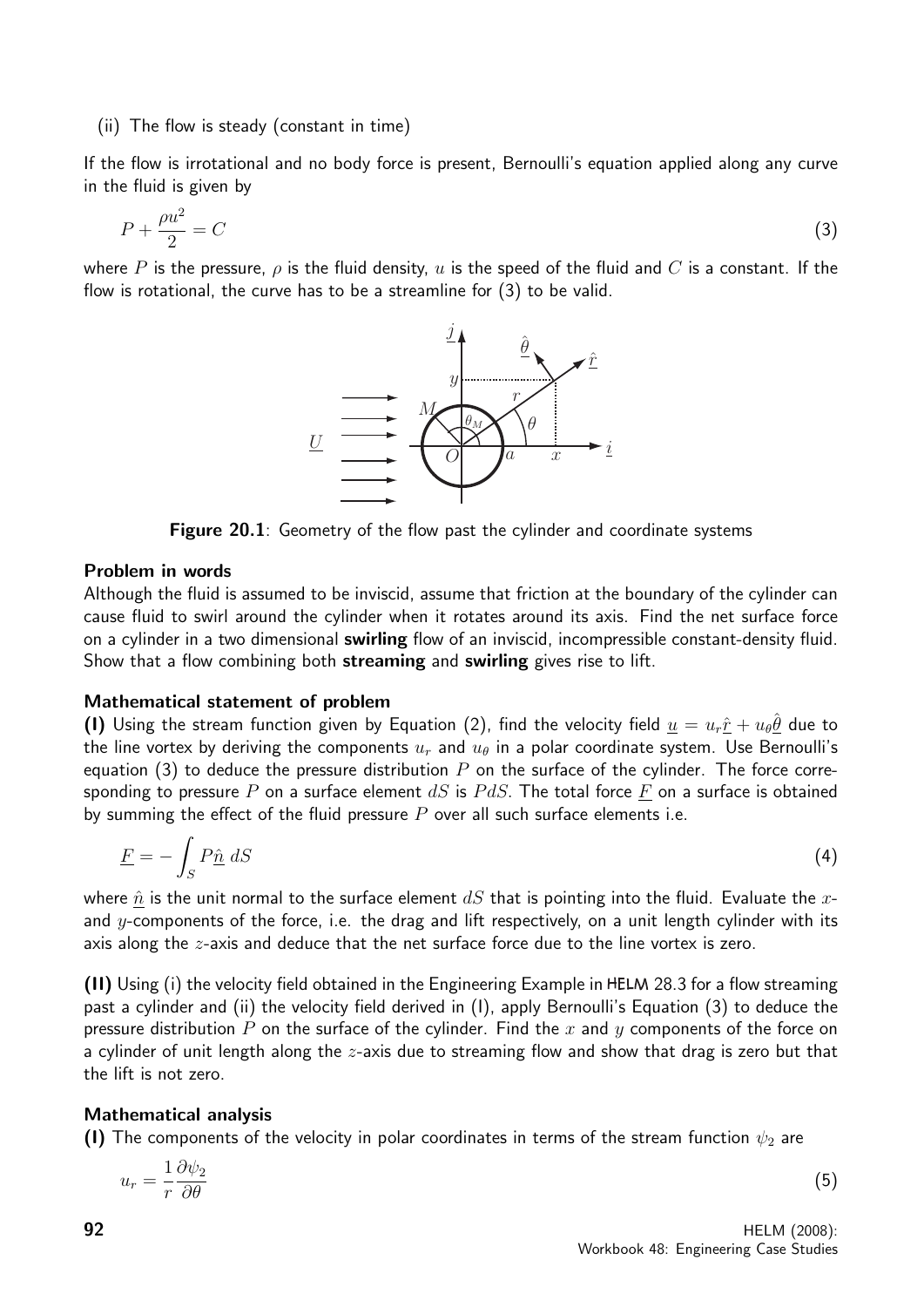(ii) The flow is steady (constant in time)

If the flow is irrotational and no body force is present, Bernoulli's equation applied along any curve in the fluid is given by

$$P + \frac{\rho u^2}{2} = C \tag{3}$$

where $P$ is the pressure, $\rho$ is the fluid density, $u$ is the speed of the fluid and $C$ is a constant. If the flow is rotational, the curve has to be a streamline for (3) to be valid.

**Figure 20.1**: Geometry of the flow past the cylinder and coordinate systems

### Problem in words

Although the fluid is assumed to be inviscid, assume that friction at the boundary of the cylinder can cause fluid to swirl around the cylinder when it rotates around its axis. Find the net surface force on a cylinder in a two dimensional **swirling** flow of an inviscid, incompressible constant-density fluid. Show that a flow combining both **streaming** and **swirling** gives rise to lift.

### Mathematical statement of problem

**(I)** Using the stream function given by Equation (2), find the velocity field $\underline{u} = u_r\hat{\underline{r}} + u_\theta\hat{\underline{\theta}}$ due to the line vortex by deriving the components $u_r$ and $u_\theta$ in a polar coordinate system. Use Bernoulli's equation (3) to deduce the pressure distribution $P$ on the surface of the cylinder. The force corresponding to pressure $P$ on a surface element $dS$ is $PdS$. The total force $\underline{F}$ on a surface is obtained by summing the effect of the fluid pressure $P$ over all such surface elements i.e.

$$\underline{F} = -\int_S P\hat{\underline{n}}\, dS \tag{4}$$

where $\hat{\underline{n}}$ is the unit normal to the surface element $dS$ that is pointing into the fluid. Evaluate the $x$- and $y$-components of the force, i.e. the drag and lift respectively, on a unit length cylinder with its axis along the $z$-axis and deduce that the net surface force due to the line vortex is zero.

**(II)** Using (i) the velocity field obtained in the Engineering Example in HELM 28.3 for a flow streaming past a cylinder and (ii) the velocity field derived in (I), apply Bernoulli's Equation (3) to deduce the pressure distribution $P$ on the surface of the cylinder. Find the $x$ and $y$ components of the force on a cylinder of unit length along the $z$-axis due to streaming flow and show that drag is zero but that the lift is not zero.

### Mathematical analysis

**(I)** The components of the velocity in polar coordinates in terms of the stream function $\psi_2$ are

$$u_r = \frac{1}{r}\frac{\partial \psi_2}{\partial \theta} \tag{5}$$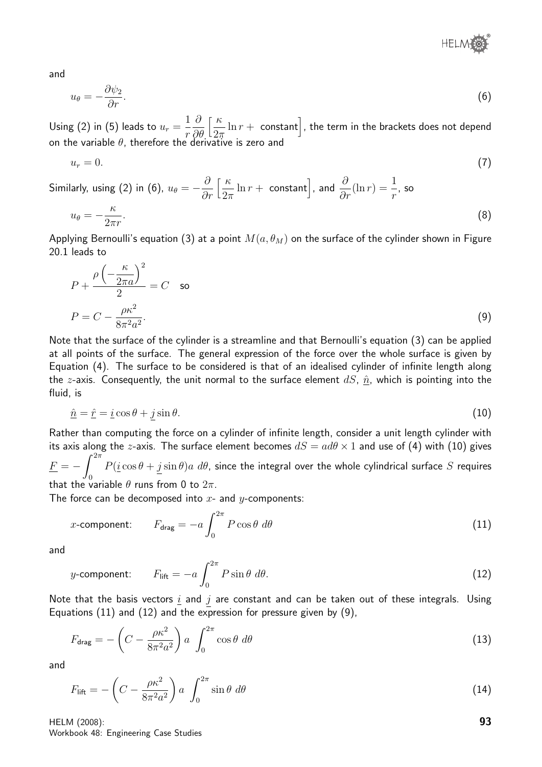and

$$u_\theta = -\frac{\partial \psi_2}{\partial r}. \tag{6}$$

Using (2) in (5) leads to $u_r = \dfrac{1}{r}\dfrac{\partial}{\partial \theta}\left[\dfrac{\kappa}{2\pi}\ln r + \text{ constant}\right]$, the term in the brackets does not depend on the variable $\theta$, therefore the derivative is zero and

$$u_r = 0. \tag{7}$$

Similarly, using (2) in (6), $u_\theta = -\dfrac{\partial}{\partial r}\left[\dfrac{\kappa}{2\pi}\ln r + \text{ constant}\right]$, and $\dfrac{\partial}{\partial r}(\ln r) = \dfrac{1}{r}$, so

$$u_\theta = -\frac{\kappa}{2\pi r}. \tag{8}$$

Applying Bernoulli's equation (3) at a point $M(a, \theta_M)$ on the surface of the cylinder shown in Figure 20.1 leads to

$$P + \frac{\rho\left(-\dfrac{\kappa}{2\pi a}\right)^2}{2} = C \quad \text{so}$$

$$P = C - \frac{\rho\kappa^2}{8\pi^2 a^2}. \tag{9}$$

Note that the surface of the cylinder is a streamline and that Bernoulli's equation (3) can be applied at all points of the surface. The general expression of the force over the whole surface is given by Equation (4). The surface to be considered is that of an idealised cylinder of infinite length along the $z$-axis. Consequently, the unit normal to the surface element $dS$, $\underline{\hat{n}}$, which is pointing into the fluid, is

$$\underline{\hat{n}} = \underline{\hat{r}} = \underline{i}\cos\theta + \underline{j}\sin\theta. \tag{10}$$

Rather than computing the force on a cylinder of infinite length, consider a unit length cylinder with its axis along the $z$-axis. The surface element becomes $dS = a d\theta \times 1$ and use of (4) with (10) gives $\underline{F} = -\displaystyle\int_0^{2\pi} P(\underline{i}\cos\theta + \underline{j}\sin\theta)a\ d\theta$, since the integral over the whole cylindrical surface $S$ requires that the variable $\theta$ runs from 0 to $2\pi$.

The force can be decomposed into $x$- and $y$-components:

$$x\text{-component:} \qquad F_{\text{drag}} = -a\int_0^{2\pi} P\cos\theta\ d\theta \tag{11}$$

and

$$y\text{-component:} \qquad F_{\text{lift}} = -a\int_0^{2\pi} P\sin\theta\ d\theta. \tag{12}$$

Note that the basis vectors $\underline{i}$ and $\underline{j}$ are constant and can be taken out of these integrals. Using Equations (11) and (12) and the expression for pressure given by (9),

$$F_{\text{drag}} = -\left(C - \frac{\rho\kappa^2}{8\pi^2 a^2}\right)a\ \int_0^{2\pi}\cos\theta\ d\theta \tag{13}$$

and

$$F_{\text{lift}} = -\left(C - \frac{\rho\kappa^2}{8\pi^2 a^2}\right)a\ \int_0^{2\pi}\sin\theta\ d\theta \tag{14}$$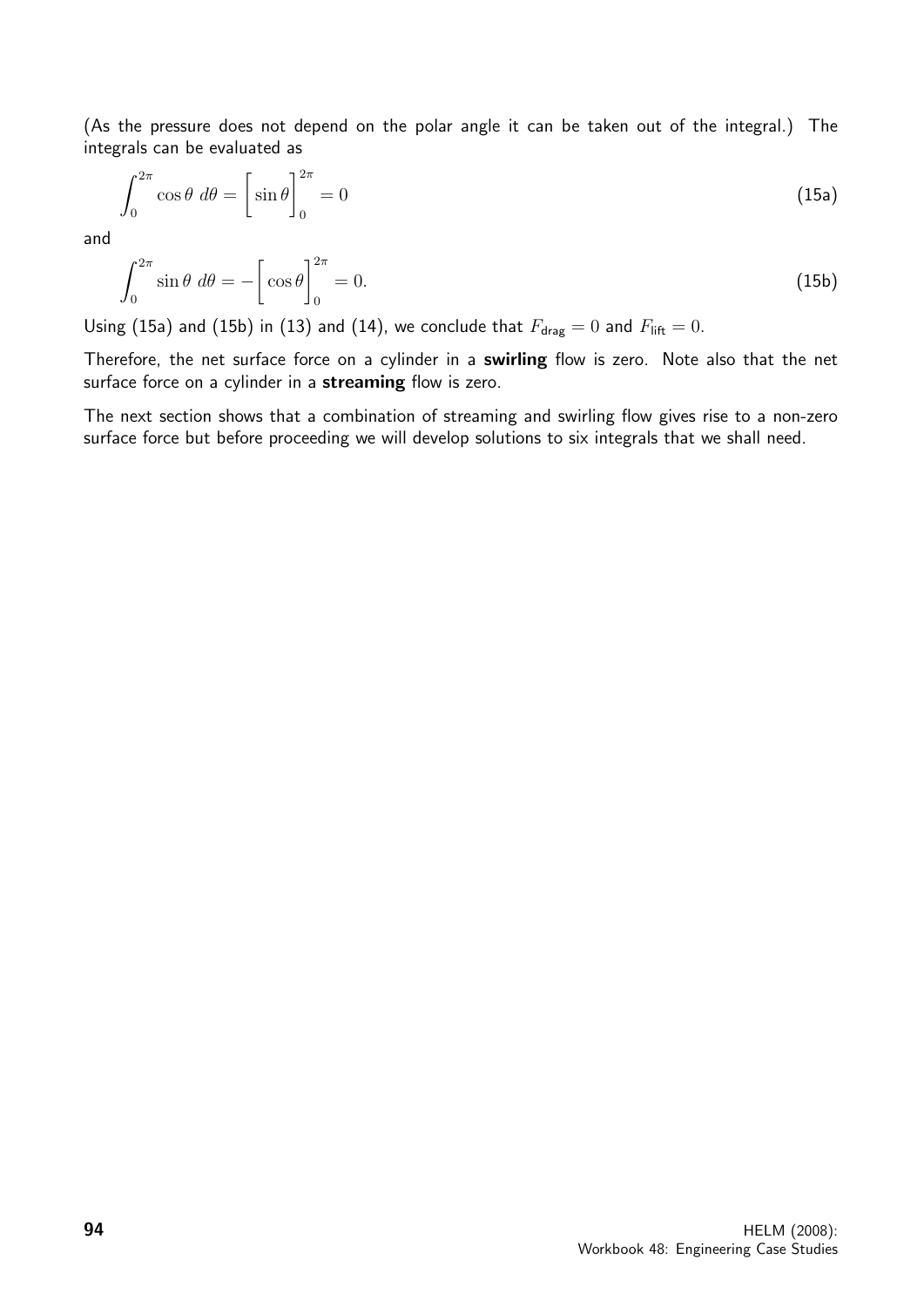(As the pressure does not depend on the polar angle it can be taken out of the integral.) The integrals can be evaluated as

$$\int_0^{2\pi} \cos\theta \; d\theta = \left[ \sin\theta \right]_0^{2\pi} = 0 \tag{15a}$$

and

$$\int_0^{2\pi} \sin\theta \; d\theta = -\left[ \cos\theta \right]_0^{2\pi} = 0. \tag{15b}$$

Using (15a) and (15b) in (13) and (14), we conclude that $F_{\text{drag}} = 0$ and $F_{\text{lift}} = 0$.

Therefore, the net surface force on a cylinder in a **swirling** flow is zero. Note also that the net surface force on a cylinder in a **streaming** flow is zero.

The next section shows that a combination of streaming and swirling flow gives rise to a non-zero surface force but before proceeding we will develop solutions to six integrals that we shall need.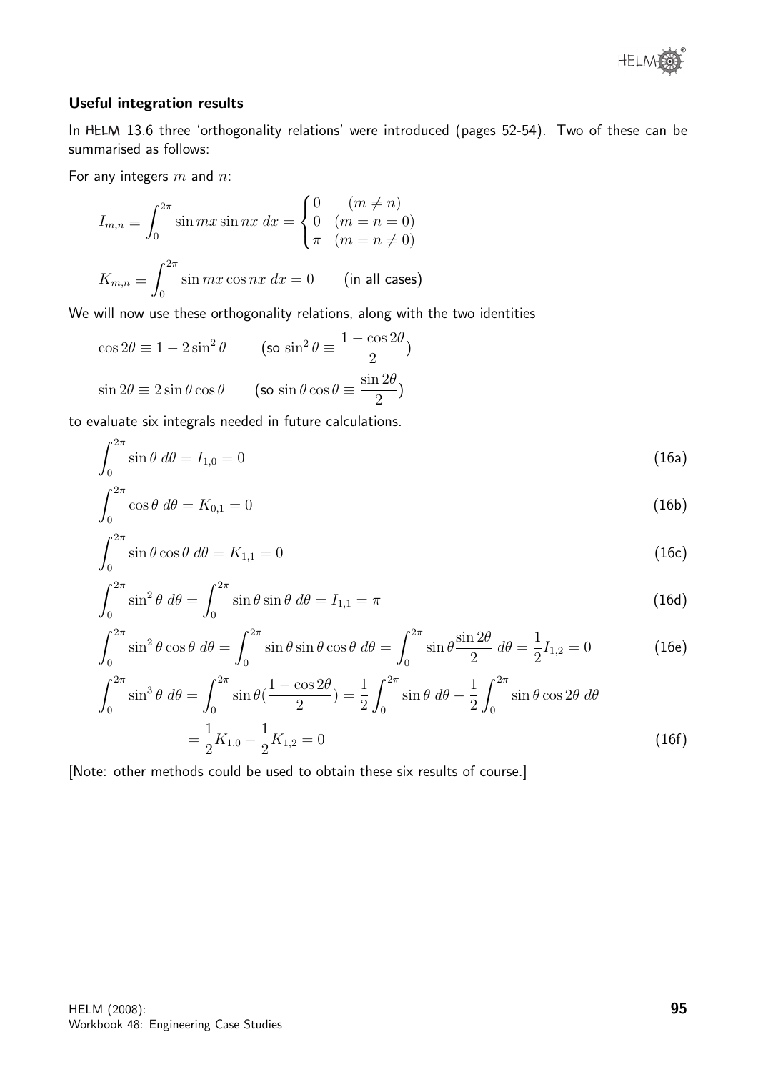### Useful integration results

In HELM 13.6 three 'orthogonality relations' were introduced (pages 52-54). Two of these can be summarised as follows:

For any integers $m$ and $n$:

$$I_{m,n} \equiv \int_0^{2\pi} \sin mx \sin nx \; dx = \begin{cases} 0 & (m \neq n) \\ 0 & (m = n = 0) \\ \pi & (m = n \neq 0) \end{cases}$$

$$K_{m,n} \equiv \int_0^{2\pi} \sin mx \cos nx \; dx = 0 \qquad \text{(in all cases)}$$

We will now use these orthogonality relations, along with the two identities

$$\cos 2\theta \equiv 1 - 2\sin^2\theta \qquad (\text{so } \sin^2\theta \equiv \frac{1-\cos 2\theta}{2})$$

$$\sin 2\theta \equiv 2\sin\theta\cos\theta \qquad (\text{so } \sin\theta\cos\theta \equiv \frac{\sin 2\theta}{2})$$

to evaluate six integrals needed in future calculations.

$$\int_0^{2\pi} \sin\theta \; d\theta = I_{1,0} = 0 \tag{16a}$$

$$\int_0^{2\pi} \cos\theta \; d\theta = K_{0,1} = 0 \tag{16b}$$

$$\int_0^{2\pi} \sin\theta\cos\theta \; d\theta = K_{1,1} = 0 \tag{16c}$$

$$\int_0^{2\pi} \sin^2\theta \; d\theta = \int_0^{2\pi} \sin\theta \sin\theta \; d\theta = I_{1,1} = \pi \tag{16d}$$

$$\int_0^{2\pi} \sin^2\theta\cos\theta \; d\theta = \int_0^{2\pi} \sin\theta\sin\theta\cos\theta \; d\theta = \int_0^{2\pi} \sin\theta \frac{\sin 2\theta}{2} \; d\theta = \frac{1}{2} I_{1,2} = 0 \tag{16e}$$

$$\begin{aligned} \int_0^{2\pi} \sin^3\theta \; d\theta &= \int_0^{2\pi} \sin\theta (\frac{1-\cos 2\theta}{2}) = \frac{1}{2}\int_0^{2\pi} \sin\theta \; d\theta - \frac{1}{2}\int_0^{2\pi} \sin\theta\cos 2\theta \; d\theta \\ &= \frac{1}{2}K_{1,0} - \frac{1}{2}K_{1,2} = 0 \end{aligned} \tag{16f}$$

[Note: other methods could be used to obtain these six results of course.]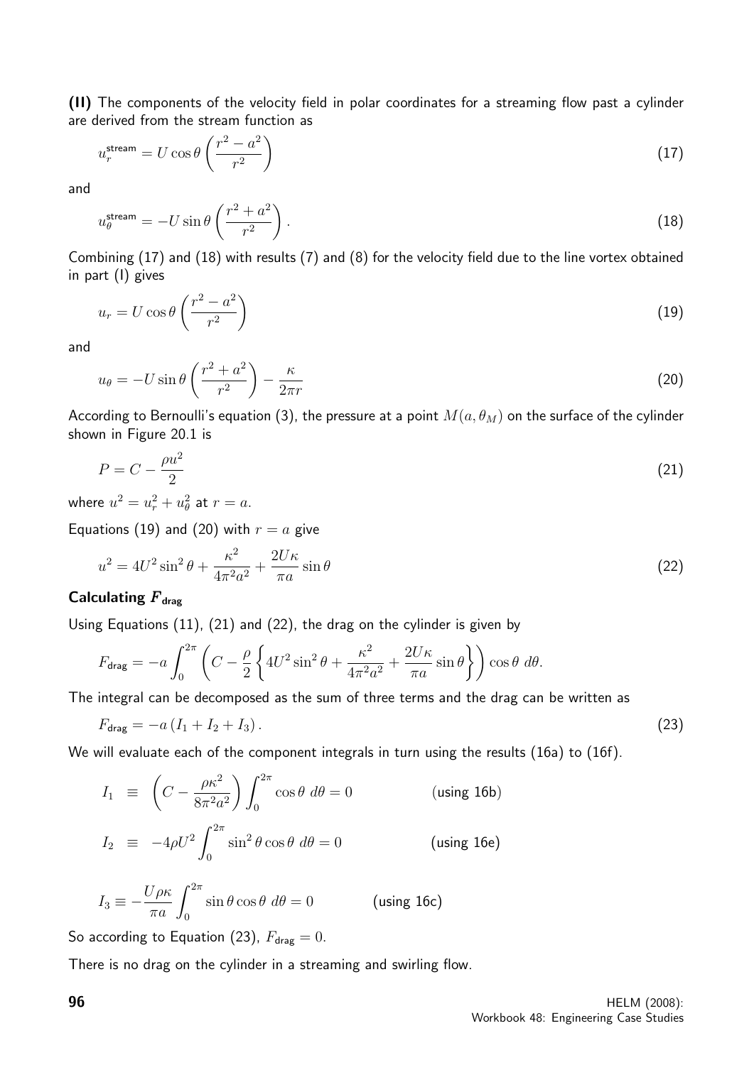**(II)** The components of the velocity field in polar coordinates for a streaming flow past a cylinder are derived from the stream function as

$$u_r^{\text{stream}} = U\cos\theta\left(\frac{r^2-a^2}{r^2}\right) \tag{17}$$

and

$$u_\theta^{\text{stream}} = -U\sin\theta\left(\frac{r^2+a^2}{r^2}\right). \tag{18}$$

Combining (17) and (18) with results (7) and (8) for the velocity field due to the line vortex obtained in part (I) gives

$$u_r = U\cos\theta\left(\frac{r^2-a^2}{r^2}\right) \tag{19}$$

and

$$u_\theta = -U\sin\theta\left(\frac{r^2+a^2}{r^2}\right) - \frac{\kappa}{2\pi r} \tag{20}$$

According to Bernoulli's equation (3), the pressure at a point $M(a,\theta_M)$ on the surface of the cylinder shown in Figure 20.1 is

$$P = C - \frac{\rho u^2}{2} \tag{21}$$

where $u^2 = u_r^2 + u_\theta^2$ at $r = a$.

Equations (19) and (20) with $r = a$ give

$$u^2 = 4U^2\sin^2\theta + \frac{\kappa^2}{4\pi^2 a^2} + \frac{2U\kappa}{\pi a}\sin\theta \tag{22}$$

### Calculating $F_{\text{drag}}$

Using Equations (11), (21) and (22), the drag on the cylinder is given by

$$F_{\text{drag}} = -a\int_0^{2\pi}\left(C - \frac{\rho}{2}\left\{4U^2\sin^2\theta + \frac{\kappa^2}{4\pi^2a^2} + \frac{2U\kappa}{\pi a}\sin\theta\right\}\right)\cos\theta \; d\theta.$$

The integral can be decomposed as the sum of three terms and the drag can be written as

$$F_{\text{drag}} = -a\left(I_1 + I_2 + I_3\right). \tag{23}$$

We will evaluate each of the component integrals in turn using the results (16a) to (16f).

$$I_1 \equiv \left(C - \frac{\rho\kappa^2}{8\pi^2a^2}\right)\int_0^{2\pi}\cos\theta \; d\theta = 0 \qquad \text{(using 16b)}$$

$$I_2 \equiv -4\rho U^2\int_0^{2\pi}\sin^2\theta\cos\theta \; d\theta = 0 \qquad \text{(using 16e)}$$

$$I_3 \equiv -\frac{U\rho\kappa}{\pi a}\int_0^{2\pi}\sin\theta\cos\theta \; d\theta = 0 \qquad \text{(using 16c)}$$

So according to Equation (23), $F_{\text{drag}} = 0$.

There is no drag on the cylinder in a streaming and swirling flow.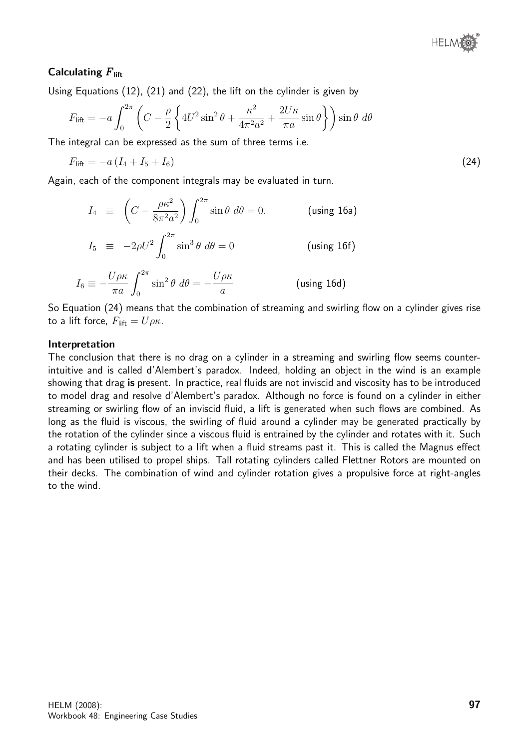### Calculating $F_{\text{lift}}$

Using Equations (12), (21) and (22), the lift on the cylinder is given by

$$F_{\text{lift}} = -a \int_0^{2\pi} \left( C - \frac{\rho}{2} \left\{ 4U^2 \sin^2\theta + \frac{\kappa^2}{4\pi^2 a^2} + \frac{2U\kappa}{\pi a} \sin\theta \right\} \right) \sin\theta \; d\theta$$

The integral can be expressed as the sum of three terms i.e.

$$F_{\text{lift}} = -a \left( I_4 + I_5 + I_6 \right) \qquad (24)$$

Again, each of the component integrals may be evaluated in turn.

$$I_4 \equiv \left( C - \frac{\rho\kappa^2}{8\pi^2 a^2} \right) \int_0^{2\pi} \sin\theta \; d\theta = 0. \qquad \text{(using 16a)}$$

$$I_5 \equiv -2\rho U^2 \int_0^{2\pi} \sin^3\theta \; d\theta = 0 \qquad \text{(using 16f)}$$

$$I_6 \equiv -\frac{U\rho\kappa}{\pi a} \int_0^{2\pi} \sin^2\theta \; d\theta = -\frac{U\rho\kappa}{a} \qquad \text{(using 16d)}$$

So Equation (24) means that the combination of streaming and swirling flow on a cylinder gives rise to a lift force, $F_{\text{lift}} = U\rho\kappa$.

#### Interpretation

The conclusion that there is no drag on a cylinder in a streaming and swirling flow seems counter-intuitive and is called d'Alembert's paradox. Indeed, holding an object in the wind is an example showing that drag **is** present. In practice, real fluids are not inviscid and viscosity has to be introduced to model drag and resolve d'Alembert's paradox. Although no force is found on a cylinder in either streaming or swirling flow of an inviscid fluid, a lift is generated when such flows are combined. As long as the fluid is viscous, the swirling of fluid around a cylinder may be generated practically by the rotation of the cylinder since a viscous fluid is entrained by the cylinder and rotates with it. Such a rotating cylinder is subject to a lift when a fluid streams past it. This is called the Magnus effect and has been utilised to propel ships. Tall rotating cylinders called Flettner Rotors are mounted on their decks. The combination of wind and cylinder rotation gives a propulsive force at right-angles to the wind.